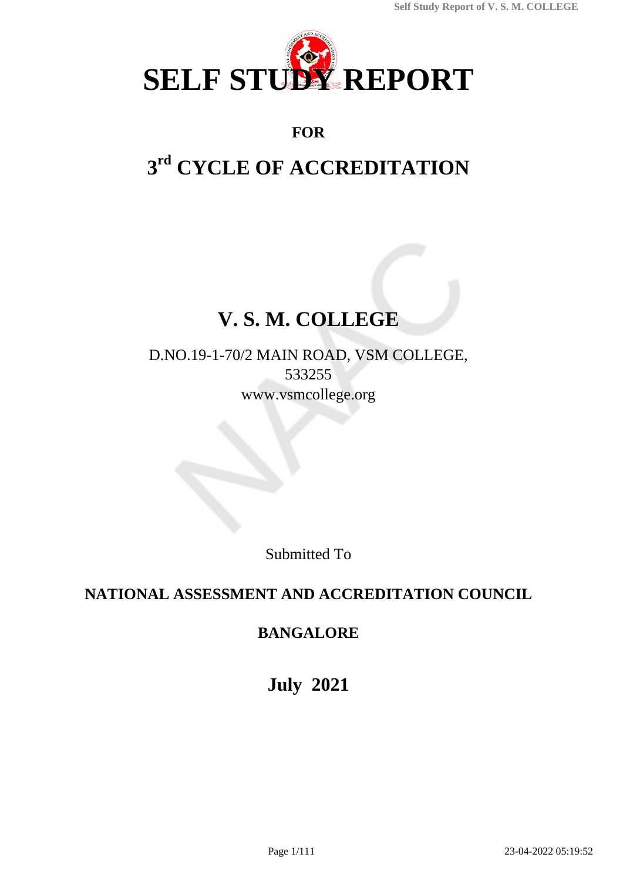# SELF STUDY REPORT

**FOR**

## 3rd CYCLE OF ACCREDITATION

# V. S. M. COLLEGE

D.NO.19-1-70/2 MAIN ROAD, VSM COLLEGE,
533255
www.vsmcollege.org

Submitted To

**NATIONAL ASSESSMENT AND ACCREDITATION COUNCIL**

**BANGALORE**

**July 2021**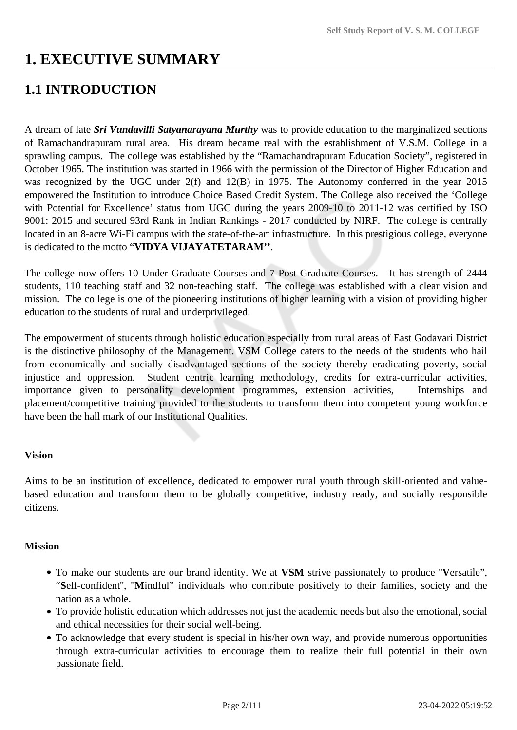# 1. EXECUTIVE SUMMARY

## 1.1 INTRODUCTION

A dream of late ***Sri Vundavilli Satyanarayana Murthy*** was to provide education to the marginalized sections of Ramachandrapuram rural area. His dream became real with the establishment of V.S.M. College in a sprawling campus. The college was established by the "Ramachandrapuram Education Society", registered in October 1965. The institution was started in 1966 with the permission of the Director of Higher Education and was recognized by the UGC under 2(f) and 12(B) in 1975. The Autonomy conferred in the year 2015 empowered the Institution to introduce Choice Based Credit System. The College also received the 'College with Potential for Excellence' status from UGC during the years 2009-10 to 2011-12 was certified by ISO 9001: 2015 and secured 93rd Rank in Indian Rankings - 2017 conducted by NIRF. The college is centrally located in an 8-acre Wi-Fi campus with the state-of-the-art infrastructure. In this prestigious college, everyone is dedicated to the motto "**VIDYA VIJAYATETARAM''**.

The college now offers 10 Under Graduate Courses and 7 Post Graduate Courses. It has strength of 2444 students, 110 teaching staff and 32 non-teaching staff. The college was established with a clear vision and mission. The college is one of the pioneering institutions of higher learning with a vision of providing higher education to the students of rural and underprivileged.

The empowerment of students through holistic education especially from rural areas of East Godavari District is the distinctive philosophy of the Management. VSM College caters to the needs of the students who hail from economically and socially disadvantaged sections of the society thereby eradicating poverty, social injustice and oppression. Student centric learning methodology, credits for extra-curricular activities, importance given to personality development programmes, extension activities, Internships and placement/competitive training provided to the students to transform them into competent young workforce have been the hall mark of our Institutional Qualities.

**Vision**

Aims to be an institution of excellence, dedicated to empower rural youth through skill-oriented and value-based education and transform them to be globally competitive, industry ready, and socially responsible citizens.

**Mission**

- To make our students are our brand identity. We at **VSM** strive passionately to produce "**V**ersatile", "**S**elf-confident", "**M**indful" individuals who contribute positively to their families, society and the nation as a whole.
- To provide holistic education which addresses not just the academic needs but also the emotional, social and ethical necessities for their social well-being.
- To acknowledge that every student is special in his/her own way, and provide numerous opportunities through extra-curricular activities to encourage them to realize their full potential in their own passionate field.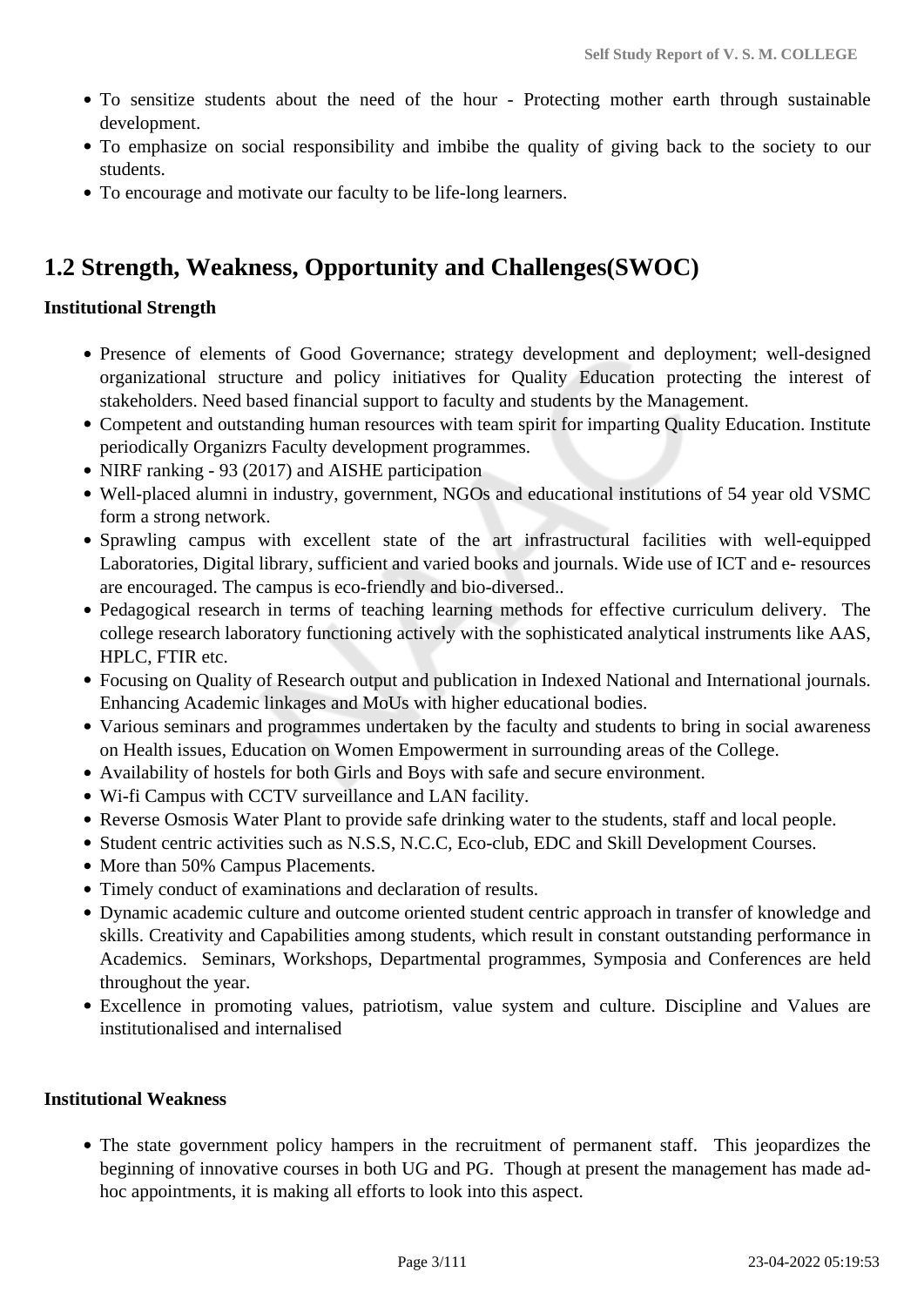- To sensitize students about the need of the hour - Protecting mother earth through sustainable development.
- To emphasize on social responsibility and imbibe the quality of giving back to the society to our students.
- To encourage and motivate our faculty to be life-long learners.

## 1.2 Strength, Weakness, Opportunity and Challenges(SWOC)

**Institutional Strength**

- Presence of elements of Good Governance; strategy development and deployment; well-designed organizational structure and policy initiatives for Quality Education protecting the interest of stakeholders. Need based financial support to faculty and students by the Management.
- Competent and outstanding human resources with team spirit for imparting Quality Education. Institute periodically Organizrs Faculty development programmes.
- NIRF ranking - 93 (2017) and AISHE participation
- Well-placed alumni in industry, government, NGOs and educational institutions of 54 year old VSMC form a strong network.
- Sprawling campus with excellent state of the art infrastructural facilities with well-equipped Laboratories, Digital library, sufficient and varied books and journals. Wide use of ICT and e- resources are encouraged. The campus is eco-friendly and bio-diversed..
- Pedagogical research in terms of teaching learning methods for effective curriculum delivery. The college research laboratory functioning actively with the sophisticated analytical instruments like AAS, HPLC, FTIR etc.
- Focusing on Quality of Research output and publication in Indexed National and International journals. Enhancing Academic linkages and MoUs with higher educational bodies.
- Various seminars and programmes undertaken by the faculty and students to bring in social awareness on Health issues, Education on Women Empowerment in surrounding areas of the College.
- Availability of hostels for both Girls and Boys with safe and secure environment.
- Wi-fi Campus with CCTV surveillance and LAN facility.
- Reverse Osmosis Water Plant to provide safe drinking water to the students, staff and local people.
- Student centric activities such as N.S.S, N.C.C, Eco-club, EDC and Skill Development Courses.
- More than 50% Campus Placements.
- Timely conduct of examinations and declaration of results.
- Dynamic academic culture and outcome oriented student centric approach in transfer of knowledge and skills. Creativity and Capabilities among students, which result in constant outstanding performance in Academics. Seminars, Workshops, Departmental programmes, Symposia and Conferences are held throughout the year.
- Excellence in promoting values, patriotism, value system and culture. Discipline and Values are institutionalised and internalised

**Institutional Weakness**

- The state government policy hampers in the recruitment of permanent staff. This jeopardizes the beginning of innovative courses in both UG and PG. Though at present the management has made ad-hoc appointments, it is making all efforts to look into this aspect.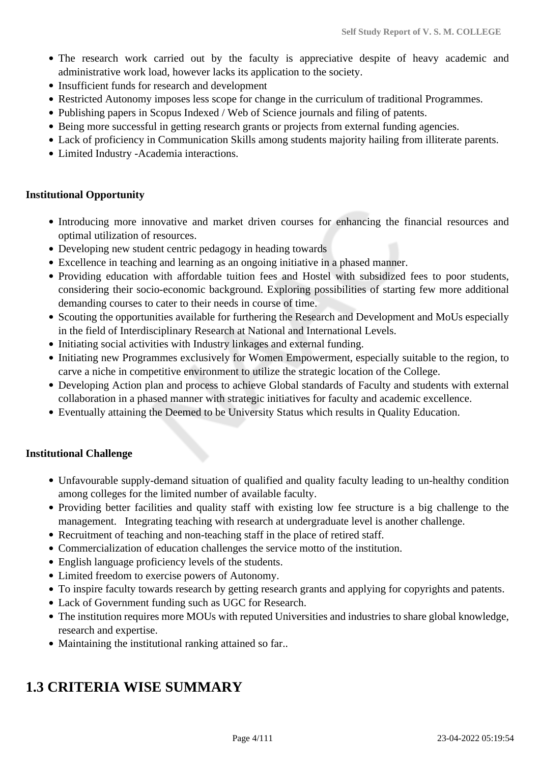- The research work carried out by the faculty is appreciative despite of heavy academic and administrative work load, however lacks its application to the society.
- Insufficient funds for research and development
- Restricted Autonomy imposes less scope for change in the curriculum of traditional Programmes.
- Publishing papers in Scopus Indexed / Web of Science journals and filing of patents.
- Being more successful in getting research grants or projects from external funding agencies.
- Lack of proficiency in Communication Skills among students majority hailing from illiterate parents.
- Limited Industry -Academia interactions.

**Institutional Opportunity**

- Introducing more innovative and market driven courses for enhancing the financial resources and optimal utilization of resources.
- Developing new student centric pedagogy in heading towards
- Excellence in teaching and learning as an ongoing initiative in a phased manner.
- Providing education with affordable tuition fees and Hostel with subsidized fees to poor students, considering their socio-economic background. Exploring possibilities of starting few more additional demanding courses to cater to their needs in course of time.
- Scouting the opportunities available for furthering the Research and Development and MoUs especially in the field of Interdisciplinary Research at National and International Levels.
- Initiating social activities with Industry linkages and external funding.
- Initiating new Programmes exclusively for Women Empowerment, especially suitable to the region, to carve a niche in competitive environment to utilize the strategic location of the College.
- Developing Action plan and process to achieve Global standards of Faculty and students with external collaboration in a phased manner with strategic initiatives for faculty and academic excellence.
- Eventually attaining the Deemed to be University Status which results in Quality Education.

**Institutional Challenge**

- Unfavourable supply-demand situation of qualified and quality faculty leading to un-healthy condition among colleges for the limited number of available faculty.
- Providing better facilities and quality staff with existing low fee structure is a big challenge to the management. Integrating teaching with research at undergraduate level is another challenge.
- Recruitment of teaching and non-teaching staff in the place of retired staff.
- Commercialization of education challenges the service motto of the institution.
- English language proficiency levels of the students.
- Limited freedom to exercise powers of Autonomy.
- To inspire faculty towards research by getting research grants and applying for copyrights and patents.
- Lack of Government funding such as UGC for Research.
- The institution requires more MOUs with reputed Universities and industries to share global knowledge, research and expertise.
- Maintaining the institutional ranking attained so far..

## 1.3 CRITERIA WISE SUMMARY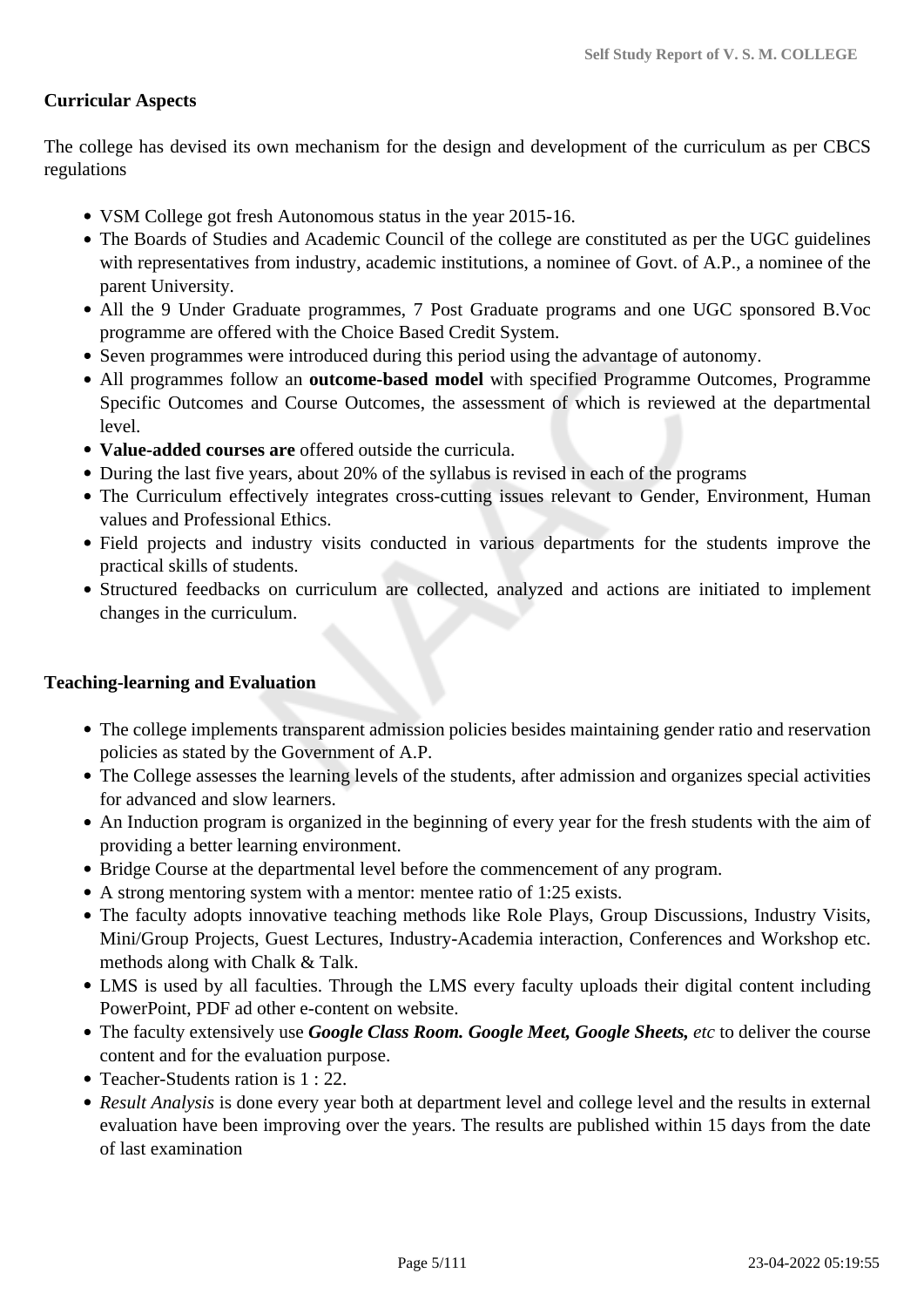**Curricular Aspects**

The college has devised its own mechanism for the design and development of the curriculum as per CBCS regulations

- VSM College got fresh Autonomous status in the year 2015-16.
- The Boards of Studies and Academic Council of the college are constituted as per the UGC guidelines with representatives from industry, academic institutions, a nominee of Govt. of A.P., a nominee of the parent University.
- All the 9 Under Graduate programmes, 7 Post Graduate programs and one UGC sponsored B.Voc programme are offered with the Choice Based Credit System.
- Seven programmes were introduced during this period using the advantage of autonomy.
- All programmes follow an **outcome-based model** with specified Programme Outcomes, Programme Specific Outcomes and Course Outcomes, the assessment of which is reviewed at the departmental level.
- **Value-added courses are** offered outside the curricula.
- During the last five years, about 20% of the syllabus is revised in each of the programs
- The Curriculum effectively integrates cross-cutting issues relevant to Gender, Environment, Human values and Professional Ethics.
- Field projects and industry visits conducted in various departments for the students improve the practical skills of students.
- Structured feedbacks on curriculum are collected, analyzed and actions are initiated to implement changes in the curriculum.

**Teaching-learning and Evaluation**

- The college implements transparent admission policies besides maintaining gender ratio and reservation policies as stated by the Government of A.P.
- The College assesses the learning levels of the students, after admission and organizes special activities for advanced and slow learners.
- An Induction program is organized in the beginning of every year for the fresh students with the aim of providing a better learning environment.
- Bridge Course at the departmental level before the commencement of any program.
- A strong mentoring system with a mentor: mentee ratio of 1:25 exists.
- The faculty adopts innovative teaching methods like Role Plays, Group Discussions, Industry Visits, Mini/Group Projects, Guest Lectures, Industry-Academia interaction, Conferences and Workshop etc. methods along with Chalk & Talk.
- LMS is used by all faculties. Through the LMS every faculty uploads their digital content including PowerPoint, PDF ad other e-content on website.
- The faculty extensively use ***Google Class Room. Google Meet, Google Sheets,*** *etc* to deliver the course content and for the evaluation purpose.
- Teacher-Students ration is 1 : 22.
- *Result Analysis* is done every year both at department level and college level and the results in external evaluation have been improving over the years. The results are published within 15 days from the date of last examination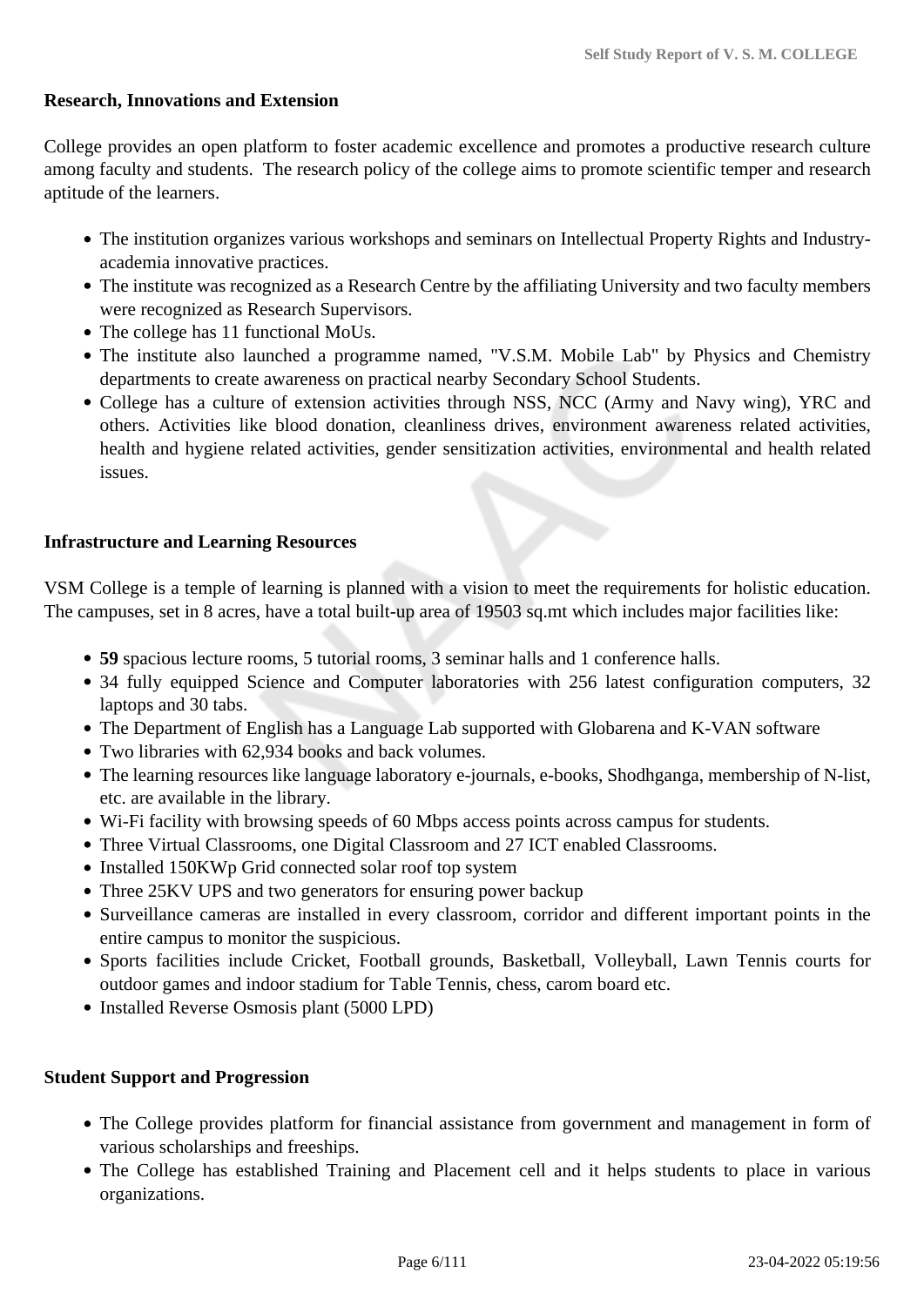**Research, Innovations and Extension**

College provides an open platform to foster academic excellence and promotes a productive research culture among faculty and students. The research policy of the college aims to promote scientific temper and research aptitude of the learners.

- The institution organizes various workshops and seminars on Intellectual Property Rights and Industry-academia innovative practices.
- The institute was recognized as a Research Centre by the affiliating University and two faculty members were recognized as Research Supervisors.
- The college has 11 functional MoUs.
- The institute also launched a programme named, "V.S.M. Mobile Lab" by Physics and Chemistry departments to create awareness on practical nearby Secondary School Students.
- College has a culture of extension activities through NSS, NCC (Army and Navy wing), YRC and others. Activities like blood donation, cleanliness drives, environment awareness related activities, health and hygiene related activities, gender sensitization activities, environmental and health related issues.

**Infrastructure and Learning Resources**

VSM College is a temple of learning is planned with a vision to meet the requirements for holistic education. The campuses, set in 8 acres, have a total built-up area of 19503 sq.mt which includes major facilities like:

- **59** spacious lecture rooms, 5 tutorial rooms, 3 seminar halls and 1 conference halls.
- 34 fully equipped Science and Computer laboratories with 256 latest configuration computers, 32 laptops and 30 tabs.
- The Department of English has a Language Lab supported with Globarena and K-VAN software
- Two libraries with 62,934 books and back volumes.
- The learning resources like language laboratory e-journals, e-books, Shodhganga, membership of N-list, etc. are available in the library.
- Wi-Fi facility with browsing speeds of 60 Mbps access points across campus for students.
- Three Virtual Classrooms, one Digital Classroom and 27 ICT enabled Classrooms.
- Installed 150KWp Grid connected solar roof top system
- Three 25KV UPS and two generators for ensuring power backup
- Surveillance cameras are installed in every classroom, corridor and different important points in the entire campus to monitor the suspicious.
- Sports facilities include Cricket, Football grounds, Basketball, Volleyball, Lawn Tennis courts for outdoor games and indoor stadium for Table Tennis, chess, carom board etc.
- Installed Reverse Osmosis plant (5000 LPD)

**Student Support and Progression**

- The College provides platform for financial assistance from government and management in form of various scholarships and freeships.
- The College has established Training and Placement cell and it helps students to place in various organizations.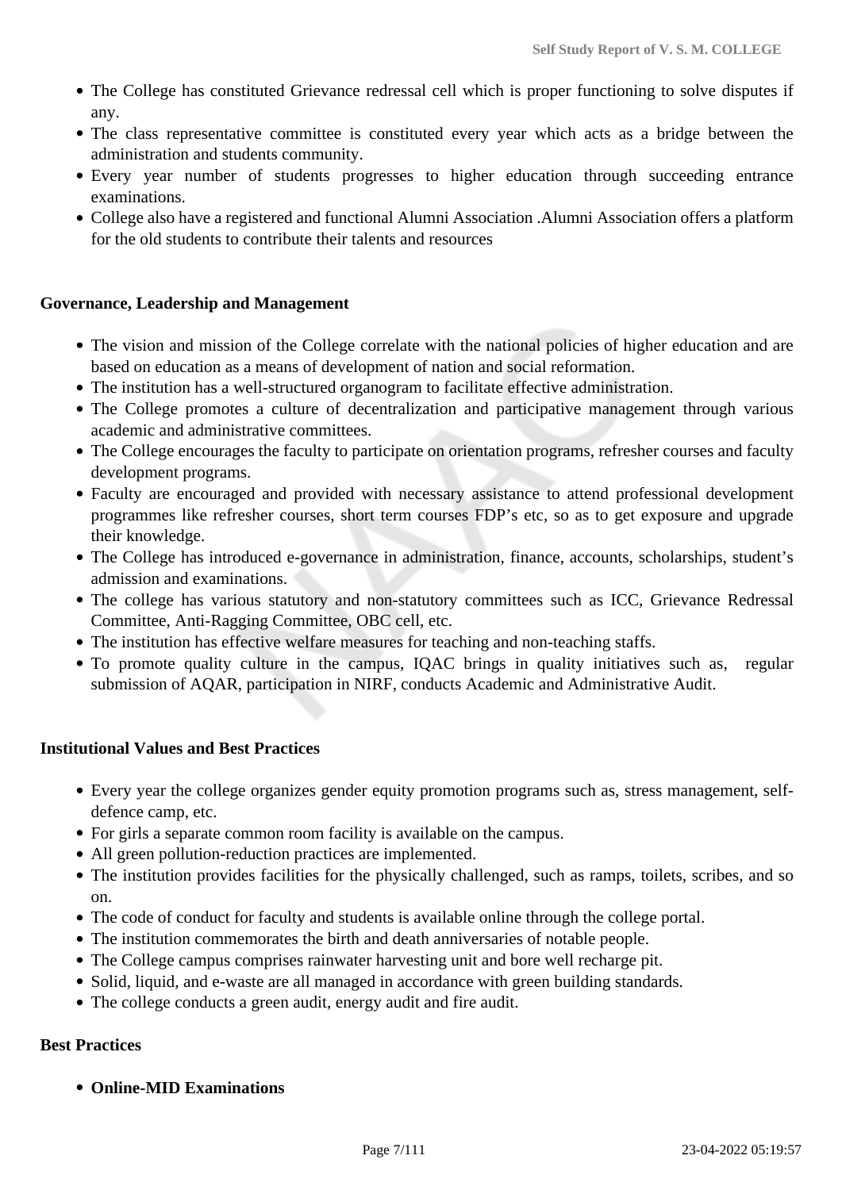- The College has constituted Grievance redressal cell which is proper functioning to solve disputes if any.
- The class representative committee is constituted every year which acts as a bridge between the administration and students community.
- Every year number of students progresses to higher education through succeeding entrance examinations.
- College also have a registered and functional Alumni Association .Alumni Association offers a platform for the old students to contribute their talents and resources

**Governance, Leadership and Management**

- The vision and mission of the College correlate with the national policies of higher education and are based on education as a means of development of nation and social reformation.
- The institution has a well-structured organogram to facilitate effective administration.
- The College promotes a culture of decentralization and participative management through various academic and administrative committees.
- The College encourages the faculty to participate on orientation programs, refresher courses and faculty development programs.
- Faculty are encouraged and provided with necessary assistance to attend professional development programmes like refresher courses, short term courses FDP's etc, so as to get exposure and upgrade their knowledge.
- The College has introduced e-governance in administration, finance, accounts, scholarships, student's admission and examinations.
- The college has various statutory and non-statutory committees such as ICC, Grievance Redressal Committee, Anti-Ragging Committee, OBC cell, etc.
- The institution has effective welfare measures for teaching and non-teaching staffs.
- To promote quality culture in the campus, IQAC brings in quality initiatives such as, regular submission of AQAR, participation in NIRF, conducts Academic and Administrative Audit.

**Institutional Values and Best Practices**

- Every year the college organizes gender equity promotion programs such as, stress management, self-defence camp, etc.
- For girls a separate common room facility is available on the campus.
- All green pollution-reduction practices are implemented.
- The institution provides facilities for the physically challenged, such as ramps, toilets, scribes, and so on.
- The code of conduct for faculty and students is available online through the college portal.
- The institution commemorates the birth and death anniversaries of notable people.
- The College campus comprises rainwater harvesting unit and bore well recharge pit.
- Solid, liquid, and e-waste are all managed in accordance with green building standards.
- The college conducts a green audit, energy audit and fire audit.

**Best Practices**

- **Online-MID Examinations**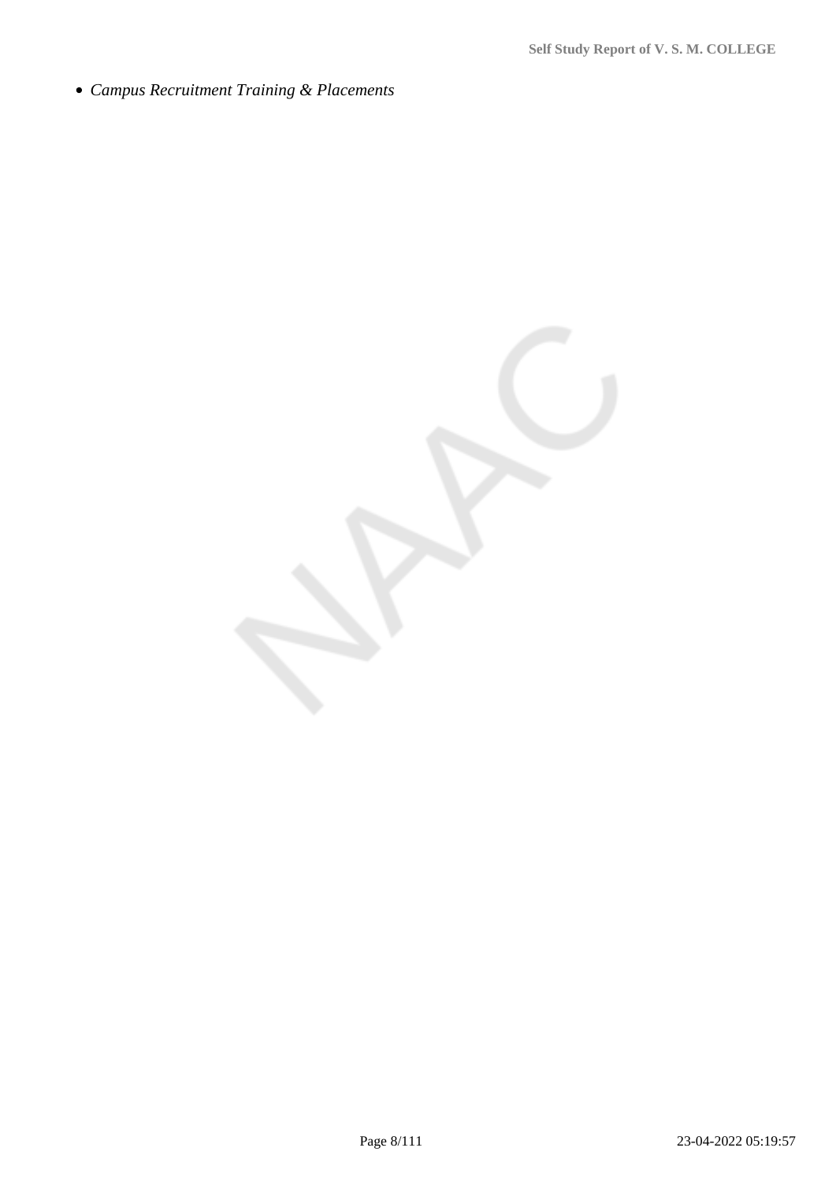- *Campus Recruitment Training & Placements*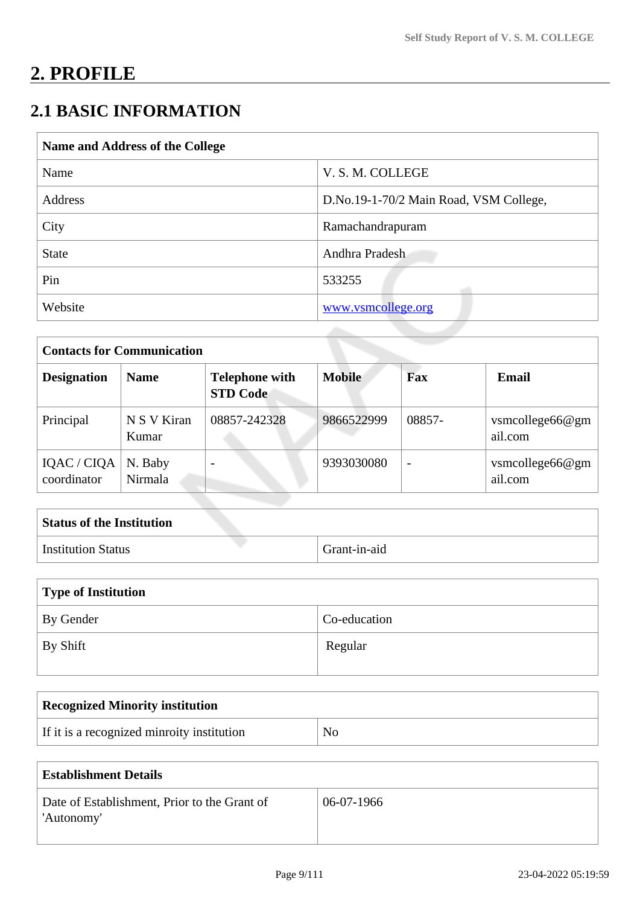# 2. PROFILE

## 2.1 BASIC INFORMATION

| Name and Address of the College | |
|---|---|
| Name | V. S. M. COLLEGE |
| Address | D.No.19-1-70/2 Main Road, VSM College, |
| City | Ramachandrapuram |
| State | Andhra Pradesh |
| Pin | 533255 |
| Website | www.vsmcollege.org |

| Contacts for Communication | | | | | |
|---|---|---|---|---|---|
| **Designation** | **Name** | **Telephone with STD Code** | **Mobile** | **Fax** | **Email** |
| Principal | N S V Kiran Kumar | 08857-242328 | 9866522999 | 08857- | vsmcollege66@gmail.com |
| IQAC / CIQA coordinator | N. Baby Nirmala | - | 9393030080 | - | vsmcollege66@gmail.com |

| Status of the Institution | |
|---|---|
| Institution Status | Grant-in-aid |

| Type of Institution | |
|---|---|
| By Gender | Co-education |
| By Shift | Regular |

| Recognized Minority institution | |
|---|---|
| If it is a recognized minroity institution | No |

| Establishment Details | |
|---|---|
| Date of Establishment, Prior to the Grant of 'Autonomy' | 06-07-1966 |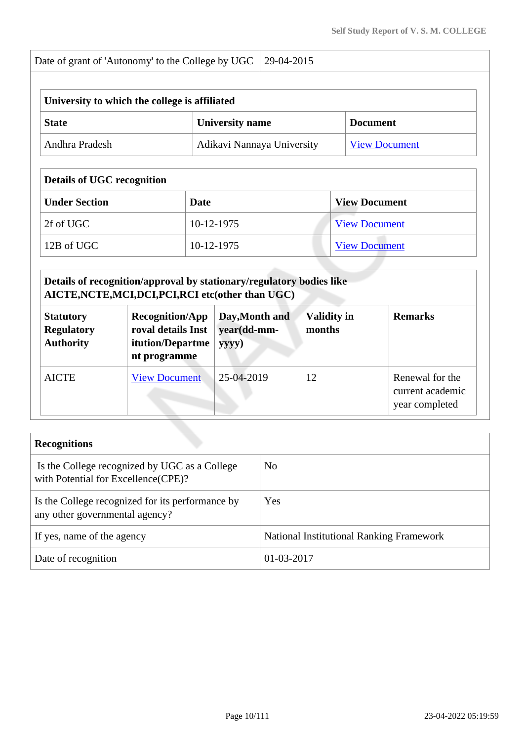| Date of grant of 'Autonomy' to the College by UGC | 29-04-2015 |
|---|---|

| University to which the college is affiliated | | |
|---|---|---|
| **State** | **University name** | **Document** |
| Andhra Pradesh | Adikavi Nannaya University | View Document |

| Details of UGC recognition | | |
|---|---|---|
| **Under Section** | **Date** | **View Document** |
| 2f of UGC | 10-12-1975 | View Document |
| 12B of UGC | 10-12-1975 | View Document |

| Details of recognition/approval by stationary/regulatory bodies like AICTE,NCTE,MCI,DCI,PCI,RCI etc(other than UGC) | | | | |
|---|---|---|---|---|
| **Statutory Regulatory Authority** | **Recognition/Approval details Institution/Department programme** | **Day,Month and year(dd-mm-yyyy)** | **Validity in months** | **Remarks** |
| AICTE | View Document | 25-04-2019 | 12 | Renewal for the current academic year completed |

| Recognitions | |
|---|---|
| Is the College recognized by UGC as a College with Potential for Excellence(CPE)? | No |
| Is the College recognized for its performance by any other governmental agency? | Yes |
| If yes, name of the agency | National Institutional Ranking Framework |
| Date of recognition | 01-03-2017 |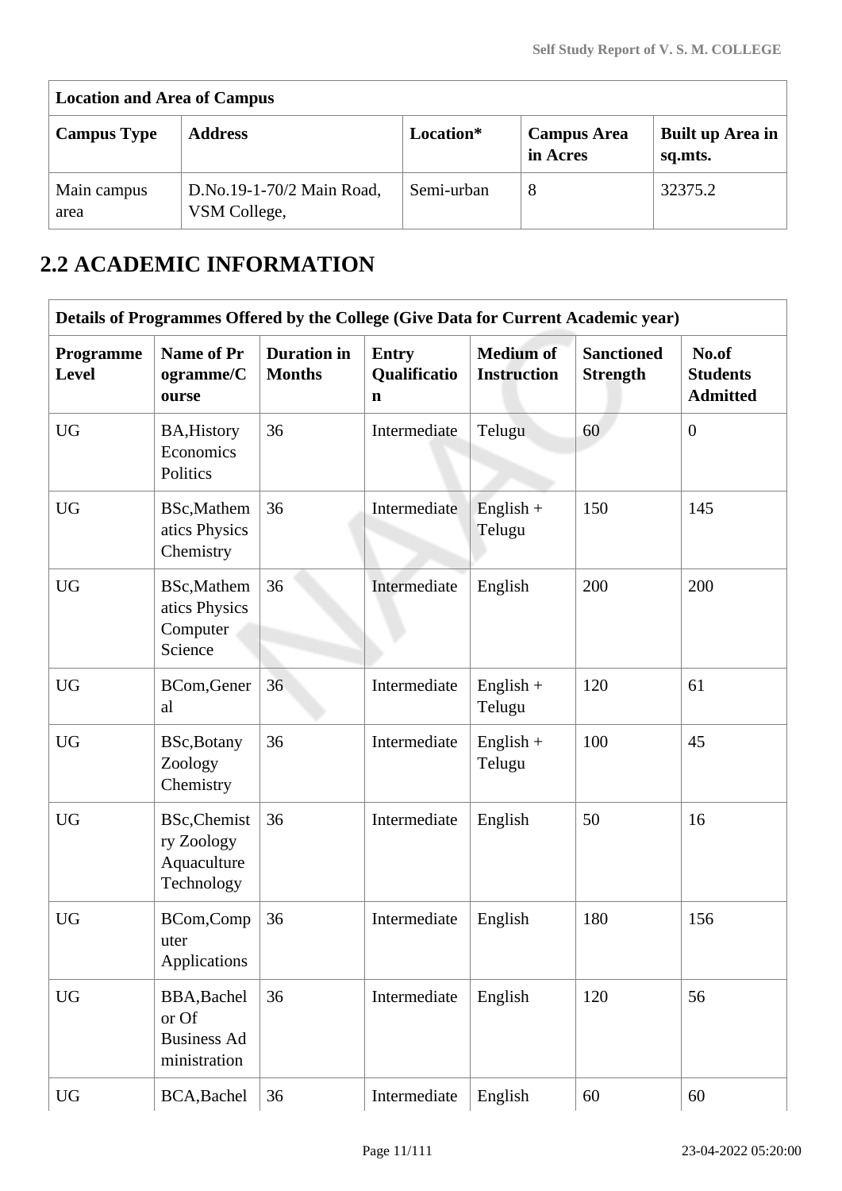| Location and Area of Campus | | | | |
|---|---|---|---|---|
| **Campus Type** | **Address** | **Location*** | **Campus Area in Acres** | **Built up Area in sq.mts.** |
| Main campus area | D.No.19-1-70/2 Main Road, VSM College, | Semi-urban | 8 | 32375.2 |

## 2.2 ACADEMIC INFORMATION

| Details of Programmes Offered by the College (Give Data for Current Academic year) | | | | | | |
|---|---|---|---|---|---|---|
| **Programme Level** | **Name of Programme/Course** | **Duration in Months** | **Entry Qualification** | **Medium of Instruction** | **Sanctioned Strength** | **No.of Students Admitted** |
| UG | BA,History Economics Politics | 36 | Intermediate | Telugu | 60 | 0 |
| UG | BSc,Mathematics Physics Chemistry | 36 | Intermediate | English + Telugu | 150 | 145 |
| UG | BSc,Mathematics Physics Computer Science | 36 | Intermediate | English | 200 | 200 |
| UG | BCom,General | 36 | Intermediate | English + Telugu | 120 | 61 |
| UG | BSc,Botany Zoology Chemistry | 36 | Intermediate | English + Telugu | 100 | 45 |
| UG | BSc,Chemistry Zoology Aquaculture Technology | 36 | Intermediate | English | 50 | 16 |
| UG | BCom,Computer Applications | 36 | Intermediate | English | 180 | 156 |
| UG | BBA,Bachelor Of Business Administration | 36 | Intermediate | English | 120 | 56 |
| UG | BCA,Bachel | 36 | Intermediate | English | 60 | 60 |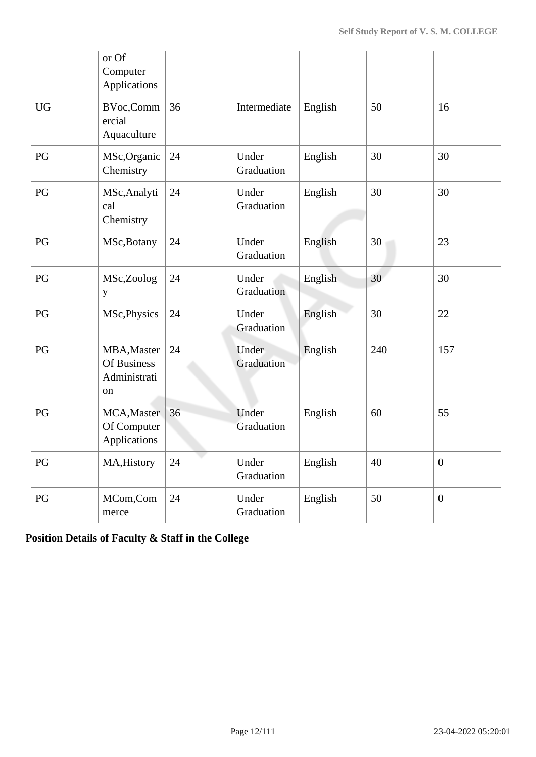|  | or Of Computer Applications |  |  |  |  |  |
|---|---|---|---|---|---|---|
| UG | BVoc,Commercial Aquaculture | 36 | Intermediate | English | 50 | 16 |
| PG | MSc,Organic Chemistry | 24 | Under Graduation | English | 30 | 30 |
| PG | MSc,Analytical Chemistry | 24 | Under Graduation | English | 30 | 30 |
| PG | MSc,Botany | 24 | Under Graduation | English | 30 | 23 |
| PG | MSc,Zoology | 24 | Under Graduation | English | 30 | 30 |
| PG | MSc,Physics | 24 | Under Graduation | English | 30 | 22 |
| PG | MBA,Master Of Business Administration | 24 | Under Graduation | English | 240 | 157 |
| PG | MCA,Master Of Computer Applications | 36 | Under Graduation | English | 60 | 55 |
| PG | MA,History | 24 | Under Graduation | English | 40 | 0 |
| PG | MCom,Commerce | 24 | Under Graduation | English | 50 | 0 |

**Position Details of Faculty & Staff in the College**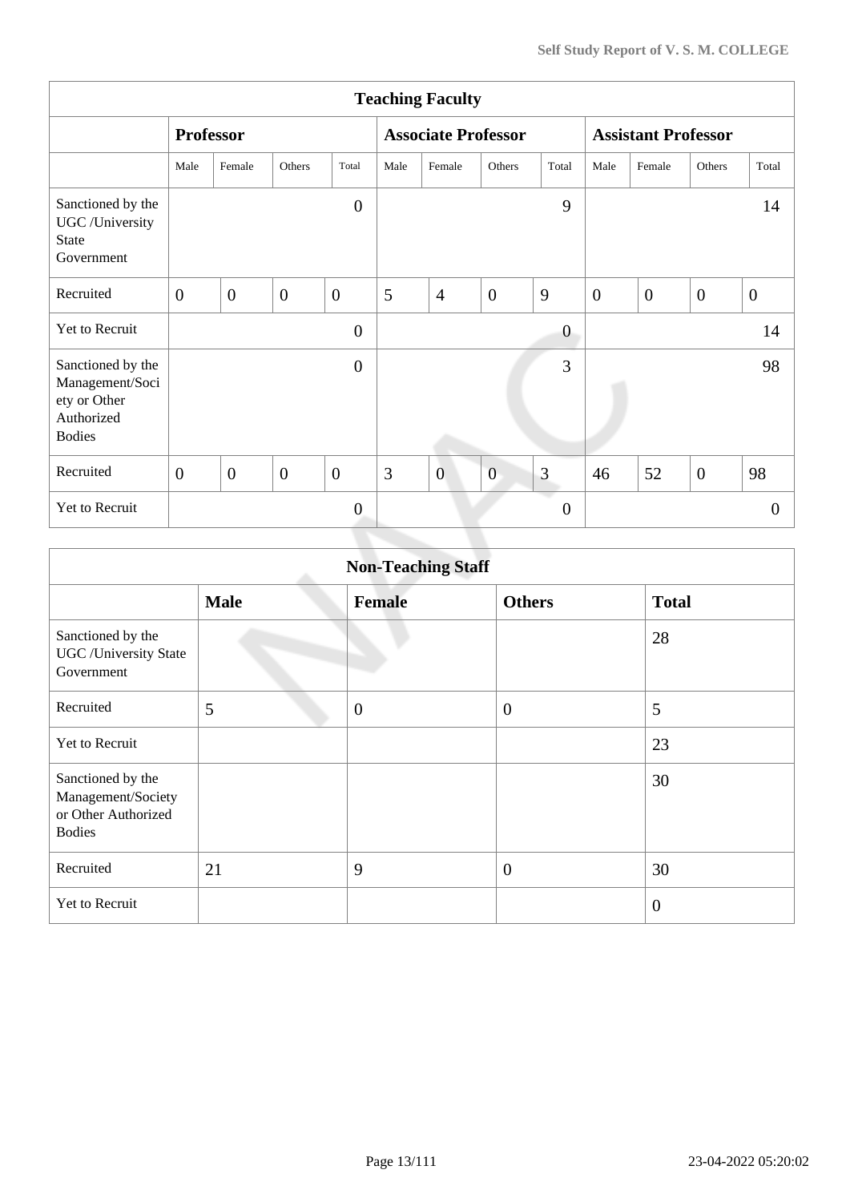| Teaching Faculty | | | | | | | | | | | | |
|---|---|---|---|---|---|---|---|---|---|---|---|---|
| | **Professor** | | | | **Associate Professor** | | | | **Assistant Professor** | | | |
| | Male | Female | Others | Total | Male | Female | Others | Total | Male | Female | Others | Total |
| Sanctioned by the UGC /University State Government | | | | 0 | | | | 9 | | | | 14 |
| Recruited | 0 | 0 | 0 | 0 | 5 | 4 | 0 | 9 | 0 | 0 | 0 | 0 |
| Yet to Recruit | | | | 0 | | | | 0 | | | | 14 |
| Sanctioned by the Management/Society or Other Authorized Bodies | | | | 0 | | | | 3 | | | | 98 |
| Recruited | 0 | 0 | 0 | 0 | 3 | 0 | 0 | 3 | 46 | 52 | 0 | 98 |
| Yet to Recruit | | | | 0 | | | | 0 | | | | 0 |

| Non-Teaching Staff | | | | |
|---|---|---|---|---|
| | **Male** | **Female** | **Others** | **Total** |
| Sanctioned by the UGC /University State Government | | | | 28 |
| Recruited | 5 | 0 | 0 | 5 |
| Yet to Recruit | | | | 23 |
| Sanctioned by the Management/Society or Other Authorized Bodies | | | | 30 |
| Recruited | 21 | 9 | 0 | 30 |
| Yet to Recruit | | | | 0 |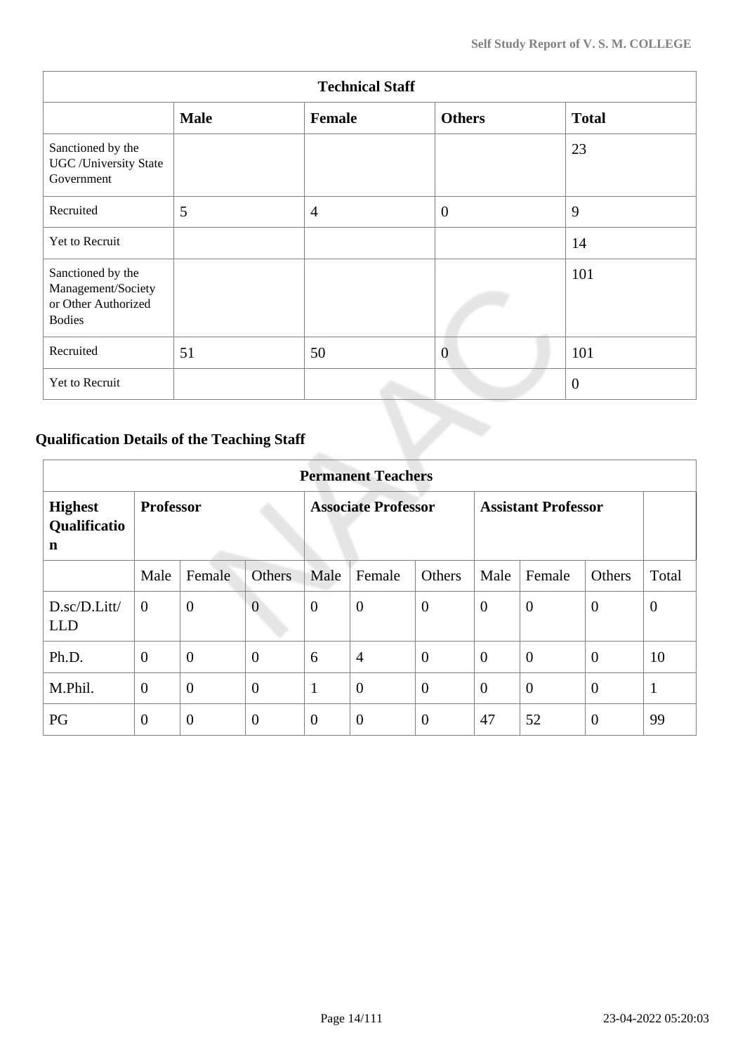| Technical Staff | | | | |
|---|---|---|---|---|
| | **Male** | **Female** | **Others** | **Total** |
| Sanctioned by the UGC /University State Government | | | | 23 |
| Recruited | 5 | 4 | 0 | 9 |
| Yet to Recruit | | | | 14 |
| Sanctioned by the Management/Society or Other Authorized Bodies | | | | 101 |
| Recruited | 51 | 50 | 0 | 101 |
| Yet to Recruit | | | | 0 |

## Qualification Details of the Teaching Staff

| Permanent Teachers | | | | | | | | | | |
|---|---|---|---|---|---|---|---|---|---|---|
| **Highest Qualification** | **Professor** | | | **Associate Professor** | | | **Assistant Professor** | | | |
| | Male | Female | Others | Male | Female | Others | Male | Female | Others | Total |
| D.sc/D.Litt/ LLD | 0 | 0 | 0 | 0 | 0 | 0 | 0 | 0 | 0 | 0 |
| Ph.D. | 0 | 0 | 0 | 6 | 4 | 0 | 0 | 0 | 0 | 10 |
| M.Phil. | 0 | 0 | 0 | 1 | 0 | 0 | 0 | 0 | 0 | 1 |
| PG | 0 | 0 | 0 | 0 | 0 | 0 | 47 | 52 | 0 | 99 |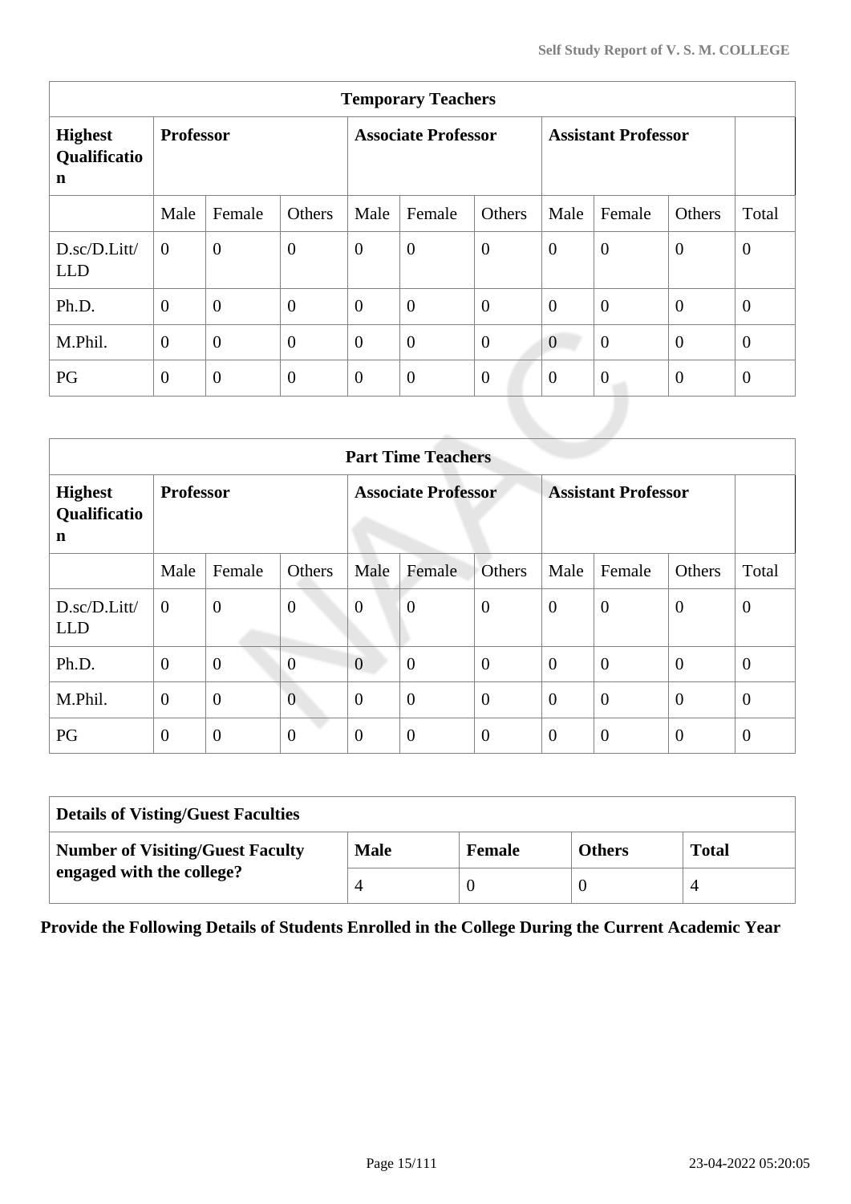| Temporary Teachers | | | | | | | | | | |
|---|---|---|---|---|---|---|---|---|---|---|
| **Highest Qualification** | **Professor** | | | **Associate Professor** | | | **Assistant Professor** | | | |
| | Male | Female | Others | Male | Female | Others | Male | Female | Others | Total |
| D.sc/D.Litt/LLD | 0 | 0 | 0 | 0 | 0 | 0 | 0 | 0 | 0 | 0 |
| Ph.D. | 0 | 0 | 0 | 0 | 0 | 0 | 0 | 0 | 0 | 0 |
| M.Phil. | 0 | 0 | 0 | 0 | 0 | 0 | 0 | 0 | 0 | 0 |
| PG | 0 | 0 | 0 | 0 | 0 | 0 | 0 | 0 | 0 | 0 |

| Part Time Teachers | | | | | | | | | | |
|---|---|---|---|---|---|---|---|---|---|---|
| **Highest Qualification** | **Professor** | | | **Associate Professor** | | | **Assistant Professor** | | | |
| | Male | Female | Others | Male | Female | Others | Male | Female | Others | Total |
| D.sc/D.Litt/LLD | 0 | 0 | 0 | 0 | 0 | 0 | 0 | 0 | 0 | 0 |
| Ph.D. | 0 | 0 | 0 | 0 | 0 | 0 | 0 | 0 | 0 | 0 |
| M.Phil. | 0 | 0 | 0 | 0 | 0 | 0 | 0 | 0 | 0 | 0 |
| PG | 0 | 0 | 0 | 0 | 0 | 0 | 0 | 0 | 0 | 0 |

| Details of Visting/Guest Faculties | | | | |
|---|---|---|---|---|
| **Number of Visiting/Guest Faculty engaged with the college?** | **Male** | **Female** | **Others** | **Total** |
| | 4 | 0 | 0 | 4 |

**Provide the Following Details of Students Enrolled in the College During the Current Academic Year**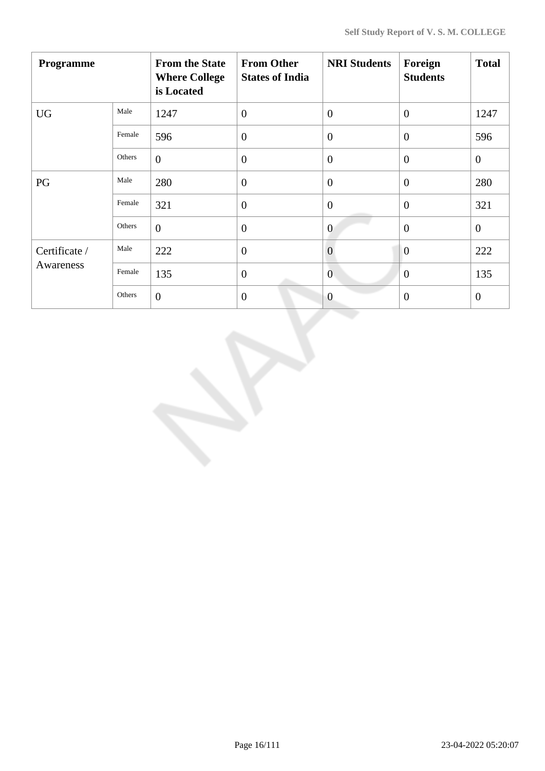| Programme | | From the State Where College is Located | From Other States of India | NRI Students | Foreign Students | Total |
|---|---|---|---|---|---|---|
| UG | Male | 1247 | 0 | 0 | 0 | 1247 |
| | Female | 596 | 0 | 0 | 0 | 596 |
| | Others | 0 | 0 | 0 | 0 | 0 |
| PG | Male | 280 | 0 | 0 | 0 | 280 |
| | Female | 321 | 0 | 0 | 0 | 321 |
| | Others | 0 | 0 | 0 | 0 | 0 |
| Certificate / Awareness | Male | 222 | 0 | 0 | 0 | 222 |
| | Female | 135 | 0 | 0 | 0 | 135 |
| | Others | 0 | 0 | 0 | 0 | 0 |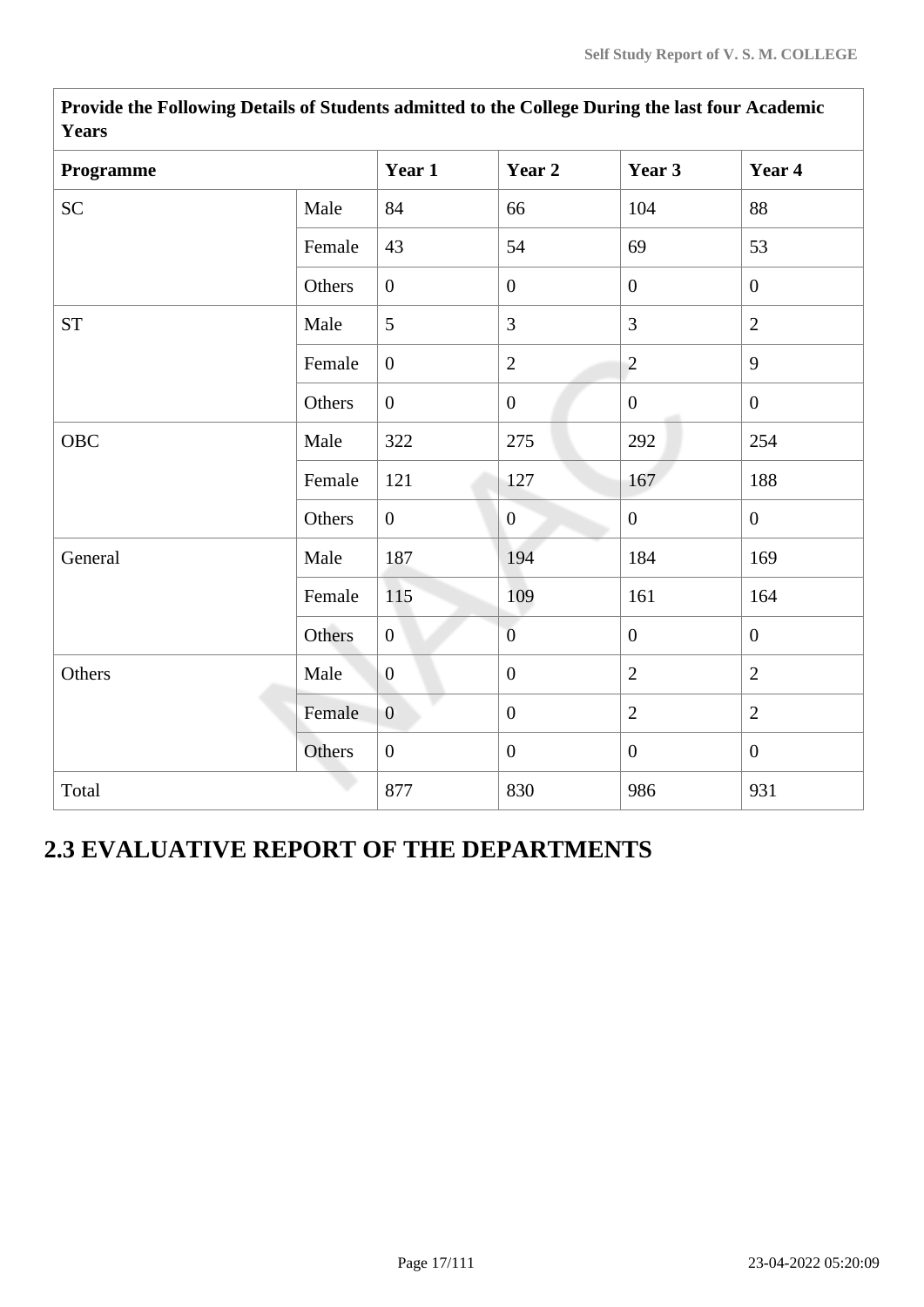| Provide the Following Details of Students admitted to the College During the last four Academic Years | | | | | |
|---|---|---|---|---|---|
| **Programme** | | **Year 1** | **Year 2** | **Year 3** | **Year 4** |
| SC | Male | 84 | 66 | 104 | 88 |
| | Female | 43 | 54 | 69 | 53 |
| | Others | 0 | 0 | 0 | 0 |
| ST | Male | 5 | 3 | 3 | 2 |
| | Female | 0 | 2 | 2 | 9 |
| | Others | 0 | 0 | 0 | 0 |
| OBC | Male | 322 | 275 | 292 | 254 |
| | Female | 121 | 127 | 167 | 188 |
| | Others | 0 | 0 | 0 | 0 |
| General | Male | 187 | 194 | 184 | 169 |
| | Female | 115 | 109 | 161 | 164 |
| | Others | 0 | 0 | 0 | 0 |
| Others | Male | 0 | 0 | 2 | 2 |
| | Female | 0 | 0 | 2 | 2 |
| | Others | 0 | 0 | 0 | 0 |
| Total | | 877 | 830 | 986 | 931 |

## 2.3 EVALUATIVE REPORT OF THE DEPARTMENTS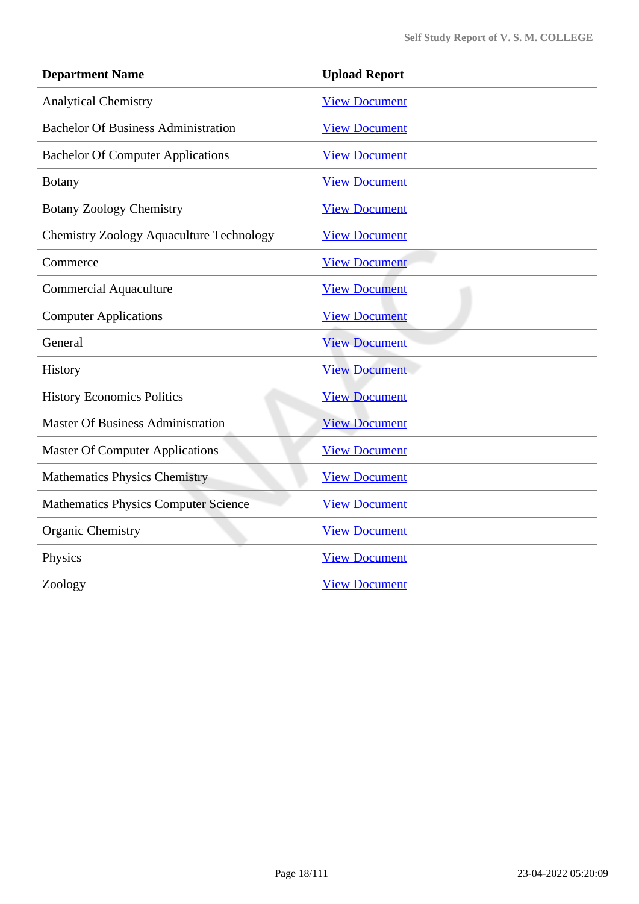| Department Name | Upload Report |
|---|---|
| Analytical Chemistry | View Document |
| Bachelor Of Business Administration | View Document |
| Bachelor Of Computer Applications | View Document |
| Botany | View Document |
| Botany Zoology Chemistry | View Document |
| Chemistry Zoology Aquaculture Technology | View Document |
| Commerce | View Document |
| Commercial Aquaculture | View Document |
| Computer Applications | View Document |
| General | View Document |
| History | View Document |
| History Economics Politics | View Document |
| Master Of Business Administration | View Document |
| Master Of Computer Applications | View Document |
| Mathematics Physics Chemistry | View Document |
| Mathematics Physics Computer Science | View Document |
| Organic Chemistry | View Document |
| Physics | View Document |
| Zoology | View Document |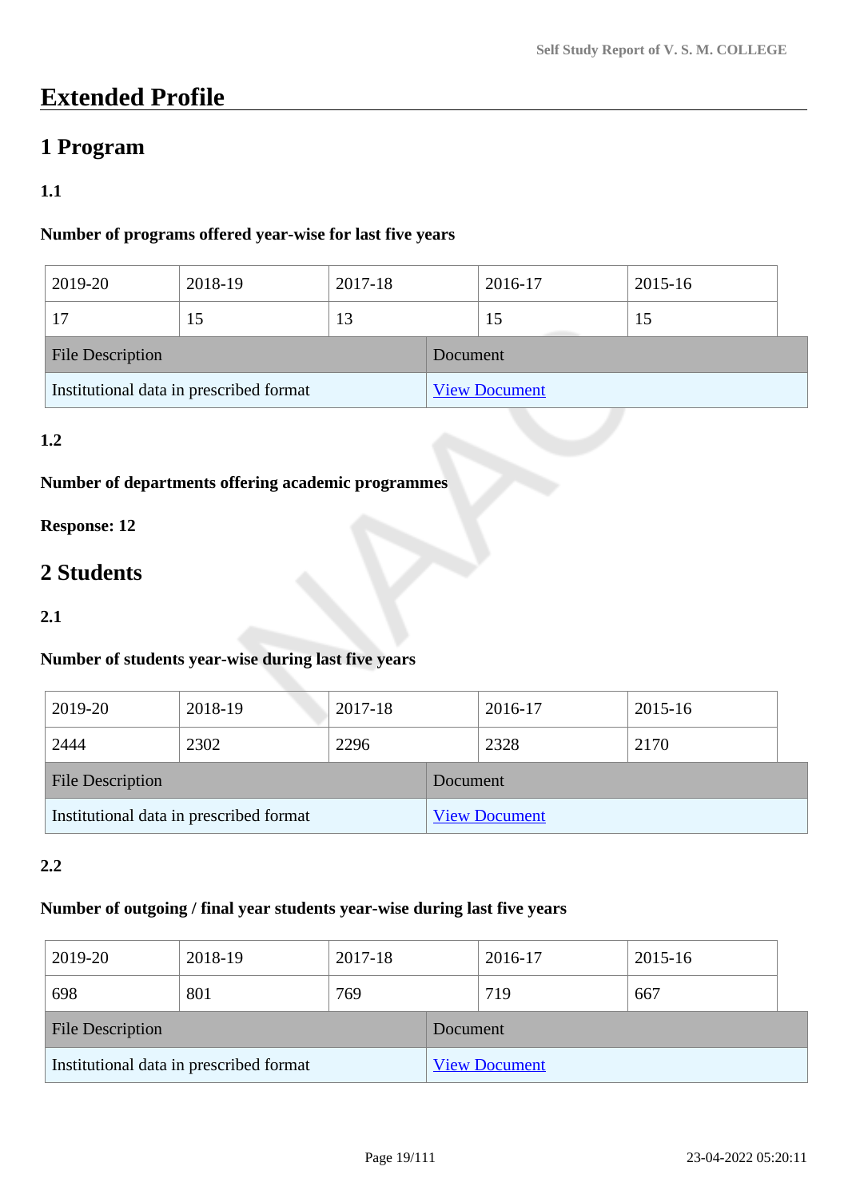# Extended Profile

## 1 Program

### 1.1

**Number of programs offered year-wise for last five years**

| 2019-20 | 2018-19 | 2017-18 | 2016-17 | 2015-16 |
|---|---|---|---|---|
| 17 | 15 | 13 | 15 | 15 |

| File Description | Document |
|---|---|
| Institutional data in prescribed format | View Document |

### 1.2

**Number of departments offering academic programmes**

**Response: 12**

## 2 Students

### 2.1

**Number of students year-wise during last five years**

| 2019-20 | 2018-19 | 2017-18 | 2016-17 | 2015-16 |
|---|---|---|---|---|
| 2444 | 2302 | 2296 | 2328 | 2170 |

| File Description | Document |
|---|---|
| Institutional data in prescribed format | View Document |

### 2.2

**Number of outgoing / final year students year-wise during last five years**

| 2019-20 | 2018-19 | 2017-18 | 2016-17 | 2015-16 |
|---|---|---|---|---|
| 698 | 801 | 769 | 719 | 667 |

| File Description | Document |
|---|---|
| Institutional data in prescribed format | View Document |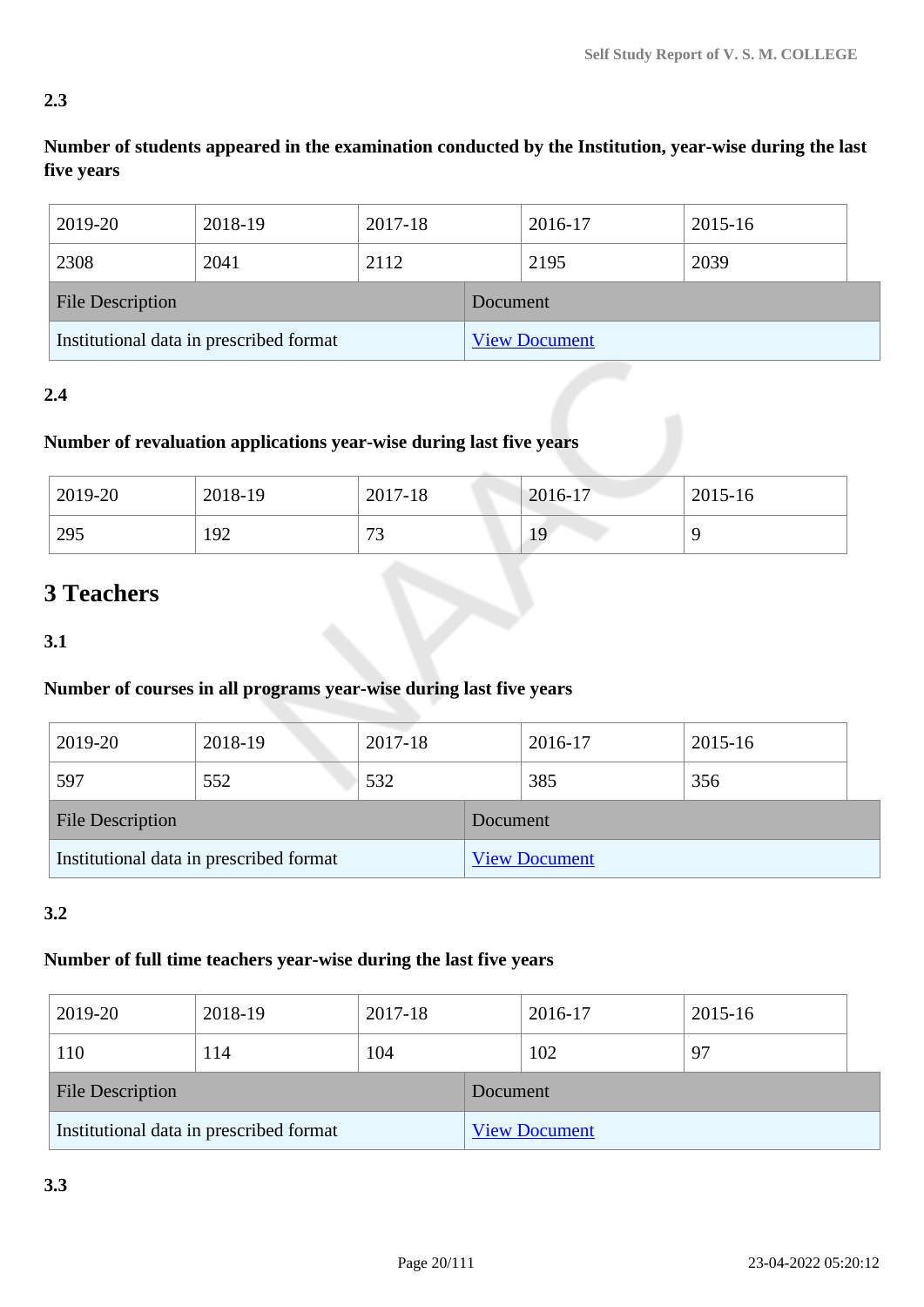2.3

**Number of students appeared in the examination conducted by the Institution, year-wise during the last five years**

| 2019-20 | 2018-19 | 2017-18 | 2016-17 | 2015-16 |
|---|---|---|---|---|
| 2308 | 2041 | 2112 | 2195 | 2039 |

| File Description | Document |
|---|---|
| Institutional data in prescribed format | View Document |

2.4

**Number of revaluation applications year-wise during last five years**

| 2019-20 | 2018-19 | 2017-18 | 2016-17 | 2015-16 |
|---|---|---|---|---|
| 295 | 192 | 73 | 19 | 9 |

# 3 Teachers

3.1

**Number of courses in all programs year-wise during last five years**

| 2019-20 | 2018-19 | 2017-18 | 2016-17 | 2015-16 |
|---|---|---|---|---|
| 597 | 552 | 532 | 385 | 356 |

| File Description | Document |
|---|---|
| Institutional data in prescribed format | View Document |

3.2

**Number of full time teachers year-wise during the last five years**

| 2019-20 | 2018-19 | 2017-18 | 2016-17 | 2015-16 |
|---|---|---|---|---|
| 110 | 114 | 104 | 102 | 97 |

| File Description | Document |
|---|---|
| Institutional data in prescribed format | View Document |

3.3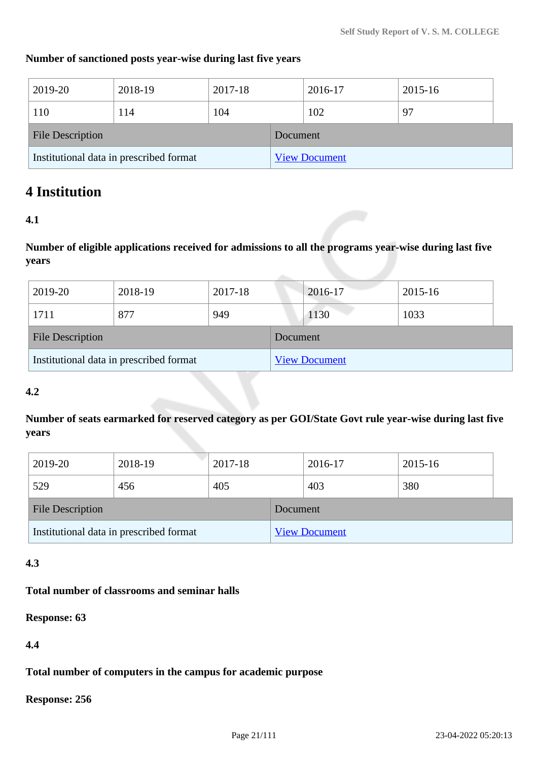**Number of sanctioned posts year-wise during last five years**

| 2019-20 | 2018-19 | 2017-18 | 2016-17 | 2015-16 |
|---|---|---|---|---|
| 110 | 114 | 104 | 102 | 97 |

| File Description | Document |
|---|---|
| Institutional data in prescribed format | View Document |

# 4 Institution

**4.1**

**Number of eligible applications received for admissions to all the programs year-wise during last five years**

| 2019-20 | 2018-19 | 2017-18 | 2016-17 | 2015-16 |
|---|---|---|---|---|
| 1711 | 877 | 949 | 1130 | 1033 |

| File Description | Document |
|---|---|
| Institutional data in prescribed format | View Document |

**4.2**

**Number of seats earmarked for reserved category as per GOI/State Govt rule year-wise during last five years**

| 2019-20 | 2018-19 | 2017-18 | 2016-17 | 2015-16 |
|---|---|---|---|---|
| 529 | 456 | 405 | 403 | 380 |

| File Description | Document |
|---|---|
| Institutional data in prescribed format | View Document |

**4.3**

**Total number of classrooms and seminar halls**

**Response: 63**

**4.4**

**Total number of computers in the campus for academic purpose**

**Response: 256**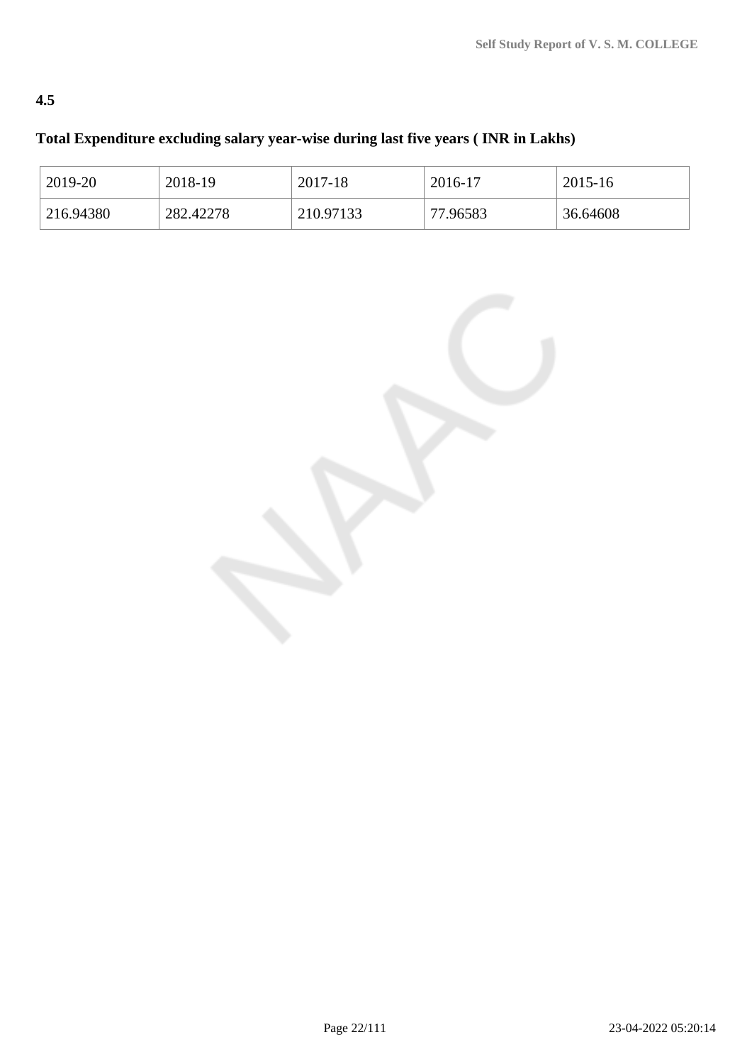**4.5**

**Total Expenditure excluding salary year-wise during last five years ( INR in Lakhs)**

| 2019-20 | 2018-19 | 2017-18 | 2016-17 | 2015-16 |
|---|---|---|---|---|
| 216.94380 | 282.42278 | 210.97133 | 77.96583 | 36.64608 |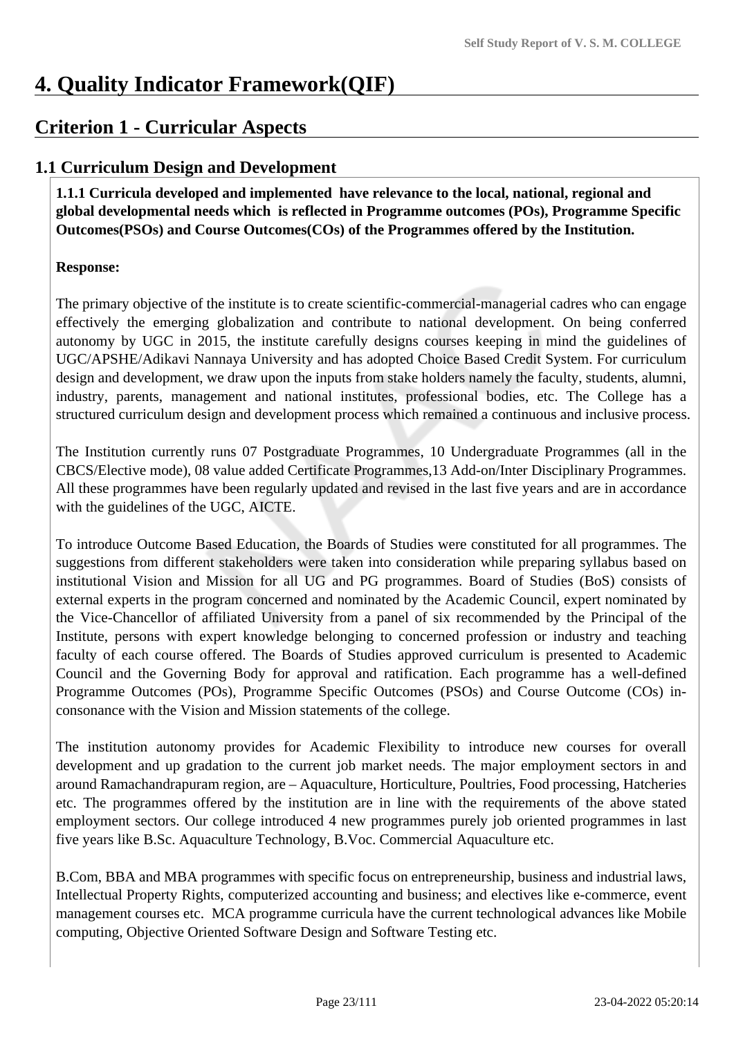# 4. Quality Indicator Framework(QIF)

## Criterion 1 - Curricular Aspects

### 1.1 Curriculum Design and Development

**1.1.1 Curricula developed and implemented have relevance to the local, national, regional and global developmental needs which is reflected in Programme outcomes (POs), Programme Specific Outcomes(PSOs) and Course Outcomes(COs) of the Programmes offered by the Institution.**

**Response:**

The primary objective of the institute is to create scientific-commercial-managerial cadres who can engage effectively the emerging globalization and contribute to national development. On being conferred autonomy by UGC in 2015, the institute carefully designs courses keeping in mind the guidelines of UGC/APSHE/Adikavi Nannaya University and has adopted Choice Based Credit System. For curriculum design and development, we draw upon the inputs from stake holders namely the faculty, students, alumni, industry, parents, management and national institutes, professional bodies, etc. The College has a structured curriculum design and development process which remained a continuous and inclusive process.

The Institution currently runs 07 Postgraduate Programmes, 10 Undergraduate Programmes (all in the CBCS/Elective mode), 08 value added Certificate Programmes,13 Add-on/Inter Disciplinary Programmes. All these programmes have been regularly updated and revised in the last five years and are in accordance with the guidelines of the UGC, AICTE.

To introduce Outcome Based Education, the Boards of Studies were constituted for all programmes. The suggestions from different stakeholders were taken into consideration while preparing syllabus based on institutional Vision and Mission for all UG and PG programmes. Board of Studies (BoS) consists of external experts in the program concerned and nominated by the Academic Council, expert nominated by the Vice-Chancellor of affiliated University from a panel of six recommended by the Principal of the Institute, persons with expert knowledge belonging to concerned profession or industry and teaching faculty of each course offered. The Boards of Studies approved curriculum is presented to Academic Council and the Governing Body for approval and ratification. Each programme has a well-defined Programme Outcomes (POs), Programme Specific Outcomes (PSOs) and Course Outcome (COs) in-consonance with the Vision and Mission statements of the college.

The institution autonomy provides for Academic Flexibility to introduce new courses for overall development and up gradation to the current job market needs. The major employment sectors in and around Ramachandrapuram region, are – Aquaculture, Horticulture, Poultries, Food processing, Hatcheries etc. The programmes offered by the institution are in line with the requirements of the above stated employment sectors. Our college introduced 4 new programmes purely job oriented programmes in last five years like B.Sc. Aquaculture Technology, B.Voc. Commercial Aquaculture etc.

B.Com, BBA and MBA programmes with specific focus on entrepreneurship, business and industrial laws, Intellectual Property Rights, computerized accounting and business; and electives like e-commerce, event management courses etc. MCA programme curricula have the current technological advances like Mobile computing, Objective Oriented Software Design and Software Testing etc.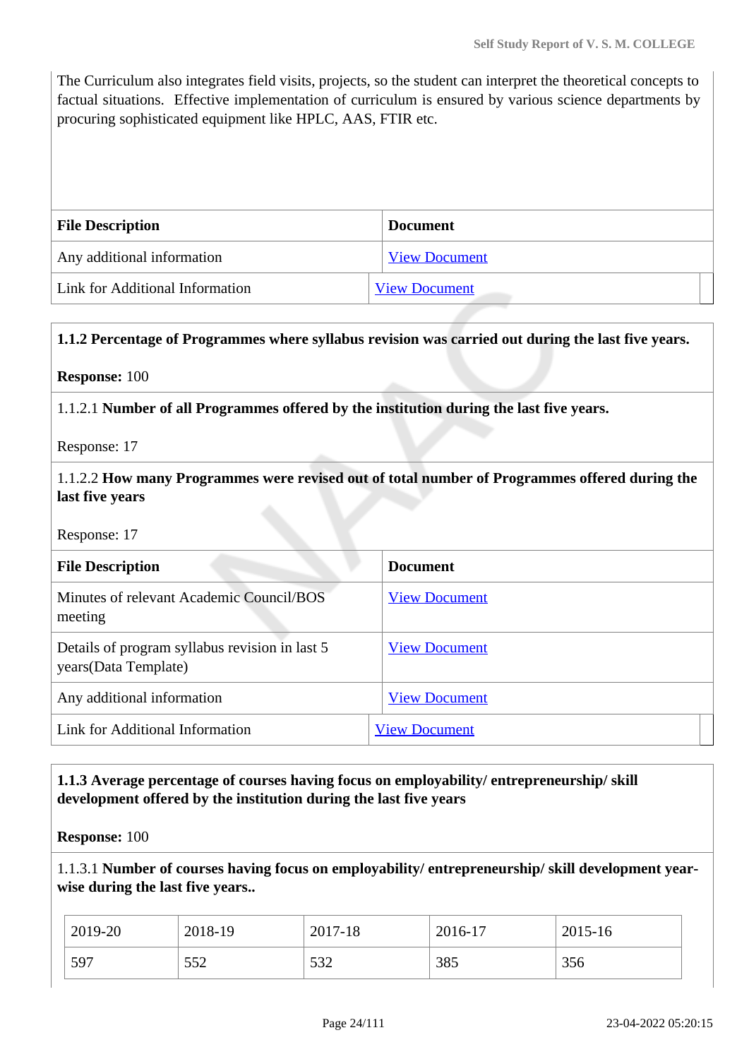The Curriculum also integrates field visits, projects, so the student can interpret the theoretical concepts to factual situations. Effective implementation of curriculum is ensured by various science departments by procuring sophisticated equipment like HPLC, AAS, FTIR etc.

| File Description | Document |
| --- | --- |
| Any additional information | View Document |
| Link for Additional Information | View Document |

**1.1.2 Percentage of Programmes where syllabus revision was carried out during the last five years.**

**Response:** 100

1.1.2.1 **Number of all Programmes offered by the institution during the last five years.**

Response: 17

1.1.2.2 **How many Programmes were revised out of total number of Programmes offered during the last five years**

Response: 17

| File Description | Document |
| --- | --- |
| Minutes of relevant Academic Council/BOS meeting | View Document |
| Details of program syllabus revision in last 5 years(Data Template) | View Document |
| Any additional information | View Document |
| Link for Additional Information | View Document |

**1.1.3 Average percentage of courses having focus on employability/ entrepreneurship/ skill development offered by the institution during the last five years**

**Response:** 100

1.1.3.1 **Number of courses having focus on employability/ entrepreneurship/ skill development year-wise during the last five years..**

| 2019-20 | 2018-19 | 2017-18 | 2016-17 | 2015-16 |
| --- | --- | --- | --- | --- |
| 597 | 552 | 532 | 385 | 356 |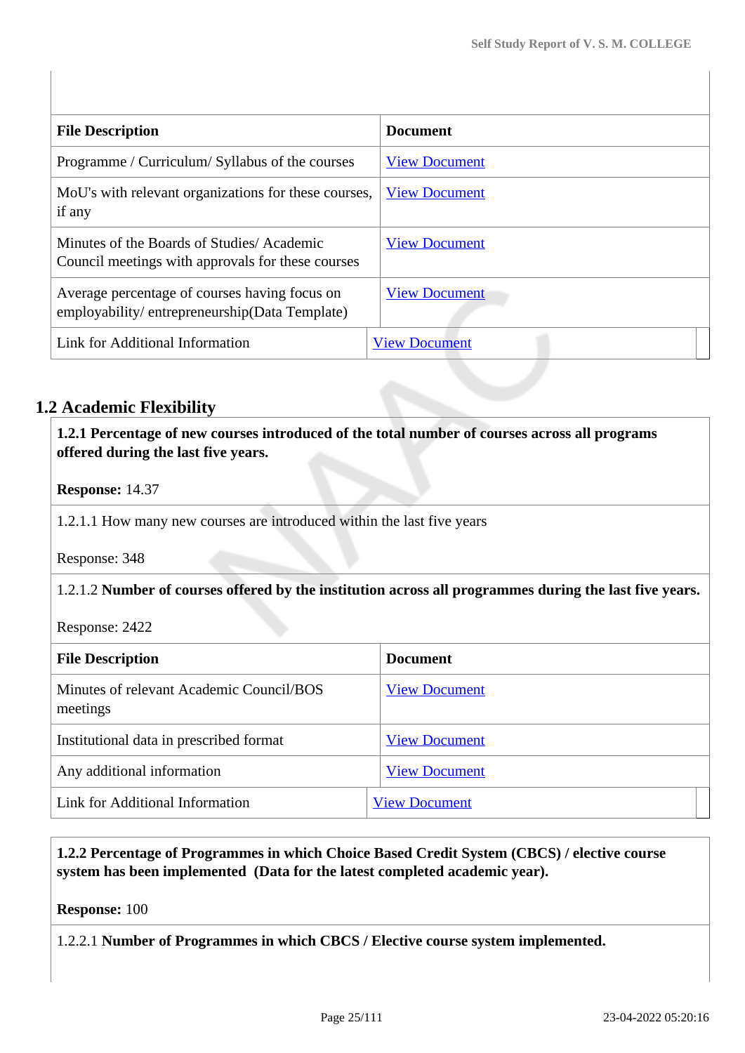| File Description | Document |
|---|---|
| Programme / Curriculum/ Syllabus of the courses | View Document |
| MoU's with relevant organizations for these courses, if any | View Document |
| Minutes of the Boards of Studies/ Academic Council meetings with approvals for these courses | View Document |
| Average percentage of courses having focus on employability/ entrepreneurship(Data Template) | View Document |
| Link for Additional Information | View Document |

## 1.2 Academic Flexibility

**1.2.1 Percentage of new courses introduced of the total number of courses across all programs offered during the last five years.**

**Response:** 14.37

1.2.1.1 How many new courses are introduced within the last five years

Response: 348

1.2.1.2 **Number of courses offered by the institution across all programmes during the last five years.**

Response: 2422

| File Description | Document |
|---|---|
| Minutes of relevant Academic Council/BOS meetings | View Document |
| Institutional data in prescribed format | View Document |
| Any additional information | View Document |
| Link for Additional Information | View Document |

**1.2.2 Percentage of Programmes in which Choice Based Credit System (CBCS) / elective course system has been implemented (Data for the latest completed academic year).**

**Response:** 100

1.2.2.1 **Number of Programmes in which CBCS / Elective course system implemented.**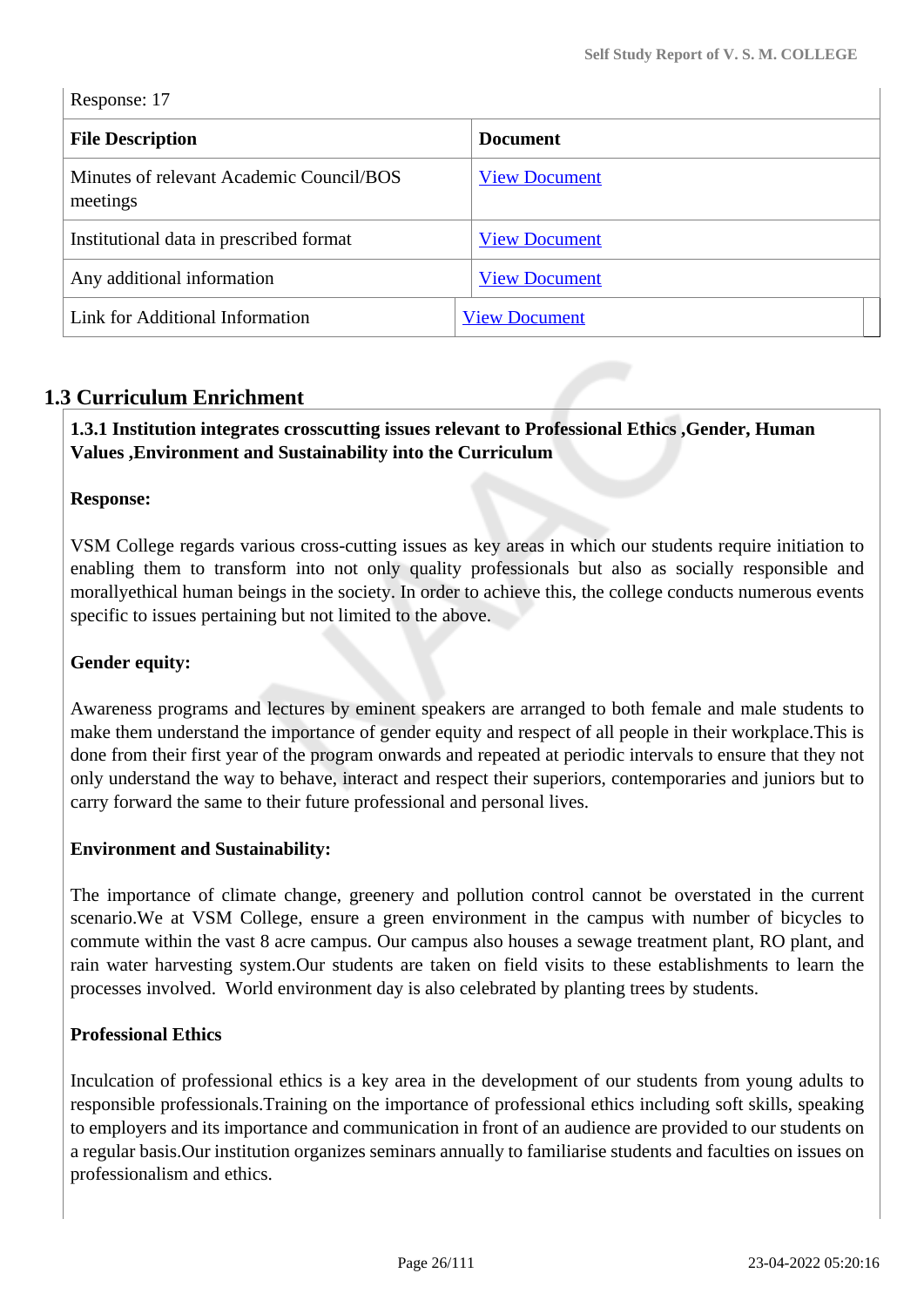Response: 17

| File Description | Document |
|---|---|
| Minutes of relevant Academic Council/BOS meetings | View Document |
| Institutional data in prescribed format | View Document |
| Any additional information | View Document |
| Link for Additional Information | View Document |

## 1.3 Curriculum Enrichment

**1.3.1 Institution integrates crosscutting issues relevant to Professional Ethics ,Gender, Human Values ,Environment and Sustainability into the Curriculum**

**Response:**

VSM College regards various cross-cutting issues as key areas in which our students require initiation to enabling them to transform into not only quality professionals but also as socially responsible and morallyethical human beings in the society. In order to achieve this, the college conducts numerous events specific to issues pertaining but not limited to the above.

**Gender equity:**

Awareness programs and lectures by eminent speakers are arranged to both female and male students to make them understand the importance of gender equity and respect of all people in their workplace.This is done from their first year of the program onwards and repeated at periodic intervals to ensure that they not only understand the way to behave, interact and respect their superiors, contemporaries and juniors but to carry forward the same to their future professional and personal lives.

**Environment and Sustainability:**

The importance of climate change, greenery and pollution control cannot be overstated in the current scenario.We at VSM College, ensure a green environment in the campus with number of bicycles to commute within the vast 8 acre campus. Our campus also houses a sewage treatment plant, RO plant, and rain water harvesting system.Our students are taken on field visits to these establishments to learn the processes involved. World environment day is also celebrated by planting trees by students.

**Professional Ethics**

Inculcation of professional ethics is a key area in the development of our students from young adults to responsible professionals.Training on the importance of professional ethics including soft skills, speaking to employers and its importance and communication in front of an audience are provided to our students on a regular basis.Our institution organizes seminars annually to familiarise students and faculties on issues on professionalism and ethics.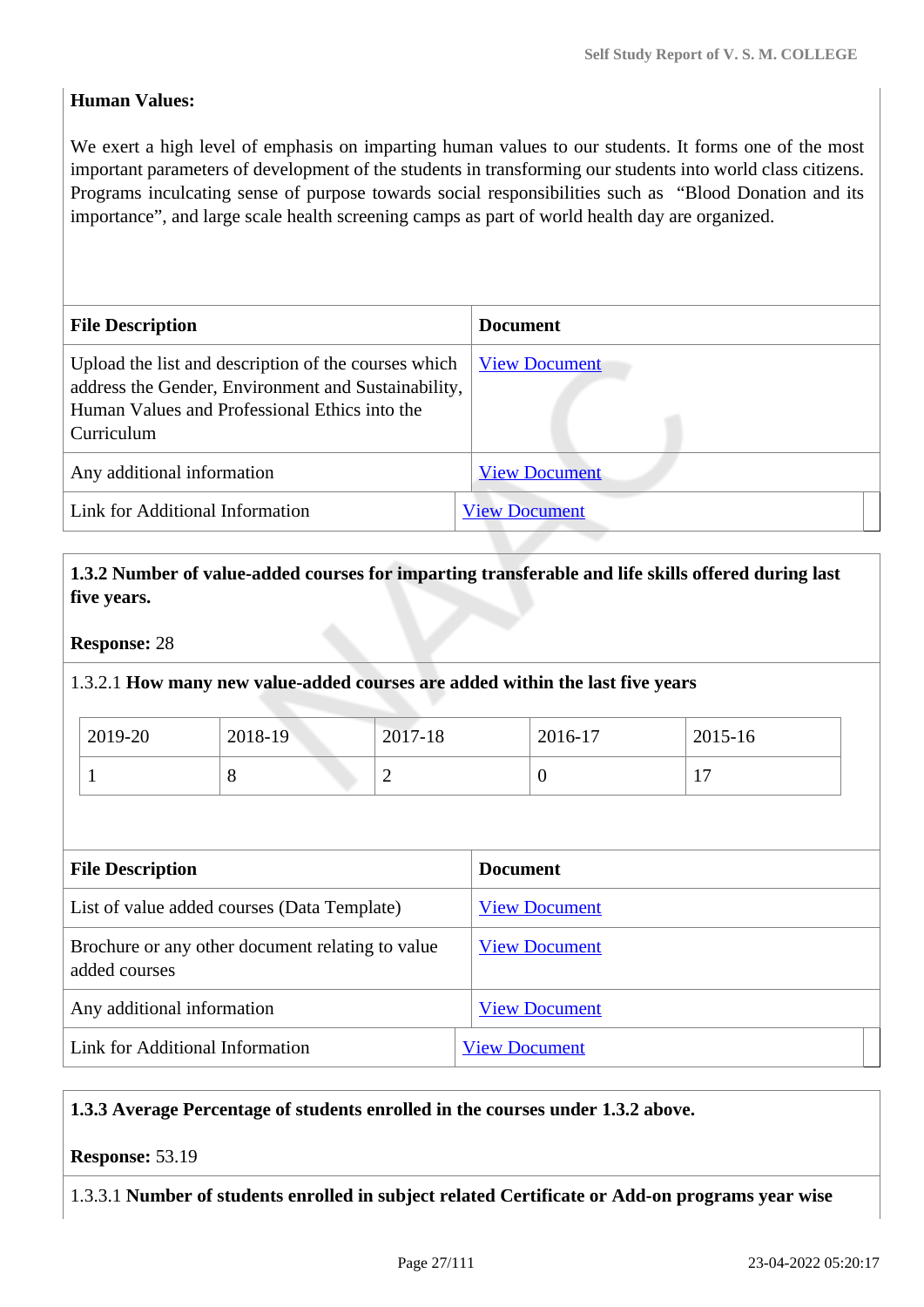**Human Values:**

We exert a high level of emphasis on imparting human values to our students. It forms one of the most important parameters of development of the students in transforming our students into world class citizens. Programs inculcating sense of purpose towards social responsibilities such as "Blood Donation and its importance", and large scale health screening camps as part of world health day are organized.

| File Description | Document |
|---|---|
| Upload the list and description of the courses which address the Gender, Environment and Sustainability, Human Values and Professional Ethics into the Curriculum | View Document |
| Any additional information | View Document |
| Link for Additional Information | View Document |

**1.3.2 Number of value-added courses for imparting transferable and life skills offered during last five years.**

**Response:** 28

1.3.2.1 **How many new value-added courses are added within the last five years**

| 2019-20 | 2018-19 | 2017-18 | 2016-17 | 2015-16 |
|---|---|---|---|---|
| 1 | 8 | 2 | 0 | 17 |

| File Description | Document |
|---|---|
| List of value added courses (Data Template) | View Document |
| Brochure or any other document relating to value added courses | View Document |
| Any additional information | View Document |
| Link for Additional Information | View Document |

**1.3.3 Average Percentage of students enrolled in the courses under 1.3.2 above.**

**Response:** 53.19

1.3.3.1 **Number of students enrolled in subject related Certificate or Add-on programs year wise**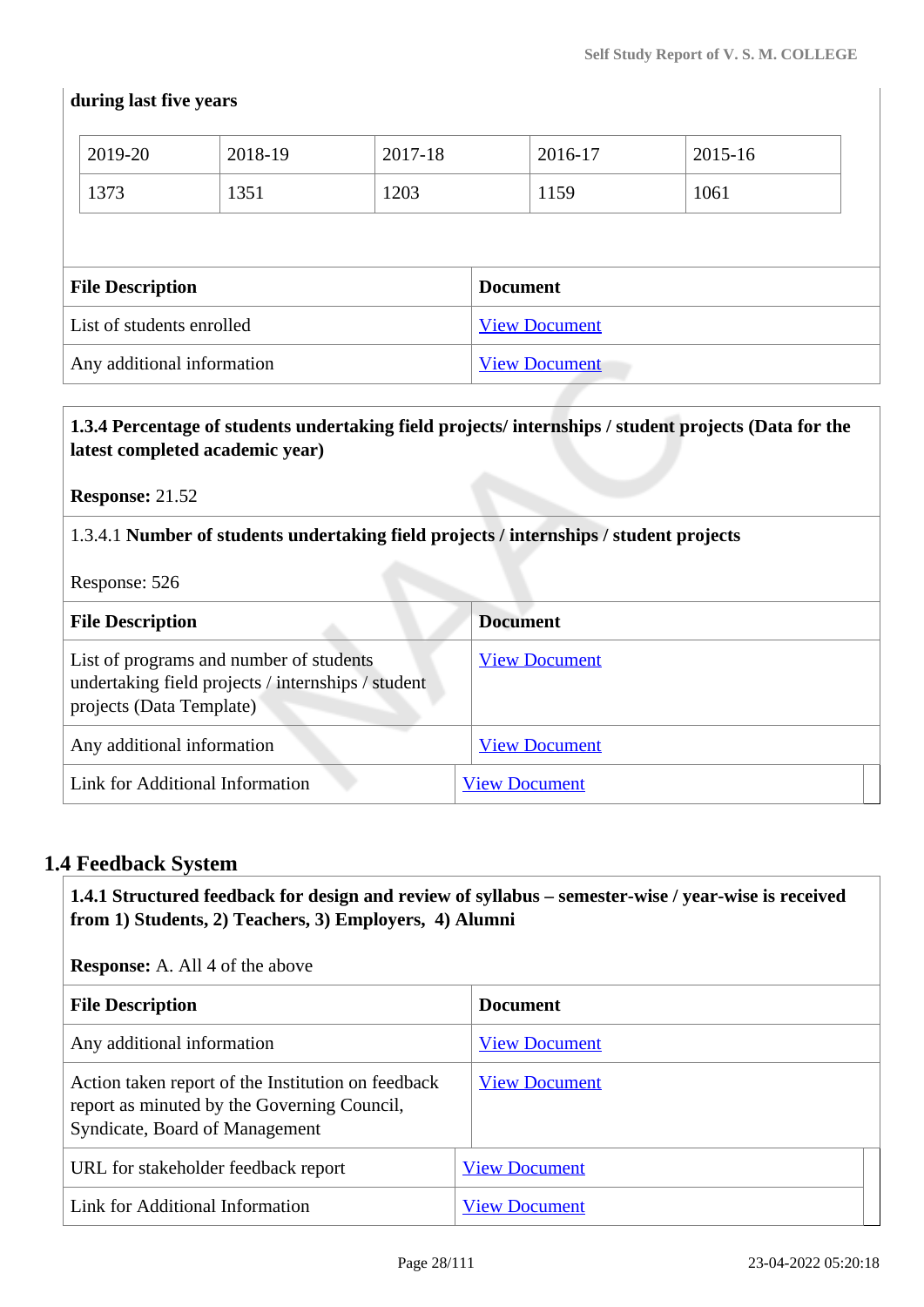**during last five years**

| 2019-20 | 2018-19 | 2017-18 | 2016-17 | 2015-16 |
|---|---|---|---|---|
| 1373 | 1351 | 1203 | 1159 | 1061 |

| File Description | Document |
|---|---|
| List of students enrolled | View Document |
| Any additional information | View Document |

**1.3.4 Percentage of students undertaking field projects/ internships / student projects (Data for the latest completed academic year)**

**Response:** 21.52

1.3.4.1 **Number of students undertaking field projects / internships / student projects**

Response: 526

| File Description | Document |
|---|---|
| List of programs and number of students undertaking field projects / internships / student projects (Data Template) | View Document |
| Any additional information | View Document |
| Link for Additional Information | View Document |

## 1.4 Feedback System

**1.4.1 Structured feedback for design and review of syllabus – semester-wise / year-wise is received from 1) Students, 2) Teachers, 3) Employers, 4) Alumni**

**Response:** A. All 4 of the above

| File Description | Document |
|---|---|
| Any additional information | View Document |
| Action taken report of the Institution on feedback report as minuted by the Governing Council, Syndicate, Board of Management | View Document |
| URL for stakeholder feedback report | View Document |
| Link for Additional Information | View Document |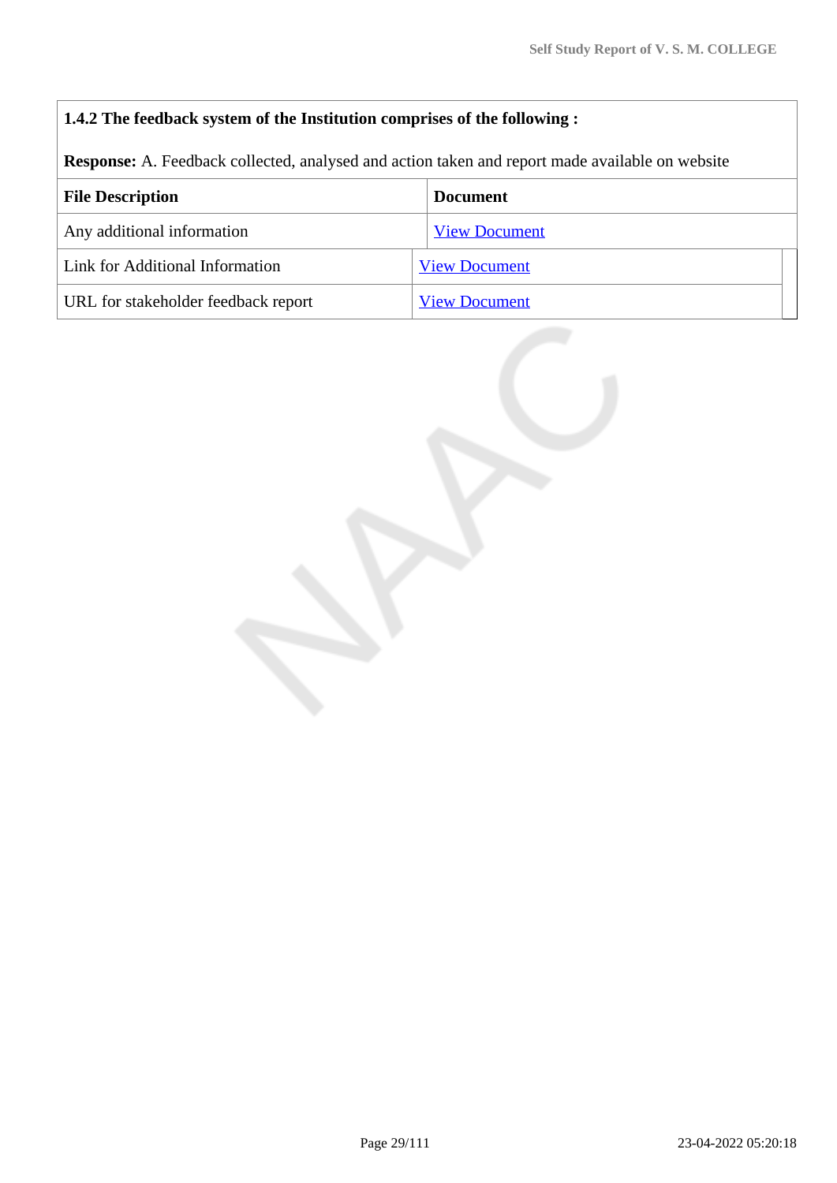**1.4.2 The feedback system of the Institution comprises of the following :**

**Response:** A. Feedback collected, analysed and action taken and report made available on website

| File Description | Document |
|---|---|
| Any additional information | View Document |
| Link for Additional Information | View Document |
| URL for stakeholder feedback report | View Document |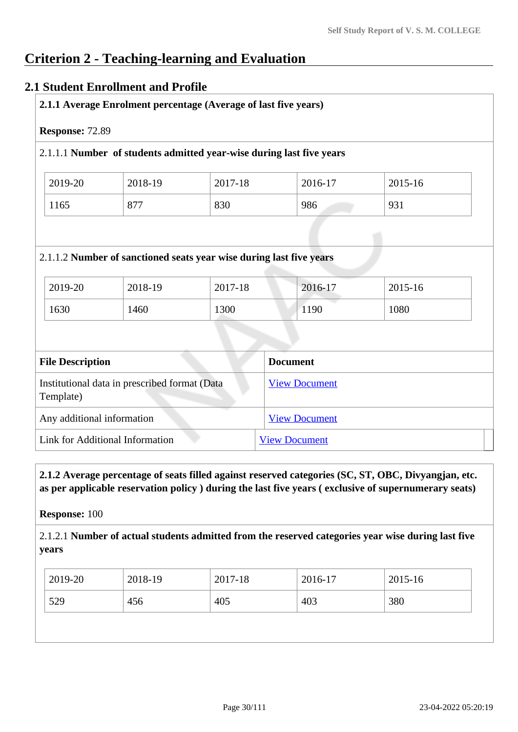# Criterion 2 - Teaching-learning and Evaluation

## 2.1 Student Enrollment and Profile

**2.1.1 Average Enrolment percentage (Average of last five years)**

**Response:** 72.89

2.1.1.1 **Number of students admitted year-wise during last five years**

| 2019-20 | 2018-19 | 2017-18 | 2016-17 | 2015-16 |
|---|---|---|---|---|
| 1165 | 877 | 830 | 986 | 931 |

2.1.1.2 **Number of sanctioned seats year wise during last five years**

| 2019-20 | 2018-19 | 2017-18 | 2016-17 | 2015-16 |
|---|---|---|---|---|
| 1630 | 1460 | 1300 | 1190 | 1080 |

| File Description | Document |
|---|---|
| Institutional data in prescribed format (Data Template) | View Document |
| Any additional information | View Document |
| Link for Additional Information | View Document |

**2.1.2 Average percentage of seats filled against reserved categories (SC, ST, OBC, Divyangjan, etc. as per applicable reservation policy ) during the last five years ( exclusive of supernumerary seats)**

**Response:** 100

2.1.2.1 **Number of actual students admitted from the reserved categories year wise during last five years**

| 2019-20 | 2018-19 | 2017-18 | 2016-17 | 2015-16 |
|---|---|---|---|---|
| 529 | 456 | 405 | 403 | 380 |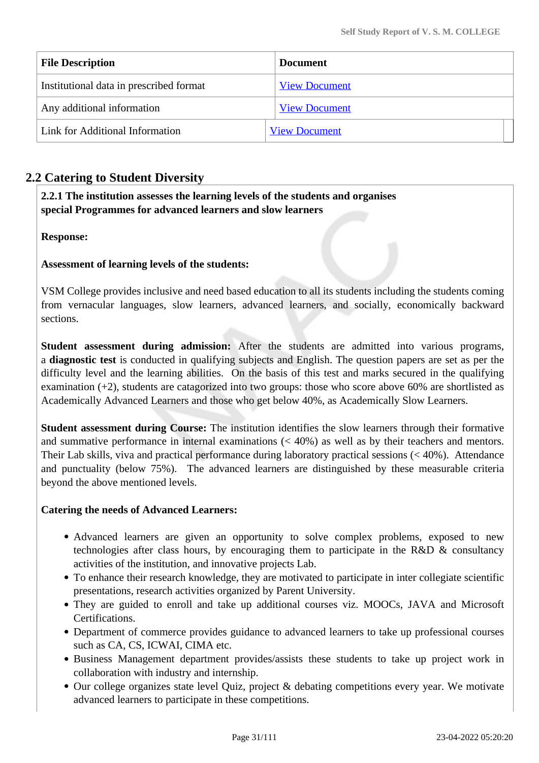| File Description | Document |
|---|---|
| Institutional data in prescribed format | View Document |
| Any additional information | View Document |
| Link for Additional Information | View Document |

## 2.2 Catering to Student Diversity

**2.2.1 The institution assesses the learning levels of the students and organises special Programmes for advanced learners and slow learners**

**Response:**

**Assessment of learning levels of the students:**

VSM College provides inclusive and need based education to all its students including the students coming from vernacular languages, slow learners, advanced learners, and socially, economically backward sections.

**Student assessment during admission:** After the students are admitted into various programs, a **diagnostic test** is conducted in qualifying subjects and English. The question papers are set as per the difficulty level and the learning abilities. On the basis of this test and marks secured in the qualifying examination (+2), students are catagorized into two groups: those who score above 60% are shortlisted as Academically Advanced Learners and those who get below 40%, as Academically Slow Learners.

**Student assessment during Course:** The institution identifies the slow learners through their formative and summative performance in internal examinations (< 40%) as well as by their teachers and mentors. Their Lab skills, viva and practical performance during laboratory practical sessions (< 40%). Attendance and punctuality (below 75%). The advanced learners are distinguished by these measurable criteria beyond the above mentioned levels.

**Catering the needs of Advanced Learners:**

- Advanced learners are given an opportunity to solve complex problems, exposed to new technologies after class hours, by encouraging them to participate in the R&D & consultancy activities of the institution, and innovative projects Lab.
- To enhance their research knowledge, they are motivated to participate in inter collegiate scientific presentations, research activities organized by Parent University.
- They are guided to enroll and take up additional courses viz. MOOCs, JAVA and Microsoft Certifications.
- Department of commerce provides guidance to advanced learners to take up professional courses such as CA, CS, ICWAI, CIMA etc.
- Business Management department provides/assists these students to take up project work in collaboration with industry and internship.
- Our college organizes state level Quiz, project & debating competitions every year. We motivate advanced learners to participate in these competitions.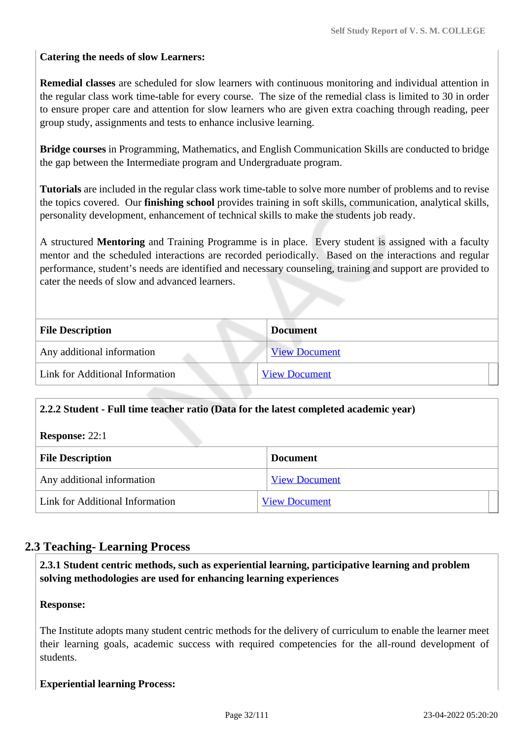**Catering the needs of slow Learners:**

**Remedial classes** are scheduled for slow learners with continuous monitoring and individual attention in the regular class work time-table for every course. The size of the remedial class is limited to 30 in order to ensure proper care and attention for slow learners who are given extra coaching through reading, peer group study, assignments and tests to enhance inclusive learning.

**Bridge courses** in Programming, Mathematics, and English Communication Skills are conducted to bridge the gap between the Intermediate program and Undergraduate program.

**Tutorials** are included in the regular class work time-table to solve more number of problems and to revise the topics covered. Our **finishing school** provides training in soft skills, communication, analytical skills, personality development, enhancement of technical skills to make the students job ready.

A structured **Mentoring** and Training Programme is in place. Every student is assigned with a faculty mentor and the scheduled interactions are recorded periodically. Based on the interactions and regular performance, student's needs are identified and necessary counseling, training and support are provided to cater the needs of slow and advanced learners.

| File Description | Document |
|---|---|
| Any additional information | View Document |
| Link for Additional Information | View Document |

**2.2.2 Student - Full time teacher ratio (Data for the latest completed academic year)**

**Response:** 22:1

| File Description | Document |
|---|---|
| Any additional information | View Document |
| Link for Additional Information | View Document |

## 2.3 Teaching- Learning Process

**2.3.1 Student centric methods, such as experiential learning, participative learning and problem solving methodologies are used for enhancing learning experiences**

**Response:**

The Institute adopts many student centric methods for the delivery of curriculum to enable the learner meet their learning goals, academic success with required competencies for the all-round development of students.

**Experiential learning Process:**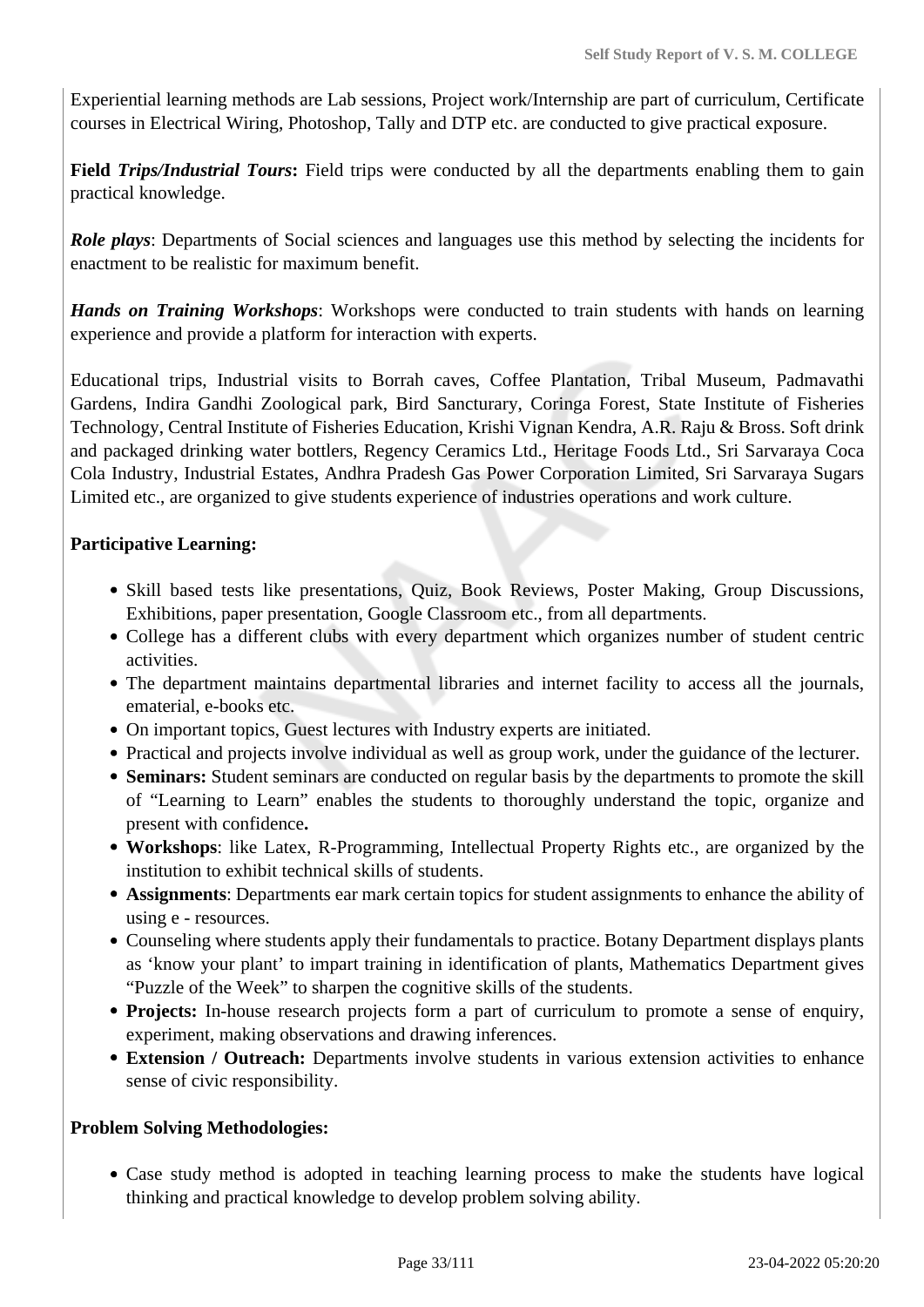Experiential learning methods are Lab sessions, Project work/Internship are part of curriculum, Certificate courses in Electrical Wiring, Photoshop, Tally and DTP etc. are conducted to give practical exposure.

**Field *Trips/Industrial Tours*:** Field trips were conducted by all the departments enabling them to gain practical knowledge.

***Role plays***: Departments of Social sciences and languages use this method by selecting the incidents for enactment to be realistic for maximum benefit.

***Hands on Training Workshops***: Workshops were conducted to train students with hands on learning experience and provide a platform for interaction with experts.

Educational trips, Industrial visits to Borrah caves, Coffee Plantation, Tribal Museum, Padmavathi Gardens, Indira Gandhi Zoological park, Bird Sancturary, Coringa Forest, State Institute of Fisheries Technology, Central Institute of Fisheries Education, Krishi Vignan Kendra, A.R. Raju & Bross. Soft drink and packaged drinking water bottlers, Regency Ceramics Ltd., Heritage Foods Ltd., Sri Sarvaraya Coca Cola Industry, Industrial Estates, Andhra Pradesh Gas Power Corporation Limited, Sri Sarvaraya Sugars Limited etc., are organized to give students experience of industries operations and work culture.

**Participative Learning:**

- Skill based tests like presentations, Quiz, Book Reviews, Poster Making, Group Discussions, Exhibitions, paper presentation, Google Classroom etc., from all departments.
- College has a different clubs with every department which organizes number of student centric activities.
- The department maintains departmental libraries and internet facility to access all the journals, ematerial, e-books etc.
- On important topics, Guest lectures with Industry experts are initiated.
- Practical and projects involve individual as well as group work, under the guidance of the lecturer.
- **Seminars:** Student seminars are conducted on regular basis by the departments to promote the skill of "Learning to Learn" enables the students to thoroughly understand the topic, organize and present with confidence**.**
- **Workshops**: like Latex, R-Programming, Intellectual Property Rights etc., are organized by the institution to exhibit technical skills of students.
- **Assignments**: Departments ear mark certain topics for student assignments to enhance the ability of using e - resources.
- Counseling where students apply their fundamentals to practice. Botany Department displays plants as 'know your plant' to impart training in identification of plants, Mathematics Department gives "Puzzle of the Week" to sharpen the cognitive skills of the students.
- **Projects:** In-house research projects form a part of curriculum to promote a sense of enquiry, experiment, making observations and drawing inferences.
- **Extension / Outreach:** Departments involve students in various extension activities to enhance sense of civic responsibility.

**Problem Solving Methodologies:**

- Case study method is adopted in teaching learning process to make the students have logical thinking and practical knowledge to develop problem solving ability.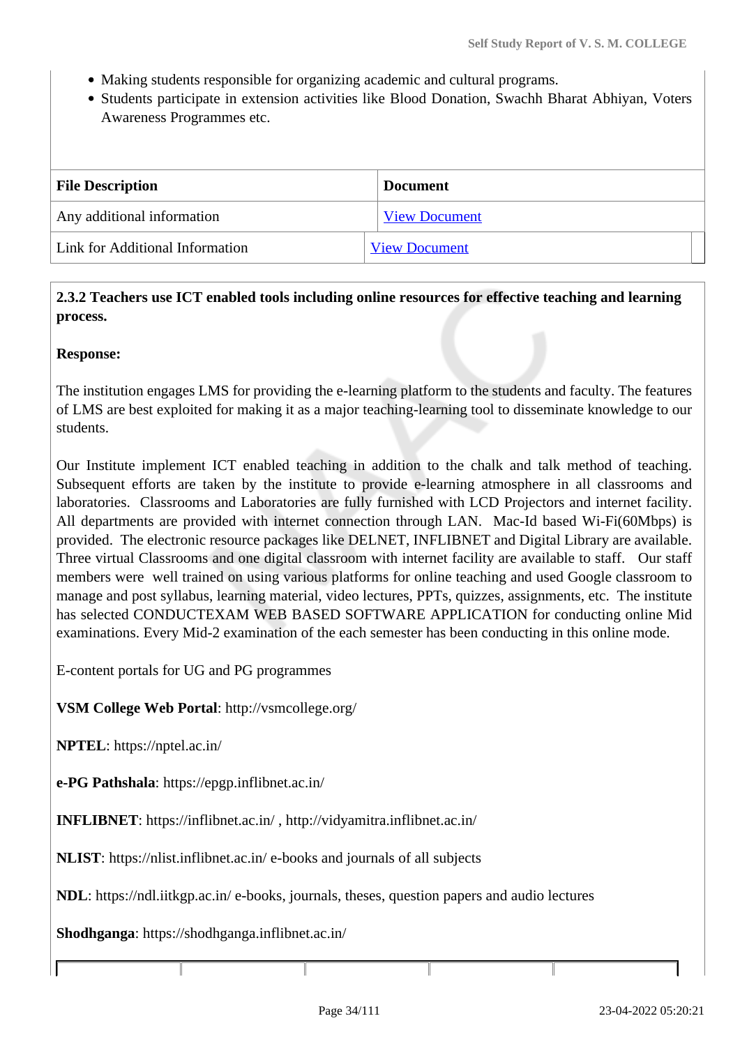- Making students responsible for organizing academic and cultural programs.
- Students participate in extension activities like Blood Donation, Swachh Bharat Abhiyan, Voters Awareness Programmes etc.

| File Description | Document |
|---|---|
| Any additional information | View Document |
| Link for Additional Information | View Document |

**2.3.2 Teachers use ICT enabled tools including online resources for effective teaching and learning process.**

**Response:**

The institution engages LMS for providing the e-learning platform to the students and faculty. The features of LMS are best exploited for making it as a major teaching-learning tool to disseminate knowledge to our students.

Our Institute implement ICT enabled teaching in addition to the chalk and talk method of teaching. Subsequent efforts are taken by the institute to provide e-learning atmosphere in all classrooms and laboratories. Classrooms and Laboratories are fully furnished with LCD Projectors and internet facility. All departments are provided with internet connection through LAN. Mac-Id based Wi-Fi(60Mbps) is provided. The electronic resource packages like DELNET, INFLIBNET and Digital Library are available. Three virtual Classrooms and one digital classroom with internet facility are available to staff. Our staff members were well trained on using various platforms for online teaching and used Google classroom to manage and post syllabus, learning material, video lectures, PPTs, quizzes, assignments, etc. The institute has selected CONDUCTEXAM WEB BASED SOFTWARE APPLICATION for conducting online Mid examinations. Every Mid-2 examination of the each semester has been conducting in this online mode.

E-content portals for UG and PG programmes

**VSM College Web Portal**: http://vsmcollege.org/

**NPTEL**: https://nptel.ac.in/

**e-PG Pathshala**: https://epgp.inflibnet.ac.in/

**INFLIBNET**: https://inflibnet.ac.in/ , http://vidyamitra.inflibnet.ac.in/

**NLIST**: https://nlist.inflibnet.ac.in/ e-books and journals of all subjects

**NDL**: https://ndl.iitkgp.ac.in/ e-books, journals, theses, question papers and audio lectures

**Shodhganga**: https://shodhganga.inflibnet.ac.in/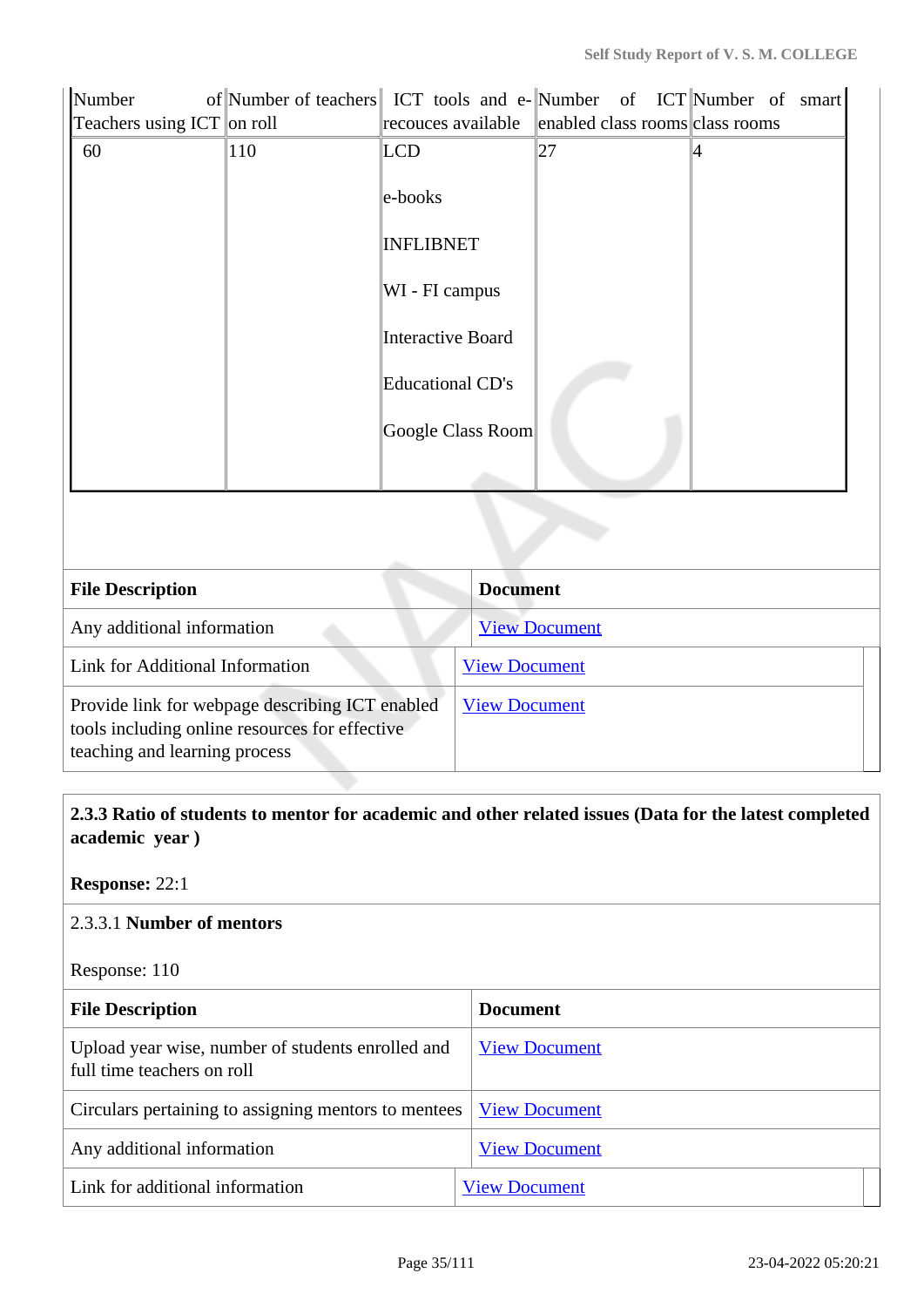| Number of Teachers using ICT | Number of teachers on roll | ICT tools and e-recouces available | Number of ICT enabled class rooms | Number of smart class rooms |
|---|---|---|---|---|
| 60 | 110 | LCD<br><br>e-books<br><br>INFLIBNET<br><br>WI - FI campus<br><br>Interactive Board<br><br>Educational CD's<br><br>Google Class Room | 27 | 4 |

| File Description | Document |
|---|---|
| Any additional information | View Document |
| Link for Additional Information | View Document |
| Provide link for webpage describing ICT enabled tools including online resources for effective teaching and learning process | View Document |

**2.3.3 Ratio of students to mentor for academic and other related issues (Data for the latest completed academic year )**

**Response:** 22:1

2.3.3.1 **Number of mentors**

Response: 110

| File Description | Document |
|---|---|
| Upload year wise, number of students enrolled and full time teachers on roll | View Document |
| Circulars pertaining to assigning mentors to mentees | View Document |
| Any additional information | View Document |
| Link for additional information | View Document |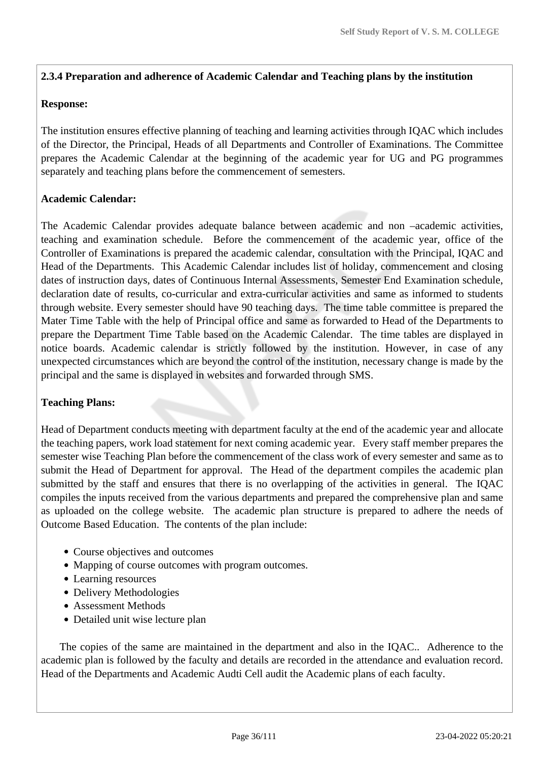**2.3.4 Preparation and adherence of Academic Calendar and Teaching plans by the institution**

**Response:**

The institution ensures effective planning of teaching and learning activities through IQAC which includes of the Director, the Principal, Heads of all Departments and Controller of Examinations. The Committee prepares the Academic Calendar at the beginning of the academic year for UG and PG programmes separately and teaching plans before the commencement of semesters.

**Academic Calendar:**

The Academic Calendar provides adequate balance between academic and non –academic activities, teaching and examination schedule. Before the commencement of the academic year, office of the Controller of Examinations is prepared the academic calendar, consultation with the Principal, IQAC and Head of the Departments. This Academic Calendar includes list of holiday, commencement and closing dates of instruction days, dates of Continuous Internal Assessments, Semester End Examination schedule, declaration date of results, co-curricular and extra-curricular activities and same as informed to students through website. Every semester should have 90 teaching days. The time table committee is prepared the Mater Time Table with the help of Principal office and same as forwarded to Head of the Departments to prepare the Department Time Table based on the Academic Calendar. The time tables are displayed in notice boards. Academic calendar is strictly followed by the institution. However, in case of any unexpected circumstances which are beyond the control of the institution, necessary change is made by the principal and the same is displayed in websites and forwarded through SMS.

**Teaching Plans:**

Head of Department conducts meeting with department faculty at the end of the academic year and allocate the teaching papers, work load statement for next coming academic year. Every staff member prepares the semester wise Teaching Plan before the commencement of the class work of every semester and same as to submit the Head of Department for approval. The Head of the department compiles the academic plan submitted by the staff and ensures that there is no overlapping of the activities in general. The IQAC compiles the inputs received from the various departments and prepared the comprehensive plan and same as uploaded on the college website. The academic plan structure is prepared to adhere the needs of Outcome Based Education. The contents of the plan include:

- Course objectives and outcomes
- Mapping of course outcomes with program outcomes.
- Learning resources
- Delivery Methodologies
- Assessment Methods
- Detailed unit wise lecture plan

The copies of the same are maintained in the department and also in the IQAC.. Adherence to the academic plan is followed by the faculty and details are recorded in the attendance and evaluation record. Head of the Departments and Academic Audti Cell audit the Academic plans of each faculty.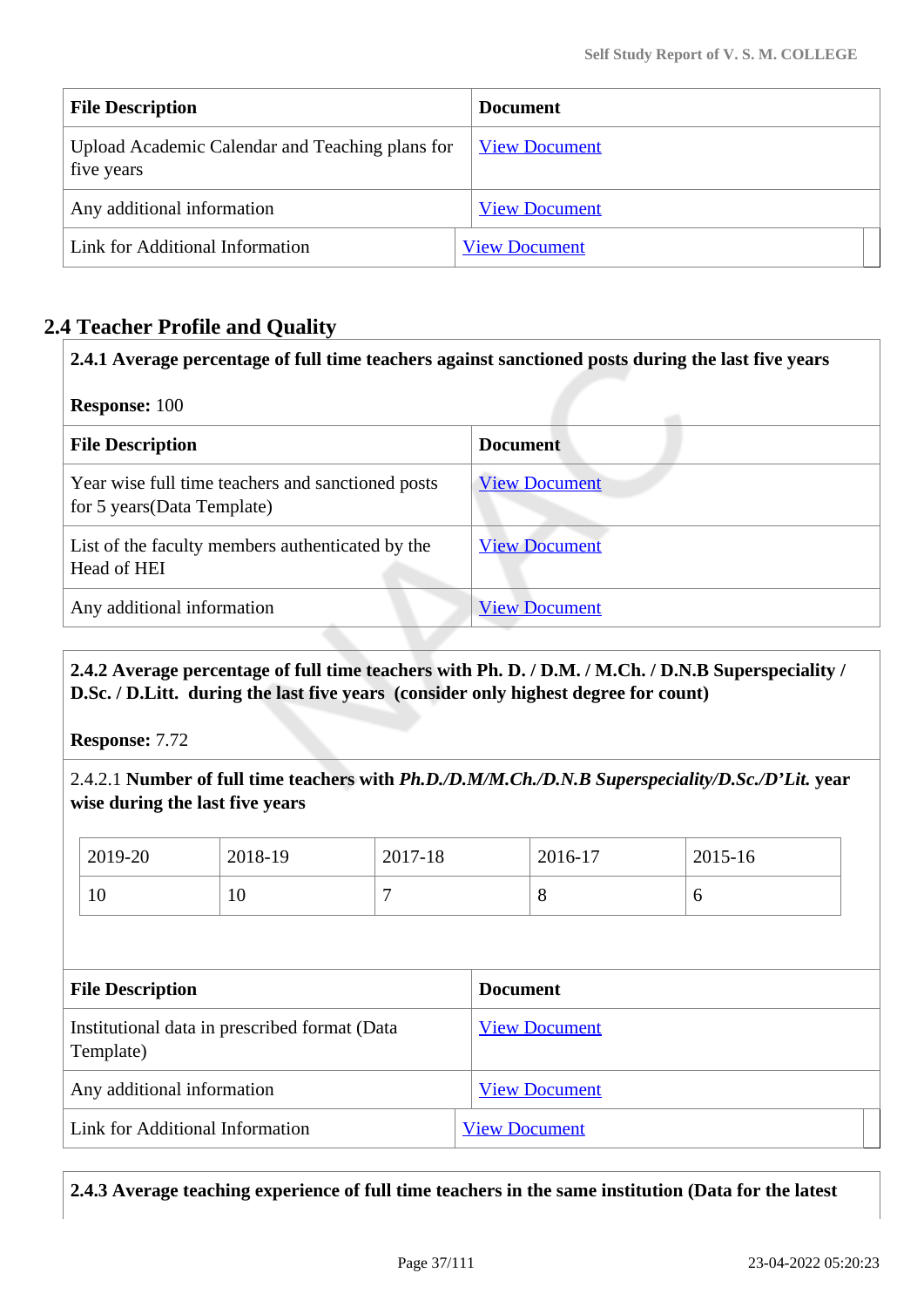| File Description | Document |
|---|---|
| Upload Academic Calendar and Teaching plans for five years | View Document |
| Any additional information | View Document |
| Link for Additional Information | View Document |

## 2.4 Teacher Profile and Quality

**2.4.1 Average percentage of full time teachers against sanctioned posts during the last five years**

**Response:** 100

| File Description | Document |
|---|---|
| Year wise full time teachers and sanctioned posts for 5 years(Data Template) | View Document |
| List of the faculty members authenticated by the Head of HEI | View Document |
| Any additional information | View Document |

**2.4.2 Average percentage of full time teachers with Ph. D. / D.M. / M.Ch. / D.N.B Superspeciality / D.Sc. / D.Litt. during the last five years (consider only highest degree for count)**

**Response:** 7.72

2.4.2.1 **Number of full time teachers with *Ph.D./D.M/M.Ch./D.N.B Superspeciality/D.Sc./D'Lit.* year wise during the last five years**

| 2019-20 | 2018-19 | 2017-18 | 2016-17 | 2015-16 |
|---|---|---|---|---|
| 10 | 10 | 7 | 8 | 6 |

| File Description | Document |
|---|---|
| Institutional data in prescribed format (Data Template) | View Document |
| Any additional information | View Document |
| Link for Additional Information | View Document |

**2.4.3 Average teaching experience of full time teachers in the same institution (Data for the latest**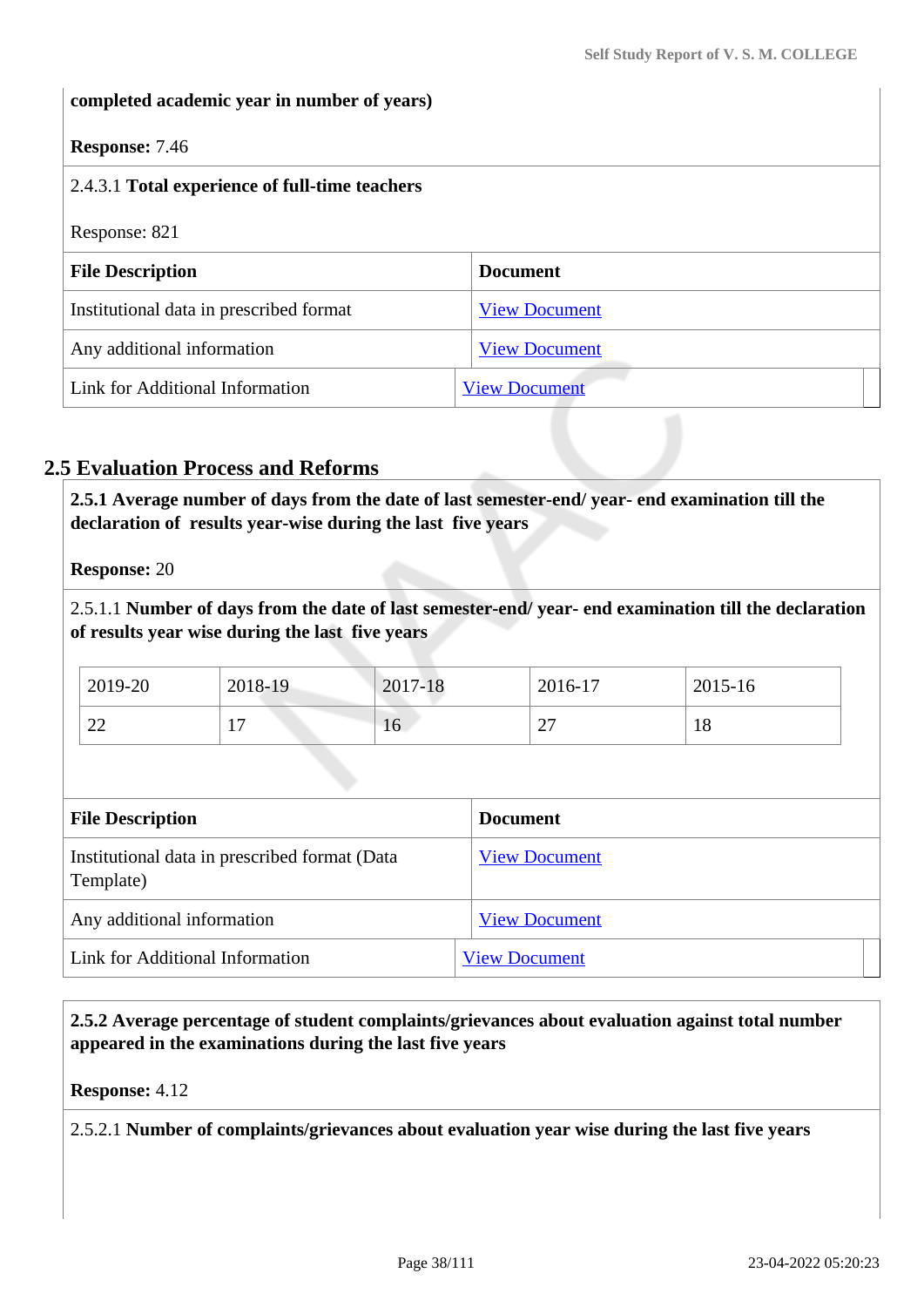**completed academic year in number of years)**

**Response:** 7.46

2.4.3.1 **Total experience of full-time teachers**

Response: 821

| **File Description** | **Document** |
|---|---|
| Institutional data in prescribed format | View Document |
| Any additional information | View Document |
| Link for Additional Information | View Document |

## 2.5 Evaluation Process and Reforms

**2.5.1 Average number of days from the date of last semester-end/ year- end examination till the declaration of results year-wise during the last five years**

**Response:** 20

2.5.1.1 **Number of days from the date of last semester-end/ year- end examination till the declaration of results year wise during the last five years**

| 2019-20 | 2018-19 | 2017-18 | 2016-17 | 2015-16 |
|---|---|---|---|---|
| 22 | 17 | 16 | 27 | 18 |

| **File Description** | **Document** |
|---|---|
| Institutional data in prescribed format (Data Template) | View Document |
| Any additional information | View Document |
| Link for Additional Information | View Document |

**2.5.2 Average percentage of student complaints/grievances about evaluation against total number appeared in the examinations during the last five years**

**Response:** 4.12

2.5.2.1 **Number of complaints/grievances about evaluation year wise during the last five years**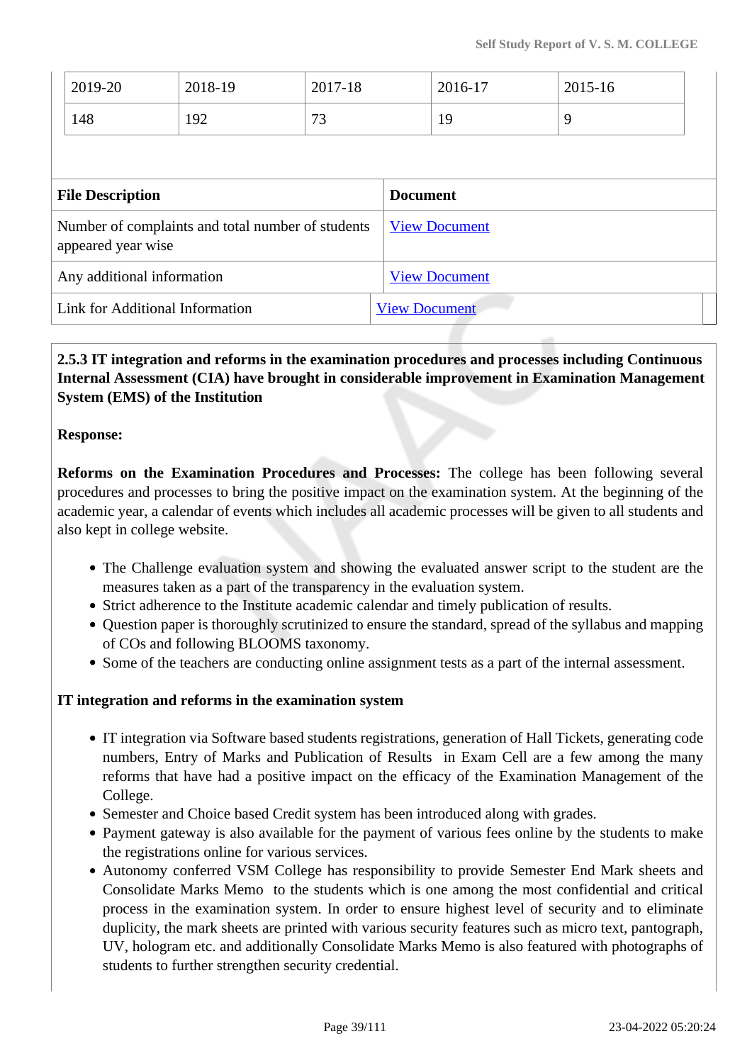| 2019-20 | 2018-19 | 2017-18 | 2016-17 | 2015-16 |
|---|---|---|---|---|
| 148 | 192 | 73 | 19 | 9 |

| File Description | Document |
|---|---|
| Number of complaints and total number of students appeared year wise | View Document |
| Any additional information | View Document |
| Link for Additional Information | View Document |

**2.5.3 IT integration and reforms in the examination procedures and processes including Continuous Internal Assessment (CIA) have brought in considerable improvement in Examination Management System (EMS) of the Institution**

**Response:**

**Reforms on the Examination Procedures and Processes:** The college has been following several procedures and processes to bring the positive impact on the examination system. At the beginning of the academic year, a calendar of events which includes all academic processes will be given to all students and also kept in college website.

- The Challenge evaluation system and showing the evaluated answer script to the student are the measures taken as a part of the transparency in the evaluation system.
- Strict adherence to the Institute academic calendar and timely publication of results.
- Question paper is thoroughly scrutinized to ensure the standard, spread of the syllabus and mapping of COs and following BLOOMS taxonomy.
- Some of the teachers are conducting online assignment tests as a part of the internal assessment.

**IT integration and reforms in the examination system**

- IT integration via Software based students registrations, generation of Hall Tickets, generating code numbers, Entry of Marks and Publication of Results in Exam Cell are a few among the many reforms that have had a positive impact on the efficacy of the Examination Management of the College.
- Semester and Choice based Credit system has been introduced along with grades.
- Payment gateway is also available for the payment of various fees online by the students to make the registrations online for various services.
- Autonomy conferred VSM College has responsibility to provide Semester End Mark sheets and Consolidate Marks Memo to the students which is one among the most confidential and critical process in the examination system. In order to ensure highest level of security and to eliminate duplicity, the mark sheets are printed with various security features such as micro text, pantograph, UV, hologram etc. and additionally Consolidate Marks Memo is also featured with photographs of students to further strengthen security credential.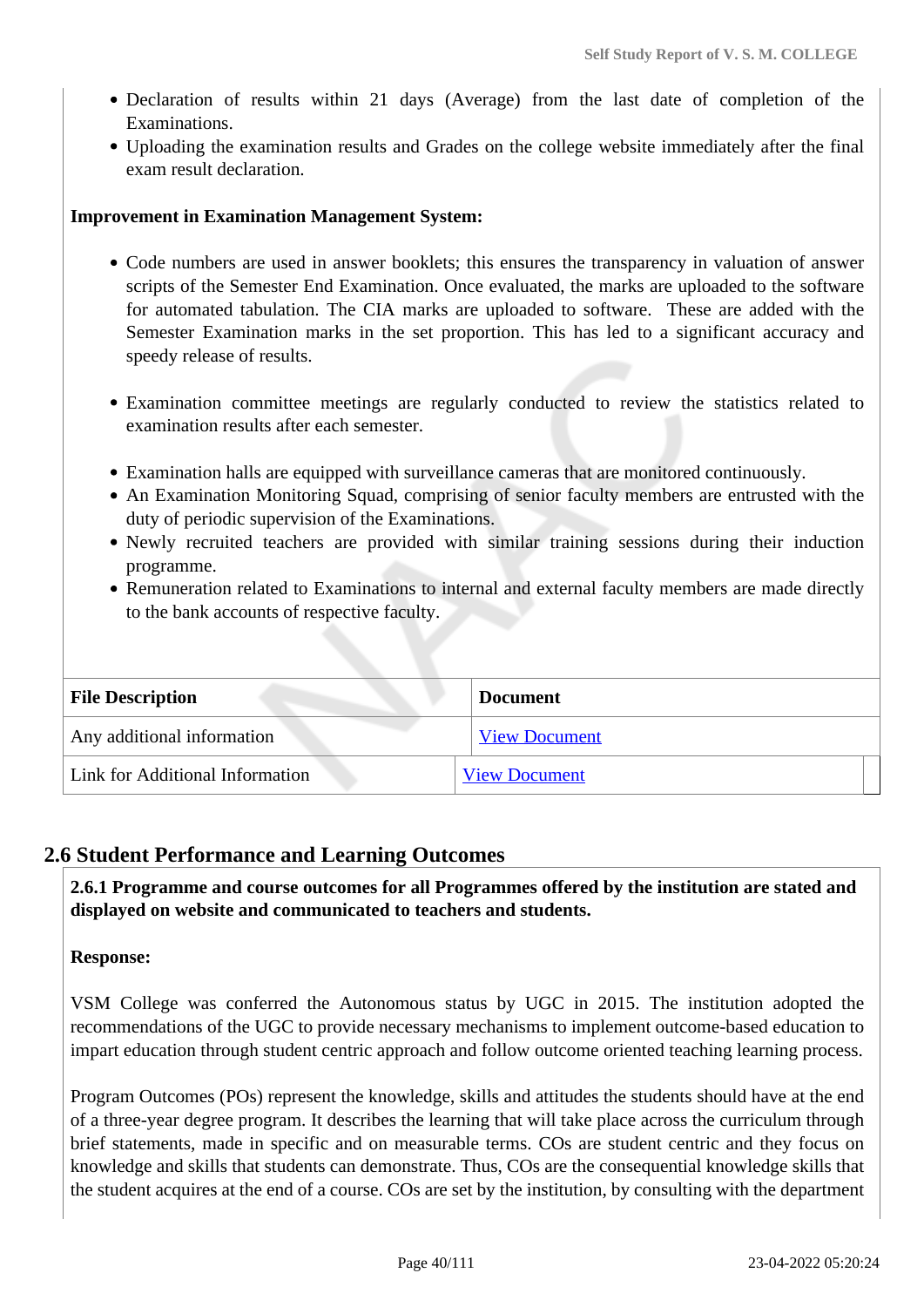- Declaration of results within 21 days (Average) from the last date of completion of the Examinations.
- Uploading the examination results and Grades on the college website immediately after the final exam result declaration.

**Improvement in Examination Management System:**

- Code numbers are used in answer booklets; this ensures the transparency in valuation of answer scripts of the Semester End Examination. Once evaluated, the marks are uploaded to the software for automated tabulation. The CIA marks are uploaded to software. These are added with the Semester Examination marks in the set proportion. This has led to a significant accuracy and speedy release of results.

- Examination committee meetings are regularly conducted to review the statistics related to examination results after each semester.

- Examination halls are equipped with surveillance cameras that are monitored continuously.
- An Examination Monitoring Squad, comprising of senior faculty members are entrusted with the duty of periodic supervision of the Examinations.
- Newly recruited teachers are provided with similar training sessions during their induction programme.
- Remuneration related to Examinations to internal and external faculty members are made directly to the bank accounts of respective faculty.

| File Description | Document |
|---|---|
| Any additional information | View Document |
| Link for Additional Information | View Document |

## 2.6 Student Performance and Learning Outcomes

**2.6.1 Programme and course outcomes for all Programmes offered by the institution are stated and displayed on website and communicated to teachers and students.**

**Response:**

VSM College was conferred the Autonomous status by UGC in 2015. The institution adopted the recommendations of the UGC to provide necessary mechanisms to implement outcome-based education to impart education through student centric approach and follow outcome oriented teaching learning process.

Program Outcomes (POs) represent the knowledge, skills and attitudes the students should have at the end of a three-year degree program. It describes the learning that will take place across the curriculum through brief statements, made in specific and on measurable terms. COs are student centric and they focus on knowledge and skills that students can demonstrate. Thus, COs are the consequential knowledge skills that the student acquires at the end of a course. COs are set by the institution, by consulting with the department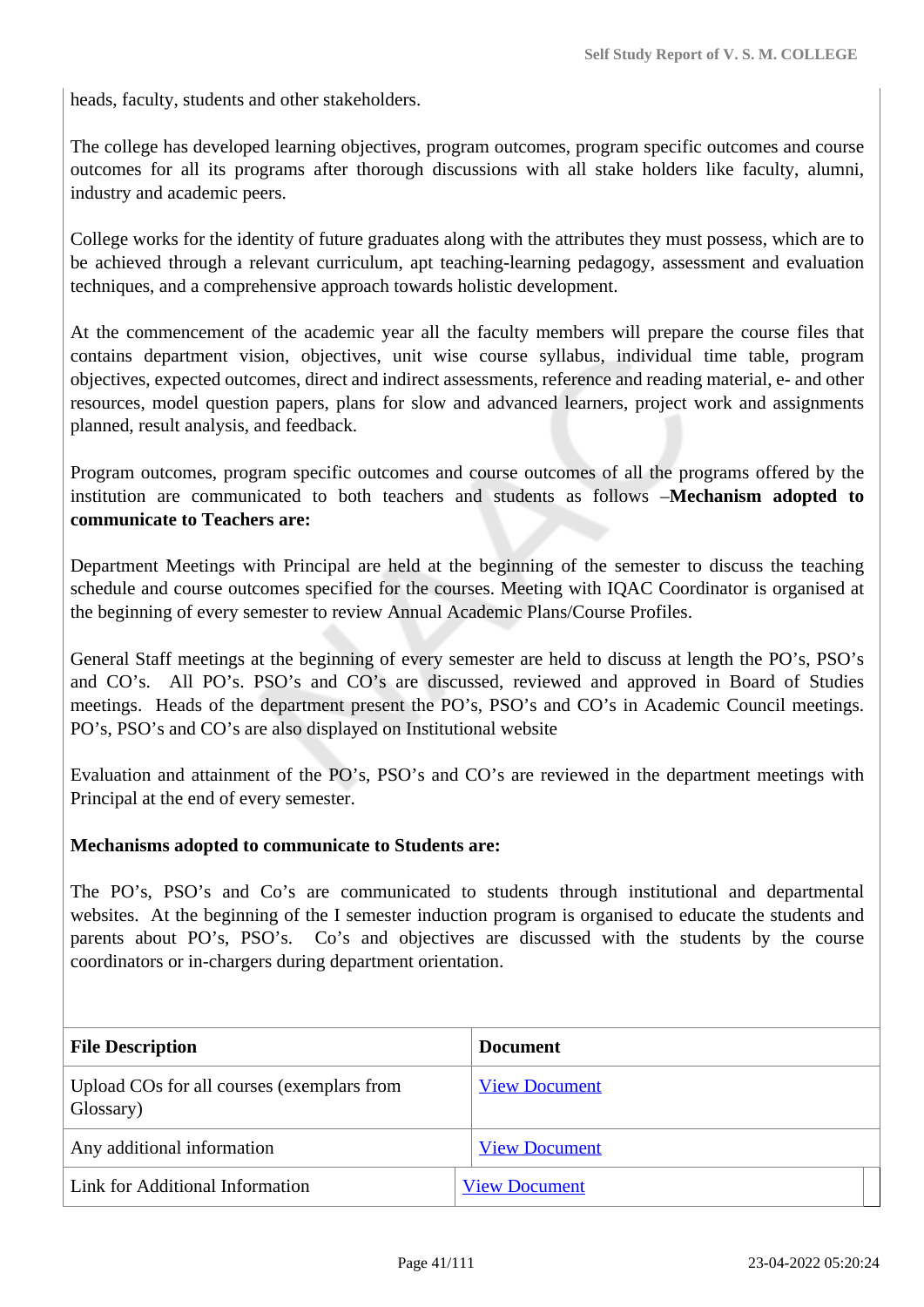heads, faculty, students and other stakeholders.

The college has developed learning objectives, program outcomes, program specific outcomes and course outcomes for all its programs after thorough discussions with all stake holders like faculty, alumni, industry and academic peers.

College works for the identity of future graduates along with the attributes they must possess, which are to be achieved through a relevant curriculum, apt teaching-learning pedagogy, assessment and evaluation techniques, and a comprehensive approach towards holistic development.

At the commencement of the academic year all the faculty members will prepare the course files that contains department vision, objectives, unit wise course syllabus, individual time table, program objectives, expected outcomes, direct and indirect assessments, reference and reading material, e- and other resources, model question papers, plans for slow and advanced learners, project work and assignments planned, result analysis, and feedback.

Program outcomes, program specific outcomes and course outcomes of all the programs offered by the institution are communicated to both teachers and students as follows –**Mechanism adopted to communicate to Teachers are:**

Department Meetings with Principal are held at the beginning of the semester to discuss the teaching schedule and course outcomes specified for the courses. Meeting with IQAC Coordinator is organised at the beginning of every semester to review Annual Academic Plans/Course Profiles.

General Staff meetings at the beginning of every semester are held to discuss at length the PO's, PSO's and CO's. All PO's. PSO's and CO's are discussed, reviewed and approved in Board of Studies meetings. Heads of the department present the PO's, PSO's and CO's in Academic Council meetings. PO's, PSO's and CO's are also displayed on Institutional website

Evaluation and attainment of the PO's, PSO's and CO's are reviewed in the department meetings with Principal at the end of every semester.

**Mechanisms adopted to communicate to Students are:**

The PO's, PSO's and Co's are communicated to students through institutional and departmental websites. At the beginning of the I semester induction program is organised to educate the students and parents about PO's, PSO's. Co's and objectives are discussed with the students by the course coordinators or in-chargers during department orientation.

| File Description | Document |
|---|---|
| Upload COs for all courses (exemplars from Glossary) | View Document |
| Any additional information | View Document |
| Link for Additional Information | View Document |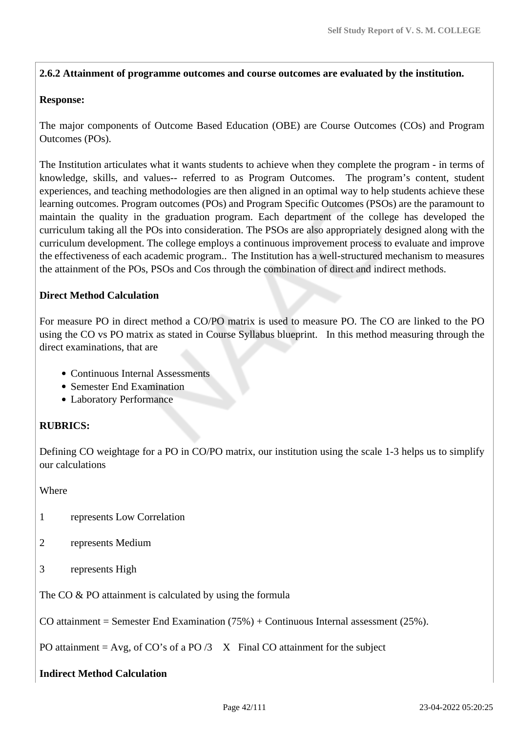**2.6.2 Attainment of programme outcomes and course outcomes are evaluated by the institution.**

**Response:**

The major components of Outcome Based Education (OBE) are Course Outcomes (COs) and Program Outcomes (POs).

The Institution articulates what it wants students to achieve when they complete the program - in terms of knowledge, skills, and values-- referred to as Program Outcomes. The program's content, student experiences, and teaching methodologies are then aligned in an optimal way to help students achieve these learning outcomes. Program outcomes (POs) and Program Specific Outcomes (PSOs) are the paramount to maintain the quality in the graduation program. Each department of the college has developed the curriculum taking all the POs into consideration. The PSOs are also appropriately designed along with the curriculum development. The college employs a continuous improvement process to evaluate and improve the effectiveness of each academic program.. The Institution has a well-structured mechanism to measures the attainment of the POs, PSOs and Cos through the combination of direct and indirect methods.

**Direct Method Calculation**

For measure PO in direct method a CO/PO matrix is used to measure PO. The CO are linked to the PO using the CO vs PO matrix as stated in Course Syllabus blueprint. In this method measuring through the direct examinations, that are

- Continuous Internal Assessments
- Semester End Examination
- Laboratory Performance

**RUBRICS:**

Defining CO weightage for a PO in CO/PO matrix, our institution using the scale 1-3 helps us to simplify our calculations

Where

1 represents Low Correlation

2 represents Medium

3 represents High

The CO & PO attainment is calculated by using the formula

CO attainment = Semester End Examination (75%) + Continuous Internal assessment (25%).

PO attainment = Avg, of CO's of a PO /3 X Final CO attainment for the subject

**Indirect Method Calculation**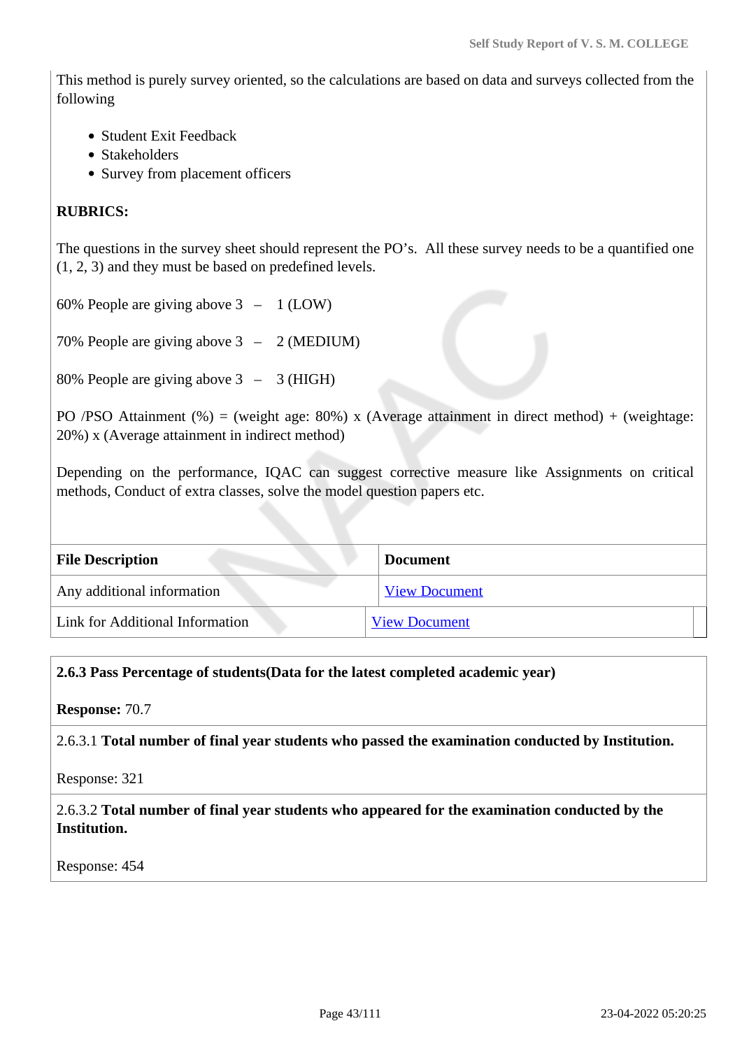This method is purely survey oriented, so the calculations are based on data and surveys collected from the following

- Student Exit Feedback
- Stakeholders
- Survey from placement officers

**RUBRICS:**

The questions in the survey sheet should represent the PO's. All these survey needs to be a quantified one (1, 2, 3) and they must be based on predefined levels.

60% People are giving above 3 – 1 (LOW)

70% People are giving above 3 – 2 (MEDIUM)

80% People are giving above 3 – 3 (HIGH)

PO /PSO Attainment (%) = (weight age: 80%) x (Average attainment in direct method) + (weightage: 20%) x (Average attainment in indirect method)

Depending on the performance, IQAC can suggest corrective measure like Assignments on critical methods, Conduct of extra classes, solve the model question papers etc.

| File Description | Document |
|---|---|
| Any additional information | View Document |
| Link for Additional Information | View Document |

**2.6.3 Pass Percentage of students(Data for the latest completed academic year)**

**Response:** 70.7

2.6.3.1 **Total number of final year students who passed the examination conducted by Institution.**

Response: 321

2.6.3.2 **Total number of final year students who appeared for the examination conducted by the Institution.**

Response: 454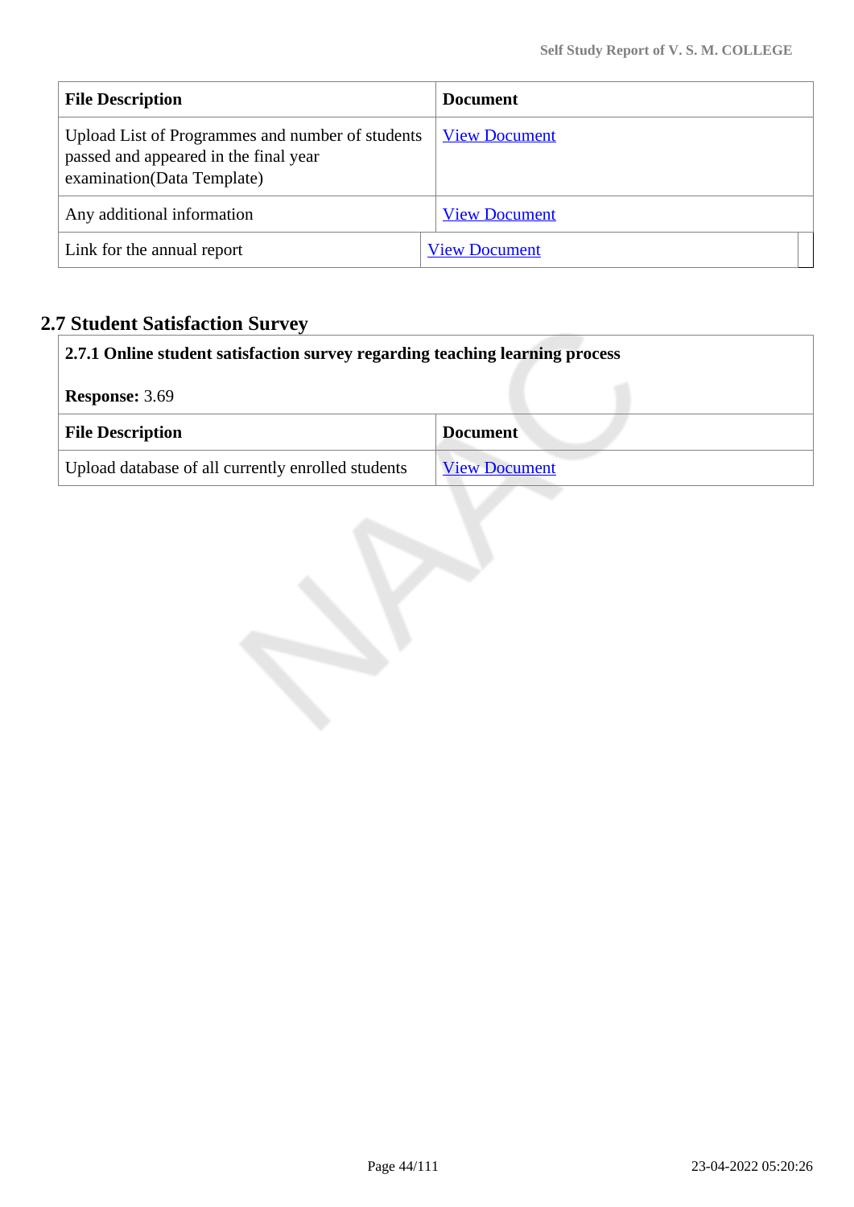| File Description | Document |
|---|---|
| Upload List of Programmes and number of students passed and appeared in the final year examination(Data Template) | View Document |
| Any additional information | View Document |
| Link for the annual report | View Document |

## 2.7 Student Satisfaction Survey

**2.7.1 Online student satisfaction survey regarding teaching learning process**

**Response:** 3.69

| File Description | Document |
|---|---|
| Upload database of all currently enrolled students | View Document |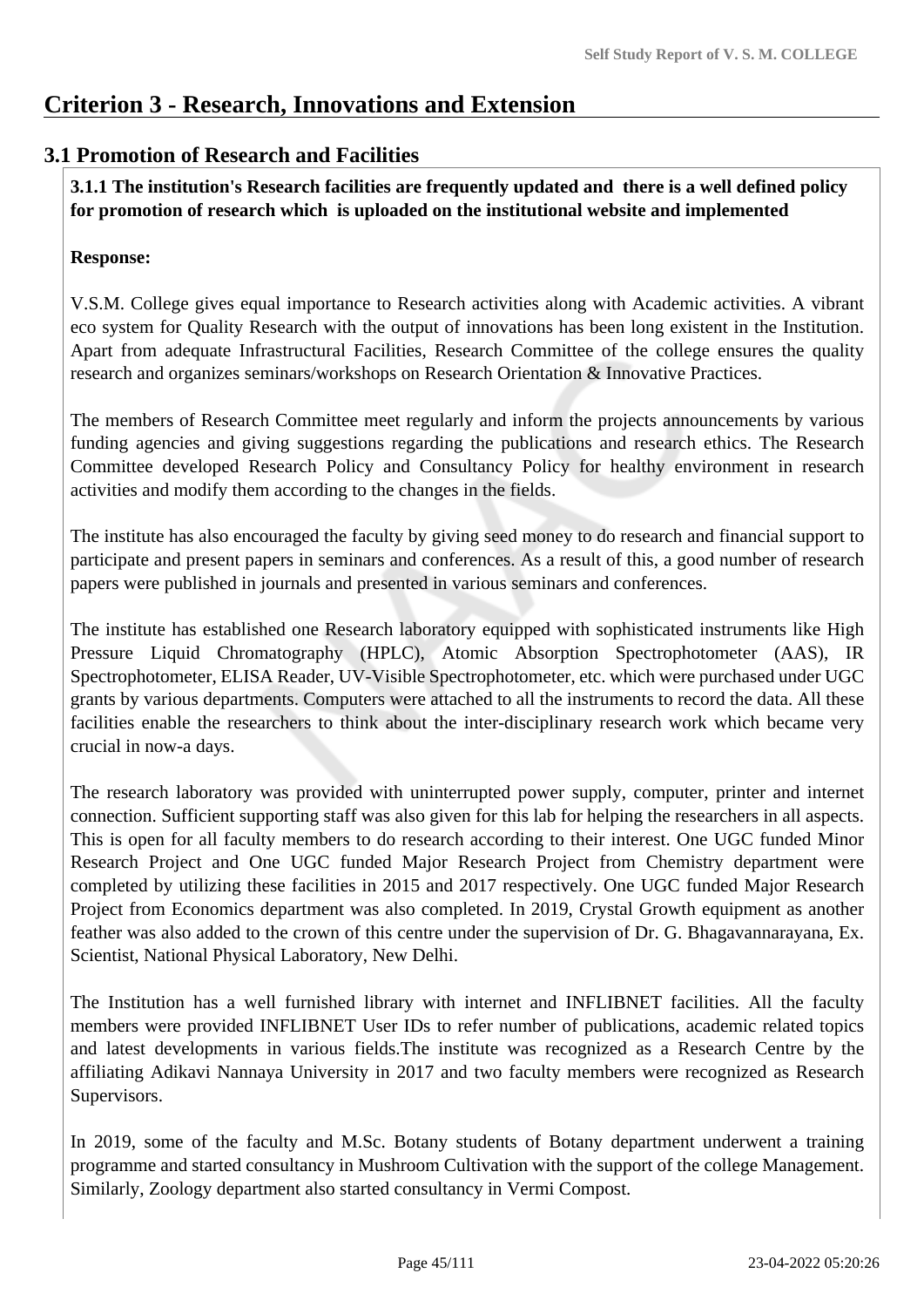# Criterion 3 - Research, Innovations and Extension

## 3.1 Promotion of Research and Facilities

**3.1.1 The institution's Research facilities are frequently updated and there is a well defined policy for promotion of research which is uploaded on the institutional website and implemented**

**Response:**

V.S.M. College gives equal importance to Research activities along with Academic activities. A vibrant eco system for Quality Research with the output of innovations has been long existent in the Institution. Apart from adequate Infrastructural Facilities, Research Committee of the college ensures the quality research and organizes seminars/workshops on Research Orientation & Innovative Practices.

The members of Research Committee meet regularly and inform the projects announcements by various funding agencies and giving suggestions regarding the publications and research ethics. The Research Committee developed Research Policy and Consultancy Policy for healthy environment in research activities and modify them according to the changes in the fields.

The institute has also encouraged the faculty by giving seed money to do research and financial support to participate and present papers in seminars and conferences. As a result of this, a good number of research papers were published in journals and presented in various seminars and conferences.

The institute has established one Research laboratory equipped with sophisticated instruments like High Pressure Liquid Chromatography (HPLC), Atomic Absorption Spectrophotometer (AAS), IR Spectrophotometer, ELISA Reader, UV-Visible Spectrophotometer, etc. which were purchased under UGC grants by various departments. Computers were attached to all the instruments to record the data. All these facilities enable the researchers to think about the inter-disciplinary research work which became very crucial in now-a days.

The research laboratory was provided with uninterrupted power supply, computer, printer and internet connection. Sufficient supporting staff was also given for this lab for helping the researchers in all aspects. This is open for all faculty members to do research according to their interest. One UGC funded Minor Research Project and One UGC funded Major Research Project from Chemistry department were completed by utilizing these facilities in 2015 and 2017 respectively. One UGC funded Major Research Project from Economics department was also completed. In 2019, Crystal Growth equipment as another feather was also added to the crown of this centre under the supervision of Dr. G. Bhagavannarayana, Ex. Scientist, National Physical Laboratory, New Delhi.

The Institution has a well furnished library with internet and INFLIBNET facilities. All the faculty members were provided INFLIBNET User IDs to refer number of publications, academic related topics and latest developments in various fields.The institute was recognized as a Research Centre by the affiliating Adikavi Nannaya University in 2017 and two faculty members were recognized as Research Supervisors.

In 2019, some of the faculty and M.Sc. Botany students of Botany department underwent a training programme and started consultancy in Mushroom Cultivation with the support of the college Management. Similarly, Zoology department also started consultancy in Vermi Compost.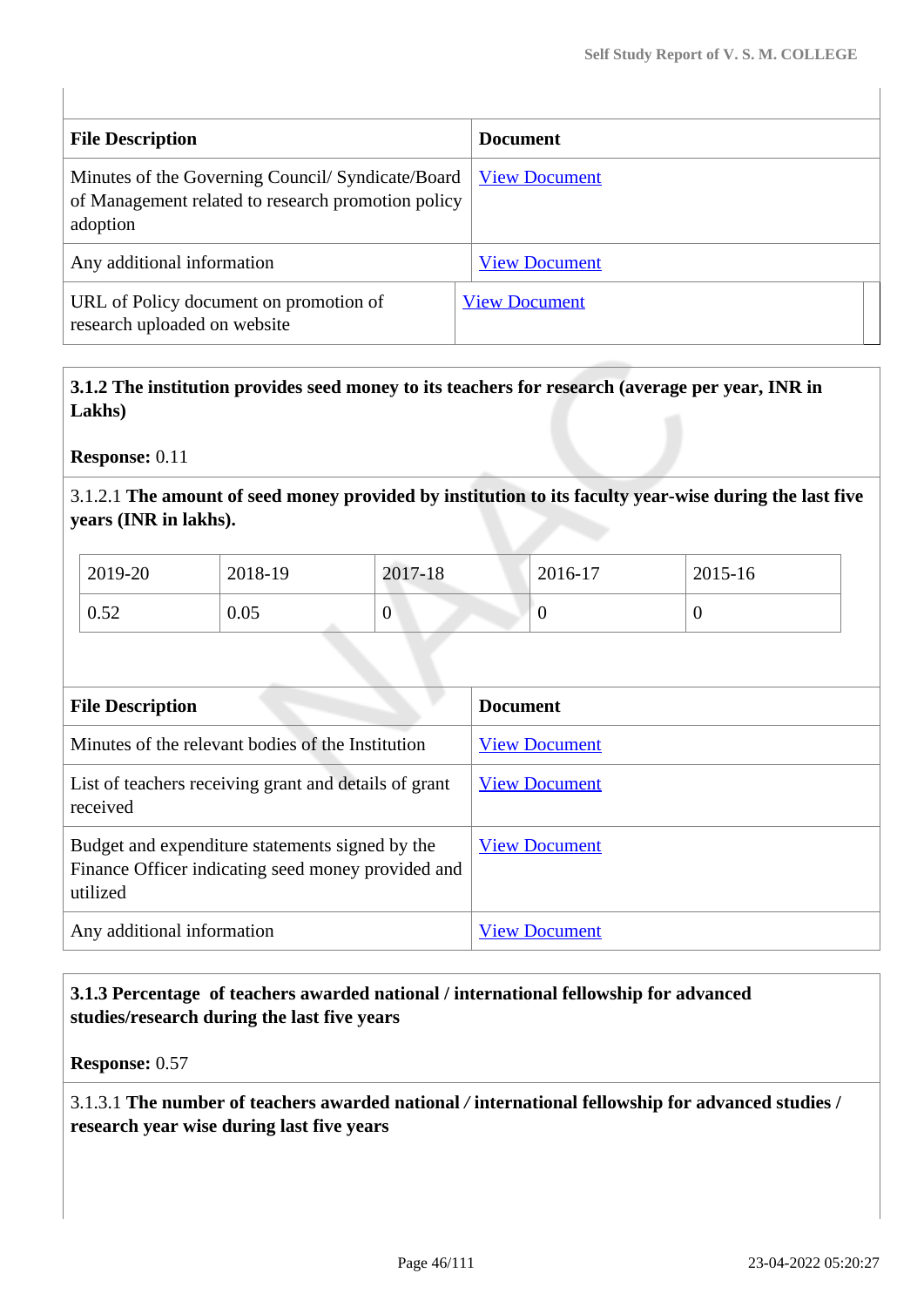| File Description | Document |
|---|---|
| Minutes of the Governing Council/ Syndicate/Board of Management related to research promotion policy adoption | View Document |
| Any additional information | View Document |
| URL of Policy document on promotion of research uploaded on website | View Document |

**3.1.2 The institution provides seed money to its teachers for research (average per year, INR in Lakhs)**

**Response:** 0.11

3.1.2.1 **The amount of seed money provided by institution to its faculty year-wise during the last five years (INR in lakhs).**

| 2019-20 | 2018-19 | 2017-18 | 2016-17 | 2015-16 |
|---|---|---|---|---|
| 0.52 | 0.05 | 0 | 0 | 0 |

| File Description | Document |
|---|---|
| Minutes of the relevant bodies of the Institution | View Document |
| List of teachers receiving grant and details of grant received | View Document |
| Budget and expenditure statements signed by the Finance Officer indicating seed money provided and utilized | View Document |
| Any additional information | View Document |

**3.1.3 Percentage of teachers awarded national / international fellowship for advanced studies/research during the last five years**

**Response:** 0.57

3.1.3.1 **The number of teachers awarded national / international fellowship for advanced studies / research year wise during last five years**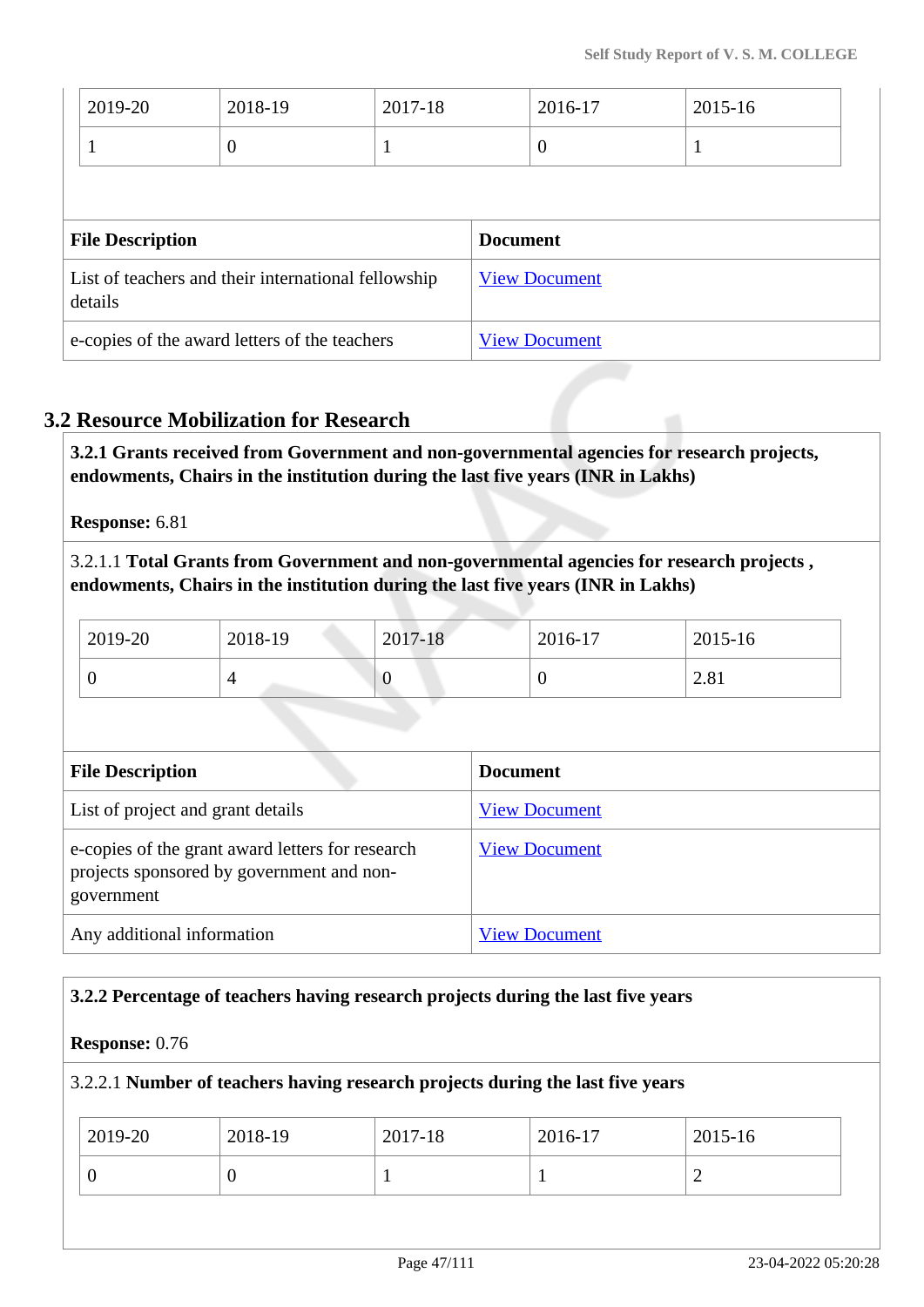| 2019-20 | 2018-19 | 2017-18 | 2016-17 | 2015-16 |
|---|---|---|---|---|
| 1 | 0 | 1 | 0 | 1 |

| File Description | Document |
|---|---|
| List of teachers and their international fellowship details | View Document |
| e-copies of the award letters of the teachers | View Document |

## 3.2 Resource Mobilization for Research

**3.2.1 Grants received from Government and non-governmental agencies for research projects, endowments, Chairs in the institution during the last five years (INR in Lakhs)**

**Response:** 6.81

3.2.1.1 **Total Grants from Government and non-governmental agencies for research projects , endowments, Chairs in the institution during the last five years (INR in Lakhs)**

| 2019-20 | 2018-19 | 2017-18 | 2016-17 | 2015-16 |
|---|---|---|---|---|
| 0 | 4 | 0 | 0 | 2.81 |

| File Description | Document |
|---|---|
| List of project and grant details | View Document |
| e-copies of the grant award letters for research projects sponsored by government and non-government | View Document |
| Any additional information | View Document |

**3.2.2 Percentage of teachers having research projects during the last five years**

**Response:** 0.76

3.2.2.1 **Number of teachers having research projects during the last five years**

| 2019-20 | 2018-19 | 2017-18 | 2016-17 | 2015-16 |
|---|---|---|---|---|
| 0 | 0 | 1 | 1 | 2 |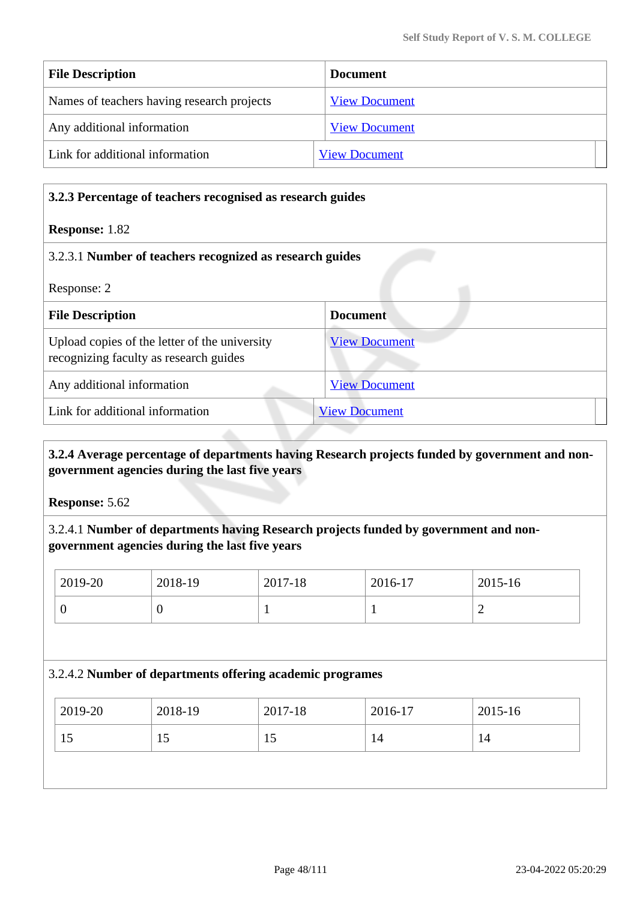| File Description | Document |
|---|---|
| Names of teachers having research projects | View Document |
| Any additional information | View Document |
| Link for additional information | View Document |

**3.2.3 Percentage of teachers recognised as research guides**

**Response:** 1.82

3.2.3.1 **Number of teachers recognized as research guides**

Response: 2

| File Description | Document |
|---|---|
| Upload copies of the letter of the university recognizing faculty as research guides | View Document |
| Any additional information | View Document |
| Link for additional information | View Document |

**3.2.4 Average percentage of departments having Research projects funded by government and non-government agencies during the last five years**

**Response:** 5.62

3.2.4.1 **Number of departments having Research projects funded by government and non-government agencies during the last five years**

| 2019-20 | 2018-19 | 2017-18 | 2016-17 | 2015-16 |
|---|---|---|---|---|
| 0 | 0 | 1 | 1 | 2 |

3.2.4.2 **Number of departments offering academic programes**

| 2019-20 | 2018-19 | 2017-18 | 2016-17 | 2015-16 |
|---|---|---|---|---|
| 15 | 15 | 15 | 14 | 14 |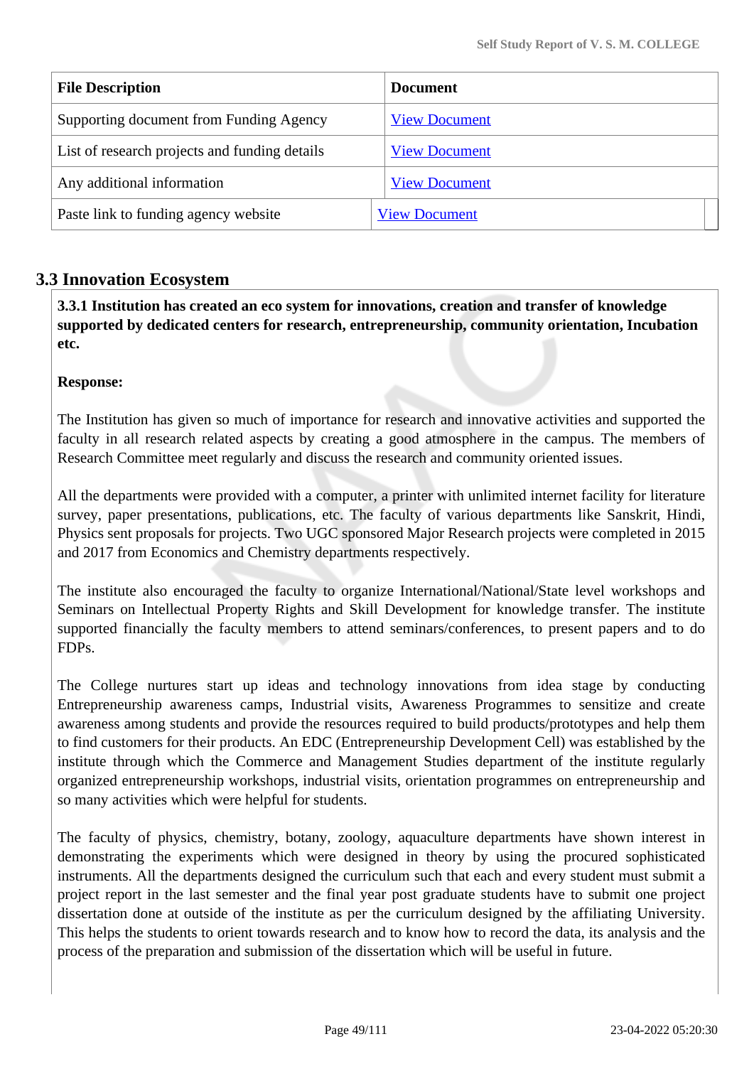| File Description | Document |
|---|---|
| Supporting document from Funding Agency | View Document |
| List of research projects and funding details | View Document |
| Any additional information | View Document |
| Paste link to funding agency website | View Document |

## 3.3 Innovation Ecosystem

**3.3.1 Institution has created an eco system for innovations, creation and transfer of knowledge supported by dedicated centers for research, entrepreneurship, community orientation, Incubation etc.**

**Response:**

The Institution has given so much of importance for research and innovative activities and supported the faculty in all research related aspects by creating a good atmosphere in the campus. The members of Research Committee meet regularly and discuss the research and community oriented issues.

All the departments were provided with a computer, a printer with unlimited internet facility for literature survey, paper presentations, publications, etc. The faculty of various departments like Sanskrit, Hindi, Physics sent proposals for projects. Two UGC sponsored Major Research projects were completed in 2015 and 2017 from Economics and Chemistry departments respectively.

The institute also encouraged the faculty to organize International/National/State level workshops and Seminars on Intellectual Property Rights and Skill Development for knowledge transfer. The institute supported financially the faculty members to attend seminars/conferences, to present papers and to do FDPs.

The College nurtures start up ideas and technology innovations from idea stage by conducting Entrepreneurship awareness camps, Industrial visits, Awareness Programmes to sensitize and create awareness among students and provide the resources required to build products/prototypes and help them to find customers for their products. An EDC (Entrepreneurship Development Cell) was established by the institute through which the Commerce and Management Studies department of the institute regularly organized entrepreneurship workshops, industrial visits, orientation programmes on entrepreneurship and so many activities which were helpful for students.

The faculty of physics, chemistry, botany, zoology, aquaculture departments have shown interest in demonstrating the experiments which were designed in theory by using the procured sophisticated instruments. All the departments designed the curriculum such that each and every student must submit a project report in the last semester and the final year post graduate students have to submit one project dissertation done at outside of the institute as per the curriculum designed by the affiliating University. This helps the students to orient towards research and to know how to record the data, its analysis and the process of the preparation and submission of the dissertation which will be useful in future.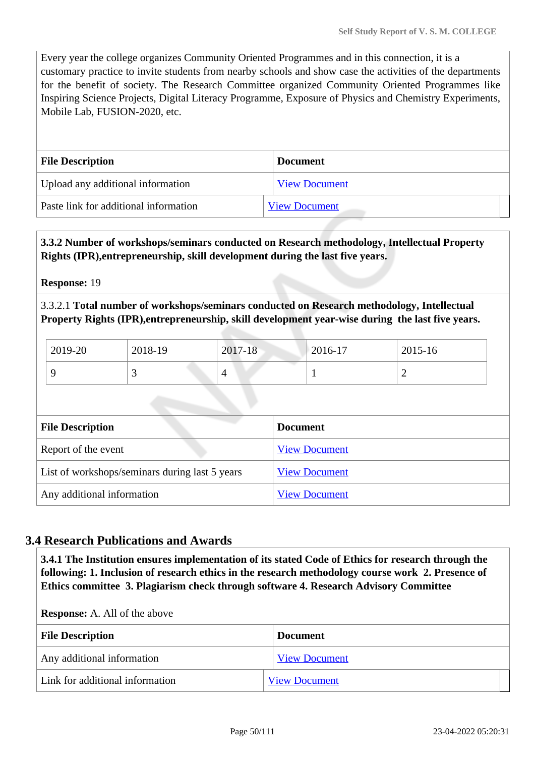Every year the college organizes Community Oriented Programmes and in this connection, it is a customary practice to invite students from nearby schools and show case the activities of the departments for the benefit of society. The Research Committee organized Community Oriented Programmes like Inspiring Science Projects, Digital Literacy Programme, Exposure of Physics and Chemistry Experiments, Mobile Lab, FUSION-2020, etc.

| File Description | Document |
|---|---|
| Upload any additional information | View Document |
| Paste link for additional information | View Document |

**3.3.2 Number of workshops/seminars conducted on Research methodology, Intellectual Property Rights (IPR),entrepreneurship, skill development during the last five years.**

**Response:** 19

3.3.2.1 **Total number of workshops/seminars conducted on Research methodology, Intellectual Property Rights (IPR),entrepreneurship, skill development year-wise during the last five years.**

| 2019-20 | 2018-19 | 2017-18 | 2016-17 | 2015-16 |
|---|---|---|---|---|
| 9 | 3 | 4 | 1 | 2 |

| File Description | Document |
|---|---|
| Report of the event | View Document |
| List of workshops/seminars during last 5 years | View Document |
| Any additional information | View Document |

## 3.4 Research Publications and Awards

**3.4.1 The Institution ensures implementation of its stated Code of Ethics for research through the following: 1. Inclusion of research ethics in the research methodology course work 2. Presence of Ethics committee 3. Plagiarism check through software 4. Research Advisory Committee**

**Response:** A. All of the above

| File Description | Document |
|---|---|
| Any additional information | View Document |
| Link for additional information | View Document |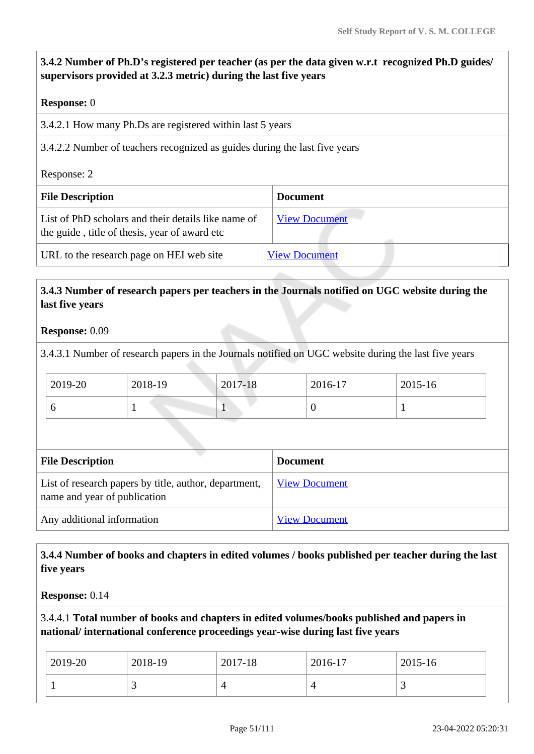**3.4.2 Number of Ph.D's registered per teacher (as per the data given w.r.t recognized Ph.D guides/ supervisors provided at 3.2.3 metric) during the last five years**

**Response:** 0

3.4.2.1 How many Ph.Ds are registered within last 5 years

3.4.2.2 Number of teachers recognized as guides during the last five years

Response: 2

| File Description | Document |
|---|---|
| List of PhD scholars and their details like name of the guide , title of thesis, year of award etc | View Document |
| URL to the research page on HEI web site | View Document |

**3.4.3 Number of research papers per teachers in the Journals notified on UGC website during the last five years**

**Response:** 0.09

3.4.3.1 Number of research papers in the Journals notified on UGC website during the last five years

| 2019-20 | 2018-19 | 2017-18 | 2016-17 | 2015-16 |
|---|---|---|---|---|
| 6 | 1 | 1 | 0 | 1 |

| File Description | Document |
|---|---|
| List of research papers by title, author, department, name and year of publication | View Document |
| Any additional information | View Document |

**3.4.4 Number of books and chapters in edited volumes / books published per teacher during the last five years**

**Response:** 0.14

3.4.4.1 **Total number of books and chapters in edited volumes/books published and papers in national/ international conference proceedings year-wise during last five years**

| 2019-20 | 2018-19 | 2017-18 | 2016-17 | 2015-16 |
|---|---|---|---|---|
| 1 | 3 | 4 | 4 | 3 |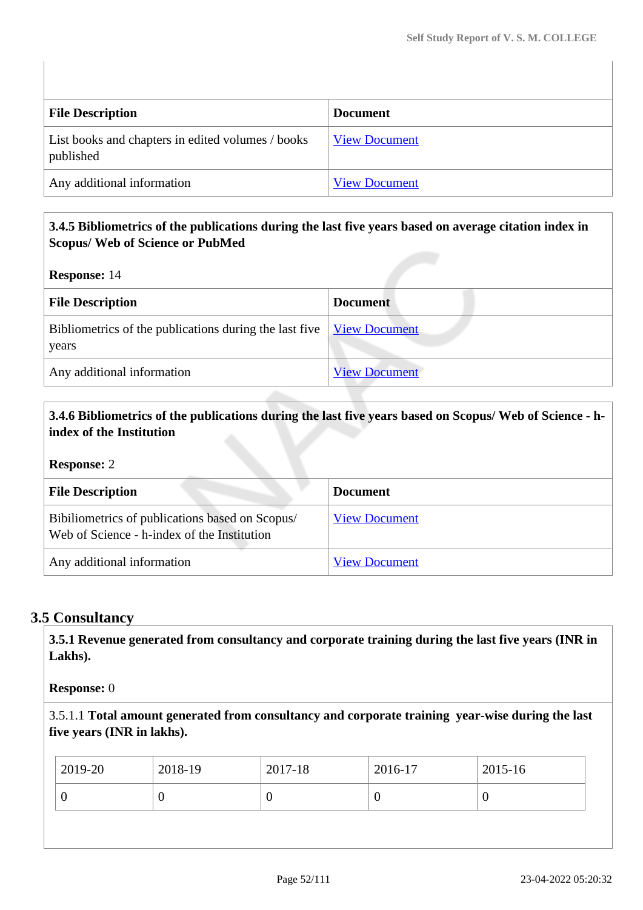| File Description | Document |
|---|---|
| List books and chapters in edited volumes / books published | View Document |
| Any additional information | View Document |

**3.4.5 Bibliometrics of the publications during the last five years based on average citation index in Scopus/ Web of Science or PubMed**

**Response:** 14

| File Description | Document |
|---|---|
| Bibliometrics of the publications during the last five years | View Document |
| Any additional information | View Document |

**3.4.6 Bibliometrics of the publications during the last five years based on Scopus/ Web of Science - h-index of the Institution**

**Response:** 2

| File Description | Document |
|---|---|
| Bibiliometrics of publications based on Scopus/ Web of Science - h-index of the Institution | View Document |
| Any additional information | View Document |

## 3.5 Consultancy

**3.5.1 Revenue generated from consultancy and corporate training during the last five years (INR in Lakhs).**

**Response:** 0

3.5.1.1 **Total amount generated from consultancy and corporate training year-wise during the last five years (INR in lakhs).**

| 2019-20 | 2018-19 | 2017-18 | 2016-17 | 2015-16 |
|---|---|---|---|---|
| 0 | 0 | 0 | 0 | 0 |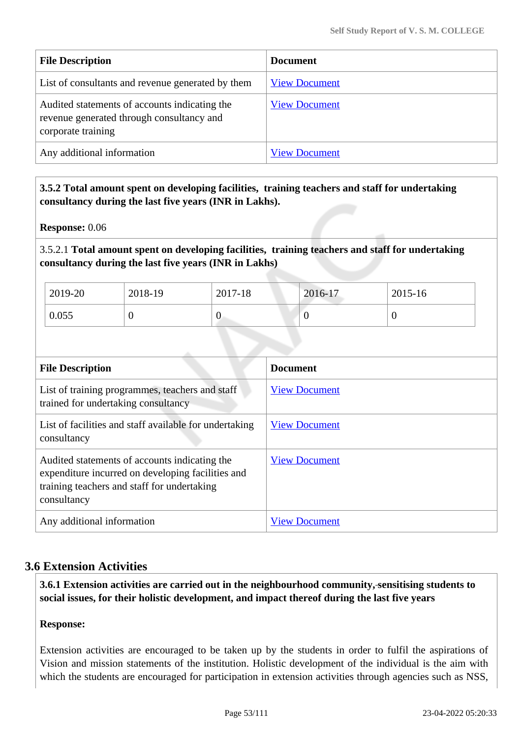| File Description | Document |
|---|---|
| List of consultants and revenue generated by them | View Document |
| Audited statements of accounts indicating the revenue generated through consultancy and corporate training | View Document |
| Any additional information | View Document |

**3.5.2 Total amount spent on developing facilities, training teachers and staff for undertaking consultancy during the last five years (INR in Lakhs).**

**Response:** 0.06

3.5.2.1 **Total amount spent on developing facilities, training teachers and staff for undertaking consultancy during the last five years (INR in Lakhs)**

| 2019-20 | 2018-19 | 2017-18 | 2016-17 | 2015-16 |
|---|---|---|---|---|
| 0.055 | 0 | 0 | 0 | 0 |

| File Description | Document |
|---|---|
| List of training programmes, teachers and staff trained for undertaking consultancy | View Document |
| List of facilities and staff available for undertaking consultancy | View Document |
| Audited statements of accounts indicating the expenditure incurred on developing facilities and training teachers and staff for undertaking consultancy | View Document |
| Any additional information | View Document |

## 3.6 Extension Activities

**3.6.1 Extension activities are carried out in the neighbourhood community, sensitising students to social issues, for their holistic development, and impact thereof during the last five years**

**Response:**

Extension activities are encouraged to be taken up by the students in order to fulfil the aspirations of Vision and mission statements of the institution. Holistic development of the individual is the aim with which the students are encouraged for participation in extension activities through agencies such as NSS,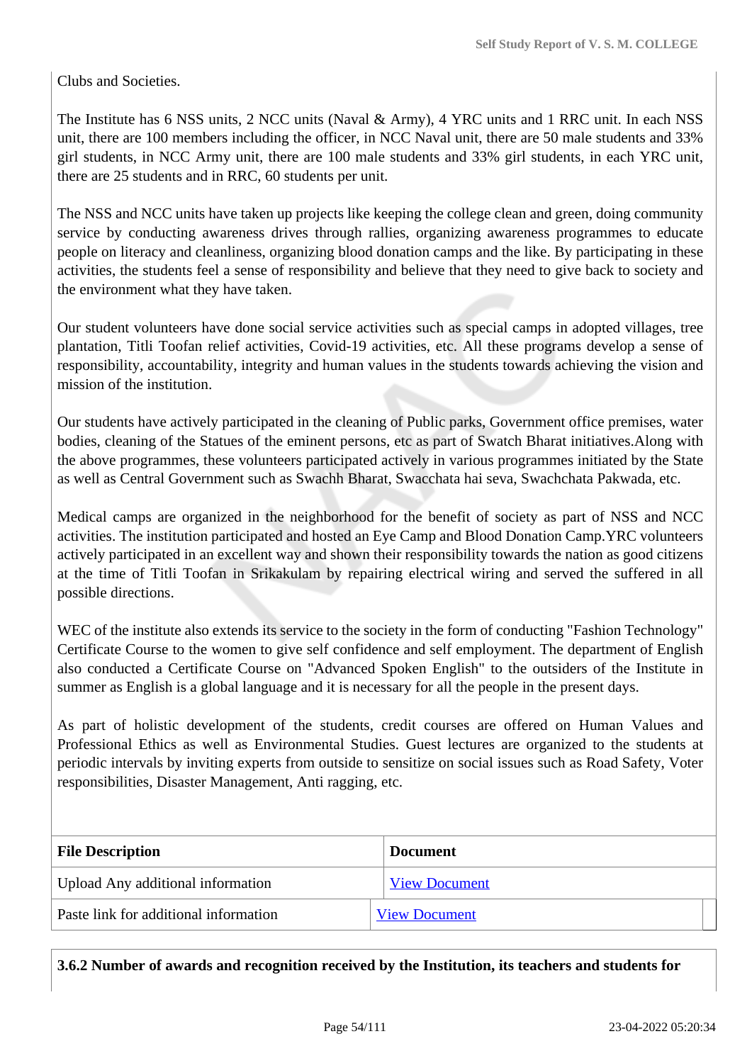Clubs and Societies.

The Institute has 6 NSS units, 2 NCC units (Naval & Army), 4 YRC units and 1 RRC unit. In each NSS unit, there are 100 members including the officer, in NCC Naval unit, there are 50 male students and 33% girl students, in NCC Army unit, there are 100 male students and 33% girl students, in each YRC unit, there are 25 students and in RRC, 60 students per unit.

The NSS and NCC units have taken up projects like keeping the college clean and green, doing community service by conducting awareness drives through rallies, organizing awareness programmes to educate people on literacy and cleanliness, organizing blood donation camps and the like. By participating in these activities, the students feel a sense of responsibility and believe that they need to give back to society and the environment what they have taken.

Our student volunteers have done social service activities such as special camps in adopted villages, tree plantation, Titli Toofan relief activities, Covid-19 activities, etc. All these programs develop a sense of responsibility, accountability, integrity and human values in the students towards achieving the vision and mission of the institution.

Our students have actively participated in the cleaning of Public parks, Government office premises, water bodies, cleaning of the Statues of the eminent persons, etc as part of Swatch Bharat initiatives.Along with the above programmes, these volunteers participated actively in various programmes initiated by the State as well as Central Government such as Swachh Bharat, Swacchata hai seva, Swachchata Pakwada, etc.

Medical camps are organized in the neighborhood for the benefit of society as part of NSS and NCC activities. The institution participated and hosted an Eye Camp and Blood Donation Camp.YRC volunteers actively participated in an excellent way and shown their responsibility towards the nation as good citizens at the time of Titli Toofan in Srikakulam by repairing electrical wiring and served the suffered in all possible directions.

WEC of the institute also extends its service to the society in the form of conducting "Fashion Technology" Certificate Course to the women to give self confidence and self employment. The department of English also conducted a Certificate Course on "Advanced Spoken English" to the outsiders of the Institute in summer as English is a global language and it is necessary for all the people in the present days.

As part of holistic development of the students, credit courses are offered on Human Values and Professional Ethics as well as Environmental Studies. Guest lectures are organized to the students at periodic intervals by inviting experts from outside to sensitize on social issues such as Road Safety, Voter responsibilities, Disaster Management, Anti ragging, etc.

| File Description | Document |
|---|---|
| Upload Any additional information | View Document |
| Paste link for additional information | View Document |

**3.6.2 Number of awards and recognition received by the Institution, its teachers and students for**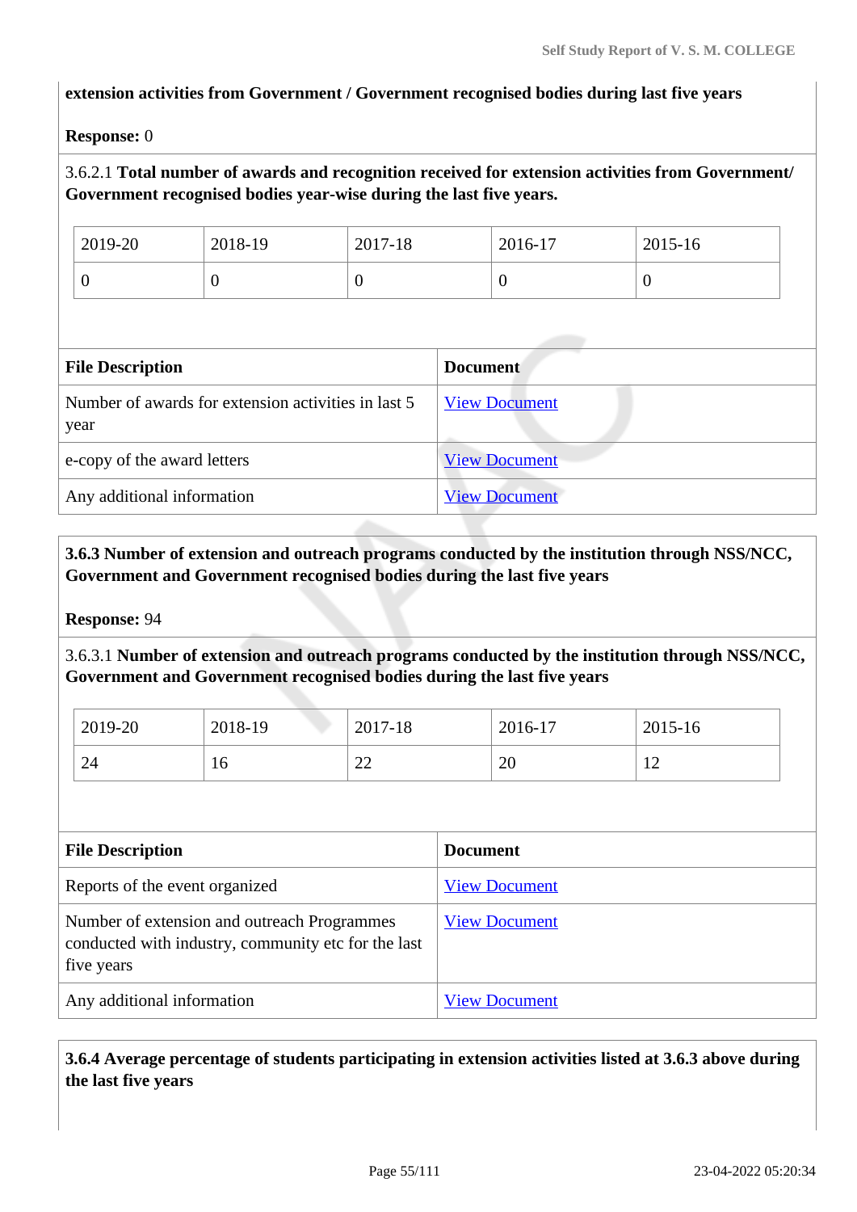**extension activities from Government / Government recognised bodies during last five years**

**Response:** 0

3.6.2.1 **Total number of awards and recognition received for extension activities from Government/ Government recognised bodies year-wise during the last five years.**

| 2019-20 | 2018-19 | 2017-18 | 2016-17 | 2015-16 |
|---|---|---|---|---|
| 0 | 0 | 0 | 0 | 0 |

| File Description | Document |
|---|---|
| Number of awards for extension activities in last 5 year | View Document |
| e-copy of the award letters | View Document |
| Any additional information | View Document |

**3.6.3 Number of extension and outreach programs conducted by the institution through NSS/NCC, Government and Government recognised bodies during the last five years**

**Response:** 94

3.6.3.1 **Number of extension and outreach programs conducted by the institution through NSS/NCC, Government and Government recognised bodies during the last five years**

| 2019-20 | 2018-19 | 2017-18 | 2016-17 | 2015-16 |
|---|---|---|---|---|
| 24 | 16 | 22 | 20 | 12 |

| File Description | Document |
|---|---|
| Reports of the event organized | View Document |
| Number of extension and outreach Programmes conducted with industry, community etc for the last five years | View Document |
| Any additional information | View Document |

**3.6.4 Average percentage of students participating in extension activities listed at 3.6.3 above during the last five years**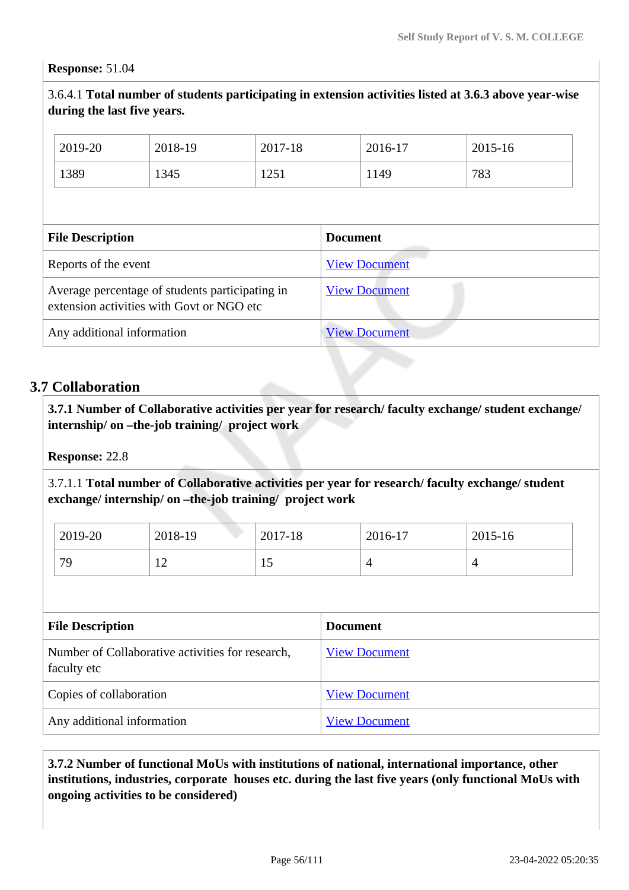**Response:** 51.04

3.6.4.1 **Total number of students participating in extension activities listed at 3.6.3 above year-wise during the last five years.**

| 2019-20 | 2018-19 | 2017-18 | 2016-17 | 2015-16 |
|---|---|---|---|---|
| 1389 | 1345 | 1251 | 1149 | 783 |

| File Description | Document |
|---|---|
| Reports of the event | View Document |
| Average percentage of students participating in extension activities with Govt or NGO etc | View Document |
| Any additional information | View Document |

## 3.7 Collaboration

**3.7.1 Number of Collaborative activities per year for research/ faculty exchange/ student exchange/ internship/ on –the-job training/ project work**

**Response:** 22.8

3.7.1.1 **Total number of Collaborative activities per year for research/ faculty exchange/ student exchange/ internship/ on –the-job training/ project work**

| 2019-20 | 2018-19 | 2017-18 | 2016-17 | 2015-16 |
|---|---|---|---|---|
| 79 | 12 | 15 | 4 | 4 |

| File Description | Document |
|---|---|
| Number of Collaborative activities for research, faculty etc | View Document |
| Copies of collaboration | View Document |
| Any additional information | View Document |

**3.7.2 Number of functional MoUs with institutions of national, international importance, other institutions, industries, corporate houses etc. during the last five years (only functional MoUs with ongoing activities to be considered)**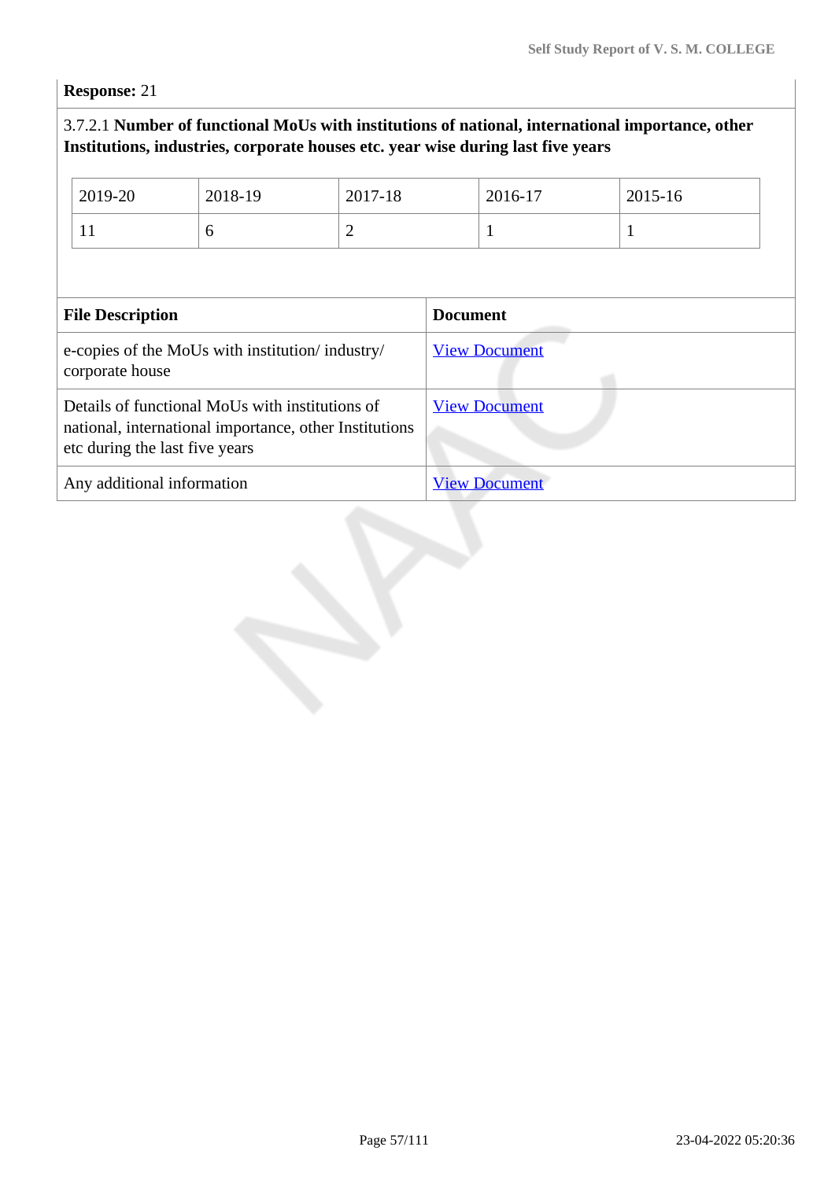**Response:** 21

3.7.2.1 **Number of functional MoUs with institutions of national, international importance, other Institutions, industries, corporate houses etc. year wise during last five years**

| 2019-20 | 2018-19 | 2017-18 | 2016-17 | 2015-16 |
|---|---|---|---|---|
| 11 | 6 | 2 | 1 | 1 |

| File Description | Document |
|---|---|
| e-copies of the MoUs with institution/ industry/ corporate house | View Document |
| Details of functional MoUs with institutions of national, international importance, other Institutions etc during the last five years | View Document |
| Any additional information | View Document |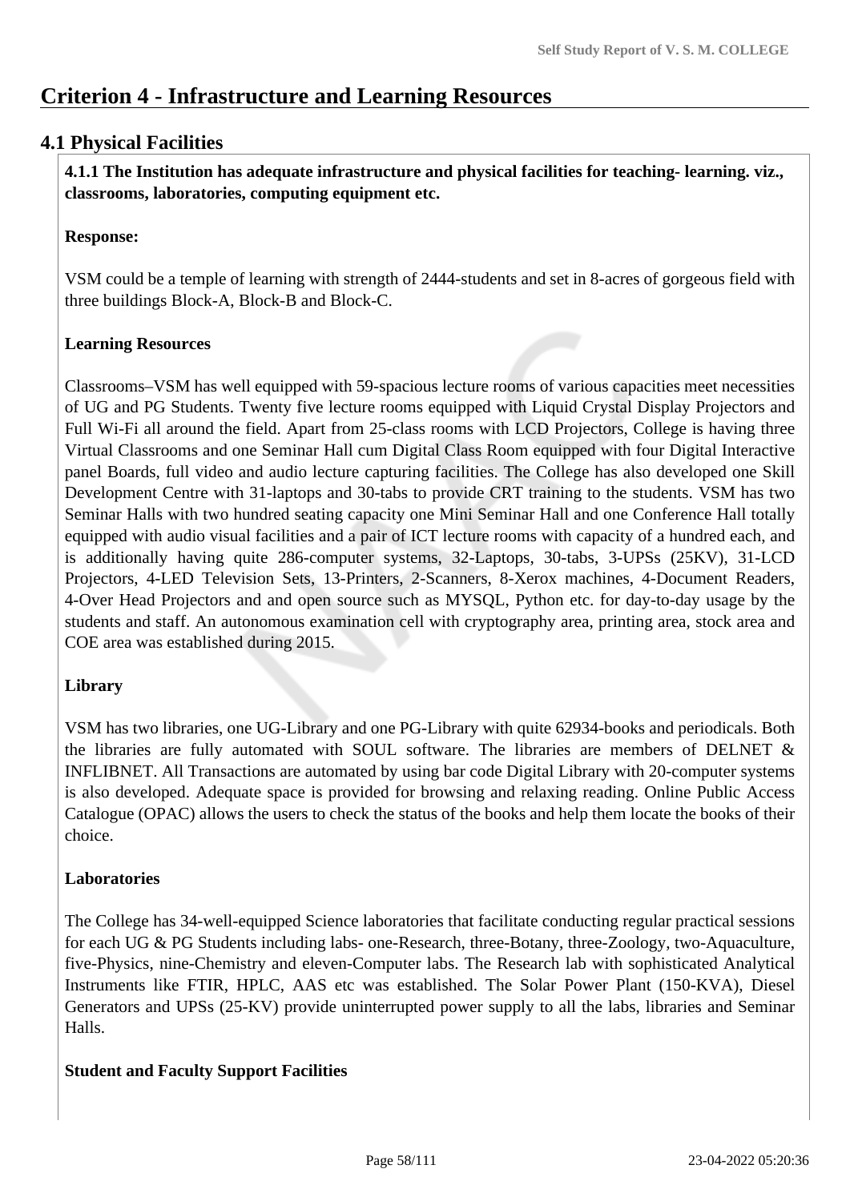# Criterion 4 - Infrastructure and Learning Resources

## 4.1 Physical Facilities

**4.1.1 The Institution has adequate infrastructure and physical facilities for teaching- learning. viz., classrooms, laboratories, computing equipment etc.**

**Response:**

VSM could be a temple of learning with strength of 2444-students and set in 8-acres of gorgeous field with three buildings Block-A, Block-B and Block-C.

**Learning Resources**

Classrooms–VSM has well equipped with 59-spacious lecture rooms of various capacities meet necessities of UG and PG Students. Twenty five lecture rooms equipped with Liquid Crystal Display Projectors and Full Wi-Fi all around the field. Apart from 25-class rooms with LCD Projectors, College is having three Virtual Classrooms and one Seminar Hall cum Digital Class Room equipped with four Digital Interactive panel Boards, full video and audio lecture capturing facilities. The College has also developed one Skill Development Centre with 31-laptops and 30-tabs to provide CRT training to the students. VSM has two Seminar Halls with two hundred seating capacity one Mini Seminar Hall and one Conference Hall totally equipped with audio visual facilities and a pair of ICT lecture rooms with capacity of a hundred each, and is additionally having quite 286-computer systems, 32-Laptops, 30-tabs, 3-UPSs (25KV), 31-LCD Projectors, 4-LED Television Sets, 13-Printers, 2-Scanners, 8-Xerox machines, 4-Document Readers, 4-Over Head Projectors and and open source such as MYSQL, Python etc. for day-to-day usage by the students and staff. An autonomous examination cell with cryptography area, printing area, stock area and COE area was established during 2015.

**Library**

VSM has two libraries, one UG-Library and one PG-Library with quite 62934-books and periodicals. Both the libraries are fully automated with SOUL software. The libraries are members of DELNET & INFLIBNET. All Transactions are automated by using bar code Digital Library with 20-computer systems is also developed. Adequate space is provided for browsing and relaxing reading. Online Public Access Catalogue (OPAC) allows the users to check the status of the books and help them locate the books of their choice.

**Laboratories**

The College has 34-well-equipped Science laboratories that facilitate conducting regular practical sessions for each UG & PG Students including labs- one-Research, three-Botany, three-Zoology, two-Aquaculture, five-Physics, nine-Chemistry and eleven-Computer labs. The Research lab with sophisticated Analytical Instruments like FTIR, HPLC, AAS etc was established. The Solar Power Plant (150-KVA), Diesel Generators and UPSs (25-KV) provide uninterrupted power supply to all the labs, libraries and Seminar Halls.

**Student and Faculty Support Facilities**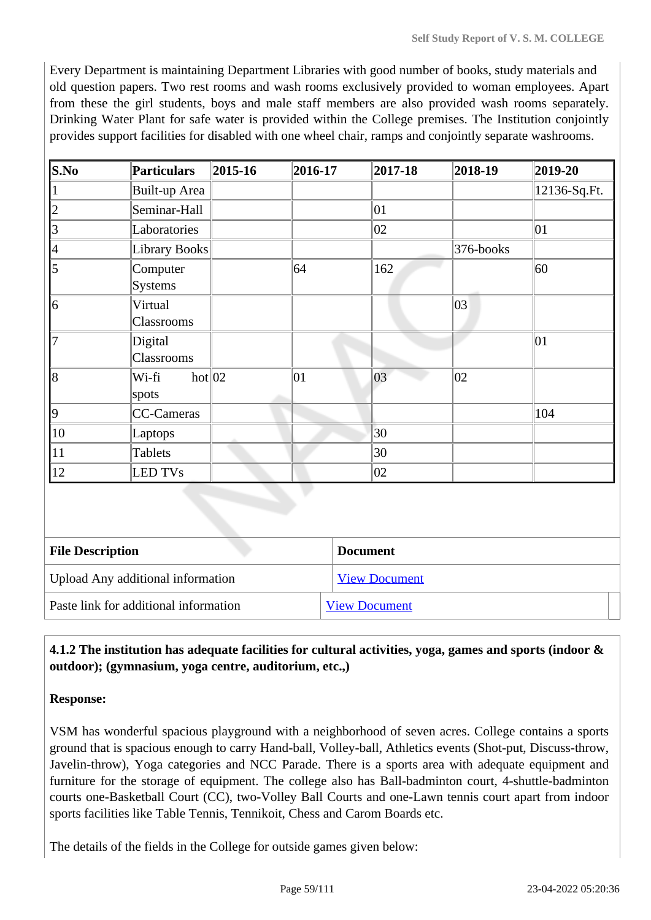Every Department is maintaining Department Libraries with good number of books, study materials and old question papers. Two rest rooms and wash rooms exclusively provided to woman employees. Apart from these the girl students, boys and male staff members are also provided wash rooms separately. Drinking Water Plant for safe water is provided within the College premises. The Institution conjointly provides support facilities for disabled with one wheel chair, ramps and conjointly separate washrooms.

| S.No | Particulars | 2015-16 | 2016-17 | 2017-18 | 2018-19 | 2019-20 |
|---|---|---|---|---|---|---|
| 1 | Built-up Area | | | | | 12136-Sq.Ft. |
| 2 | Seminar-Hall | | | 01 | | |
| 3 | Laboratories | | | 02 | | 01 |
| 4 | Library Books | | | | 376-books | |
| 5 | Computer Systems | | 64 | 162 | | 60 |
| 6 | Virtual Classrooms | | | | 03 | |
| 7 | Digital Classrooms | | | | | 01 |
| 8 | Wi-fi hot spots | 02 | 01 | 03 | 02 | |
| 9 | CC-Cameras | | | | | 104 |
| 10 | Laptops | | | 30 | | |
| 11 | Tablets | | | 30 | | |
| 12 | LED TVs | | | 02 | | |

| File Description | Document |
|---|---|
| Upload Any additional information | View Document |
| Paste link for additional information | View Document |

**4.1.2 The institution has adequate facilities for cultural activities, yoga, games and sports (indoor & outdoor); (gymnasium, yoga centre, auditorium, etc.,)**

**Response:**

VSM has wonderful spacious playground with a neighborhood of seven acres. College contains a sports ground that is spacious enough to carry Hand-ball, Volley-ball, Athletics events (Shot-put, Discuss-throw, Javelin-throw), Yoga categories and NCC Parade. There is a sports area with adequate equipment and furniture for the storage of equipment. The college also has Ball-badminton court, 4-shuttle-badminton courts one-Basketball Court (CC), two-Volley Ball Courts and one-Lawn tennis court apart from indoor sports facilities like Table Tennis, Tennikoit, Chess and Carom Boards etc.

The details of the fields in the College for outside games given below: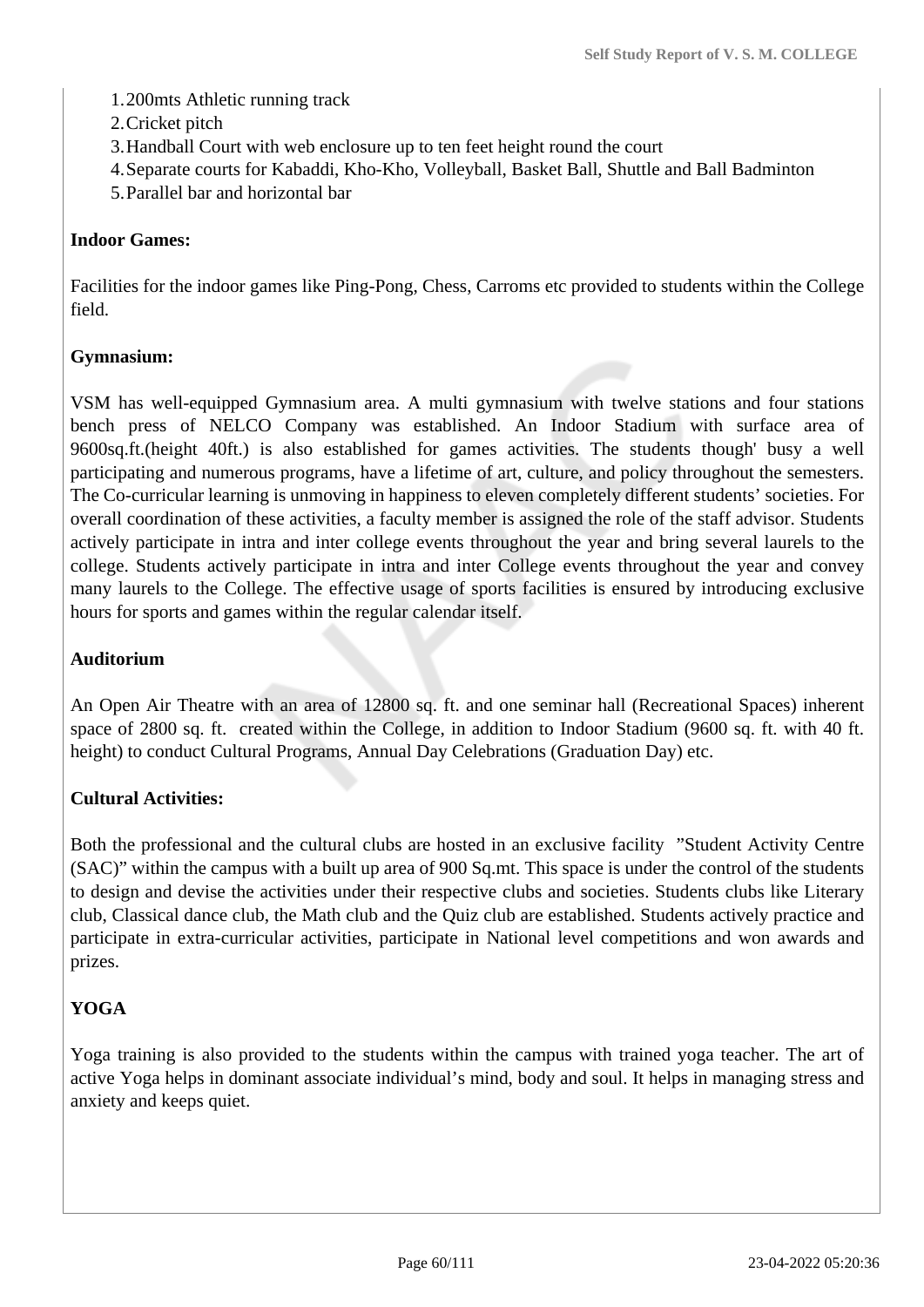1. 200mts Athletic running track
2. Cricket pitch
3. Handball Court with web enclosure up to ten feet height round the court
4. Separate courts for Kabaddi, Kho-Kho, Volleyball, Basket Ball, Shuttle and Ball Badminton
5. Parallel bar and horizontal bar

**Indoor Games:**

Facilities for the indoor games like Ping-Pong, Chess, Carroms etc provided to students within the College field.

**Gymnasium:**

VSM has well-equipped Gymnasium area. A multi gymnasium with twelve stations and four stations bench press of NELCO Company was established. An Indoor Stadium with surface area of 9600sq.ft.(height 40ft.) is also established for games activities. The students though' busy a well participating and numerous programs, have a lifetime of art, culture, and policy throughout the semesters. The Co-curricular learning is unmoving in happiness to eleven completely different students' societies. For overall coordination of these activities, a faculty member is assigned the role of the staff advisor. Students actively participate in intra and inter college events throughout the year and bring several laurels to the college. Students actively participate in intra and inter College events throughout the year and convey many laurels to the College. The effective usage of sports facilities is ensured by introducing exclusive hours for sports and games within the regular calendar itself.

**Auditorium**

An Open Air Theatre with an area of 12800 sq. ft. and one seminar hall (Recreational Spaces) inherent space of 2800 sq. ft. created within the College, in addition to Indoor Stadium (9600 sq. ft. with 40 ft. height) to conduct Cultural Programs, Annual Day Celebrations (Graduation Day) etc.

**Cultural Activities:**

Both the professional and the cultural clubs are hosted in an exclusive facility "Student Activity Centre (SAC)" within the campus with a built up area of 900 Sq.mt. This space is under the control of the students to design and devise the activities under their respective clubs and societies. Students clubs like Literary club, Classical dance club, the Math club and the Quiz club are established. Students actively practice and participate in extra-curricular activities, participate in National level competitions and won awards and prizes.

**YOGA**

Yoga training is also provided to the students within the campus with trained yoga teacher. The art of active Yoga helps in dominant associate individual's mind, body and soul. It helps in managing stress and anxiety and keeps quiet.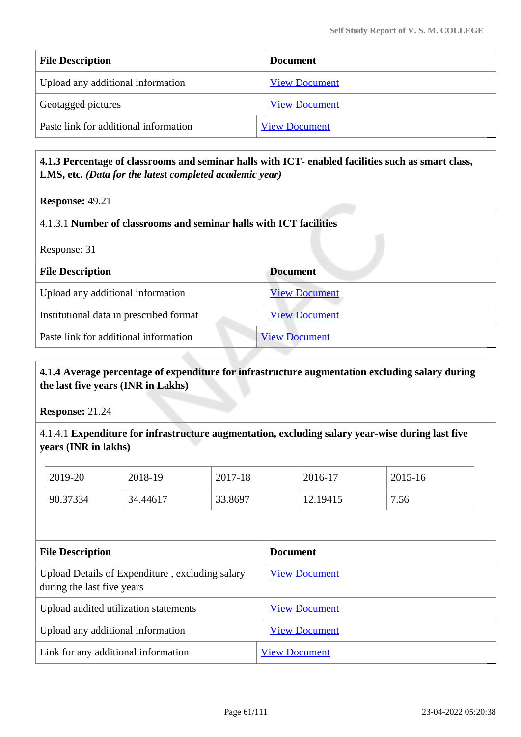| File Description | Document |
|---|---|
| Upload any additional information | View Document |
| Geotagged pictures | View Document |
| Paste link for additional information | View Document |

**4.1.3 Percentage of classrooms and seminar halls with ICT- enabled facilities such as smart class, LMS, etc.** ***(Data for the latest completed academic year)***

**Response:** 49.21

4.1.3.1 **Number of classrooms and seminar halls with ICT facilities**

Response: 31

| File Description | Document |
|---|---|
| Upload any additional information | View Document |
| Institutional data in prescribed format | View Document |
| Paste link for additional information | View Document |

**4.1.4 Average percentage of expenditure for infrastructure augmentation excluding salary during the last five years (INR in Lakhs)**

**Response:** 21.24

4.1.4.1 **Expenditure for infrastructure augmentation, excluding salary year-wise during last five years (INR in lakhs)**

| 2019-20 | 2018-19 | 2017-18 | 2016-17 | 2015-16 |
|---|---|---|---|---|
| 90.37334 | 34.44617 | 33.8697 | 12.19415 | 7.56 |

| File Description | Document |
|---|---|
| Upload Details of Expenditure , excluding salary during the last five years | View Document |
| Upload audited utilization statements | View Document |
| Upload any additional information | View Document |
| Link for any additional information | View Document |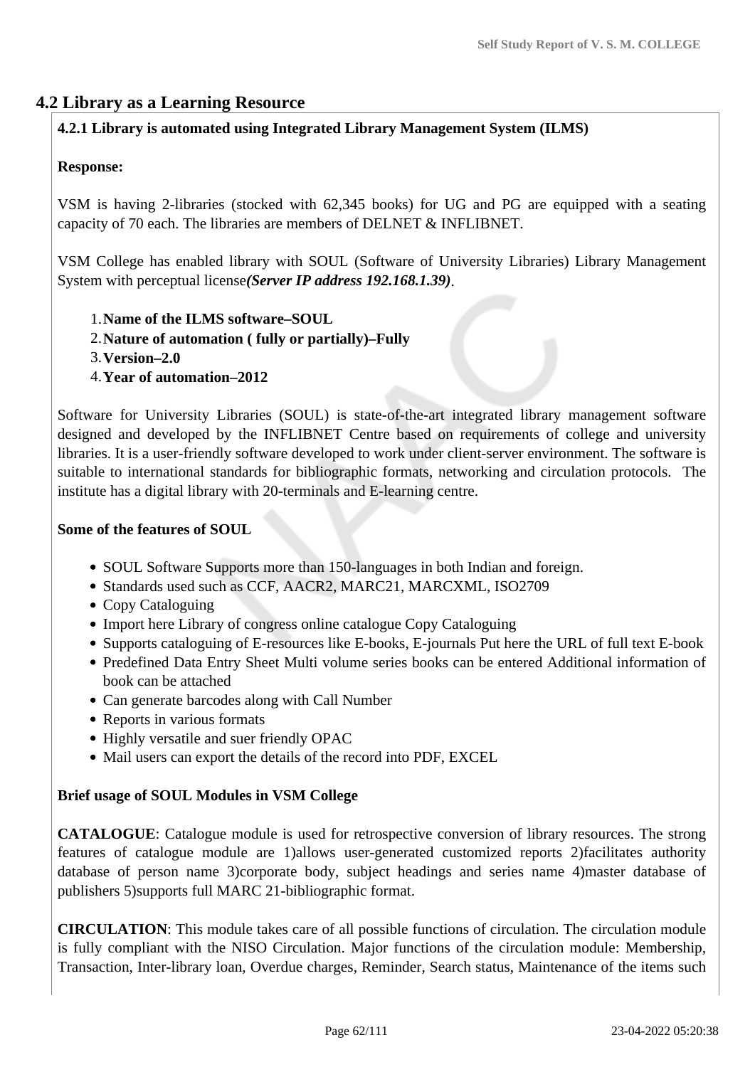## 4.2 Library as a Learning Resource

**4.2.1 Library is automated using Integrated Library Management System (ILMS)**

**Response:**

VSM is having 2-libraries (stocked with 62,345 books) for UG and PG are equipped with a seating capacity of 70 each. The libraries are members of DELNET & INFLIBNET.

VSM College has enabled library with SOUL (Software of University Libraries) Library Management System with perceptual license***(Server IP address 192.168.1.39)***.

1. **Name of the ILMS software–SOUL**
2. **Nature of automation ( fully or partially)–Fully**
3. **Version–2.0**
4. **Year of automation–2012**

Software for University Libraries (SOUL) is state-of-the-art integrated library management software designed and developed by the INFLIBNET Centre based on requirements of college and university libraries. It is a user-friendly software developed to work under client-server environment. The software is suitable to international standards for bibliographic formats, networking and circulation protocols. The institute has a digital library with 20-terminals and E-learning centre.

**Some of the features of SOUL**

- SOUL Software Supports more than 150-languages in both Indian and foreign.
- Standards used such as CCF, AACR2, MARC21, MARCXML, ISO2709
- Copy Cataloguing
- Import here Library of congress online catalogue Copy Cataloguing
- Supports cataloguing of E-resources like E-books, E-journals Put here the URL of full text E-book
- Predefined Data Entry Sheet Multi volume series books can be entered Additional information of book can be attached
- Can generate barcodes along with Call Number
- Reports in various formats
- Highly versatile and suer friendly OPAC
- Mail users can export the details of the record into PDF, EXCEL

**Brief usage of SOUL Modules in VSM College**

**CATALOGUE**: Catalogue module is used for retrospective conversion of library resources. The strong features of catalogue module are 1)allows user-generated customized reports 2)facilitates authority database of person name 3)corporate body, subject headings and series name 4)master database of publishers 5)supports full MARC 21-bibliographic format.

**CIRCULATION**: This module takes care of all possible functions of circulation. The circulation module is fully compliant with the NISO Circulation. Major functions of the circulation module: Membership, Transaction, Inter-library loan, Overdue charges, Reminder, Search status, Maintenance of the items such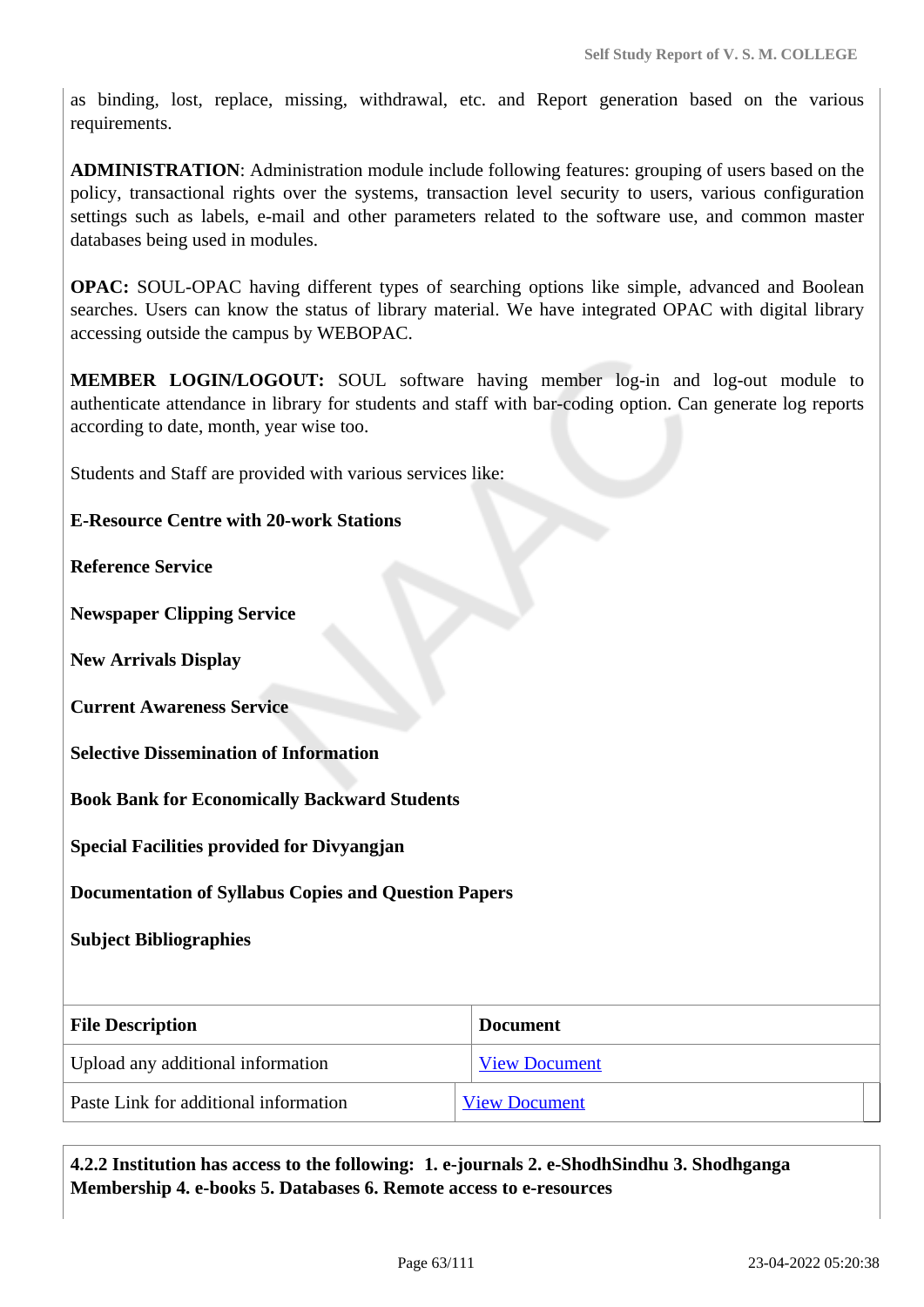as binding, lost, replace, missing, withdrawal, etc. and Report generation based on the various requirements.

**ADMINISTRATION**: Administration module include following features: grouping of users based on the policy, transactional rights over the systems, transaction level security to users, various configuration settings such as labels, e-mail and other parameters related to the software use, and common master databases being used in modules.

**OPAC:** SOUL-OPAC having different types of searching options like simple, advanced and Boolean searches. Users can know the status of library material. We have integrated OPAC with digital library accessing outside the campus by WEBOPAC.

**MEMBER LOGIN/LOGOUT:** SOUL software having member log-in and log-out module to authenticate attendance in library for students and staff with bar-coding option. Can generate log reports according to date, month, year wise too.

Students and Staff are provided with various services like:

**E-Resource Centre with 20-work Stations**

**Reference Service**

**Newspaper Clipping Service**

**New Arrivals Display**

**Current Awareness Service**

**Selective Dissemination of Information**

**Book Bank for Economically Backward Students**

**Special Facilities provided for Divyangjan**

**Documentation of Syllabus Copies and Question Papers**

**Subject Bibliographies**

| File Description | Document |
| --- | --- |
| Upload any additional information | View Document |
| Paste Link for additional information | View Document |

**4.2.2 Institution has access to the following: 1. e-journals 2. e-ShodhSindhu 3. Shodhganga Membership 4. e-books 5. Databases 6. Remote access to e-resources**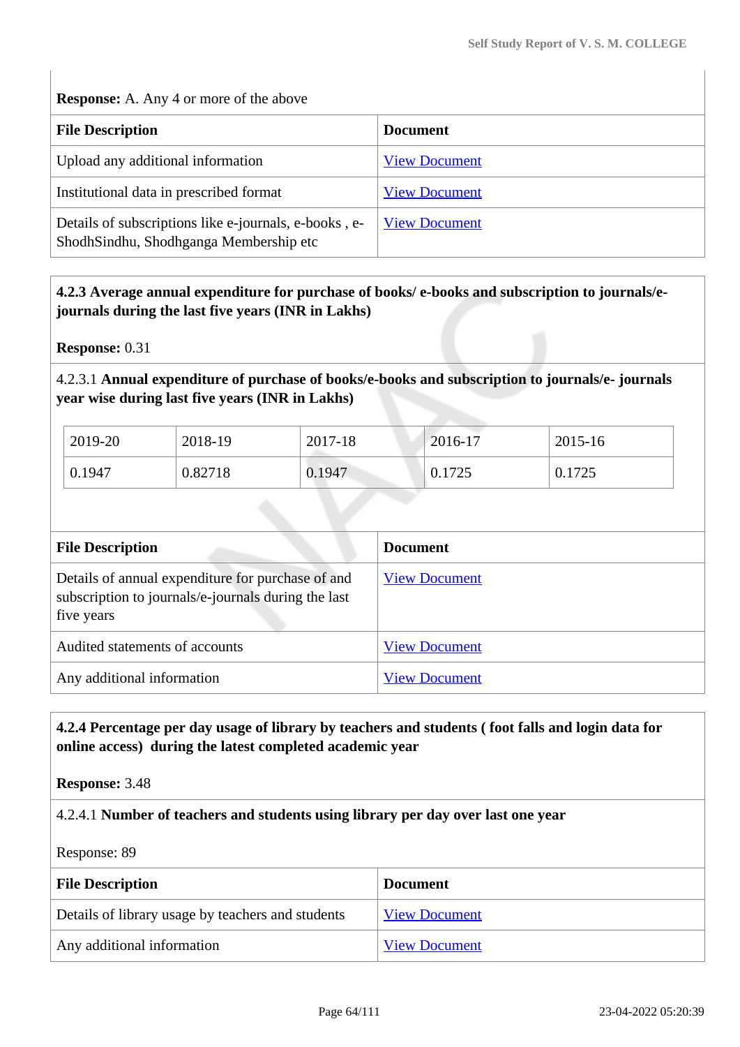**Response:** A. Any 4 or more of the above

| File Description | Document |
|---|---|
| Upload any additional information | View Document |
| Institutional data in prescribed format | View Document |
| Details of subscriptions like e-journals, e-books , e-ShodhSindhu, Shodhganga Membership etc | View Document |

**4.2.3 Average annual expenditure for purchase of books/ e-books and subscription to journals/e-journals during the last five years (INR in Lakhs)**

**Response:** 0.31

4.2.3.1 **Annual expenditure of purchase of books/e-books and subscription to journals/e- journals year wise during last five years (INR in Lakhs)**

| 2019-20 | 2018-19 | 2017-18 | 2016-17 | 2015-16 |
|---|---|---|---|---|
| 0.1947 | 0.82718 | 0.1947 | 0.1725 | 0.1725 |

| File Description | Document |
|---|---|
| Details of annual expenditure for purchase of and subscription to journals/e-journals during the last five years | View Document |
| Audited statements of accounts | View Document |
| Any additional information | View Document |

**4.2.4 Percentage per day usage of library by teachers and students ( foot falls and login data for online access) during the latest completed academic year**

**Response:** 3.48

4.2.4.1 **Number of teachers and students using library per day over last one year**

Response: 89

| File Description | Document |
|---|---|
| Details of library usage by teachers and students | View Document |
| Any additional information | View Document |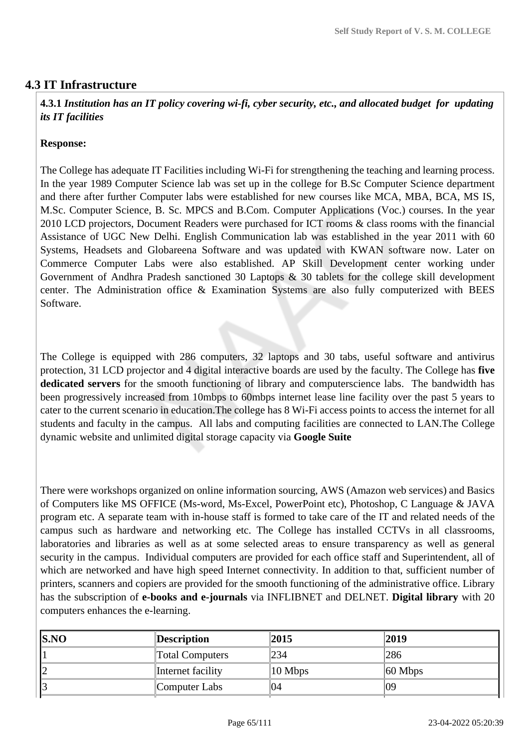## 4.3 IT Infrastructure

**4.3.1** ***Institution has an IT policy covering wi-fi, cyber security, etc., and allocated budget for updating its IT facilities***

**Response:**

The College has adequate IT Facilities including Wi-Fi for strengthening the teaching and learning process. In the year 1989 Computer Science lab was set up in the college for B.Sc Computer Science department and there after further Computer labs were established for new courses like MCA, MBA, BCA, MS IS, M.Sc. Computer Science, B. Sc. MPCS and B.Com. Computer Applications (Voc.) courses. In the year 2010 LCD projectors, Document Readers were purchased for ICT rooms & class rooms with the financial Assistance of UGC New Delhi. English Communication lab was established in the year 2011 with 60 Systems, Headsets and Globareena Software and was updated with KWAN software now. Later on Commerce Computer Labs were also established. AP Skill Development center working under Government of Andhra Pradesh sanctioned 30 Laptops & 30 tablets for the college skill development center. The Administration office & Examination Systems are also fully computerized with BEES Software.

The College is equipped with 286 computers, 32 laptops and 30 tabs, useful software and antivirus protection, 31 LCD projector and 4 digital interactive boards are used by the faculty. The College has **five dedicated servers** for the smooth functioning of library and computerscience labs. The bandwidth has been progressively increased from 10mbps to 60mbps internet lease line facility over the past 5 years to cater to the current scenario in education.The college has 8 Wi-Fi access points to access the internet for all students and faculty in the campus. All labs and computing facilities are connected to LAN.The College dynamic website and unlimited digital storage capacity via **Google Suite**

There were workshops organized on online information sourcing, AWS (Amazon web services) and Basics of Computers like MS OFFICE (Ms-word, Ms-Excel, PowerPoint etc), Photoshop, C Language & JAVA program etc. A separate team with in-house staff is formed to take care of the IT and related needs of the campus such as hardware and networking etc. The College has installed CCTVs in all classrooms, laboratories and libraries as well as at some selected areas to ensure transparency as well as general security in the campus. Individual computers are provided for each office staff and Superintendent, all of which are networked and have high speed Internet connectivity. In addition to that, sufficient number of printers, scanners and copiers are provided for the smooth functioning of the administrative office. Library has the subscription of **e-books and e-journals** via INFLIBNET and DELNET. **Digital library** with 20 computers enhances the e-learning.

| S.NO | Description | 2015 | 2019 |
|---|---|---|---|
| 1 | Total Computers | 234 | 286 |
| 2 | Internet facility | 10 Mbps | 60 Mbps |
| 3 | Computer Labs | 04 | 09 |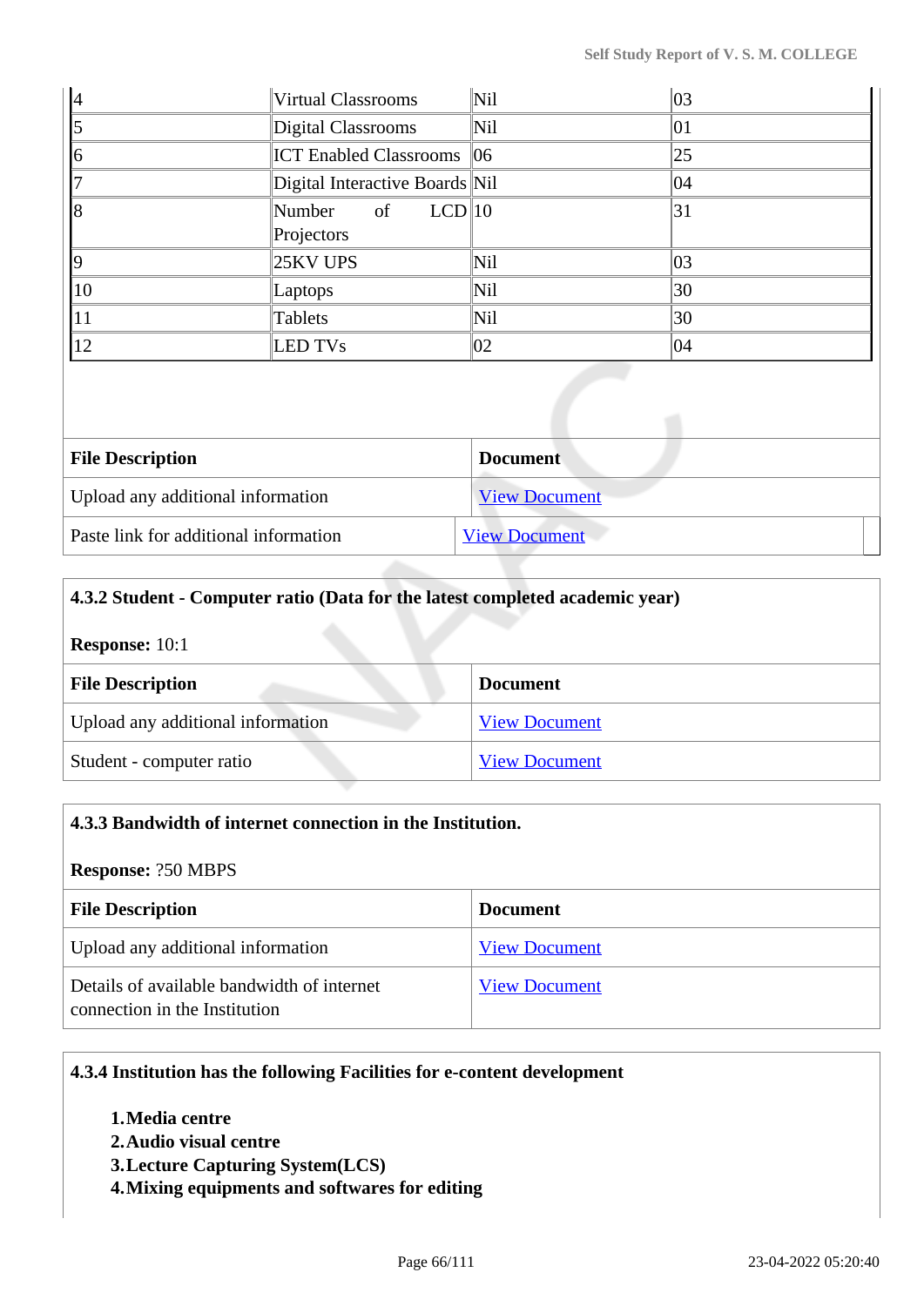| | | | |
|---|---|---|---|
| 4 | Virtual Classrooms | Nil | 03 |
| 5 | Digital Classrooms | Nil | 01 |
| 6 | ICT Enabled Classrooms | 06 | 25 |
| 7 | Digital Interactive Boards | Nil | 04 |
| 8 | Number of LCD Projectors | 10 | 31 |
| 9 | 25KV UPS | Nil | 03 |
| 10 | Laptops | Nil | 30 |
| 11 | Tablets | Nil | 30 |
| 12 | LED TVs | 02 | 04 |

| File Description | Document |
|---|---|
| Upload any additional information | View Document |
| Paste link for additional information | View Document |

**4.3.2 Student - Computer ratio (Data for the latest completed academic year)**

**Response:** 10:1

| File Description | Document |
|---|---|
| Upload any additional information | View Document |
| Student - computer ratio | View Document |

**4.3.3 Bandwidth of internet connection in the Institution.**

**Response:** ?50 MBPS

| File Description | Document |
|---|---|
| Upload any additional information | View Document |
| Details of available bandwidth of internet connection in the Institution | View Document |

**4.3.4 Institution has the following Facilities for e-content development**

1. **Media centre**
2. **Audio visual centre**
3. **Lecture Capturing System(LCS)**
4. **Mixing equipments and softwares for editing**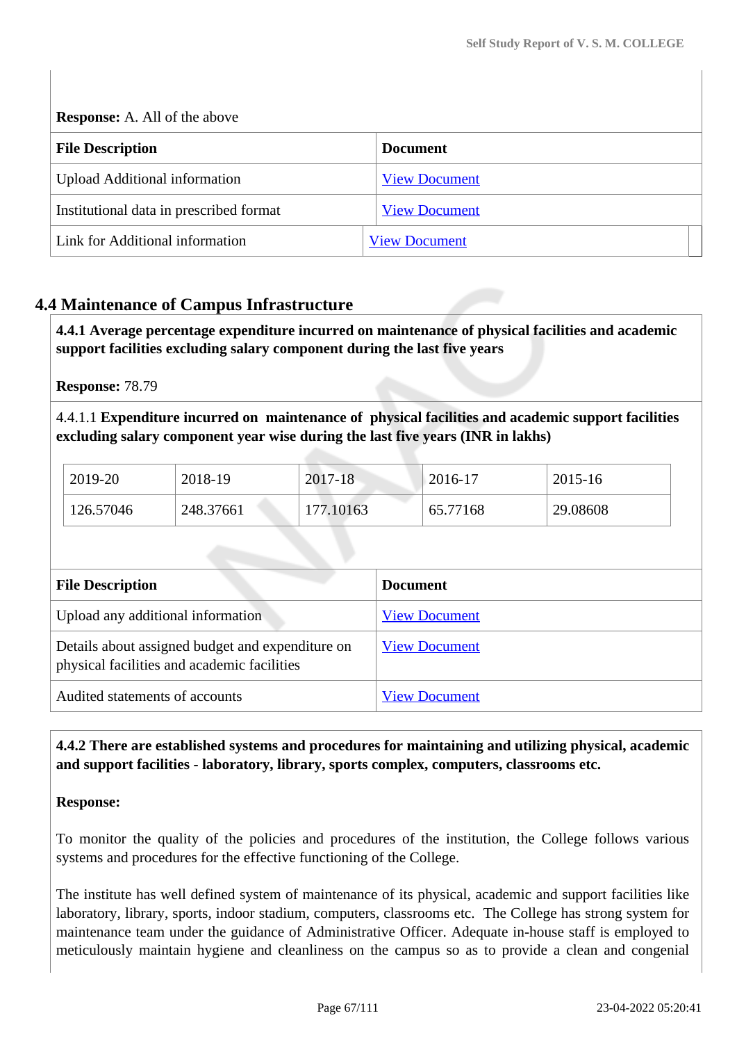**Response:** A. All of the above

| File Description | Document |
|---|---|
| Upload Additional information | View Document |
| Institutional data in prescribed format | View Document |
| Link for Additional information | View Document |

## 4.4 Maintenance of Campus Infrastructure

**4.4.1 Average percentage expenditure incurred on maintenance of physical facilities and academic support facilities excluding salary component during the last five years**

**Response:** 78.79

4.4.1.1 **Expenditure incurred on maintenance of physical facilities and academic support facilities excluding salary component year wise during the last five years (INR in lakhs)**

| 2019-20 | 2018-19 | 2017-18 | 2016-17 | 2015-16 |
|---|---|---|---|---|
| 126.57046 | 248.37661 | 177.10163 | 65.77168 | 29.08608 |

| File Description | Document |
|---|---|
| Upload any additional information | View Document |
| Details about assigned budget and expenditure on physical facilities and academic facilities | View Document |
| Audited statements of accounts | View Document |

**4.4.2 There are established systems and procedures for maintaining and utilizing physical, academic and support facilities - laboratory, library, sports complex, computers, classrooms etc.**

**Response:**

To monitor the quality of the policies and procedures of the institution, the College follows various systems and procedures for the effective functioning of the College.

The institute has well defined system of maintenance of its physical, academic and support facilities like laboratory, library, sports, indoor stadium, computers, classrooms etc. The College has strong system for maintenance team under the guidance of Administrative Officer. Adequate in-house staff is employed to meticulously maintain hygiene and cleanliness on the campus so as to provide a clean and congenial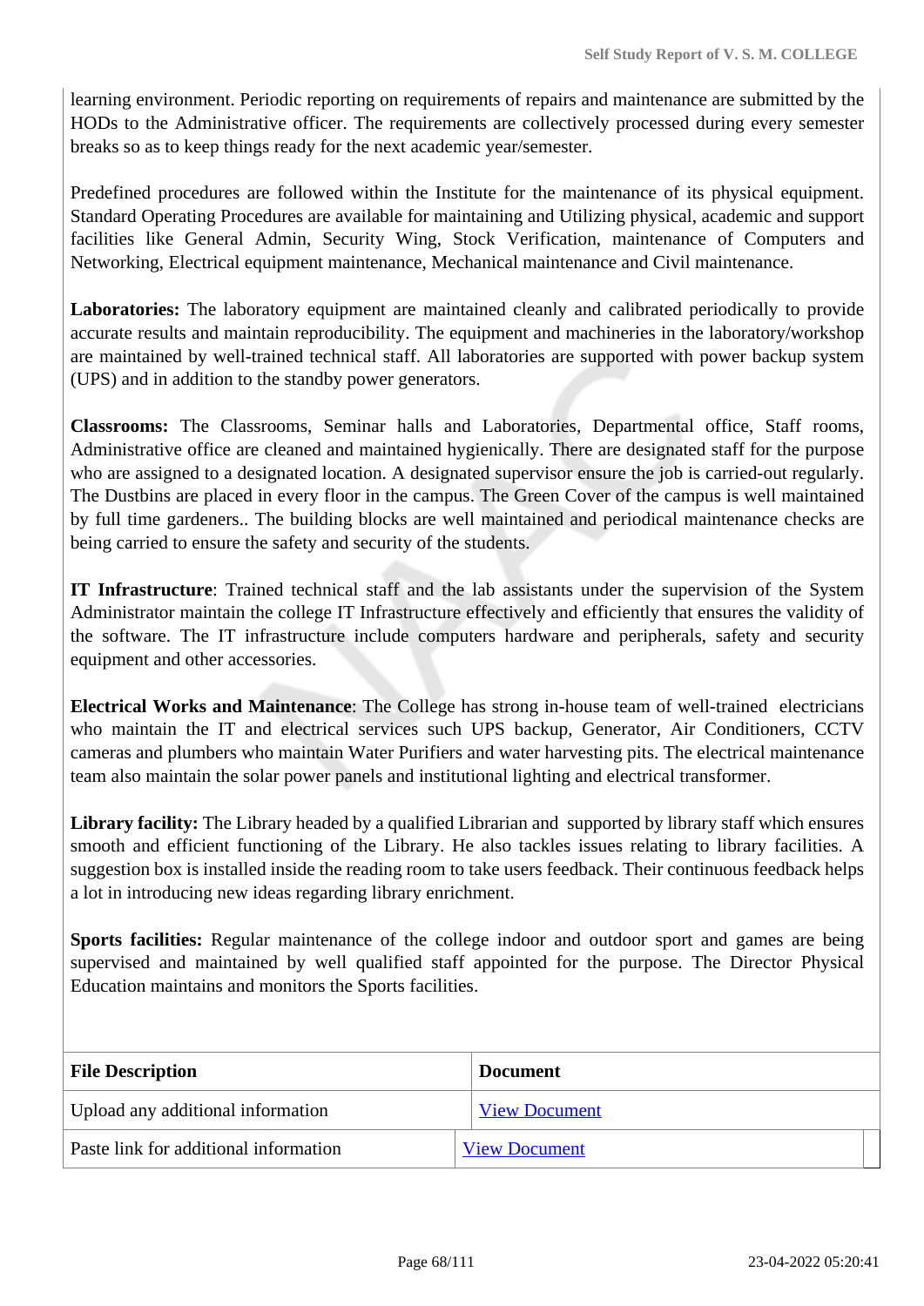learning environment. Periodic reporting on requirements of repairs and maintenance are submitted by the HODs to the Administrative officer. The requirements are collectively processed during every semester breaks so as to keep things ready for the next academic year/semester.

Predefined procedures are followed within the Institute for the maintenance of its physical equipment. Standard Operating Procedures are available for maintaining and Utilizing physical, academic and support facilities like General Admin, Security Wing, Stock Verification, maintenance of Computers and Networking, Electrical equipment maintenance, Mechanical maintenance and Civil maintenance.

**Laboratories:** The laboratory equipment are maintained cleanly and calibrated periodically to provide accurate results and maintain reproducibility. The equipment and machineries in the laboratory/workshop are maintained by well-trained technical staff. All laboratories are supported with power backup system (UPS) and in addition to the standby power generators.

**Classrooms:** The Classrooms, Seminar halls and Laboratories, Departmental office, Staff rooms, Administrative office are cleaned and maintained hygienically. There are designated staff for the purpose who are assigned to a designated location. A designated supervisor ensure the job is carried-out regularly. The Dustbins are placed in every floor in the campus. The Green Cover of the campus is well maintained by full time gardeners.. The building blocks are well maintained and periodical maintenance checks are being carried to ensure the safety and security of the students.

**IT Infrastructure**: Trained technical staff and the lab assistants under the supervision of the System Administrator maintain the college IT Infrastructure effectively and efficiently that ensures the validity of the software. The IT infrastructure include computers hardware and peripherals, safety and security equipment and other accessories.

**Electrical Works and Maintenance**: The College has strong in-house team of well-trained electricians who maintain the IT and electrical services such UPS backup, Generator, Air Conditioners, CCTV cameras and plumbers who maintain Water Purifiers and water harvesting pits. The electrical maintenance team also maintain the solar power panels and institutional lighting and electrical transformer.

**Library facility:** The Library headed by a qualified Librarian and supported by library staff which ensures smooth and efficient functioning of the Library. He also tackles issues relating to library facilities. A suggestion box is installed inside the reading room to take users feedback. Their continuous feedback helps a lot in introducing new ideas regarding library enrichment.

**Sports facilities:** Regular maintenance of the college indoor and outdoor sport and games are being supervised and maintained by well qualified staff appointed for the purpose. The Director Physical Education maintains and monitors the Sports facilities.

| File Description | Document |
|---|---|
| Upload any additional information | View Document |
| Paste link for additional information | View Document |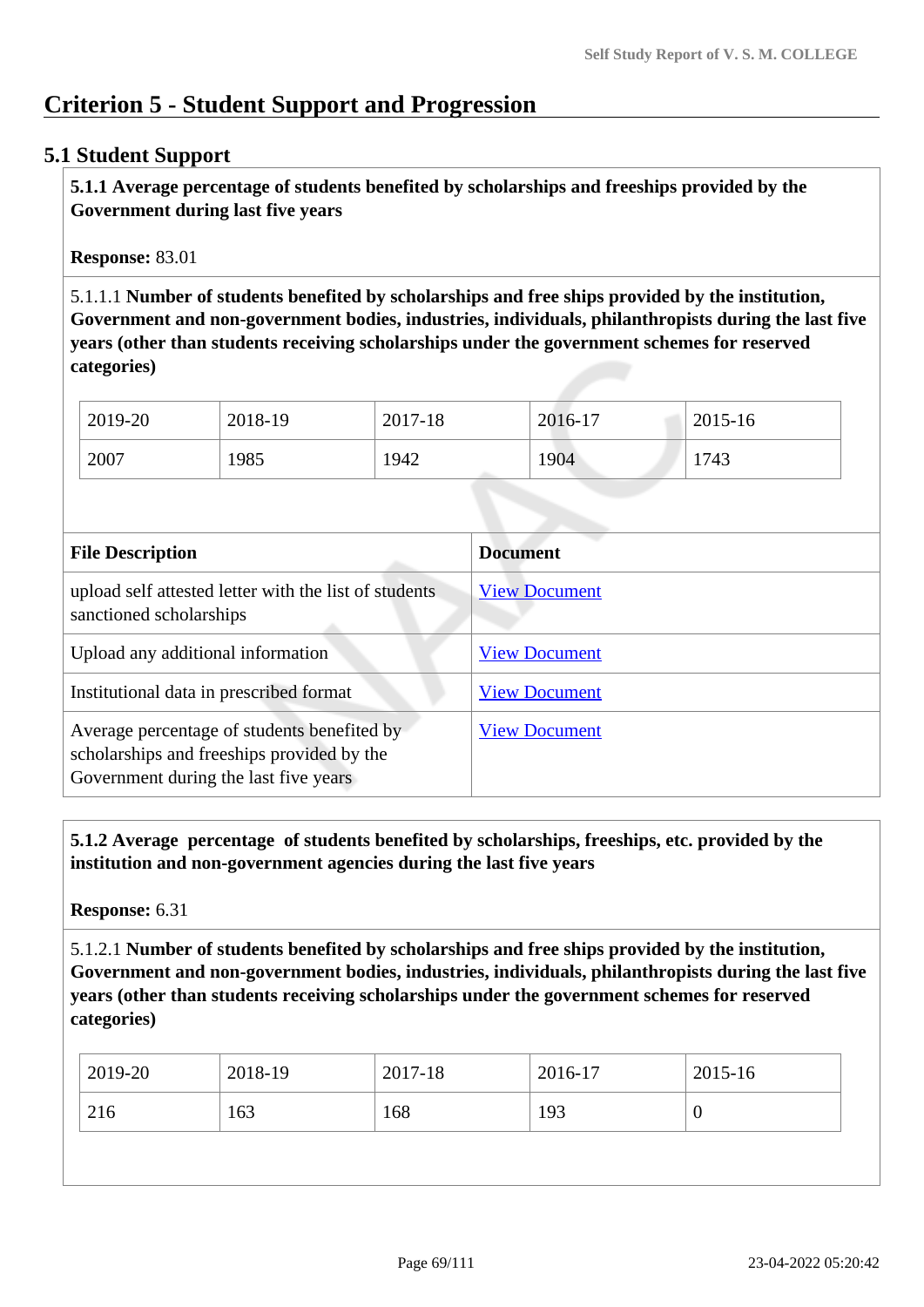# Criterion 5 - Student Support and Progression

## 5.1 Student Support

**5.1.1 Average percentage of students benefited by scholarships and freeships provided by the Government during last five years**

**Response:** 83.01

5.1.1.1 **Number of students benefited by scholarships and free ships provided by the institution, Government and non-government bodies, industries, individuals, philanthropists during the last five years (other than students receiving scholarships under the government schemes for reserved categories)**

| 2019-20 | 2018-19 | 2017-18 | 2016-17 | 2015-16 |
|---|---|---|---|---|
| 2007 | 1985 | 1942 | 1904 | 1743 |

| File Description | Document |
|---|---|
| upload self attested letter with the list of students sanctioned scholarships | View Document |
| Upload any additional information | View Document |
| Institutional data in prescribed format | View Document |
| Average percentage of students benefited by scholarships and freeships provided by the Government during the last five years | View Document |

**5.1.2 Average percentage of students benefited by scholarships, freeships, etc. provided by the institution and non-government agencies during the last five years**

**Response:** 6.31

5.1.2.1 **Number of students benefited by scholarships and free ships provided by the institution, Government and non-government bodies, industries, individuals, philanthropists during the last five years (other than students receiving scholarships under the government schemes for reserved categories)**

| 2019-20 | 2018-19 | 2017-18 | 2016-17 | 2015-16 |
|---|---|---|---|---|
| 216 | 163 | 168 | 193 | 0 |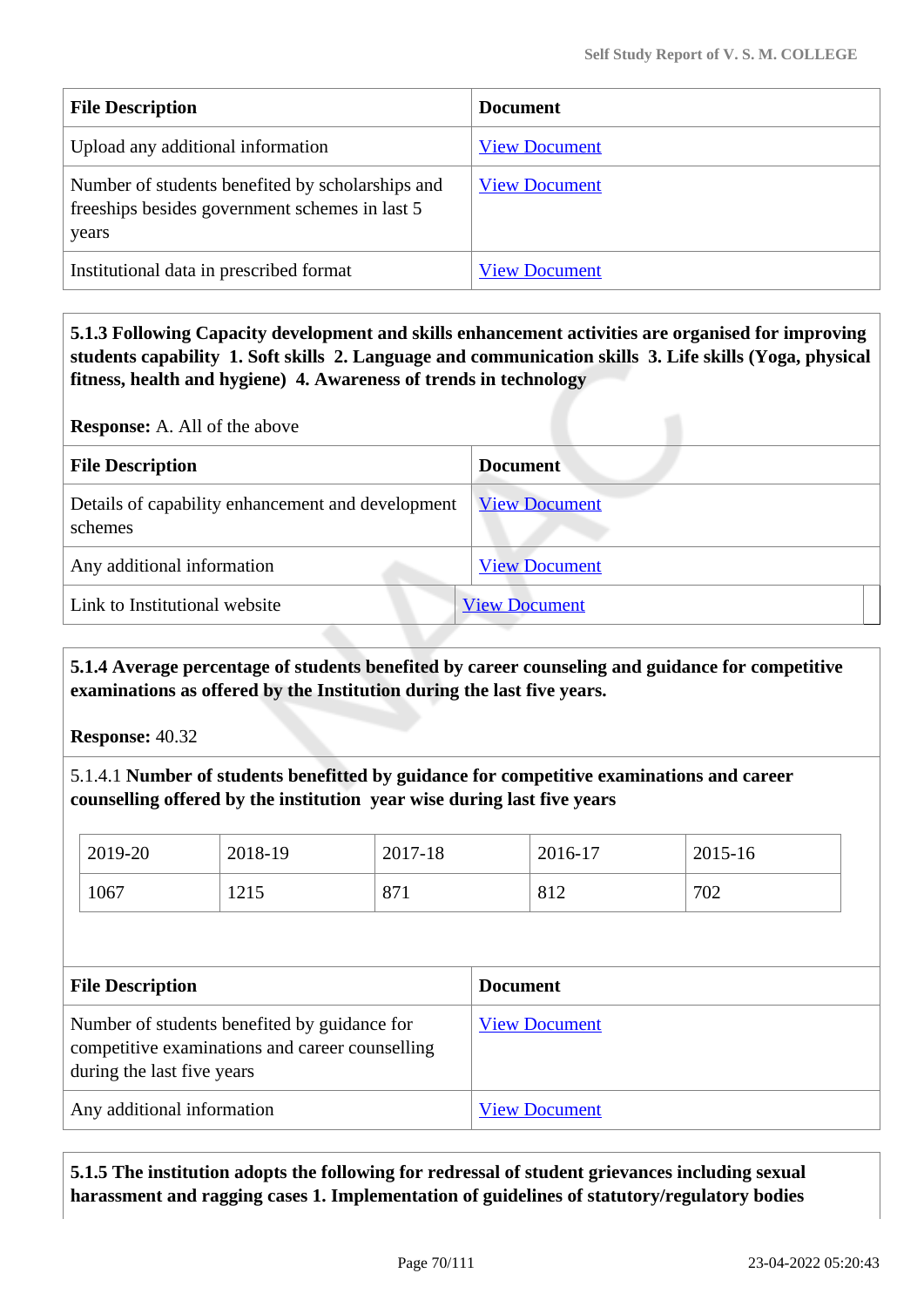| File Description | Document |
|---|---|
| Upload any additional information | View Document |
| Number of students benefited by scholarships and freeships besides government schemes in last 5 years | View Document |
| Institutional data in prescribed format | View Document |

**5.1.3 Following Capacity development and skills enhancement activities are organised for improving students capability 1. Soft skills 2. Language and communication skills 3. Life skills (Yoga, physical fitness, health and hygiene) 4. Awareness of trends in technology**

**Response:** A. All of the above

| File Description | Document |
|---|---|
| Details of capability enhancement and development schemes | View Document |
| Any additional information | View Document |
| Link to Institutional website | View Document |

**5.1.4 Average percentage of students benefited by career counseling and guidance for competitive examinations as offered by the Institution during the last five years.**

**Response:** 40.32

5.1.4.1 **Number of students benefitted by guidance for competitive examinations and career counselling offered by the institution year wise during last five years**

| 2019-20 | 2018-19 | 2017-18 | 2016-17 | 2015-16 |
|---|---|---|---|---|
| 1067 | 1215 | 871 | 812 | 702 |

| File Description | Document |
|---|---|
| Number of students benefited by guidance for competitive examinations and career counselling during the last five years | View Document |
| Any additional information | View Document |

**5.1.5 The institution adopts the following for redressal of student grievances including sexual harassment and ragging cases 1. Implementation of guidelines of statutory/regulatory bodies**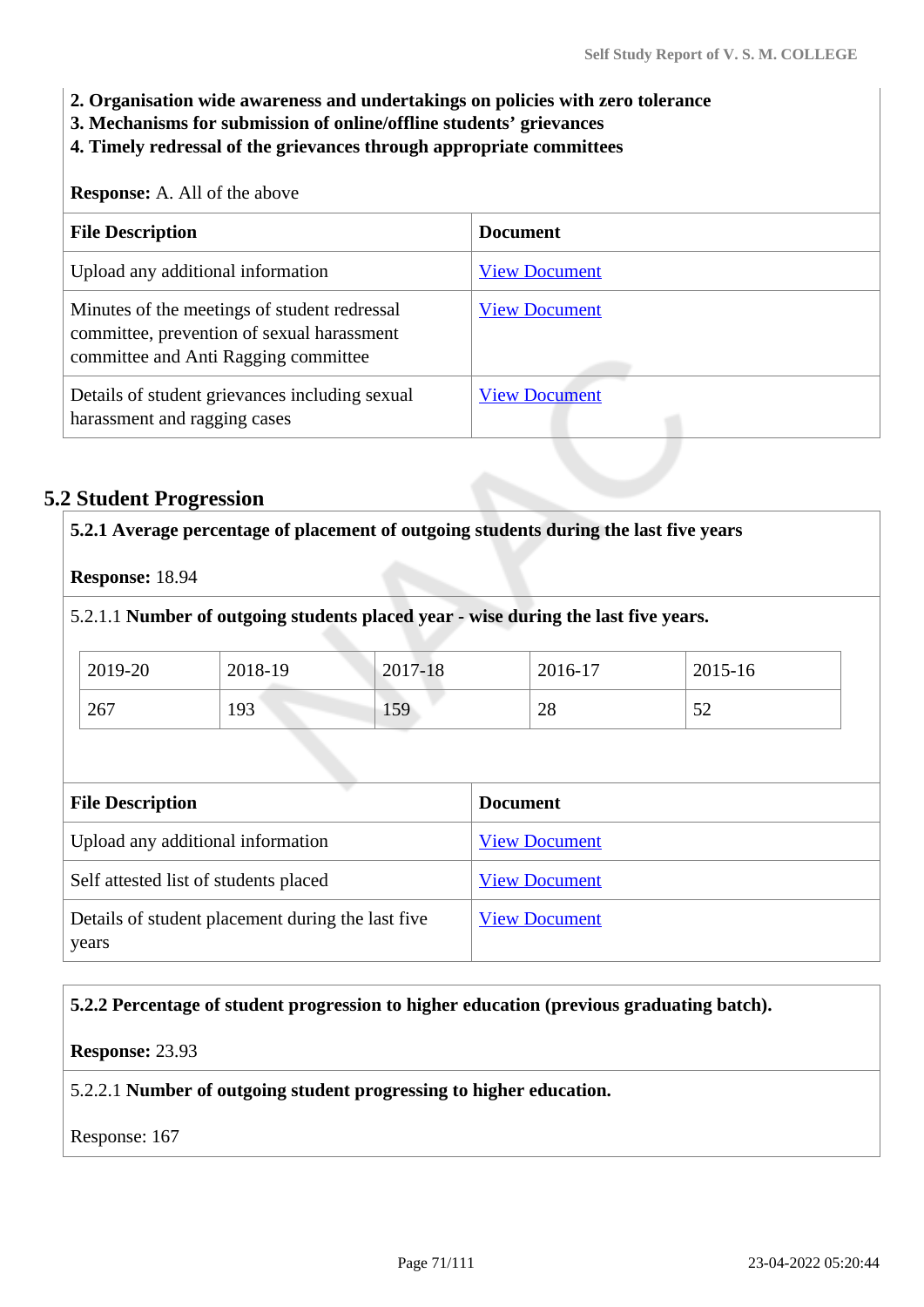**2. Organisation wide awareness and undertakings on policies with zero tolerance**
**3. Mechanisms for submission of online/offline students' grievances**
**4. Timely redressal of the grievances through appropriate committees**

**Response:** A. All of the above

| File Description | Document |
|---|---|
| Upload any additional information | View Document |
| Minutes of the meetings of student redressal committee, prevention of sexual harassment committee and Anti Ragging committee | View Document |
| Details of student grievances including sexual harassment and ragging cases | View Document |

## 5.2 Student Progression

**5.2.1 Average percentage of placement of outgoing students during the last five years**

**Response:** 18.94

5.2.1.1 **Number of outgoing students placed year - wise during the last five years.**

| 2019-20 | 2018-19 | 2017-18 | 2016-17 | 2015-16 |
|---|---|---|---|---|
| 267 | 193 | 159 | 28 | 52 |

| File Description | Document |
|---|---|
| Upload any additional information | View Document |
| Self attested list of students placed | View Document |
| Details of student placement during the last five years | View Document |

**5.2.2 Percentage of student progression to higher education (previous graduating batch).**

**Response:** 23.93

5.2.2.1 **Number of outgoing student progressing to higher education.**

Response: 167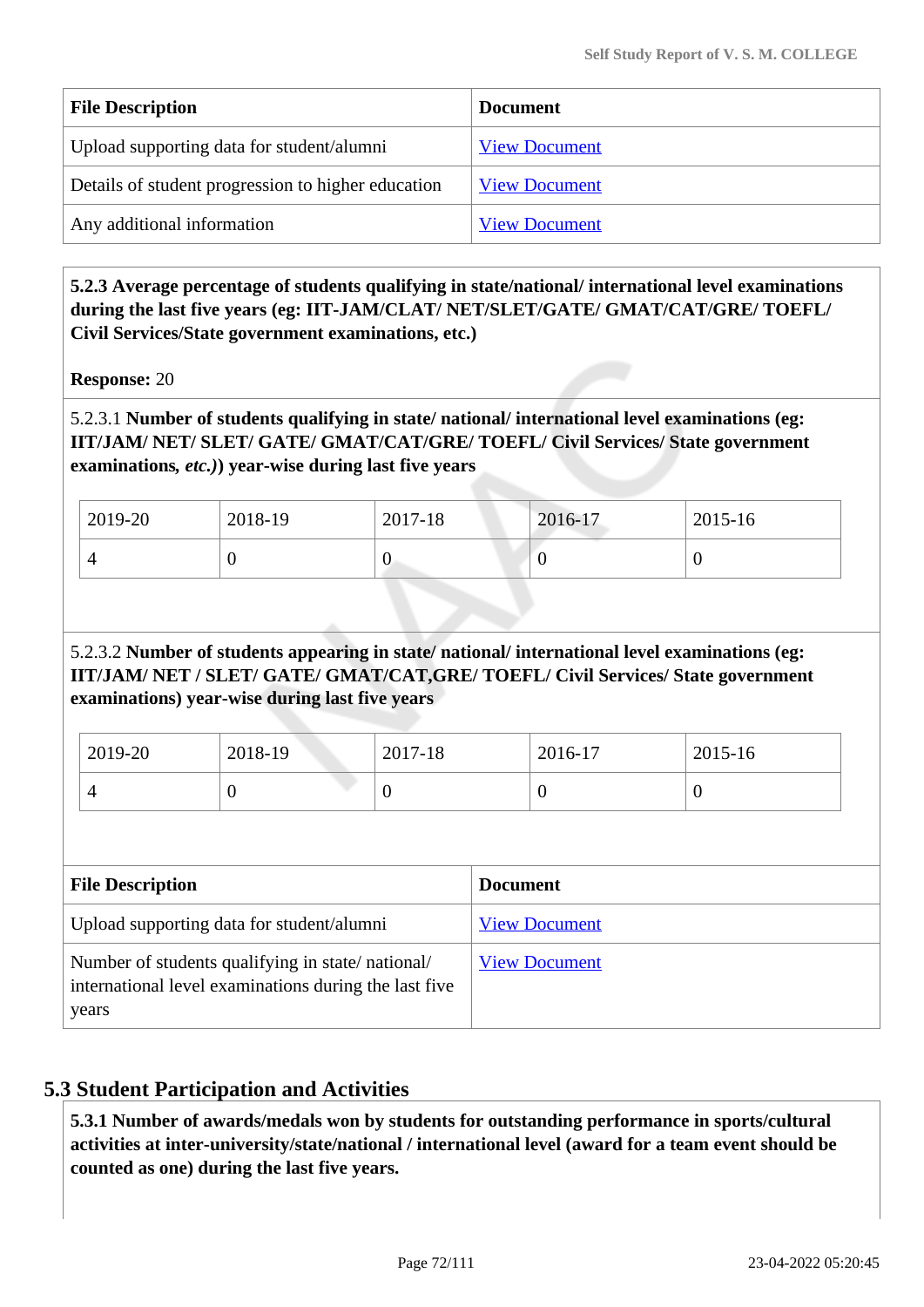| File Description | Document |
|---|---|
| Upload supporting data for student/alumni | View Document |
| Details of student progression to higher education | View Document |
| Any additional information | View Document |

**5.2.3 Average percentage of students qualifying in state/national/ international level examinations during the last five years (eg: IIT-JAM/CLAT/ NET/SLET/GATE/ GMAT/CAT/GRE/ TOEFL/ Civil Services/State government examinations, etc.)**

**Response:** 20

5.2.3.1 **Number of students qualifying in state/ national/ international level examinations (eg: IIT/JAM/ NET/ SLET/ GATE/ GMAT/CAT/GRE/ TOEFL/ Civil Services/ State government examinations,** ***etc.)*****) year-wise during last five years**

| 2019-20 | 2018-19 | 2017-18 | 2016-17 | 2015-16 |
|---|---|---|---|---|
| 4 | 0 | 0 | 0 | 0 |

5.2.3.2 **Number of students appearing in state/ national/ international level examinations (eg: IIT/JAM/ NET / SLET/ GATE/ GMAT/CAT,GRE/ TOEFL/ Civil Services/ State government examinations) year-wise during last five years**

| 2019-20 | 2018-19 | 2017-18 | 2016-17 | 2015-16 |
|---|---|---|---|---|
| 4 | 0 | 0 | 0 | 0 |

| File Description | Document |
|---|---|
| Upload supporting data for student/alumni | View Document |
| Number of students qualifying in state/ national/ international level examinations during the last five years | View Document |

## 5.3 Student Participation and Activities

**5.3.1 Number of awards/medals won by students for outstanding performance in sports/cultural activities at inter-university/state/national / international level (award for a team event should be counted as one) during the last five years.**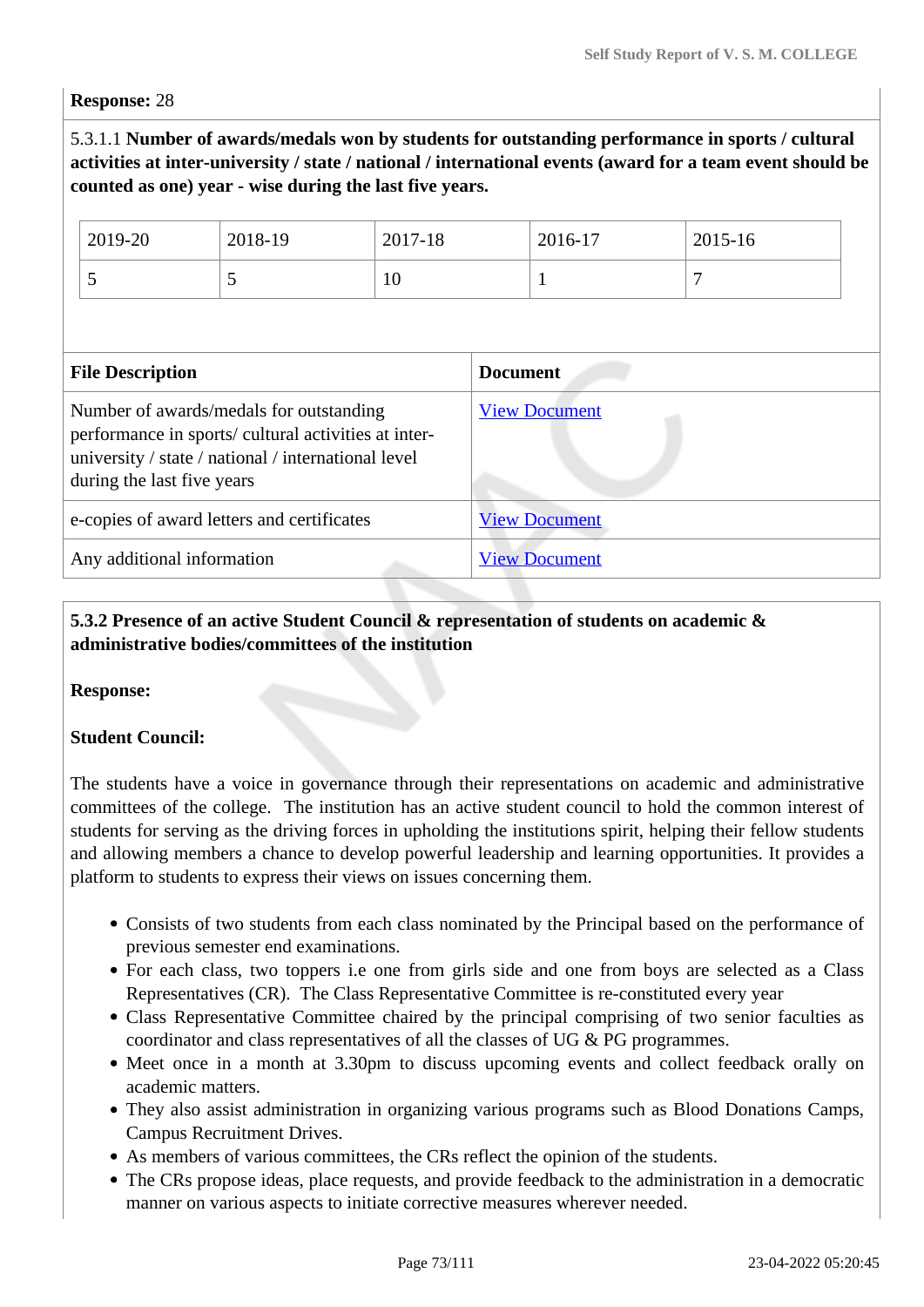**Response:** 28

5.3.1.1 **Number of awards/medals won by students for outstanding performance in sports / cultural activities at inter-university / state / national / international events (award for a team event should be counted as one) year - wise during the last five years.**

| 2019-20 | 2018-19 | 2017-18 | 2016-17 | 2015-16 |
|---|---|---|---|---|
| 5 | 5 | 10 | 1 | 7 |

| File Description | Document |
|---|---|
| Number of awards/medals for outstanding performance in sports/ cultural activities at inter-university / state / national / international level during the last five years | View Document |
| e-copies of award letters and certificates | View Document |
| Any additional information | View Document |

**5.3.2 Presence of an active Student Council & representation of students on academic & administrative bodies/committees of the institution**

**Response:**

**Student Council:**

The students have a voice in governance through their representations on academic and administrative committees of the college. The institution has an active student council to hold the common interest of students for serving as the driving forces in upholding the institutions spirit, helping their fellow students and allowing members a chance to develop powerful leadership and learning opportunities. It provides a platform to students to express their views on issues concerning them.

- Consists of two students from each class nominated by the Principal based on the performance of previous semester end examinations.
- For each class, two toppers i.e one from girls side and one from boys are selected as a Class Representatives (CR). The Class Representative Committee is re-constituted every year
- Class Representative Committee chaired by the principal comprising of two senior faculties as coordinator and class representatives of all the classes of UG & PG programmes.
- Meet once in a month at 3.30pm to discuss upcoming events and collect feedback orally on academic matters.
- They also assist administration in organizing various programs such as Blood Donations Camps, Campus Recruitment Drives.
- As members of various committees, the CRs reflect the opinion of the students.
- The CRs propose ideas, place requests, and provide feedback to the administration in a democratic manner on various aspects to initiate corrective measures wherever needed.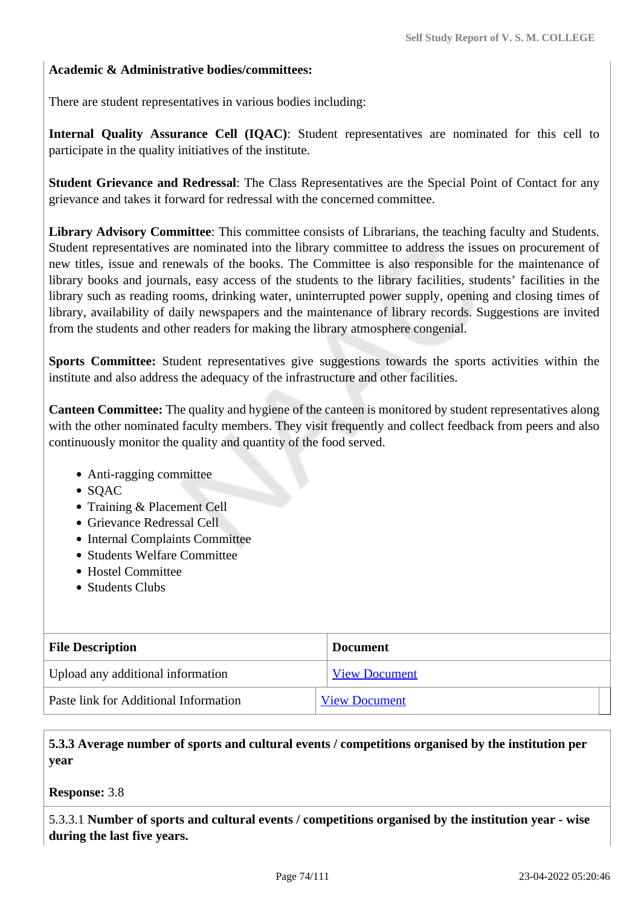**Academic & Administrative bodies/committees:**

There are student representatives in various bodies including:

**Internal Quality Assurance Cell (IQAC)**: Student representatives are nominated for this cell to participate in the quality initiatives of the institute.

**Student Grievance and Redressal**: The Class Representatives are the Special Point of Contact for any grievance and takes it forward for redressal with the concerned committee.

**Library Advisory Committee**: This committee consists of Librarians, the teaching faculty and Students. Student representatives are nominated into the library committee to address the issues on procurement of new titles, issue and renewals of the books. The Committee is also responsible for the maintenance of library books and journals, easy access of the students to the library facilities, students' facilities in the library such as reading rooms, drinking water, uninterrupted power supply, opening and closing times of library, availability of daily newspapers and the maintenance of library records. Suggestions are invited from the students and other readers for making the library atmosphere congenial.

**Sports Committee:** Student representatives give suggestions towards the sports activities within the institute and also address the adequacy of the infrastructure and other facilities.

**Canteen Committee:** The quality and hygiene of the canteen is monitored by student representatives along with the other nominated faculty members. They visit frequently and collect feedback from peers and also continuously monitor the quality and quantity of the food served.

- Anti-ragging committee
- SQAC
- Training & Placement Cell
- Grievance Redressal Cell
- Internal Complaints Committee
- Students Welfare Committee
- Hostel Committee
- Students Clubs

| File Description | Document |
|---|---|
| Upload any additional information | View Document |
| Paste link for Additional Information | View Document |

**5.3.3 Average number of sports and cultural events / competitions organised by the institution per year**

**Response:** 3.8

5.3.3.1 **Number of sports and cultural events / competitions organised by the institution year - wise during the last five years.**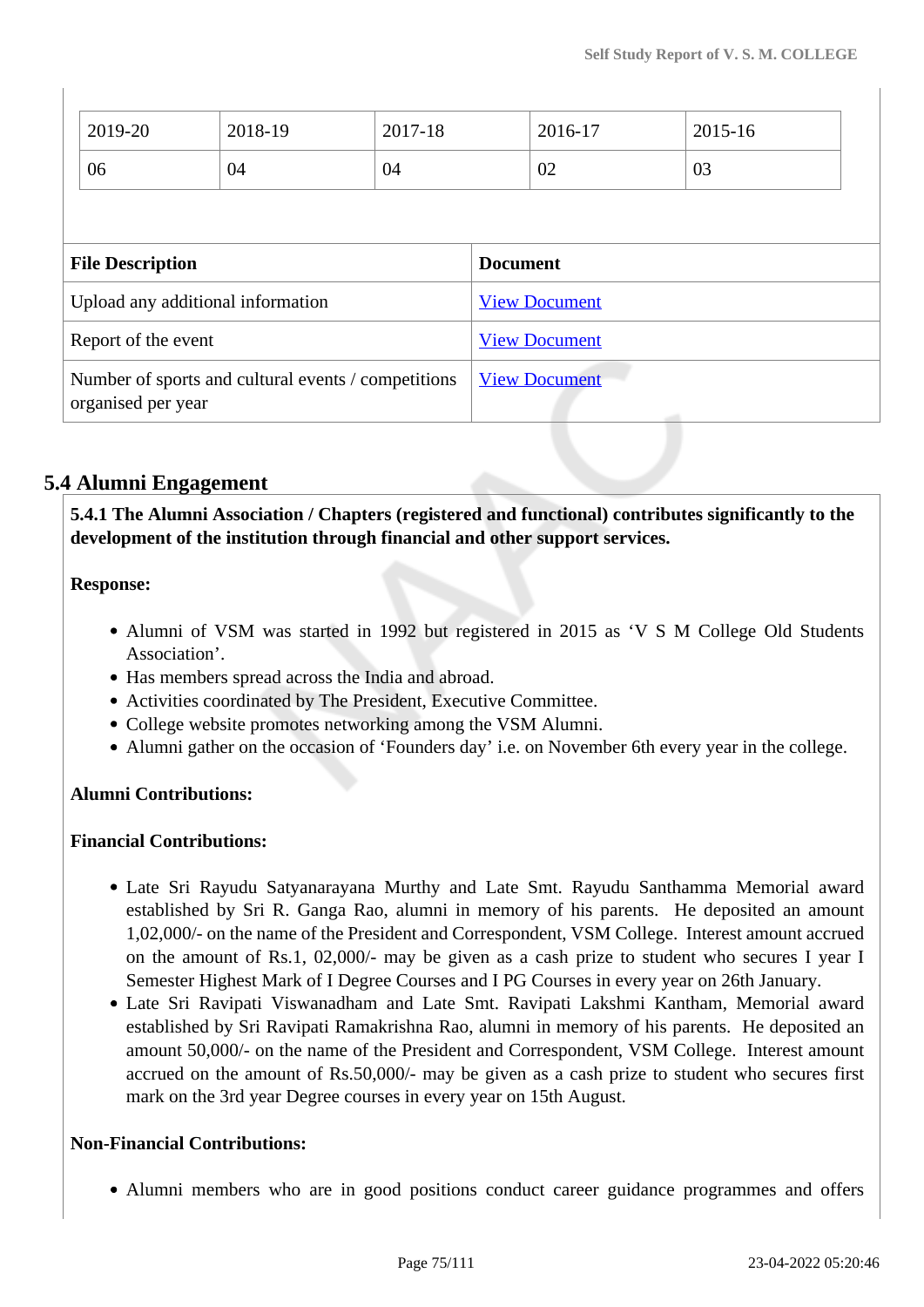| 2019-20 | 2018-19 | 2017-18 | 2016-17 | 2015-16 |
|---|---|---|---|---|
| 06 | 04 | 04 | 02 | 03 |

| File Description | Document |
|---|---|
| Upload any additional information | View Document |
| Report of the event | View Document |
| Number of sports and cultural events / competitions organised per year | View Document |

## 5.4 Alumni Engagement

**5.4.1 The Alumni Association / Chapters (registered and functional) contributes significantly to the development of the institution through financial and other support services.**

**Response:**

- Alumni of VSM was started in 1992 but registered in 2015 as 'V S M College Old Students Association'.
- Has members spread across the India and abroad.
- Activities coordinated by The President, Executive Committee.
- College website promotes networking among the VSM Alumni.
- Alumni gather on the occasion of 'Founders day' i.e. on November 6th every year in the college.

**Alumni Contributions:**

**Financial Contributions:**

- Late Sri Rayudu Satyanarayana Murthy and Late Smt. Rayudu Santhamma Memorial award established by Sri R. Ganga Rao, alumni in memory of his parents. He deposited an amount 1,02,000/- on the name of the President and Correspondent, VSM College. Interest amount accrued on the amount of Rs.1, 02,000/- may be given as a cash prize to student who secures I year I Semester Highest Mark of I Degree Courses and I PG Courses in every year on 26th January.
- Late Sri Ravipati Viswanadham and Late Smt. Ravipati Lakshmi Kantham, Memorial award established by Sri Ravipati Ramakrishna Rao, alumni in memory of his parents. He deposited an amount 50,000/- on the name of the President and Correspondent, VSM College. Interest amount accrued on the amount of Rs.50,000/- may be given as a cash prize to student who secures first mark on the 3rd year Degree courses in every year on 15th August.

**Non-Financial Contributions:**

- Alumni members who are in good positions conduct career guidance programmes and offers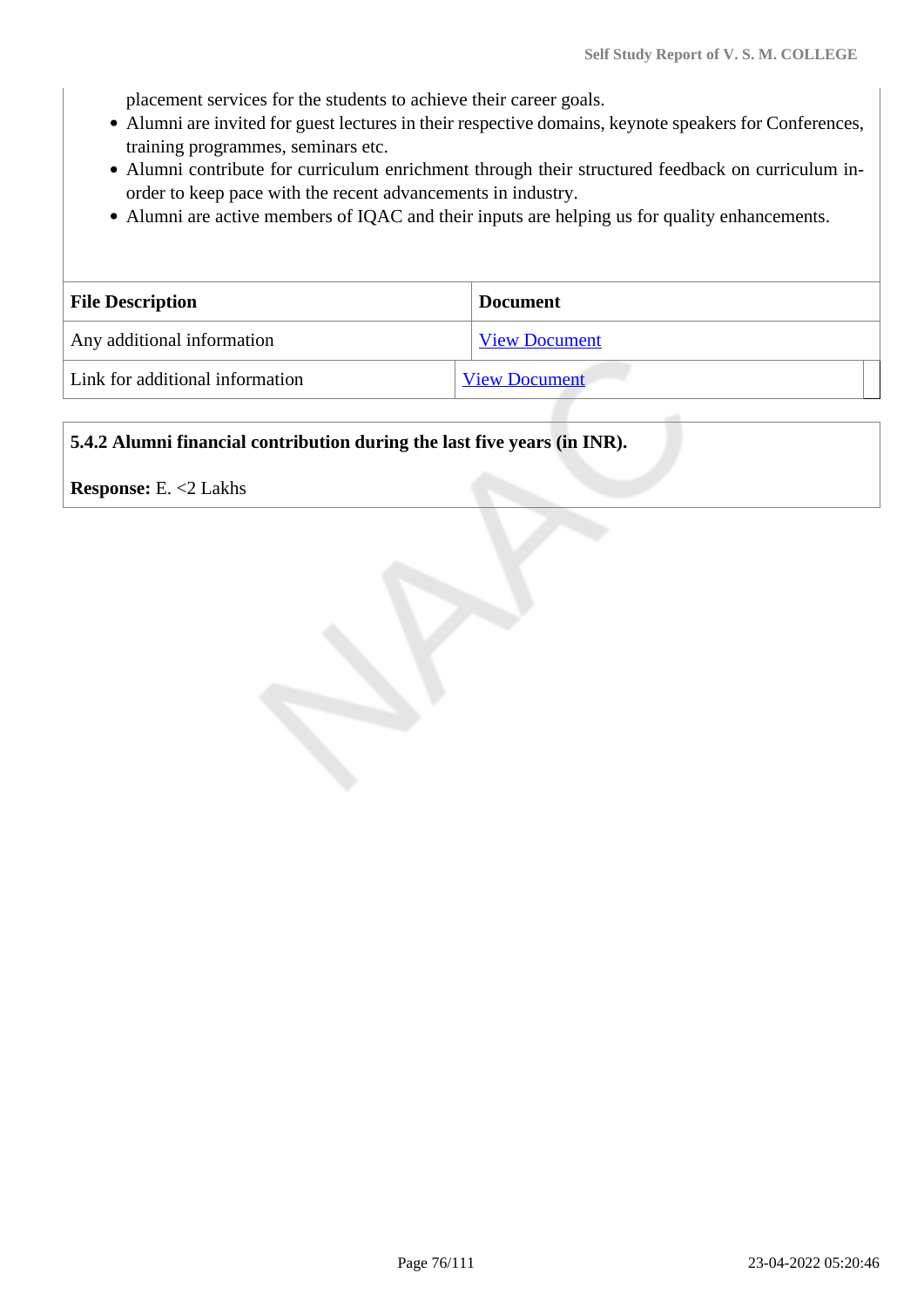placement services for the students to achieve their career goals.

- Alumni are invited for guest lectures in their respective domains, keynote speakers for Conferences, training programmes, seminars etc.
- Alumni contribute for curriculum enrichment through their structured feedback on curriculum in-order to keep pace with the recent advancements in industry.
- Alumni are active members of IQAC and their inputs are helping us for quality enhancements.

| File Description | Document |
|---|---|
| Any additional information | View Document |
| Link for additional information | View Document |

**5.4.2 Alumni financial contribution during the last five years (in INR).**

**Response:** E. <2 Lakhs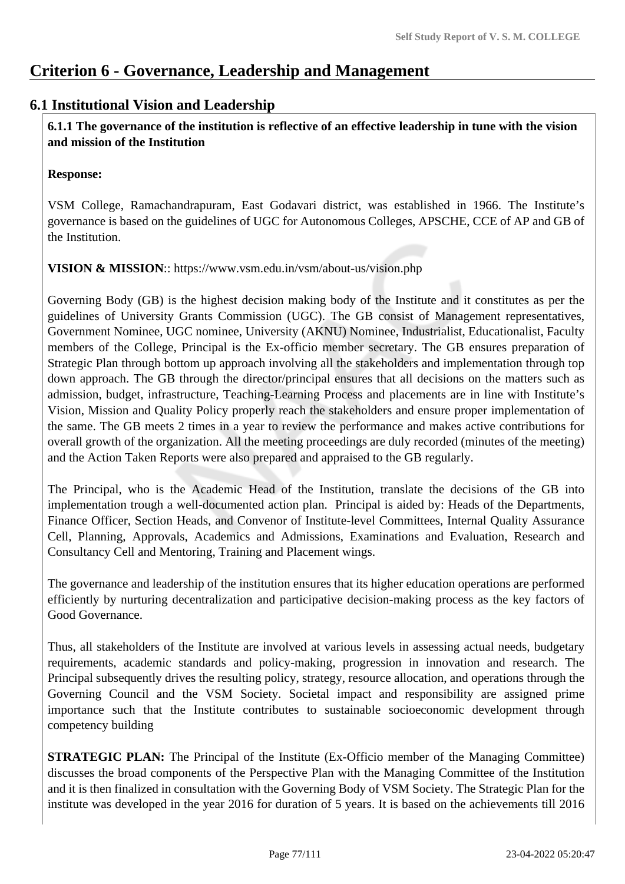# Criterion 6 - Governance, Leadership and Management

## 6.1 Institutional Vision and Leadership

**6.1.1 The governance of the institution is reflective of an effective leadership in tune with the vision and mission of the Institution**

**Response:**

VSM College, Ramachandrapuram, East Godavari district, was established in 1966. The Institute's governance is based on the guidelines of UGC for Autonomous Colleges, APSCHE, CCE of AP and GB of the Institution.

**VISION & MISSION**:: https://www.vsm.edu.in/vsm/about-us/vision.php

Governing Body (GB) is the highest decision making body of the Institute and it constitutes as per the guidelines of University Grants Commission (UGC). The GB consist of Management representatives, Government Nominee, UGC nominee, University (AKNU) Nominee, Industrialist, Educationalist, Faculty members of the College, Principal is the Ex-officio member secretary. The GB ensures preparation of Strategic Plan through bottom up approach involving all the stakeholders and implementation through top down approach. The GB through the director/principal ensures that all decisions on the matters such as admission, budget, infrastructure, Teaching-Learning Process and placements are in line with Institute's Vision, Mission and Quality Policy properly reach the stakeholders and ensure proper implementation of the same. The GB meets 2 times in a year to review the performance and makes active contributions for overall growth of the organization. All the meeting proceedings are duly recorded (minutes of the meeting) and the Action Taken Reports were also prepared and appraised to the GB regularly.

The Principal, who is the Academic Head of the Institution, translate the decisions of the GB into implementation trough a well-documented action plan. Principal is aided by: Heads of the Departments, Finance Officer, Section Heads, and Convenor of Institute-level Committees, Internal Quality Assurance Cell, Planning, Approvals, Academics and Admissions, Examinations and Evaluation, Research and Consultancy Cell and Mentoring, Training and Placement wings.

The governance and leadership of the institution ensures that its higher education operations are performed efficiently by nurturing decentralization and participative decision-making process as the key factors of Good Governance.

Thus, all stakeholders of the Institute are involved at various levels in assessing actual needs, budgetary requirements, academic standards and policy-making, progression in innovation and research. The Principal subsequently drives the resulting policy, strategy, resource allocation, and operations through the Governing Council and the VSM Society. Societal impact and responsibility are assigned prime importance such that the Institute contributes to sustainable socioeconomic development through competency building

**STRATEGIC PLAN:** The Principal of the Institute (Ex-Officio member of the Managing Committee) discusses the broad components of the Perspective Plan with the Managing Committee of the Institution and it is then finalized in consultation with the Governing Body of VSM Society. The Strategic Plan for the institute was developed in the year 2016 for duration of 5 years. It is based on the achievements till 2016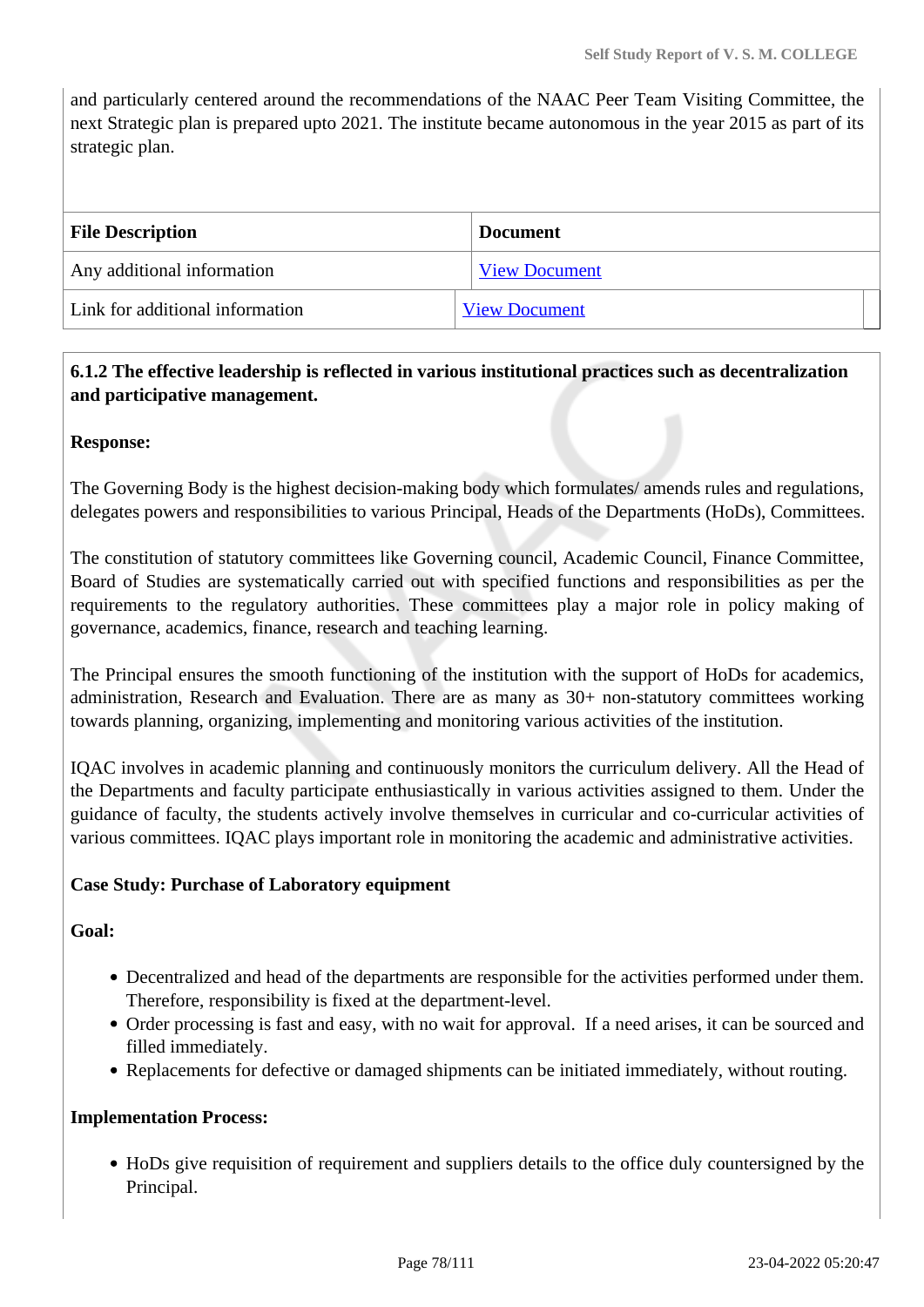and particularly centered around the recommendations of the NAAC Peer Team Visiting Committee, the next Strategic plan is prepared upto 2021. The institute became autonomous in the year 2015 as part of its strategic plan.

| File Description | Document |
| --- | --- |
| Any additional information | View Document |
| Link for additional information | View Document |

**6.1.2 The effective leadership is reflected in various institutional practices such as decentralization and participative management.**

**Response:**

The Governing Body is the highest decision-making body which formulates/ amends rules and regulations, delegates powers and responsibilities to various Principal, Heads of the Departments (HoDs), Committees.

The constitution of statutory committees like Governing council, Academic Council, Finance Committee, Board of Studies are systematically carried out with specified functions and responsibilities as per the requirements to the regulatory authorities. These committees play a major role in policy making of governance, academics, finance, research and teaching learning.

The Principal ensures the smooth functioning of the institution with the support of HoDs for academics, administration, Research and Evaluation. There are as many as 30+ non-statutory committees working towards planning, organizing, implementing and monitoring various activities of the institution.

IQAC involves in academic planning and continuously monitors the curriculum delivery. All the Head of the Departments and faculty participate enthusiastically in various activities assigned to them. Under the guidance of faculty, the students actively involve themselves in curricular and co-curricular activities of various committees. IQAC plays important role in monitoring the academic and administrative activities.

**Case Study: Purchase of Laboratory equipment**

**Goal:**

- Decentralized and head of the departments are responsible for the activities performed under them. Therefore, responsibility is fixed at the department-level.
- Order processing is fast and easy, with no wait for approval. If a need arises, it can be sourced and filled immediately.
- Replacements for defective or damaged shipments can be initiated immediately, without routing.

**Implementation Process:**

- HoDs give requisition of requirement and suppliers details to the office duly countersigned by the Principal.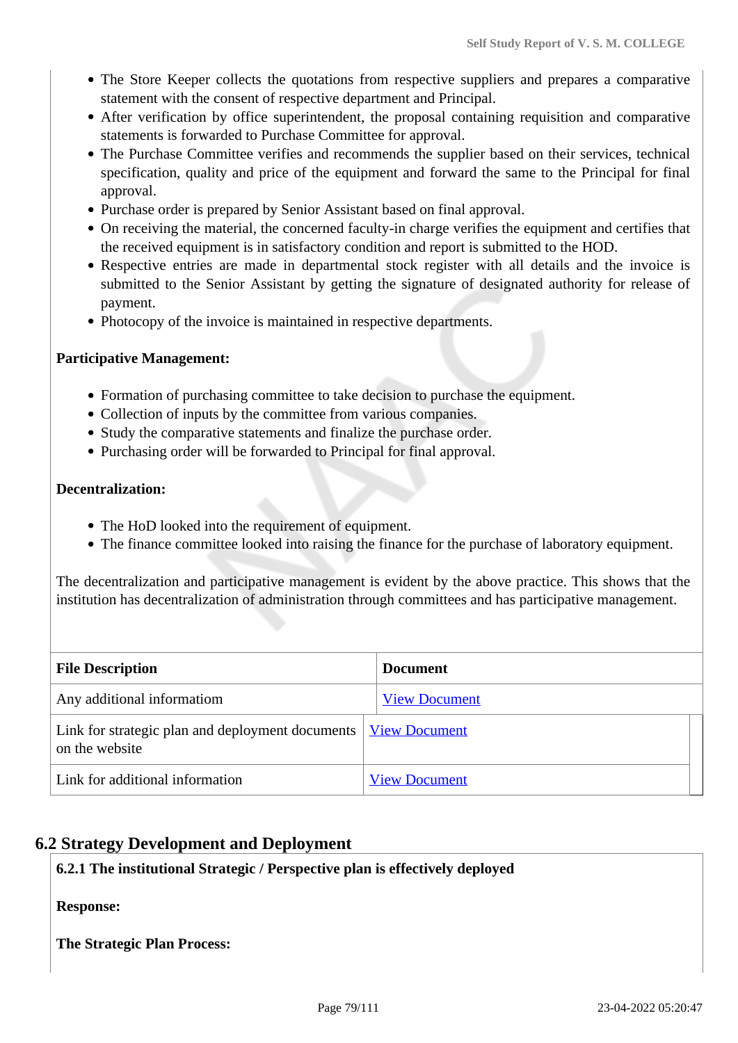- The Store Keeper collects the quotations from respective suppliers and prepares a comparative statement with the consent of respective department and Principal.
- After verification by office superintendent, the proposal containing requisition and comparative statements is forwarded to Purchase Committee for approval.
- The Purchase Committee verifies and recommends the supplier based on their services, technical specification, quality and price of the equipment and forward the same to the Principal for final approval.
- Purchase order is prepared by Senior Assistant based on final approval.
- On receiving the material, the concerned faculty-in charge verifies the equipment and certifies that the received equipment is in satisfactory condition and report is submitted to the HOD.
- Respective entries are made in departmental stock register with all details and the invoice is submitted to the Senior Assistant by getting the signature of designated authority for release of payment.
- Photocopy of the invoice is maintained in respective departments.

**Participative Management:**

- Formation of purchasing committee to take decision to purchase the equipment.
- Collection of inputs by the committee from various companies.
- Study the comparative statements and finalize the purchase order.
- Purchasing order will be forwarded to Principal for final approval.

**Decentralization:**

- The HoD looked into the requirement of equipment.
- The finance committee looked into raising the finance for the purchase of laboratory equipment.

The decentralization and participative management is evident by the above practice. This shows that the institution has decentralization of administration through committees and has participative management.

| File Description | Document |
|---|---|
| Any additional informatiom | View Document |
| Link for strategic plan and deployment documents on the website | View Document |
| Link for additional information | View Document |

## 6.2 Strategy Development and Deployment

**6.2.1 The institutional Strategic / Perspective plan is effectively deployed**

**Response:**

**The Strategic Plan Process:**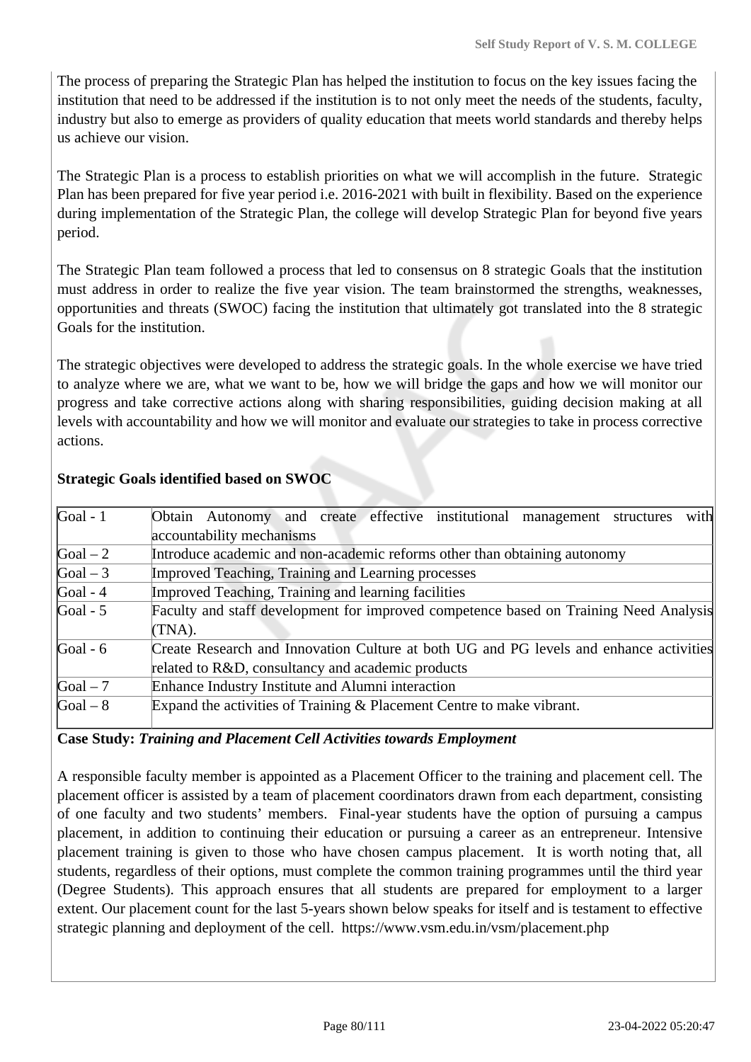The process of preparing the Strategic Plan has helped the institution to focus on the key issues facing the institution that need to be addressed if the institution is to not only meet the needs of the students, faculty, industry but also to emerge as providers of quality education that meets world standards and thereby helps us achieve our vision.

The Strategic Plan is a process to establish priorities on what we will accomplish in the future. Strategic Plan has been prepared for five year period i.e. 2016-2021 with built in flexibility. Based on the experience during implementation of the Strategic Plan, the college will develop Strategic Plan for beyond five years period.

The Strategic Plan team followed a process that led to consensus on 8 strategic Goals that the institution must address in order to realize the five year vision. The team brainstormed the strengths, weaknesses, opportunities and threats (SWOC) facing the institution that ultimately got translated into the 8 strategic Goals for the institution.

The strategic objectives were developed to address the strategic goals. In the whole exercise we have tried to analyze where we are, what we want to be, how we will bridge the gaps and how we will monitor our progress and take corrective actions along with sharing responsibilities, guiding decision making at all levels with accountability and how we will monitor and evaluate our strategies to take in process corrective actions.

**Strategic Goals identified based on SWOC**

| | |
|---|---|
| Goal - 1 | Obtain Autonomy and create effective institutional management structures with accountability mechanisms |
| Goal – 2 | Introduce academic and non-academic reforms other than obtaining autonomy |
| Goal – 3 | Improved Teaching, Training and Learning processes |
| Goal - 4 | Improved Teaching, Training and learning facilities |
| Goal - 5 | Faculty and staff development for improved competence based on Training Need Analysis (TNA). |
| Goal - 6 | Create Research and Innovation Culture at both UG and PG levels and enhance activities related to R&D, consultancy and academic products |
| Goal – 7 | Enhance Industry Institute and Alumni interaction |
| Goal – 8 | Expand the activities of Training & Placement Centre to make vibrant. |

**Case Study:** ***Training and Placement Cell Activities towards Employment***

A responsible faculty member is appointed as a Placement Officer to the training and placement cell. The placement officer is assisted by a team of placement coordinators drawn from each department, consisting of one faculty and two students' members. Final-year students have the option of pursuing a campus placement, in addition to continuing their education or pursuing a career as an entrepreneur. Intensive placement training is given to those who have chosen campus placement. It is worth noting that, all students, regardless of their options, must complete the common training programmes until the third year (Degree Students). This approach ensures that all students are prepared for employment to a larger extent. Our placement count for the last 5-years shown below speaks for itself and is testament to effective strategic planning and deployment of the cell. https://www.vsm.edu.in/vsm/placement.php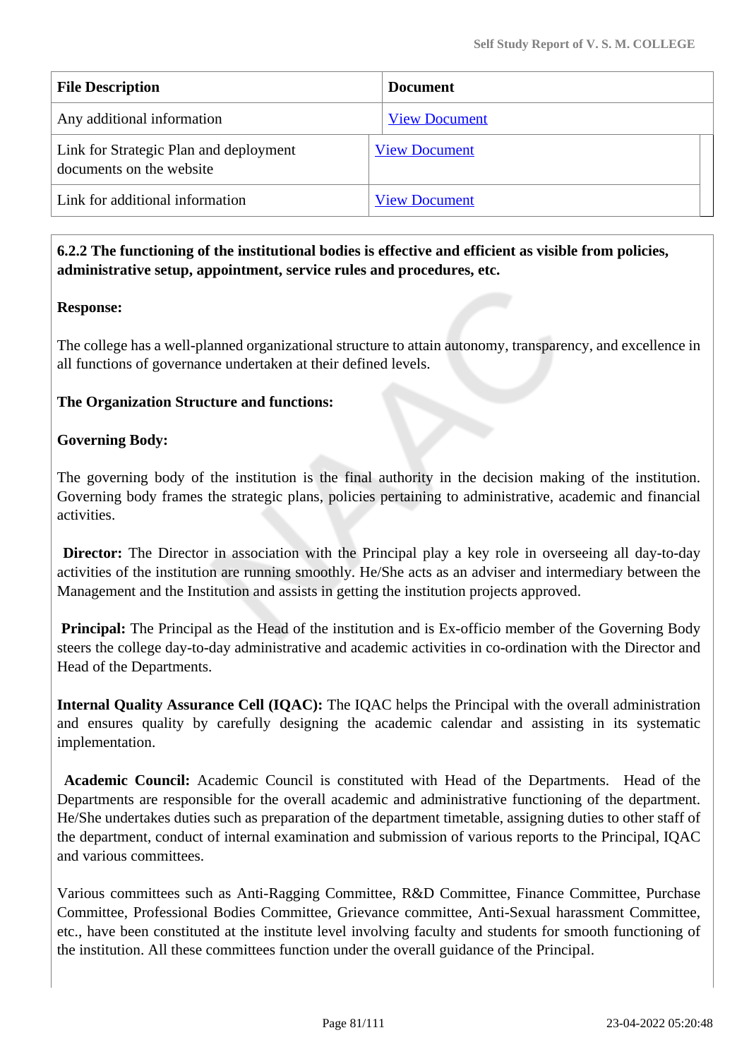| File Description | Document |
|---|---|
| Any additional information | View Document |
| Link for Strategic Plan and deployment documents on the website | View Document |
| Link for additional information | View Document |

**6.2.2 The functioning of the institutional bodies is effective and efficient as visible from policies, administrative setup, appointment, service rules and procedures, etc.**

**Response:**

The college has a well-planned organizational structure to attain autonomy, transparency, and excellence in all functions of governance undertaken at their defined levels.

**The Organization Structure and functions:**

**Governing Body:**

The governing body of the institution is the final authority in the decision making of the institution. Governing body frames the strategic plans, policies pertaining to administrative, academic and financial activities.

**Director:** The Director in association with the Principal play a key role in overseeing all day-to-day activities of the institution are running smoothly. He/She acts as an adviser and intermediary between the Management and the Institution and assists in getting the institution projects approved.

**Principal:** The Principal as the Head of the institution and is Ex-officio member of the Governing Body steers the college day-to-day administrative and academic activities in co-ordination with the Director and Head of the Departments.

**Internal Quality Assurance Cell (IQAC):** The IQAC helps the Principal with the overall administration and ensures quality by carefully designing the academic calendar and assisting in its systematic implementation.

**Academic Council:** Academic Council is constituted with Head of the Departments. Head of the Departments are responsible for the overall academic and administrative functioning of the department. He/She undertakes duties such as preparation of the department timetable, assigning duties to other staff of the department, conduct of internal examination and submission of various reports to the Principal, IQAC and various committees.

Various committees such as Anti-Ragging Committee, R&D Committee, Finance Committee, Purchase Committee, Professional Bodies Committee, Grievance committee, Anti-Sexual harassment Committee, etc., have been constituted at the institute level involving faculty and students for smooth functioning of the institution. All these committees function under the overall guidance of the Principal.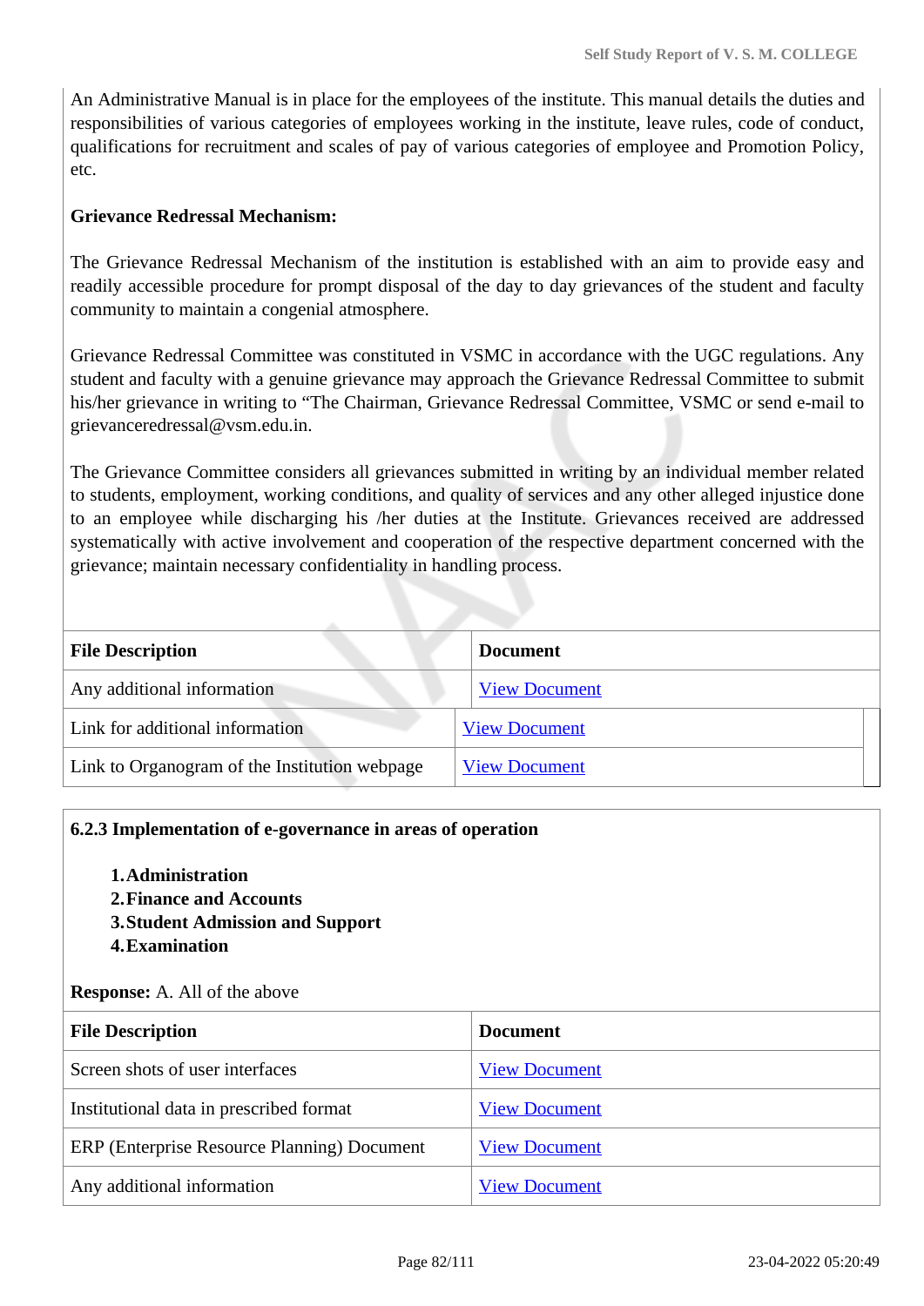An Administrative Manual is in place for the employees of the institute. This manual details the duties and responsibilities of various categories of employees working in the institute, leave rules, code of conduct, qualifications for recruitment and scales of pay of various categories of employee and Promotion Policy, etc.

**Grievance Redressal Mechanism:**

The Grievance Redressal Mechanism of the institution is established with an aim to provide easy and readily accessible procedure for prompt disposal of the day to day grievances of the student and faculty community to maintain a congenial atmosphere.

Grievance Redressal Committee was constituted in VSMC in accordance with the UGC regulations. Any student and faculty with a genuine grievance may approach the Grievance Redressal Committee to submit his/her grievance in writing to "The Chairman, Grievance Redressal Committee, VSMC or send e-mail to grievanceredressal@vsm.edu.in.

The Grievance Committee considers all grievances submitted in writing by an individual member related to students, employment, working conditions, and quality of services and any other alleged injustice done to an employee while discharging his /her duties at the Institute. Grievances received are addressed systematically with active involvement and cooperation of the respective department concerned with the grievance; maintain necessary confidentiality in handling process.

| File Description | Document |
|---|---|
| Any additional information | View Document |
| Link for additional information | View Document |
| Link to Organogram of the Institution webpage | View Document |

**6.2.3 Implementation of e-governance in areas of operation**

1. **Administration**
2. **Finance and Accounts**
3. **Student Admission and Support**
4. **Examination**

**Response:** A. All of the above

| File Description | Document |
|---|---|
| Screen shots of user interfaces | View Document |
| Institutional data in prescribed format | View Document |
| ERP (Enterprise Resource Planning) Document | View Document |
| Any additional information | View Document |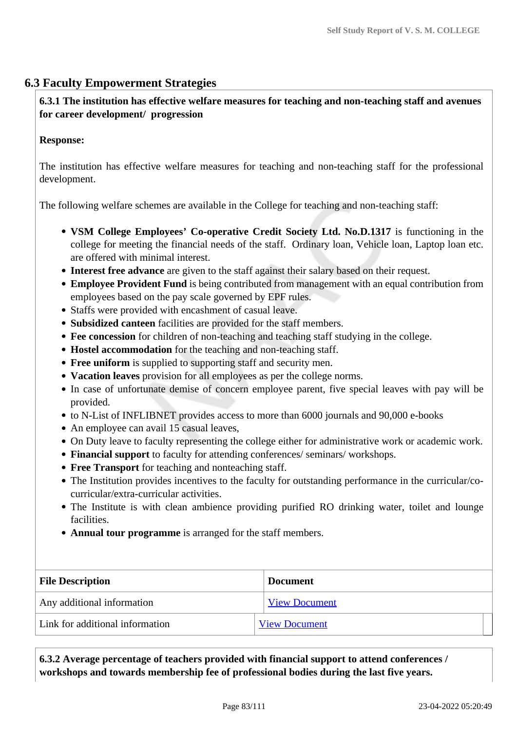## 6.3 Faculty Empowerment Strategies

**6.3.1 The institution has effective welfare measures for teaching and non-teaching staff and avenues for career development/ progression**

**Response:**

The institution has effective welfare measures for teaching and non-teaching staff for the professional development.

The following welfare schemes are available in the College for teaching and non-teaching staff:

- **VSM College Employees' Co-operative Credit Society Ltd. No.D.1317** is functioning in the college for meeting the financial needs of the staff. Ordinary loan, Vehicle loan, Laptop loan etc. are offered with minimal interest.
- **Interest free advance** are given to the staff against their salary based on their request.
- **Employee Provident Fund** is being contributed from management with an equal contribution from employees based on the pay scale governed by EPF rules.
- Staffs were provided with encashment of casual leave.
- **Subsidized canteen** facilities are provided for the staff members.
- **Fee concession** for children of non-teaching and teaching staff studying in the college.
- **Hostel accommodation** for the teaching and non-teaching staff.
- **Free uniform** is supplied to supporting staff and security men.
- **Vacation leaves** provision for all employees as per the college norms.
- In case of unfortunate demise of concern employee parent, five special leaves with pay will be provided.
- to N-List of INFLIBNET provides access to more than 6000 journals and 90,000 e-books
- An employee can avail 15 casual leaves,
- On Duty leave to faculty representing the college either for administrative work or academic work.
- **Financial support** to faculty for attending conferences/ seminars/ workshops.
- **Free Transport** for teaching and nonteaching staff.
- The Institution provides incentives to the faculty for outstanding performance in the curricular/co-curricular/extra-curricular activities.
- The Institute is with clean ambience providing purified RO drinking water, toilet and lounge facilities.
- **Annual tour programme** is arranged for the staff members.

| File Description | Document |
|---|---|
| Any additional information | View Document |
| Link for additional information | View Document |

**6.3.2 Average percentage of teachers provided with financial support to attend conferences / workshops and towards membership fee of professional bodies during the last five years.**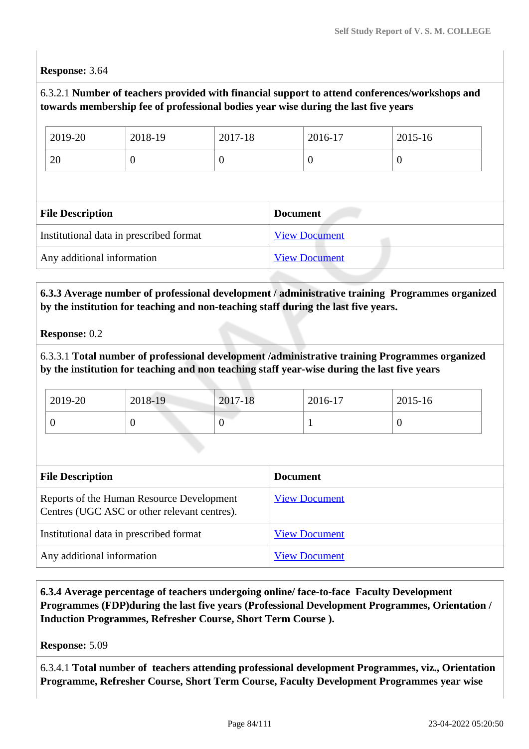**Response:** 3.64

6.3.2.1 **Number of teachers provided with financial support to attend conferences/workshops and towards membership fee of professional bodies year wise during the last five years**

| 2019-20 | 2018-19 | 2017-18 | 2016-17 | 2015-16 |
|---|---|---|---|---|
| 20 | 0 | 0 | 0 | 0 |

| File Description | Document |
|---|---|
| Institutional data in prescribed format | View Document |
| Any additional information | View Document |

**6.3.3 Average number of professional development / administrative training Programmes organized by the institution for teaching and non-teaching staff during the last five years.**

**Response:** 0.2

6.3.3.1 **Total number of professional development /administrative training Programmes organized by the institution for teaching and non teaching staff year-wise during the last five years**

| 2019-20 | 2018-19 | 2017-18 | 2016-17 | 2015-16 |
|---|---|---|---|---|
| 0 | 0 | 0 | 1 | 0 |

| File Description | Document |
|---|---|
| Reports of the Human Resource Development Centres (UGC ASC or other relevant centres). | View Document |
| Institutional data in prescribed format | View Document |
| Any additional information | View Document |

**6.3.4 Average percentage of teachers undergoing online/ face-to-face Faculty Development Programmes (FDP)during the last five years (Professional Development Programmes, Orientation / Induction Programmes, Refresher Course, Short Term Course ).**

**Response:** 5.09

6.3.4.1 **Total number of teachers attending professional development Programmes, viz., Orientation Programme, Refresher Course, Short Term Course, Faculty Development Programmes year wise**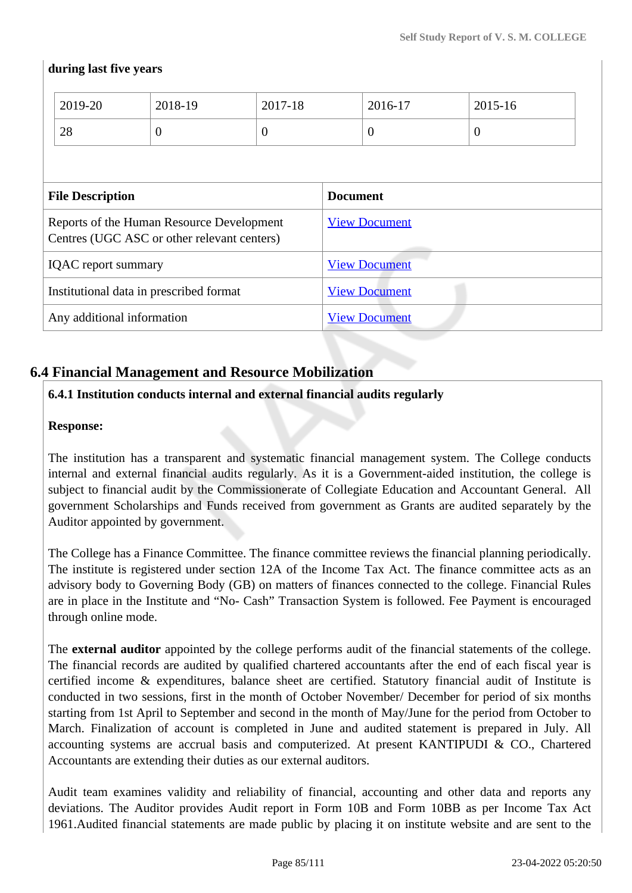during last five years

| 2019-20 | 2018-19 | 2017-18 | 2016-17 | 2015-16 |
|---|---|---|---|---|
| 28 | 0 | 0 | 0 | 0 |

| File Description | Document |
|---|---|
| Reports of the Human Resource Development Centres (UGC ASC or other relevant centers) | View Document |
| IQAC report summary | View Document |
| Institutional data in prescribed format | View Document |
| Any additional information | View Document |

## 6.4 Financial Management and Resource Mobilization

**6.4.1 Institution conducts internal and external financial audits regularly**

**Response:**

The institution has a transparent and systematic financial management system. The College conducts internal and external financial audits regularly. As it is a Government-aided institution, the college is subject to financial audit by the Commissionerate of Collegiate Education and Accountant General. All government Scholarships and Funds received from government as Grants are audited separately by the Auditor appointed by government.

The College has a Finance Committee. The finance committee reviews the financial planning periodically. The institute is registered under section 12A of the Income Tax Act. The finance committee acts as an advisory body to Governing Body (GB) on matters of finances connected to the college. Financial Rules are in place in the Institute and “No- Cash” Transaction System is followed. Fee Payment is encouraged through online mode.

The **external auditor** appointed by the college performs audit of the financial statements of the college. The financial records are audited by qualified chartered accountants after the end of each fiscal year is certified income & expenditures, balance sheet are certified. Statutory financial audit of Institute is conducted in two sessions, first in the month of October November/ December for period of six months starting from 1st April to September and second in the month of May/June for the period from October to March. Finalization of account is completed in June and audited statement is prepared in July. All accounting systems are accrual basis and computerized. At present KANTIPUDI & CO., Chartered Accountants are extending their duties as our external auditors.

Audit team examines validity and reliability of financial, accounting and other data and reports any deviations. The Auditor provides Audit report in Form 10B and Form 10BB as per Income Tax Act 1961.Audited financial statements are made public by placing it on institute website and are sent to the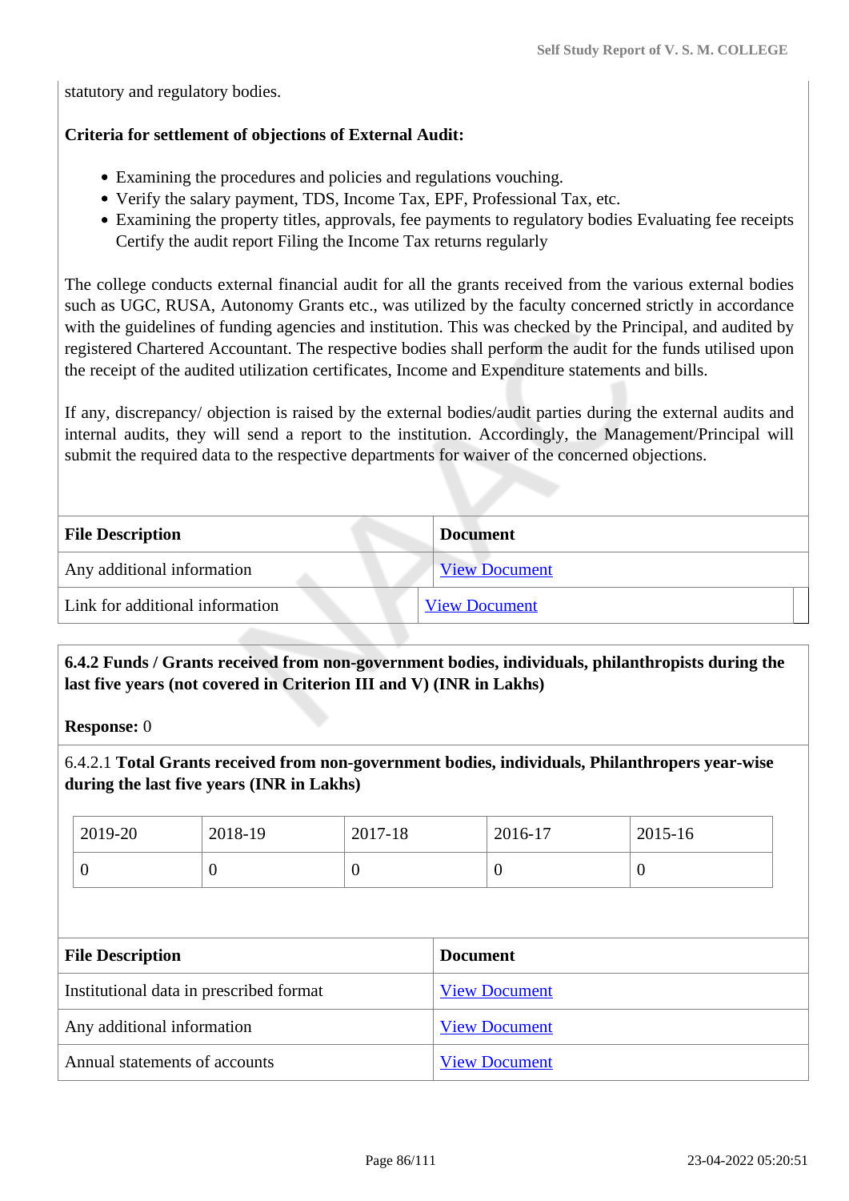statutory and regulatory bodies.

**Criteria for settlement of objections of External Audit:**

- Examining the procedures and policies and regulations vouching.
- Verify the salary payment, TDS, Income Tax, EPF, Professional Tax, etc.
- Examining the property titles, approvals, fee payments to regulatory bodies Evaluating fee receipts Certify the audit report Filing the Income Tax returns regularly

The college conducts external financial audit for all the grants received from the various external bodies such as UGC, RUSA, Autonomy Grants etc., was utilized by the faculty concerned strictly in accordance with the guidelines of funding agencies and institution. This was checked by the Principal, and audited by registered Chartered Accountant. The respective bodies shall perform the audit for the funds utilised upon the receipt of the audited utilization certificates, Income and Expenditure statements and bills.

If any, discrepancy/ objection is raised by the external bodies/audit parties during the external audits and internal audits, they will send a report to the institution. Accordingly, the Management/Principal will submit the required data to the respective departments for waiver of the concerned objections.

| File Description | Document |
|---|---|
| Any additional information | View Document |
| Link for additional information | View Document |

**6.4.2 Funds / Grants received from non-government bodies, individuals, philanthropists during the last five years (not covered in Criterion III and V) (INR in Lakhs)**

**Response:** 0

6.4.2.1 **Total Grants received from non-government bodies, individuals, Philanthropers year-wise during the last five years (INR in Lakhs)**

| 2019-20 | 2018-19 | 2017-18 | 2016-17 | 2015-16 |
|---|---|---|---|---|
| 0 | 0 | 0 | 0 | 0 |

| File Description | Document |
|---|---|
| Institutional data in prescribed format | View Document |
| Any additional information | View Document |
| Annual statements of accounts | View Document |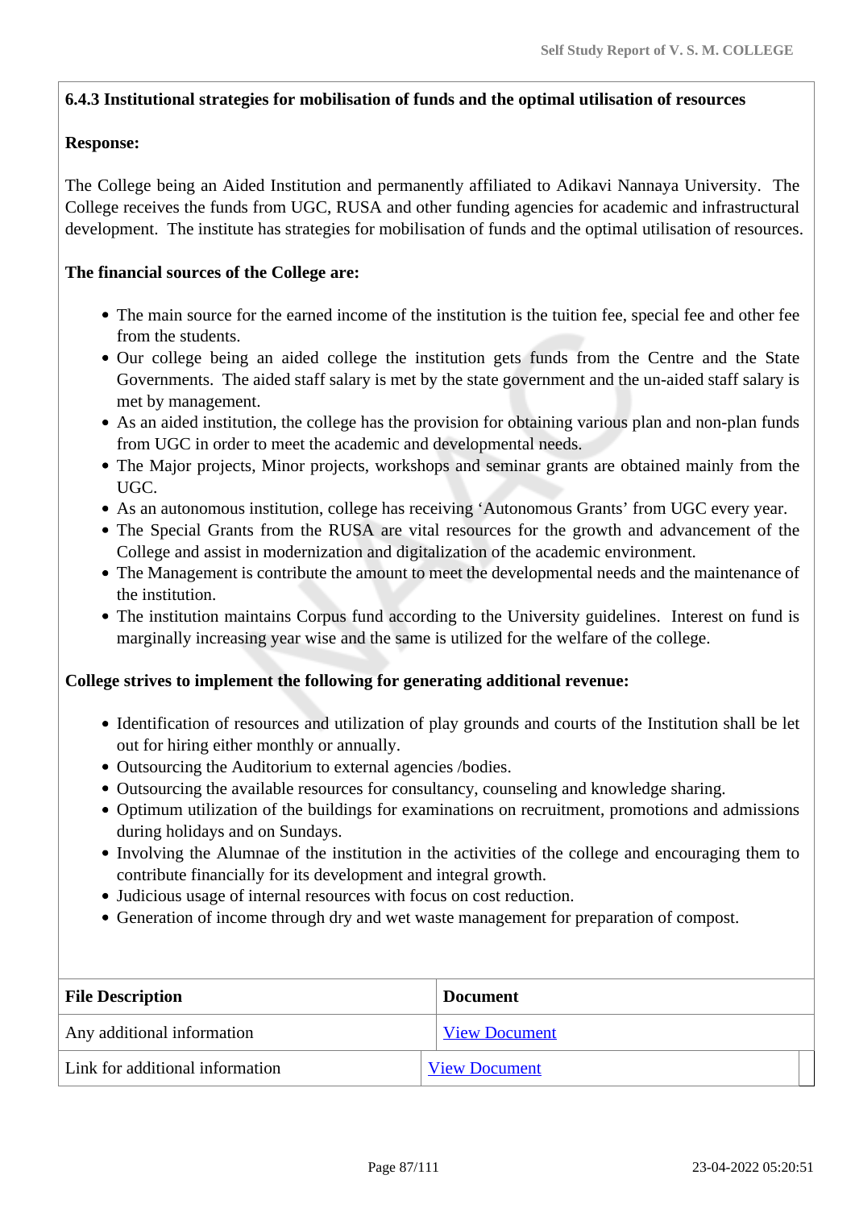### 6.4.3 Institutional strategies for mobilisation of funds and the optimal utilisation of resources

**Response:**

The College being an Aided Institution and permanently affiliated to Adikavi Nannaya University. The College receives the funds from UGC, RUSA and other funding agencies for academic and infrastructural development. The institute has strategies for mobilisation of funds and the optimal utilisation of resources.

**The financial sources of the College are:**

- The main source for the earned income of the institution is the tuition fee, special fee and other fee from the students.
- Our college being an aided college the institution gets funds from the Centre and the State Governments. The aided staff salary is met by the state government and the un-aided staff salary is met by management.
- As an aided institution, the college has the provision for obtaining various plan and non-plan funds from UGC in order to meet the academic and developmental needs.
- The Major projects, Minor projects, workshops and seminar grants are obtained mainly from the UGC.
- As an autonomous institution, college has receiving 'Autonomous Grants' from UGC every year.
- The Special Grants from the RUSA are vital resources for the growth and advancement of the College and assist in modernization and digitalization of the academic environment.
- The Management is contribute the amount to meet the developmental needs and the maintenance of the institution.
- The institution maintains Corpus fund according to the University guidelines. Interest on fund is marginally increasing year wise and the same is utilized for the welfare of the college.

**College strives to implement the following for generating additional revenue:**

- Identification of resources and utilization of play grounds and courts of the Institution shall be let out for hiring either monthly or annually.
- Outsourcing the Auditorium to external agencies /bodies.
- Outsourcing the available resources for consultancy, counseling and knowledge sharing.
- Optimum utilization of the buildings for examinations on recruitment, promotions and admissions during holidays and on Sundays.
- Involving the Alumnae of the institution in the activities of the college and encouraging them to contribute financially for its development and integral growth.
- Judicious usage of internal resources with focus on cost reduction.
- Generation of income through dry and wet waste management for preparation of compost.

| File Description | Document |
|---|---|
| Any additional information | View Document |
| Link for additional information | View Document |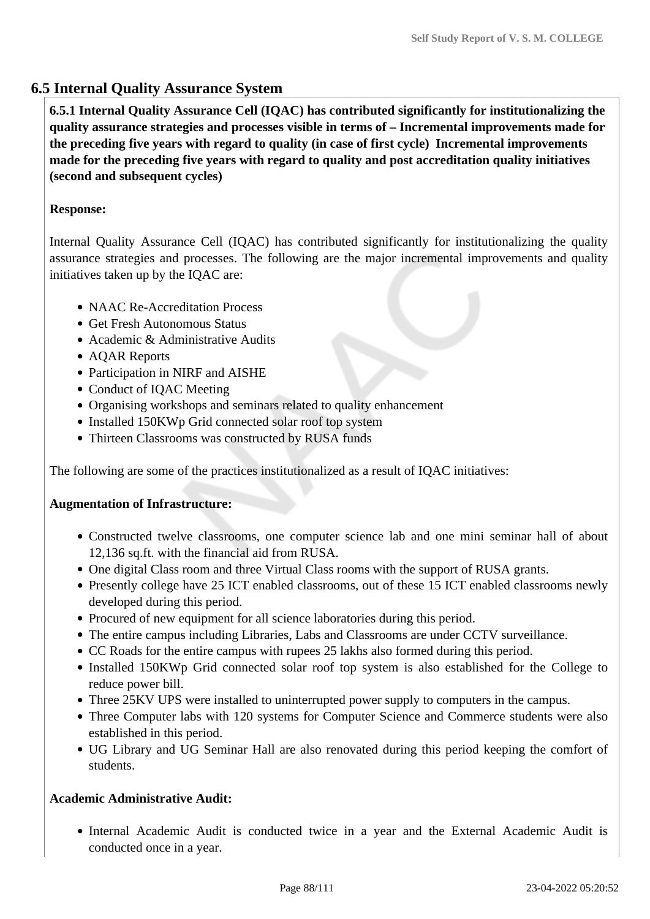## 6.5 Internal Quality Assurance System

**6.5.1 Internal Quality Assurance Cell (IQAC) has contributed significantly for institutionalizing the quality assurance strategies and processes visible in terms of – Incremental improvements made for the preceding five years with regard to quality (in case of first cycle) Incremental improvements made for the preceding five years with regard to quality and post accreditation quality initiatives (second and subsequent cycles)**

**Response:**

Internal Quality Assurance Cell (IQAC) has contributed significantly for institutionalizing the quality assurance strategies and processes. The following are the major incremental improvements and quality initiatives taken up by the IQAC are:

- NAAC Re-Accreditation Process
- Get Fresh Autonomous Status
- Academic & Administrative Audits
- AQAR Reports
- Participation in NIRF and AISHE
- Conduct of IQAC Meeting
- Organising workshops and seminars related to quality enhancement
- Installed 150KWp Grid connected solar roof top system
- Thirteen Classrooms was constructed by RUSA funds

The following are some of the practices institutionalized as a result of IQAC initiatives:

**Augmentation of Infrastructure:**

- Constructed twelve classrooms, one computer science lab and one mini seminar hall of about 12,136 sq.ft. with the financial aid from RUSA.
- One digital Class room and three Virtual Class rooms with the support of RUSA grants.
- Presently college have 25 ICT enabled classrooms, out of these 15 ICT enabled classrooms newly developed during this period.
- Procured of new equipment for all science laboratories during this period.
- The entire campus including Libraries, Labs and Classrooms are under CCTV surveillance.
- CC Roads for the entire campus with rupees 25 lakhs also formed during this period.
- Installed 150KWp Grid connected solar roof top system is also established for the College to reduce power bill.
- Three 25KV UPS were installed to uninterrupted power supply to computers in the campus.
- Three Computer labs with 120 systems for Computer Science and Commerce students were also established in this period.
- UG Library and UG Seminar Hall are also renovated during this period keeping the comfort of students.

**Academic Administrative Audit:**

- Internal Academic Audit is conducted twice in a year and the External Academic Audit is conducted once in a year.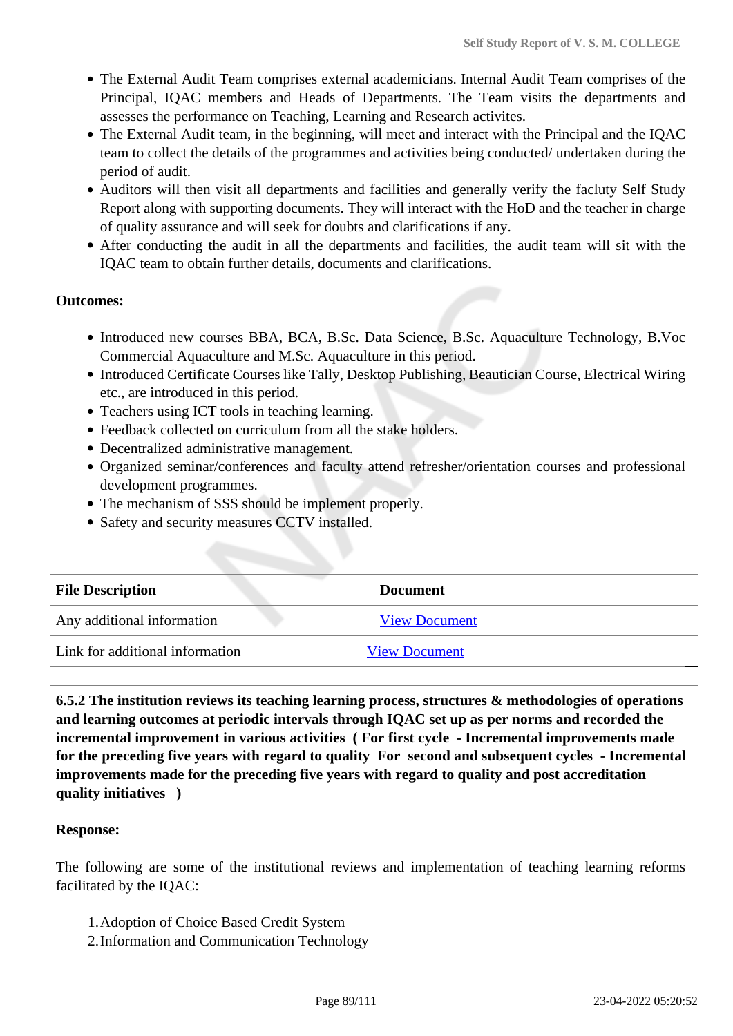- The External Audit Team comprises external academicians. Internal Audit Team comprises of the Principal, IQAC members and Heads of Departments. The Team visits the departments and assesses the performance on Teaching, Learning and Research activites.
- The External Audit team, in the beginning, will meet and interact with the Principal and the IQAC team to collect the details of the programmes and activities being conducted/ undertaken during the period of audit.
- Auditors will then visit all departments and facilities and generally verify the facluty Self Study Report along with supporting documents. They will interact with the HoD and the teacher in charge of quality assurance and will seek for doubts and clarifications if any.
- After conducting the audit in all the departments and facilities, the audit team will sit with the IQAC team to obtain further details, documents and clarifications.

**Outcomes:**

- Introduced new courses BBA, BCA, B.Sc. Data Science, B.Sc. Aquaculture Technology, B.Voc Commercial Aquaculture and M.Sc. Aquaculture in this period.
- Introduced Certificate Courses like Tally, Desktop Publishing, Beautician Course, Electrical Wiring etc., are introduced in this period.
- Teachers using ICT tools in teaching learning.
- Feedback collected on curriculum from all the stake holders.
- Decentralized administrative management.
- Organized seminar/conferences and faculty attend refresher/orientation courses and professional development programmes.
- The mechanism of SSS should be implement properly.
- Safety and security measures CCTV installed.

| File Description | Document |
|---|---|
| Any additional information | View Document |
| Link for additional information | View Document |

**6.5.2 The institution reviews its teaching learning process, structures & methodologies of operations and learning outcomes at periodic intervals through IQAC set up as per norms and recorded the incremental improvement in various activities ( For first cycle - Incremental improvements made for the preceding five years with regard to quality For second and subsequent cycles - Incremental improvements made for the preceding five years with regard to quality and post accreditation quality initiatives )**

**Response:**

The following are some of the institutional reviews and implementation of teaching learning reforms facilitated by the IQAC:

1. Adoption of Choice Based Credit System
2. Information and Communication Technology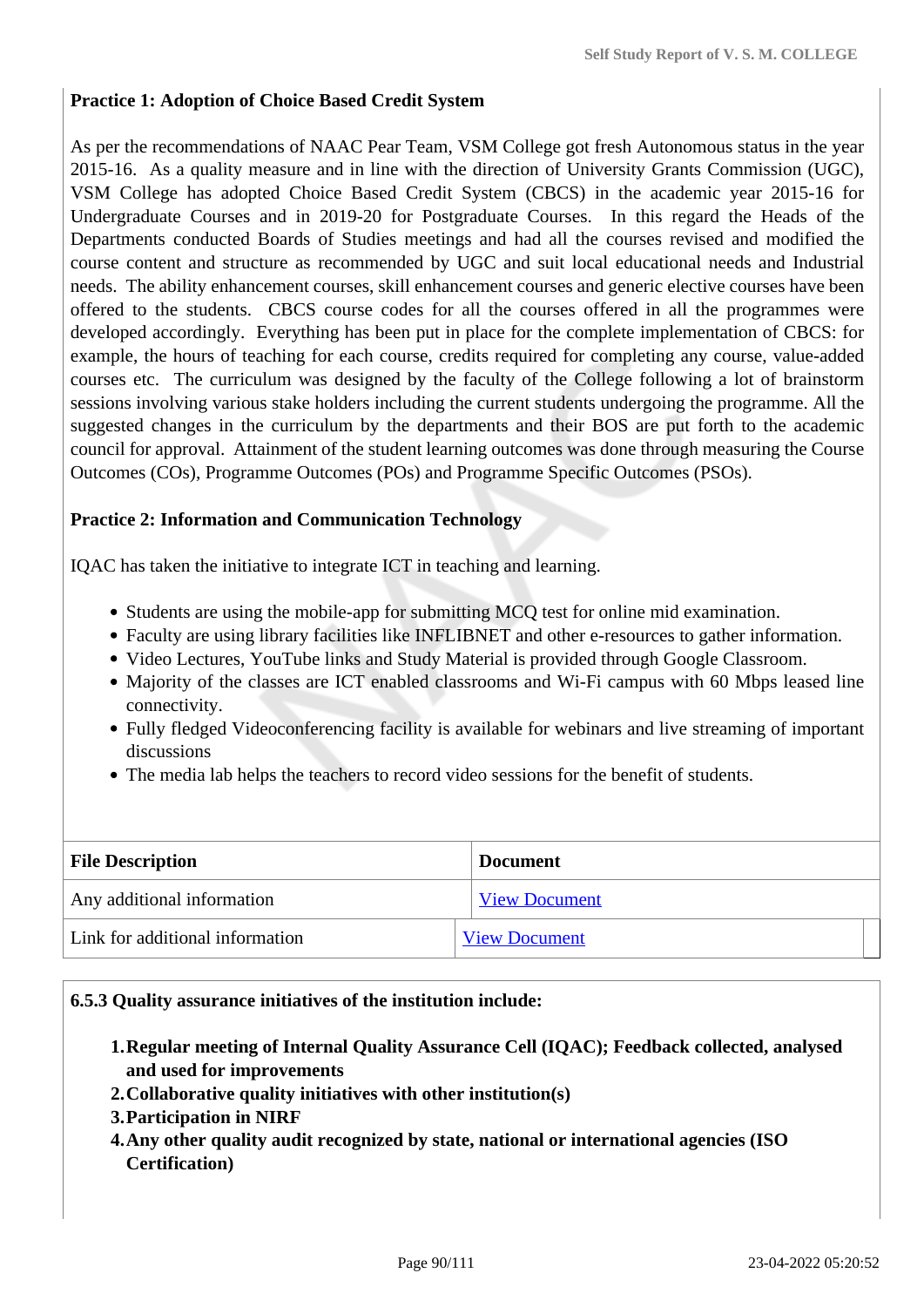**Practice 1: Adoption of Choice Based Credit System**

As per the recommendations of NAAC Pear Team, VSM College got fresh Autonomous status in the year 2015-16. As a quality measure and in line with the direction of University Grants Commission (UGC), VSM College has adopted Choice Based Credit System (CBCS) in the academic year 2015-16 for Undergraduate Courses and in 2019-20 for Postgraduate Courses. In this regard the Heads of the Departments conducted Boards of Studies meetings and had all the courses revised and modified the course content and structure as recommended by UGC and suit local educational needs and Industrial needs. The ability enhancement courses, skill enhancement courses and generic elective courses have been offered to the students. CBCS course codes for all the courses offered in all the programmes were developed accordingly. Everything has been put in place for the complete implementation of CBCS: for example, the hours of teaching for each course, credits required for completing any course, value-added courses etc. The curriculum was designed by the faculty of the College following a lot of brainstorm sessions involving various stake holders including the current students undergoing the programme. All the suggested changes in the curriculum by the departments and their BOS are put forth to the academic council for approval. Attainment of the student learning outcomes was done through measuring the Course Outcomes (COs), Programme Outcomes (POs) and Programme Specific Outcomes (PSOs).

**Practice 2: Information and Communication Technology**

IQAC has taken the initiative to integrate ICT in teaching and learning.

- Students are using the mobile-app for submitting MCQ test for online mid examination.
- Faculty are using library facilities like INFLIBNET and other e-resources to gather information.
- Video Lectures, YouTube links and Study Material is provided through Google Classroom.
- Majority of the classes are ICT enabled classrooms and Wi-Fi campus with 60 Mbps leased line connectivity.
- Fully fledged Videoconferencing facility is available for webinars and live streaming of important discussions
- The media lab helps the teachers to record video sessions for the benefit of students.

| File Description | Document |
|---|---|
| Any additional information | View Document |
| Link for additional information | View Document |

**6.5.3 Quality assurance initiatives of the institution include:**

1. **Regular meeting of Internal Quality Assurance Cell (IQAC); Feedback collected, analysed and used for improvements**
2. **Collaborative quality initiatives with other institution(s)**
3. **Participation in NIRF**
4. **Any other quality audit recognized by state, national or international agencies (ISO Certification)**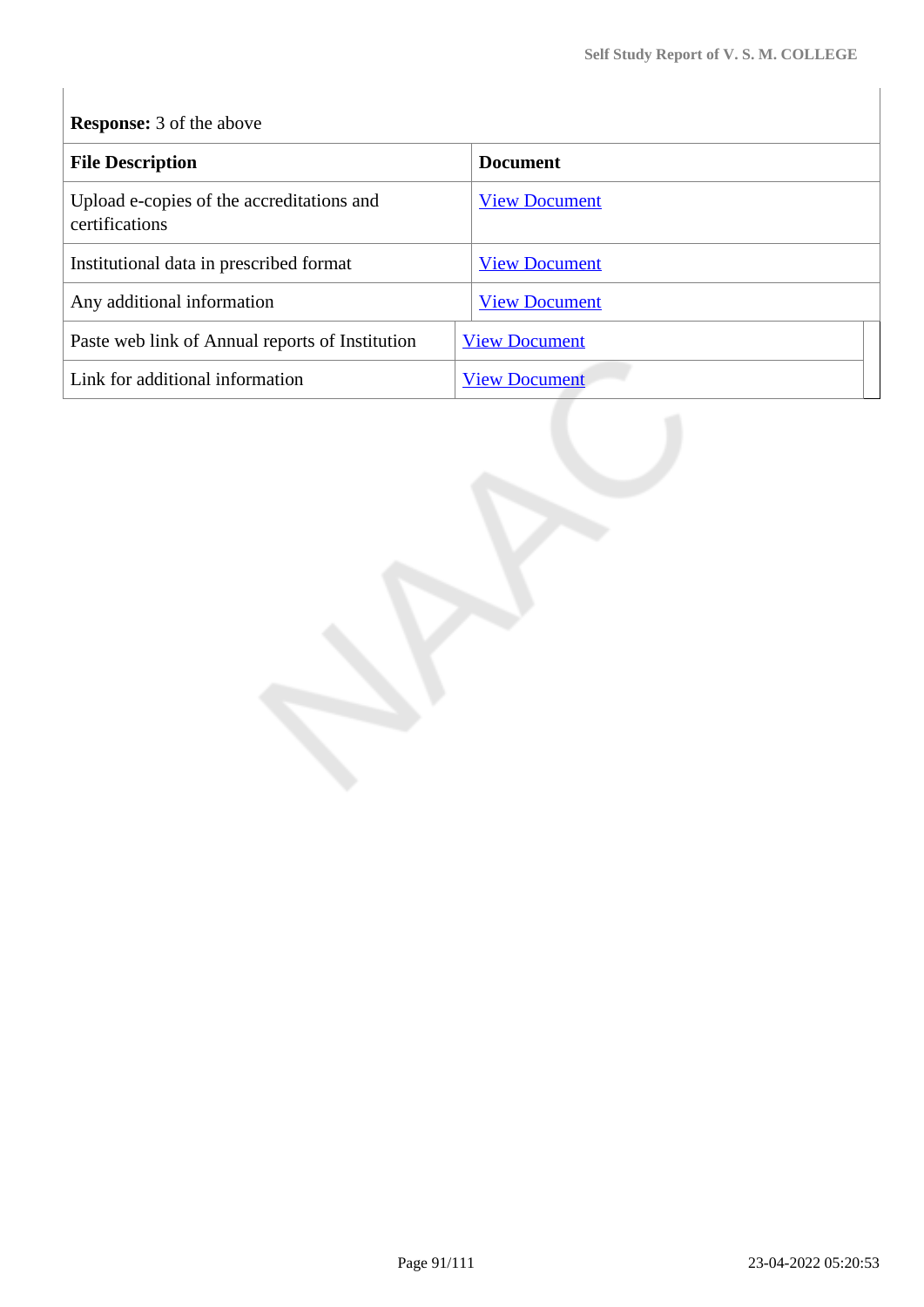**Response:** 3 of the above

| File Description | Document |
|---|---|
| Upload e-copies of the accreditations and certifications | View Document |
| Institutional data in prescribed format | View Document |
| Any additional information | View Document |
| Paste web link of Annual reports of Institution | View Document |
| Link for additional information | View Document |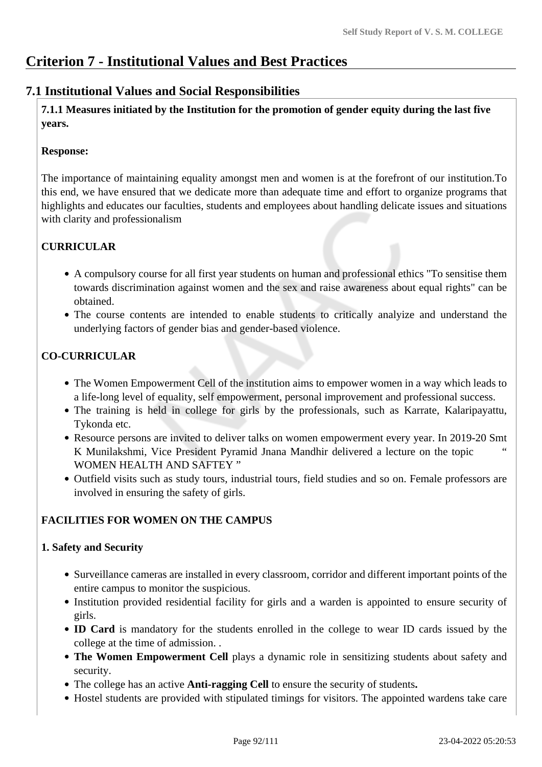# Criterion 7 - Institutional Values and Best Practices

## 7.1 Institutional Values and Social Responsibilities

**7.1.1 Measures initiated by the Institution for the promotion of gender equity during the last five years.**

**Response:**

The importance of maintaining equality amongst men and women is at the forefront of our institution.To this end, we have ensured that we dedicate more than adequate time and effort to organize programs that highlights and educates our faculties, students and employees about handling delicate issues and situations with clarity and professionalism

**CURRICULAR**

- A compulsory course for all first year students on human and professional ethics "To sensitise them towards discrimination against women and the sex and raise awareness about equal rights" can be obtained.
- The course contents are intended to enable students to critically analyize and understand the underlying factors of gender bias and gender-based violence.

**CO-CURRICULAR**

- The Women Empowerment Cell of the institution aims to empower women in a way which leads to a life-long level of equality, self empowerment, personal improvement and professional success.
- The training is held in college for girls by the professionals, such as Karrate, Kalaripayattu, Tykonda etc.
- Resource persons are invited to deliver talks on women empowerment every year. In 2019-20 Smt K Munilakshmi, Vice President Pyramid Jnana Mandhir delivered a lecture on the topic " WOMEN HEALTH AND SAFTEY "
- Outfield visits such as study tours, industrial tours, field studies and so on. Female professors are involved in ensuring the safety of girls.

**FACILITIES FOR WOMEN ON THE CAMPUS**

**1. Safety and Security**

- Surveillance cameras are installed in every classroom, corridor and different important points of the entire campus to monitor the suspicious.
- Institution provided residential facility for girls and a warden is appointed to ensure security of girls.
- **ID Card** is mandatory for the students enrolled in the college to wear ID cards issued by the college at the time of admission. .
- **The Women Empowerment Cell** plays a dynamic role in sensitizing students about safety and security.
- The college has an active **Anti-ragging Cell** to ensure the security of students**.**
- Hostel students are provided with stipulated timings for visitors. The appointed wardens take care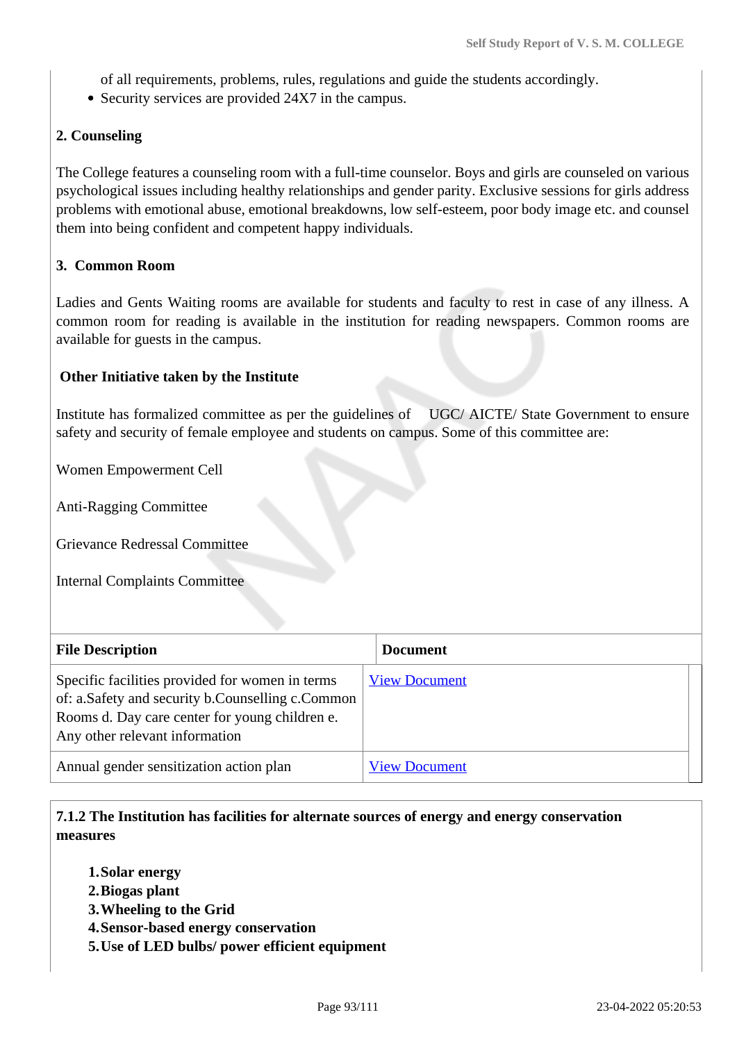of all requirements, problems, rules, regulations and guide the students accordingly.

- Security services are provided 24X7 in the campus.

**2. Counseling**

The College features a counseling room with a full-time counselor. Boys and girls are counseled on various psychological issues including healthy relationships and gender parity. Exclusive sessions for girls address problems with emotional abuse, emotional breakdowns, low self-esteem, poor body image etc. and counsel them into being confident and competent happy individuals.

**3. Common Room**

Ladies and Gents Waiting rooms are available for students and faculty to rest in case of any illness. A common room for reading is available in the institution for reading newspapers. Common rooms are available for guests in the campus.

**Other Initiative taken by the Institute**

Institute has formalized committee as per the guidelines of UGC/ AICTE/ State Government to ensure safety and security of female employee and students on campus. Some of this committee are:

Women Empowerment Cell

Anti-Ragging Committee

Grievance Redressal Committee

Internal Complaints Committee

| File Description | Document |
|---|---|
| Specific facilities provided for women in terms of: a.Safety and security b.Counselling c.Common Rooms d. Day care center for young children e. Any other relevant information | View Document |
| Annual gender sensitization action plan | View Document |

**7.1.2 The Institution has facilities for alternate sources of energy and energy conservation measures**

1. **Solar energy**
2. **Biogas plant**
3. **Wheeling to the Grid**
4. **Sensor-based energy conservation**
5. **Use of LED bulbs/ power efficient equipment**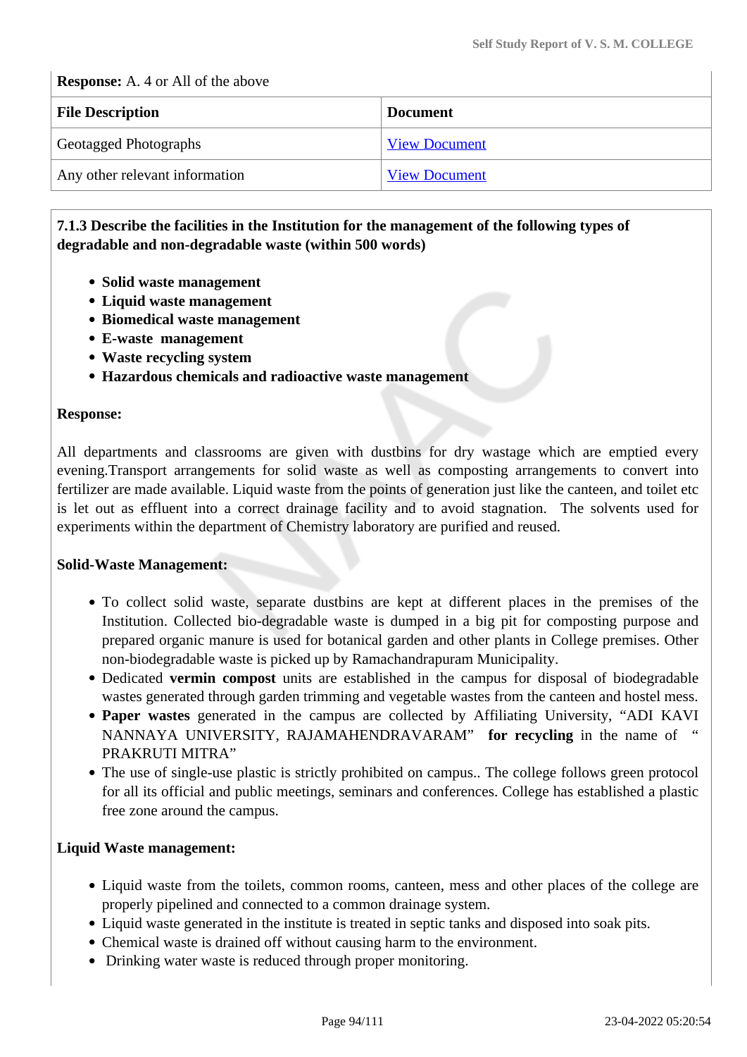**Response:** A. 4 or All of the above

| File Description | Document |
|---|---|
| Geotagged Photographs | View Document |
| Any other relevant information | View Document |

**7.1.3 Describe the facilities in the Institution for the management of the following types of degradable and non-degradable waste (within 500 words)**

- **Solid waste management**
- **Liquid waste management**
- **Biomedical waste management**
- **E-waste management**
- **Waste recycling system**
- **Hazardous chemicals and radioactive waste management**

**Response:**

All departments and classrooms are given with dustbins for dry wastage which are emptied every evening.Transport arrangements for solid waste as well as composting arrangements to convert into fertilizer are made available. Liquid waste from the points of generation just like the canteen, and toilet etc is let out as effluent into a correct drainage facility and to avoid stagnation. The solvents used for experiments within the department of Chemistry laboratory are purified and reused.

**Solid-Waste Management:**

- To collect solid waste, separate dustbins are kept at different places in the premises of the Institution. Collected bio-degradable waste is dumped in a big pit for composting purpose and prepared organic manure is used for botanical garden and other plants in College premises. Other non-biodegradable waste is picked up by Ramachandrapuram Municipality.
- Dedicated **vermin compost** units are established in the campus for disposal of biodegradable wastes generated through garden trimming and vegetable wastes from the canteen and hostel mess.
- **Paper wastes** generated in the campus are collected by Affiliating University, "ADI KAVI NANNAYA UNIVERSITY, RAJAMAHENDRAVARAM" **for recycling** in the name of " PRAKRUTI MITRA"
- The use of single-use plastic is strictly prohibited on campus.. The college follows green protocol for all its official and public meetings, seminars and conferences. College has established a plastic free zone around the campus.

**Liquid Waste management:**

- Liquid waste from the toilets, common rooms, canteen, mess and other places of the college are properly pipelined and connected to a common drainage system.
- Liquid waste generated in the institute is treated in septic tanks and disposed into soak pits.
- Chemical waste is drained off without causing harm to the environment.
- Drinking water waste is reduced through proper monitoring.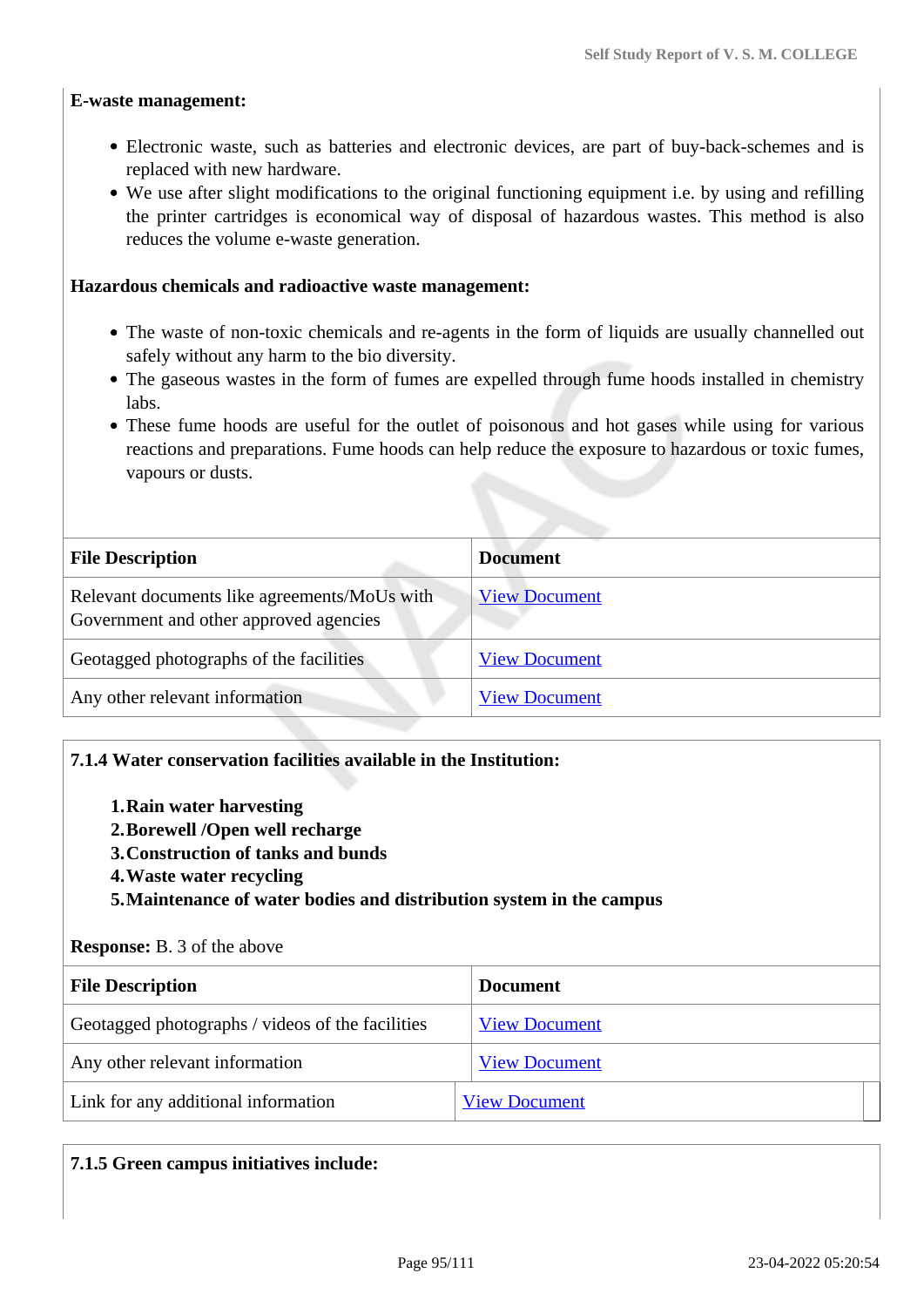**E-waste management:**

- Electronic waste, such as batteries and electronic devices, are part of buy-back-schemes and is replaced with new hardware.
- We use after slight modifications to the original functioning equipment i.e. by using and refilling the printer cartridges is economical way of disposal of hazardous wastes. This method is also reduces the volume e-waste generation.

**Hazardous chemicals and radioactive waste management:**

- The waste of non-toxic chemicals and re-agents in the form of liquids are usually channelled out safely without any harm to the bio diversity.
- The gaseous wastes in the form of fumes are expelled through fume hoods installed in chemistry labs.
- These fume hoods are useful for the outlet of poisonous and hot gases while using for various reactions and preparations. Fume hoods can help reduce the exposure to hazardous or toxic fumes, vapours or dusts.

| File Description | Document |
|---|---|
| Relevant documents like agreements/MoUs with Government and other approved agencies | View Document |
| Geotagged photographs of the facilities | View Document |
| Any other relevant information | View Document |

**7.1.4 Water conservation facilities available in the Institution:**

1. **Rain water harvesting**
2. **Borewell /Open well recharge**
3. **Construction of tanks and bunds**
4. **Waste water recycling**
5. **Maintenance of water bodies and distribution system in the campus**

**Response:** B. 3 of the above

| File Description | Document |
|---|---|
| Geotagged photographs / videos of the facilities | View Document |
| Any other relevant information | View Document |
| Link for any additional information | View Document |

**7.1.5 Green campus initiatives include:**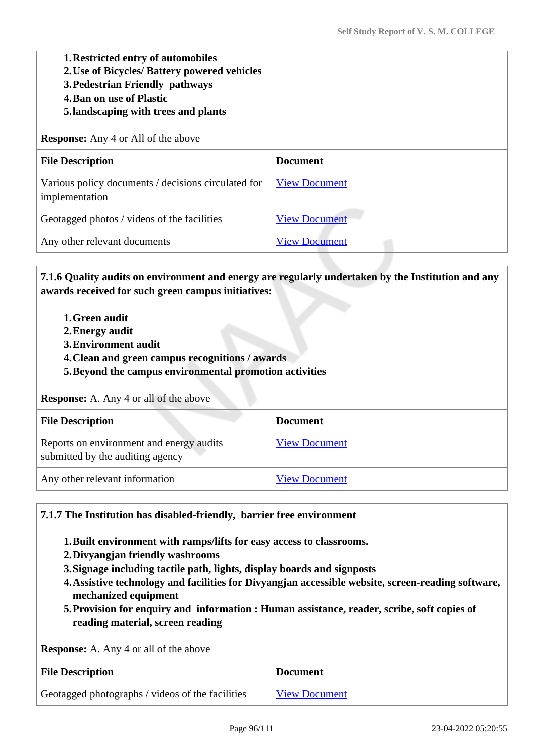1. **Restricted entry of automobiles**
2. **Use of Bicycles/ Battery powered vehicles**
3. **Pedestrian Friendly pathways**
4. **Ban on use of Plastic**
5. **landscaping with trees and plants**

**Response:** Any 4 or All of the above

| File Description | Document |
|---|---|
| Various policy documents / decisions circulated for implementation | View Document |
| Geotagged photos / videos of the facilities | View Document |
| Any other relevant documents | View Document |

**7.1.6 Quality audits on environment and energy are regularly undertaken by the Institution and any awards received for such green campus initiatives:**

1. **Green audit**
2. **Energy audit**
3. **Environment audit**
4. **Clean and green campus recognitions / awards**
5. **Beyond the campus environmental promotion activities**

**Response:** A. Any 4 or all of the above

| File Description | Document |
|---|---|
| Reports on environment and energy audits submitted by the auditing agency | View Document |
| Any other relevant information | View Document |

**7.1.7 The Institution has disabled-friendly, barrier free environment**

1. **Built environment with ramps/lifts for easy access to classrooms.**
2. **Divyangjan friendly washrooms**
3. **Signage including tactile path, lights, display boards and signposts**
4. **Assistive technology and facilities for Divyangjan accessible website, screen-reading software, mechanized equipment**
5. **Provision for enquiry and information : Human assistance, reader, scribe, soft copies of reading material, screen reading**

**Response:** A. Any 4 or all of the above

| File Description | Document |
|---|---|
| Geotagged photographs / videos of the facilities | View Document |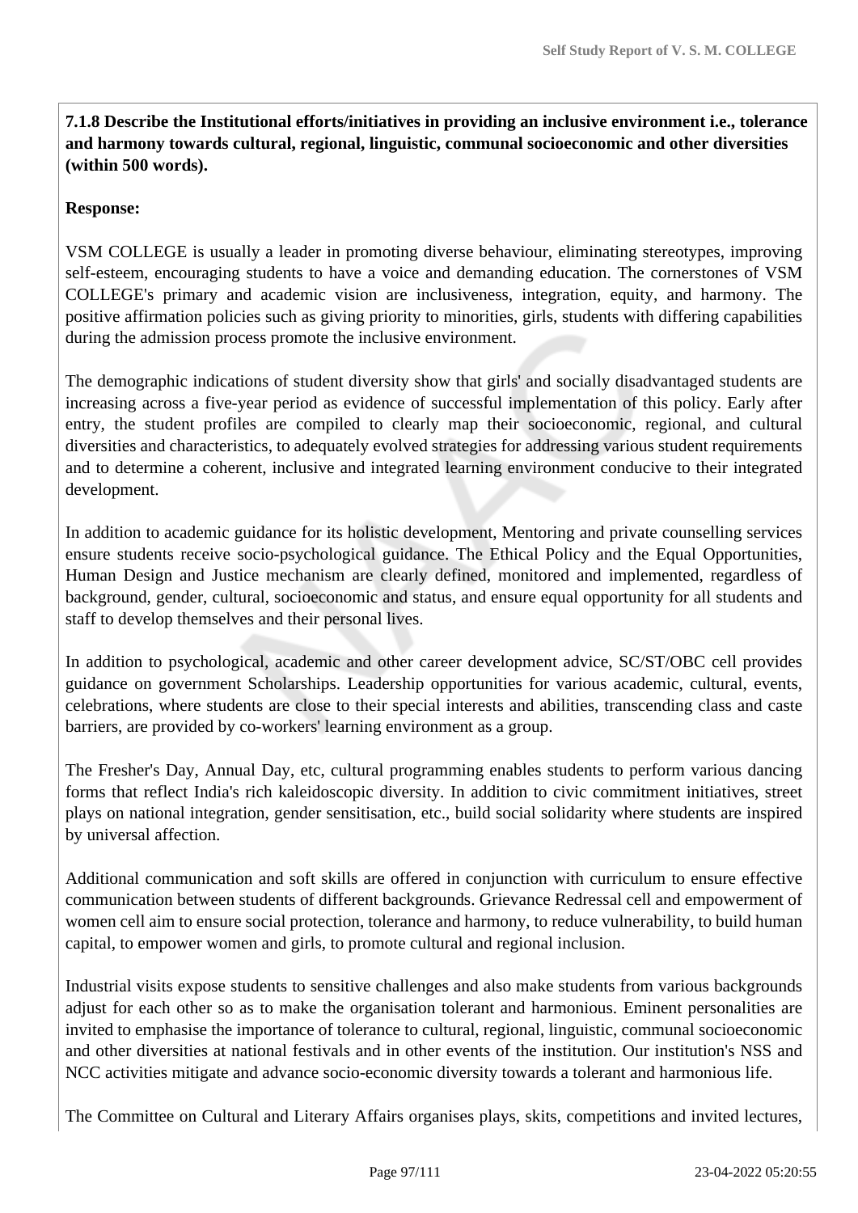**7.1.8 Describe the Institutional efforts/initiatives in providing an inclusive environment i.e., tolerance and harmony towards cultural, regional, linguistic, communal socioeconomic and other diversities (within 500 words).**

**Response:**

VSM COLLEGE is usually a leader in promoting diverse behaviour, eliminating stereotypes, improving self-esteem, encouraging students to have a voice and demanding education. The cornerstones of VSM COLLEGE's primary and academic vision are inclusiveness, integration, equity, and harmony. The positive affirmation policies such as giving priority to minorities, girls, students with differing capabilities during the admission process promote the inclusive environment.

The demographic indications of student diversity show that girls' and socially disadvantaged students are increasing across a five-year period as evidence of successful implementation of this policy. Early after entry, the student profiles are compiled to clearly map their socioeconomic, regional, and cultural diversities and characteristics, to adequately evolved strategies for addressing various student requirements and to determine a coherent, inclusive and integrated learning environment conducive to their integrated development.

In addition to academic guidance for its holistic development, Mentoring and private counselling services ensure students receive socio-psychological guidance. The Ethical Policy and the Equal Opportunities, Human Design and Justice mechanism are clearly defined, monitored and implemented, regardless of background, gender, cultural, socioeconomic and status, and ensure equal opportunity for all students and staff to develop themselves and their personal lives.

In addition to psychological, academic and other career development advice, SC/ST/OBC cell provides guidance on government Scholarships. Leadership opportunities for various academic, cultural, events, celebrations, where students are close to their special interests and abilities, transcending class and caste barriers, are provided by co-workers' learning environment as a group.

The Fresher's Day, Annual Day, etc, cultural programming enables students to perform various dancing forms that reflect India's rich kaleidoscopic diversity. In addition to civic commitment initiatives, street plays on national integration, gender sensitisation, etc., build social solidarity where students are inspired by universal affection.

Additional communication and soft skills are offered in conjunction with curriculum to ensure effective communication between students of different backgrounds. Grievance Redressal cell and empowerment of women cell aim to ensure social protection, tolerance and harmony, to reduce vulnerability, to build human capital, to empower women and girls, to promote cultural and regional inclusion.

Industrial visits expose students to sensitive challenges and also make students from various backgrounds adjust for each other so as to make the organisation tolerant and harmonious. Eminent personalities are invited to emphasise the importance of tolerance to cultural, regional, linguistic, communal socioeconomic and other diversities at national festivals and in other events of the institution. Our institution's NSS and NCC activities mitigate and advance socio-economic diversity towards a tolerant and harmonious life.

The Committee on Cultural and Literary Affairs organises plays, skits, competitions and invited lectures,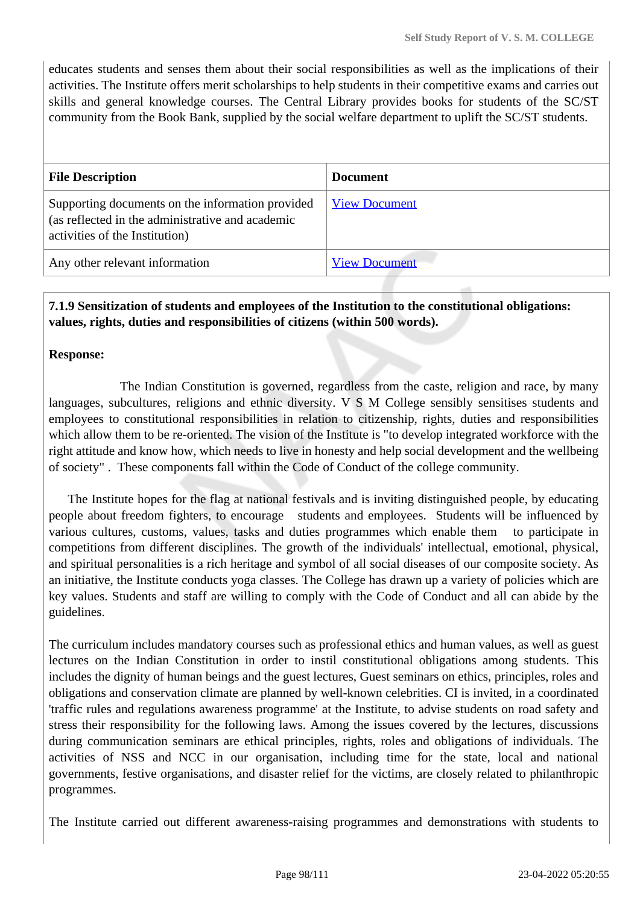educates students and senses them about their social responsibilities as well as the implications of their activities. The Institute offers merit scholarships to help students in their competitive exams and carries out skills and general knowledge courses. The Central Library provides books for students of the SC/ST community from the Book Bank, supplied by the social welfare department to uplift the SC/ST students.

| File Description | Document |
| --- | --- |
| Supporting documents on the information provided (as reflected in the administrative and academic activities of the Institution) | View Document |
| Any other relevant information | View Document |

**7.1.9 Sensitization of students and employees of the Institution to the constitutional obligations: values, rights, duties and responsibilities of citizens (within 500 words).**

**Response:**

The Indian Constitution is governed, regardless from the caste, religion and race, by many languages, subcultures, religions and ethnic diversity. V S M College sensibly sensitises students and employees to constitutional responsibilities in relation to citizenship, rights, duties and responsibilities which allow them to be re-oriented. The vision of the Institute is "to develop integrated workforce with the right attitude and know how, which needs to live in honesty and help social development and the wellbeing of society" . These components fall within the Code of Conduct of the college community.

The Institute hopes for the flag at national festivals and is inviting distinguished people, by educating people about freedom fighters, to encourage students and employees. Students will be influenced by various cultures, customs, values, tasks and duties programmes which enable them to participate in competitions from different disciplines. The growth of the individuals' intellectual, emotional, physical, and spiritual personalities is a rich heritage and symbol of all social diseases of our composite society. As an initiative, the Institute conducts yoga classes. The College has drawn up a variety of policies which are key values. Students and staff are willing to comply with the Code of Conduct and all can abide by the guidelines.

The curriculum includes mandatory courses such as professional ethics and human values, as well as guest lectures on the Indian Constitution in order to instil constitutional obligations among students. This includes the dignity of human beings and the guest lectures, Guest seminars on ethics, principles, roles and obligations and conservation climate are planned by well-known celebrities. CI is invited, in a coordinated 'traffic rules and regulations awareness programme' at the Institute, to advise students on road safety and stress their responsibility for the following laws. Among the issues covered by the lectures, discussions during communication seminars are ethical principles, rights, roles and obligations of individuals. The activities of NSS and NCC in our organisation, including time for the state, local and national governments, festive organisations, and disaster relief for the victims, are closely related to philanthropic programmes.

The Institute carried out different awareness-raising programmes and demonstrations with students to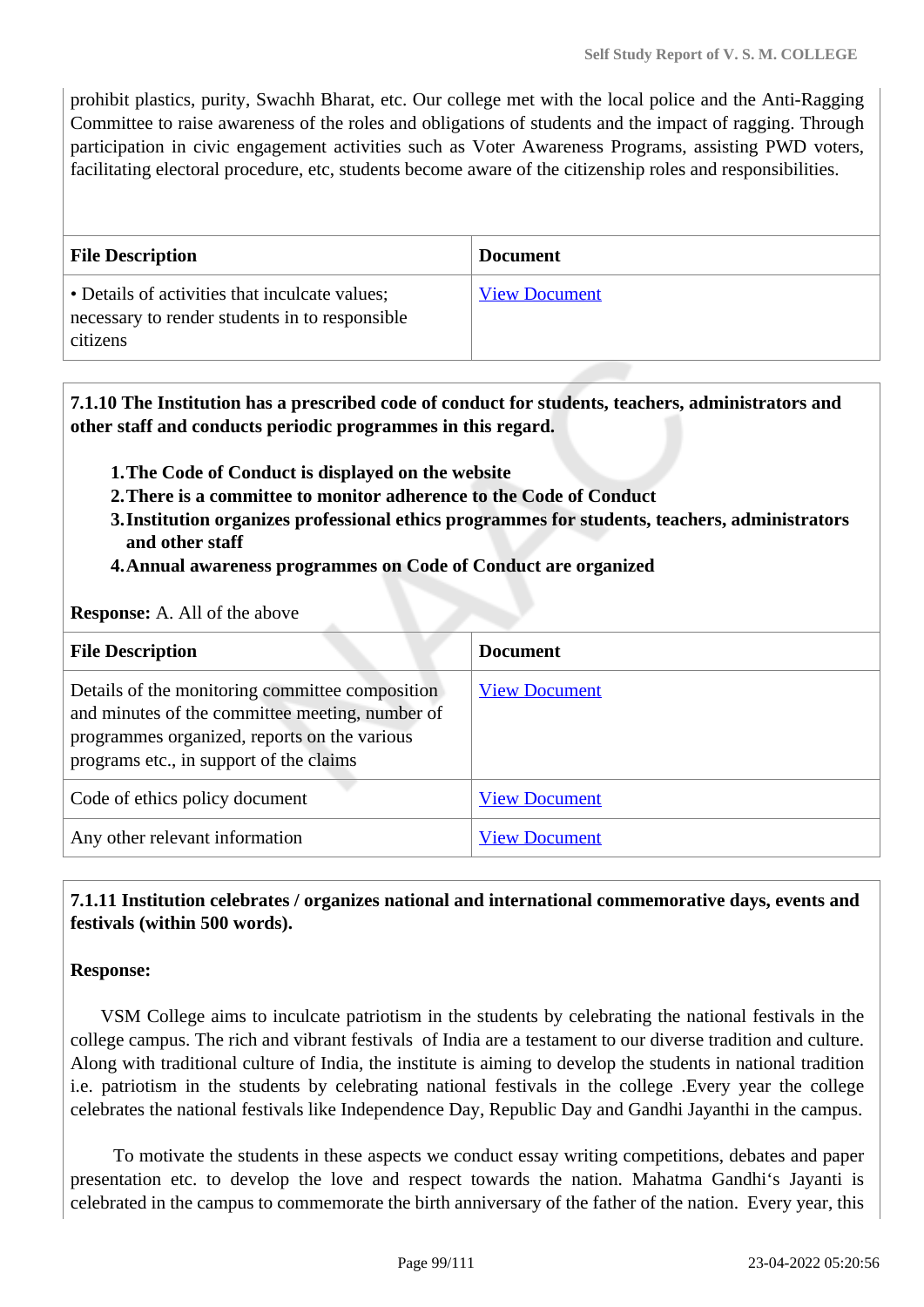prohibit plastics, purity, Swachh Bharat, etc. Our college met with the local police and the Anti-Ragging Committee to raise awareness of the roles and obligations of students and the impact of ragging. Through participation in civic engagement activities such as Voter Awareness Programs, assisting PWD voters, facilitating electoral procedure, etc, students become aware of the citizenship roles and responsibilities.

| File Description | Document |
|---|---|
| • Details of activities that inculcate values; necessary to render students in to responsible citizens | View Document |

**7.1.10 The Institution has a prescribed code of conduct for students, teachers, administrators and other staff and conducts periodic programmes in this regard.**

1. **The Code of Conduct is displayed on the website**
2. **There is a committee to monitor adherence to the Code of Conduct**
3. **Institution organizes professional ethics programmes for students, teachers, administrators and other staff**
4. **Annual awareness programmes on Code of Conduct are organized**

**Response:** A. All of the above

| File Description | Document |
|---|---|
| Details of the monitoring committee composition and minutes of the committee meeting, number of programmes organized, reports on the various programs etc., in support of the claims | View Document |
| Code of ethics policy document | View Document |
| Any other relevant information | View Document |

**7.1.11 Institution celebrates / organizes national and international commemorative days, events and festivals (within 500 words).**

**Response:**

VSM College aims to inculcate patriotism in the students by celebrating the national festivals in the college campus. The rich and vibrant festivals of India are a testament to our diverse tradition and culture. Along with traditional culture of India, the institute is aiming to develop the students in national tradition i.e. patriotism in the students by celebrating national festivals in the college .Every year the college celebrates the national festivals like Independence Day, Republic Day and Gandhi Jayanthi in the campus.

To motivate the students in these aspects we conduct essay writing competitions, debates and paper presentation etc. to develop the love and respect towards the nation. Mahatma Gandhi's Jayanti is celebrated in the campus to commemorate the birth anniversary of the father of the nation. Every year, this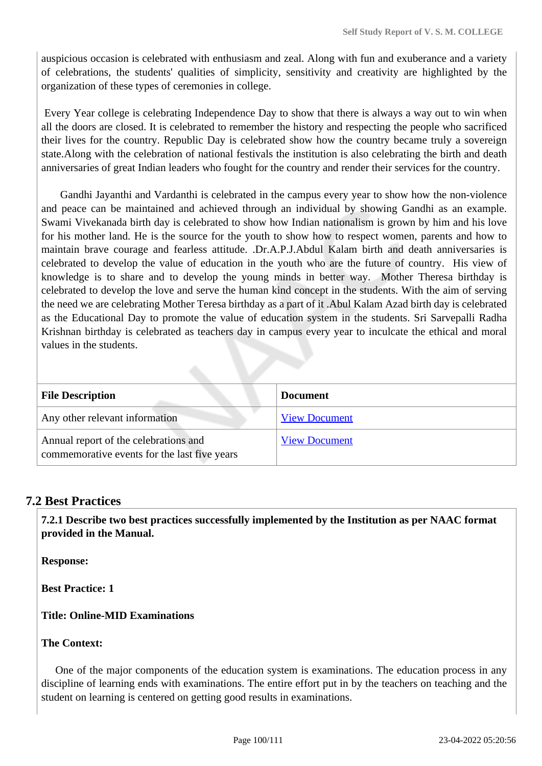auspicious occasion is celebrated with enthusiasm and zeal. Along with fun and exuberance and a variety of celebrations, the students' qualities of simplicity, sensitivity and creativity are highlighted by the organization of these types of ceremonies in college.

Every Year college is celebrating Independence Day to show that there is always a way out to win when all the doors are closed. It is celebrated to remember the history and respecting the people who sacrificed their lives for the country. Republic Day is celebrated show how the country became truly a sovereign state.Along with the celebration of national festivals the institution is also celebrating the birth and death anniversaries of great Indian leaders who fought for the country and render their services for the country.

Gandhi Jayanthi and Vardanthi is celebrated in the campus every year to show how the non-violence and peace can be maintained and achieved through an individual by showing Gandhi as an example. Swami Vivekanada birth day is celebrated to show how Indian nationalism is grown by him and his love for his mother land. He is the source for the youth to show how to respect women, parents and how to maintain brave courage and fearless attitude. .Dr.A.P.J.Abdul Kalam birth and death anniversaries is celebrated to develop the value of education in the youth who are the future of country. His view of knowledge is to share and to develop the young minds in better way. Mother Theresa birthday is celebrated to develop the love and serve the human kind concept in the students. With the aim of serving the need we are celebrating Mother Teresa birthday as a part of it .Abul Kalam Azad birth day is celebrated as the Educational Day to promote the value of education system in the students. Sri Sarvepalli Radha Krishnan birthday is celebrated as teachers day in campus every year to inculcate the ethical and moral values in the students.

| File Description | Document |
|---|---|
| Any other relevant information | View Document |
| Annual report of the celebrations and commemorative events for the last five years | View Document |

## 7.2 Best Practices

**7.2.1 Describe two best practices successfully implemented by the Institution as per NAAC format provided in the Manual.**

**Response:**

**Best Practice: 1**

**Title: Online-MID Examinations**

**The Context:**

One of the major components of the education system is examinations. The education process in any discipline of learning ends with examinations. The entire effort put in by the teachers on teaching and the student on learning is centered on getting good results in examinations.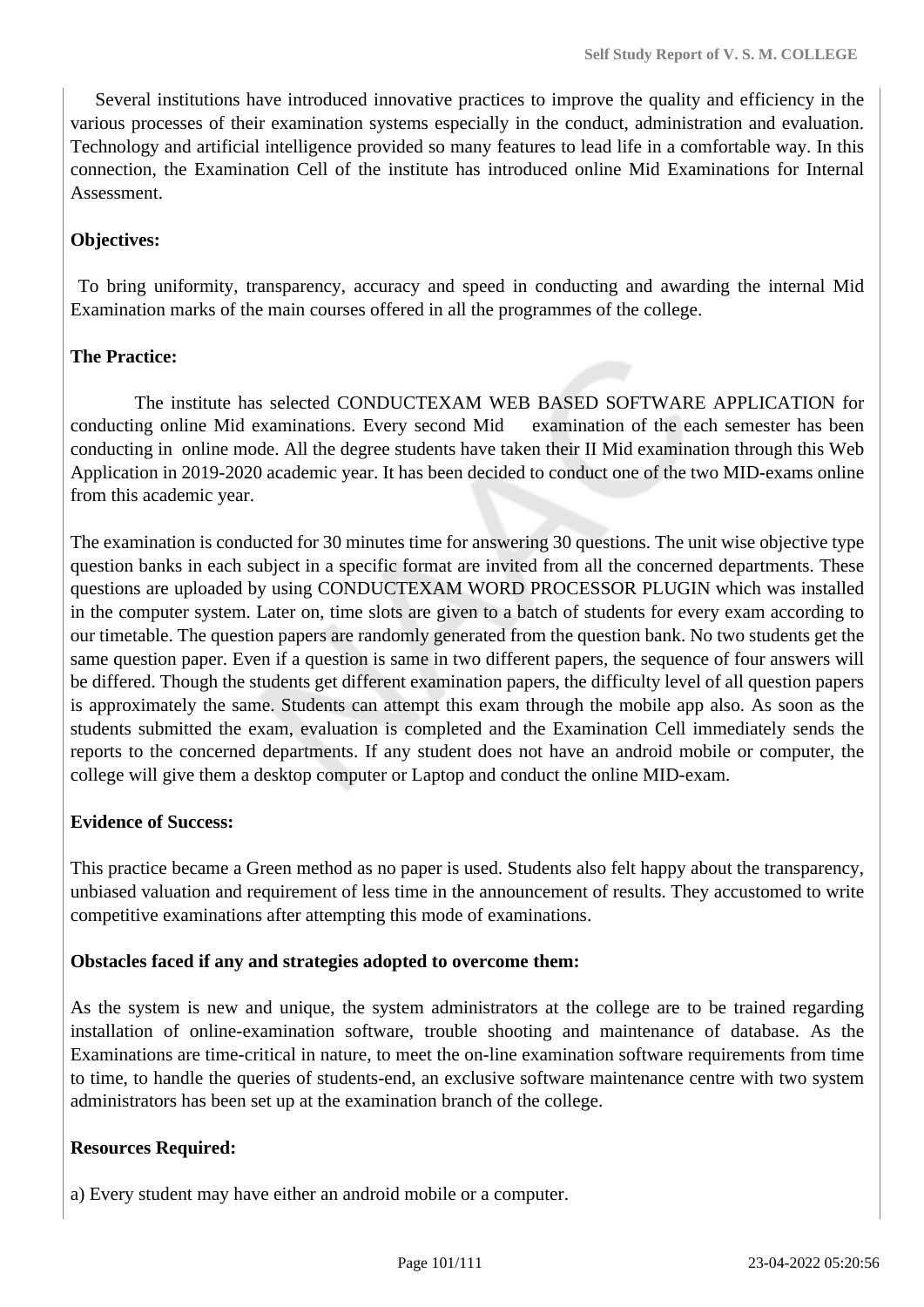Several institutions have introduced innovative practices to improve the quality and efficiency in the various processes of their examination systems especially in the conduct, administration and evaluation. Technology and artificial intelligence provided so many features to lead life in a comfortable way. In this connection, the Examination Cell of the institute has introduced online Mid Examinations for Internal Assessment.

**Objectives:**

To bring uniformity, transparency, accuracy and speed in conducting and awarding the internal Mid Examination marks of the main courses offered in all the programmes of the college.

**The Practice:**

The institute has selected CONDUCTEXAM WEB BASED SOFTWARE APPLICATION for conducting online Mid examinations. Every second Mid examination of the each semester has been conducting in online mode. All the degree students have taken their II Mid examination through this Web Application in 2019-2020 academic year. It has been decided to conduct one of the two MID-exams online from this academic year.

The examination is conducted for 30 minutes time for answering 30 questions. The unit wise objective type question banks in each subject in a specific format are invited from all the concerned departments. These questions are uploaded by using CONDUCTEXAM WORD PROCESSOR PLUGIN which was installed in the computer system. Later on, time slots are given to a batch of students for every exam according to our timetable. The question papers are randomly generated from the question bank. No two students get the same question paper. Even if a question is same in two different papers, the sequence of four answers will be differed. Though the students get different examination papers, the difficulty level of all question papers is approximately the same. Students can attempt this exam through the mobile app also. As soon as the students submitted the exam, evaluation is completed and the Examination Cell immediately sends the reports to the concerned departments. If any student does not have an android mobile or computer, the college will give them a desktop computer or Laptop and conduct the online MID-exam.

**Evidence of Success:**

This practice became a Green method as no paper is used. Students also felt happy about the transparency, unbiased valuation and requirement of less time in the announcement of results. They accustomed to write competitive examinations after attempting this mode of examinations.

**Obstacles faced if any and strategies adopted to overcome them:**

As the system is new and unique, the system administrators at the college are to be trained regarding installation of online-examination software, trouble shooting and maintenance of database. As the Examinations are time-critical in nature, to meet the on-line examination software requirements from time to time, to handle the queries of students-end, an exclusive software maintenance centre with two system administrators has been set up at the examination branch of the college.

**Resources Required:**

a) Every student may have either an android mobile or a computer.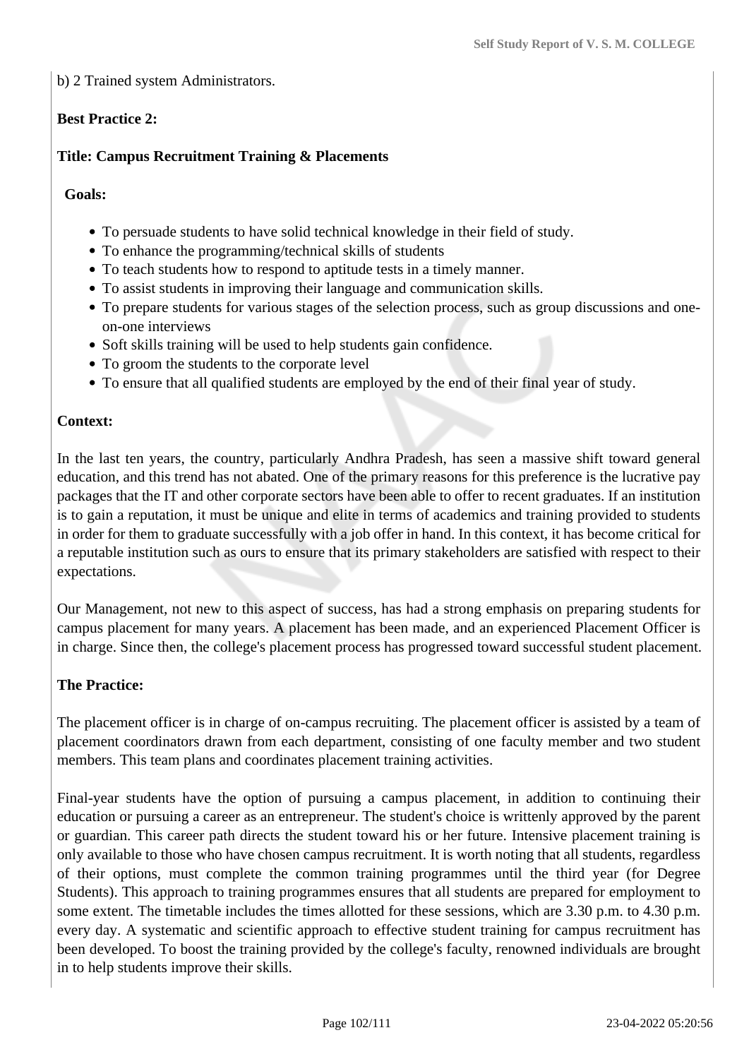b) 2 Trained system Administrators.

**Best Practice 2:**

**Title: Campus Recruitment Training & Placements**

**Goals:**

- To persuade students to have solid technical knowledge in their field of study.
- To enhance the programming/technical skills of students
- To teach students how to respond to aptitude tests in a timely manner.
- To assist students in improving their language and communication skills.
- To prepare students for various stages of the selection process, such as group discussions and one-on-one interviews
- Soft skills training will be used to help students gain confidence.
- To groom the students to the corporate level
- To ensure that all qualified students are employed by the end of their final year of study.

**Context:**

In the last ten years, the country, particularly Andhra Pradesh, has seen a massive shift toward general education, and this trend has not abated. One of the primary reasons for this preference is the lucrative pay packages that the IT and other corporate sectors have been able to offer to recent graduates. If an institution is to gain a reputation, it must be unique and elite in terms of academics and training provided to students in order for them to graduate successfully with a job offer in hand. In this context, it has become critical for a reputable institution such as ours to ensure that its primary stakeholders are satisfied with respect to their expectations.

Our Management, not new to this aspect of success, has had a strong emphasis on preparing students for campus placement for many years. A placement has been made, and an experienced Placement Officer is in charge. Since then, the college's placement process has progressed toward successful student placement.

**The Practice:**

The placement officer is in charge of on-campus recruiting. The placement officer is assisted by a team of placement coordinators drawn from each department, consisting of one faculty member and two student members. This team plans and coordinates placement training activities.

Final-year students have the option of pursuing a campus placement, in addition to continuing their education or pursuing a career as an entrepreneur. The student's choice is writtenly approved by the parent or guardian. This career path directs the student toward his or her future. Intensive placement training is only available to those who have chosen campus recruitment. It is worth noting that all students, regardless of their options, must complete the common training programmes until the third year (for Degree Students). This approach to training programmes ensures that all students are prepared for employment to some extent. The timetable includes the times allotted for these sessions, which are 3.30 p.m. to 4.30 p.m. every day. A systematic and scientific approach to effective student training for campus recruitment has been developed. To boost the training provided by the college's faculty, renowned individuals are brought in to help students improve their skills.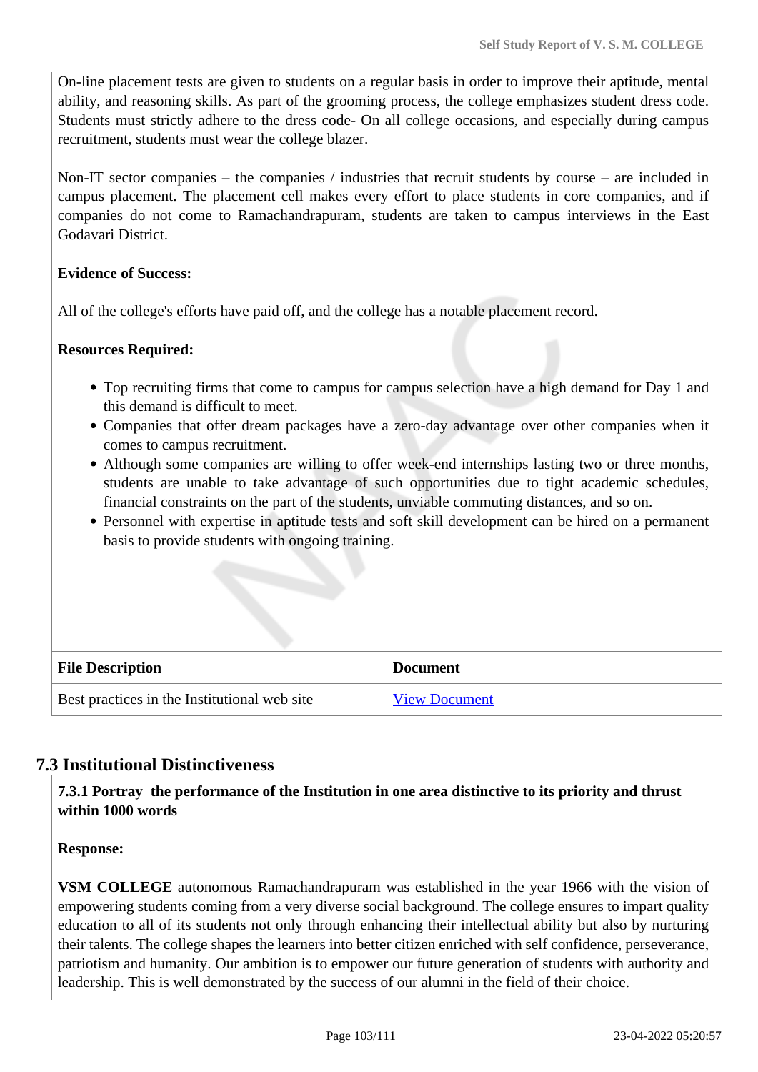On-line placement tests are given to students on a regular basis in order to improve their aptitude, mental ability, and reasoning skills. As part of the grooming process, the college emphasizes student dress code. Students must strictly adhere to the dress code- On all college occasions, and especially during campus recruitment, students must wear the college blazer.

Non-IT sector companies – the companies / industries that recruit students by course – are included in campus placement. The placement cell makes every effort to place students in core companies, and if companies do not come to Ramachandrapuram, students are taken to campus interviews in the East Godavari District.

**Evidence of Success:**

All of the college's efforts have paid off, and the college has a notable placement record.

**Resources Required:**

- Top recruiting firms that come to campus for campus selection have a high demand for Day 1 and this demand is difficult to meet.
- Companies that offer dream packages have a zero-day advantage over other companies when it comes to campus recruitment.
- Although some companies are willing to offer week-end internships lasting two or three months, students are unable to take advantage of such opportunities due to tight academic schedules, financial constraints on the part of the students, unviable commuting distances, and so on.
- Personnel with expertise in aptitude tests and soft skill development can be hired on a permanent basis to provide students with ongoing training.

| File Description | Document |
|---|---|
| Best practices in the Institutional web site | View Document |

## 7.3 Institutional Distinctiveness

**7.3.1 Portray the performance of the Institution in one area distinctive to its priority and thrust within 1000 words**

**Response:**

**VSM COLLEGE** autonomous Ramachandrapuram was established in the year 1966 with the vision of empowering students coming from a very diverse social background. The college ensures to impart quality education to all of its students not only through enhancing their intellectual ability but also by nurturing their talents. The college shapes the learners into better citizen enriched with self confidence, perseverance, patriotism and humanity. Our ambition is to empower our future generation of students with authority and leadership. This is well demonstrated by the success of our alumni in the field of their choice.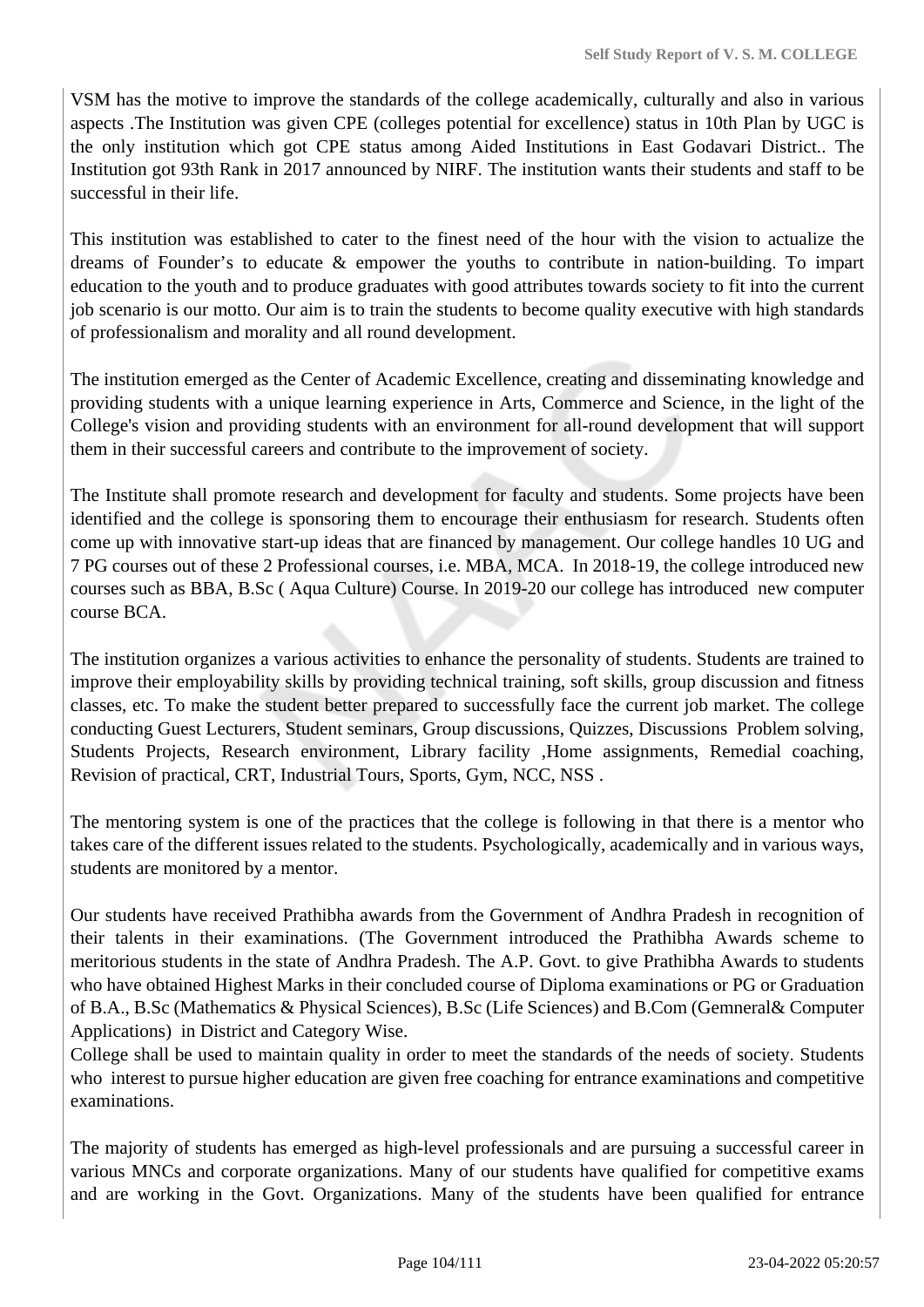VSM has the motive to improve the standards of the college academically, culturally and also in various aspects .The Institution was given CPE (colleges potential for excellence) status in 10th Plan by UGC is the only institution which got CPE status among Aided Institutions in East Godavari District.. The Institution got 93th Rank in 2017 announced by NIRF. The institution wants their students and staff to be successful in their life.

This institution was established to cater to the finest need of the hour with the vision to actualize the dreams of Founder's to educate & empower the youths to contribute in nation-building. To impart education to the youth and to produce graduates with good attributes towards society to fit into the current job scenario is our motto. Our aim is to train the students to become quality executive with high standards of professionalism and morality and all round development.

The institution emerged as the Center of Academic Excellence, creating and disseminating knowledge and providing students with a unique learning experience in Arts, Commerce and Science, in the light of the College's vision and providing students with an environment for all-round development that will support them in their successful careers and contribute to the improvement of society.

The Institute shall promote research and development for faculty and students. Some projects have been identified and the college is sponsoring them to encourage their enthusiasm for research. Students often come up with innovative start-up ideas that are financed by management. Our college handles 10 UG and 7 PG courses out of these 2 Professional courses, i.e. MBA, MCA. In 2018-19, the college introduced new courses such as BBA, B.Sc ( Aqua Culture) Course. In 2019-20 our college has introduced new computer course BCA.

The institution organizes a various activities to enhance the personality of students. Students are trained to improve their employability skills by providing technical training, soft skills, group discussion and fitness classes, etc. To make the student better prepared to successfully face the current job market. The college conducting Guest Lecturers, Student seminars, Group discussions, Quizzes, Discussions Problem solving, Students Projects, Research environment, Library facility ,Home assignments, Remedial coaching, Revision of practical, CRT, Industrial Tours, Sports, Gym, NCC, NSS .

The mentoring system is one of the practices that the college is following in that there is a mentor who takes care of the different issues related to the students. Psychologically, academically and in various ways, students are monitored by a mentor.

Our students have received Prathibha awards from the Government of Andhra Pradesh in recognition of their talents in their examinations. (The Government introduced the Prathibha Awards scheme to meritorious students in the state of Andhra Pradesh. The A.P. Govt. to give Prathibha Awards to students who have obtained Highest Marks in their concluded course of Diploma examinations or PG or Graduation of B.A., B.Sc (Mathematics & Physical Sciences), B.Sc (Life Sciences) and B.Com (Gemneral& Computer Applications) in District and Category Wise.
College shall be used to maintain quality in order to meet the standards of the needs of society. Students who interest to pursue higher education are given free coaching for entrance examinations and competitive examinations.

The majority of students has emerged as high-level professionals and are pursuing a successful career in various MNCs and corporate organizations. Many of our students have qualified for competitive exams and are working in the Govt. Organizations. Many of the students have been qualified for entrance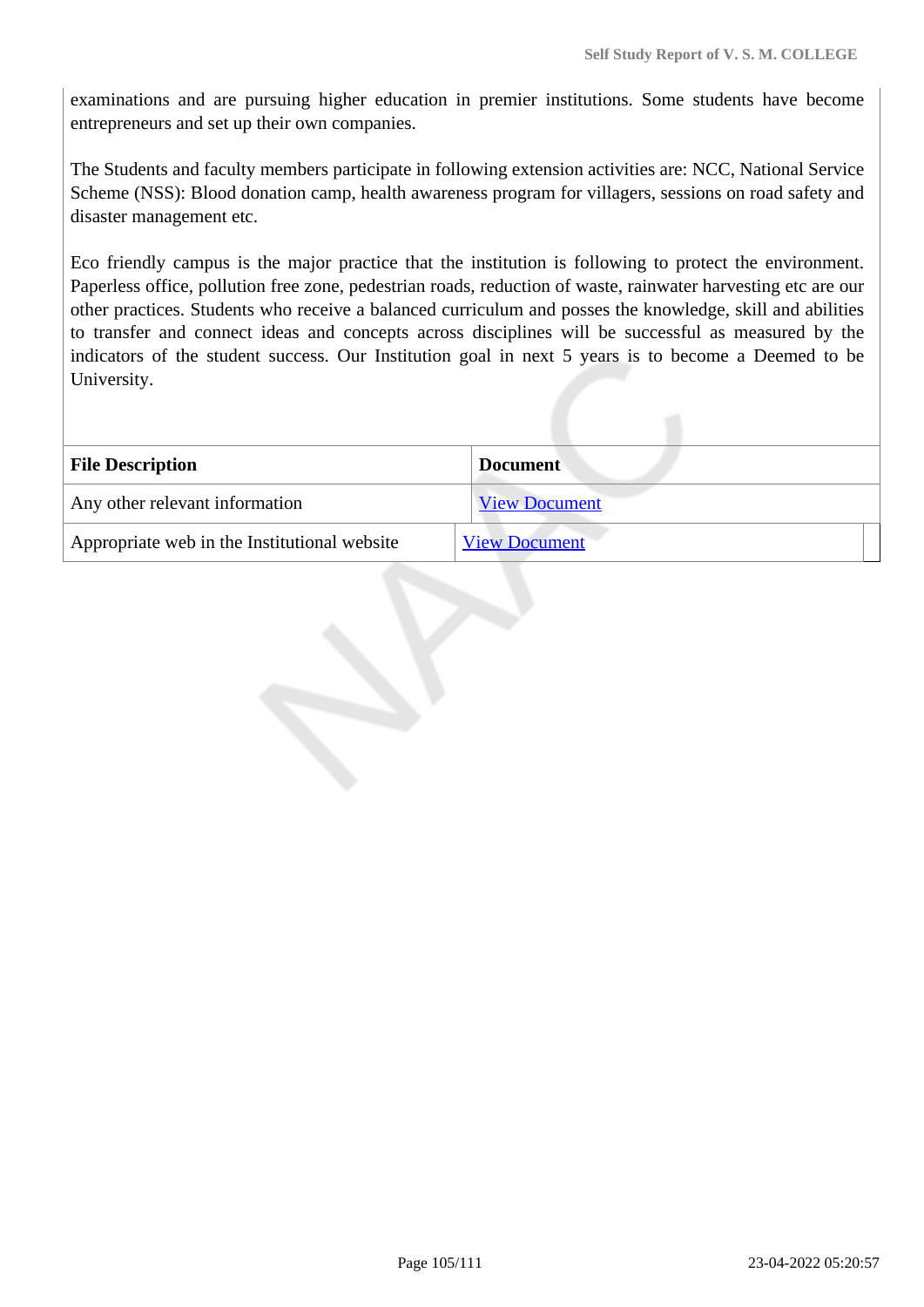examinations and are pursuing higher education in premier institutions. Some students have become entrepreneurs and set up their own companies.

The Students and faculty members participate in following extension activities are: NCC, National Service Scheme (NSS): Blood donation camp, health awareness program for villagers, sessions on road safety and disaster management etc.

Eco friendly campus is the major practice that the institution is following to protect the environment. Paperless office, pollution free zone, pedestrian roads, reduction of waste, rainwater harvesting etc are our other practices. Students who receive a balanced curriculum and posses the knowledge, skill and abilities to transfer and connect ideas and concepts across disciplines will be successful as measured by the indicators of the student success. Our Institution goal in next 5 years is to become a Deemed to be University.

| File Description | Document |
|---|---|
| Any other relevant information | View Document |
| Appropriate web in the Institutional website | View Document |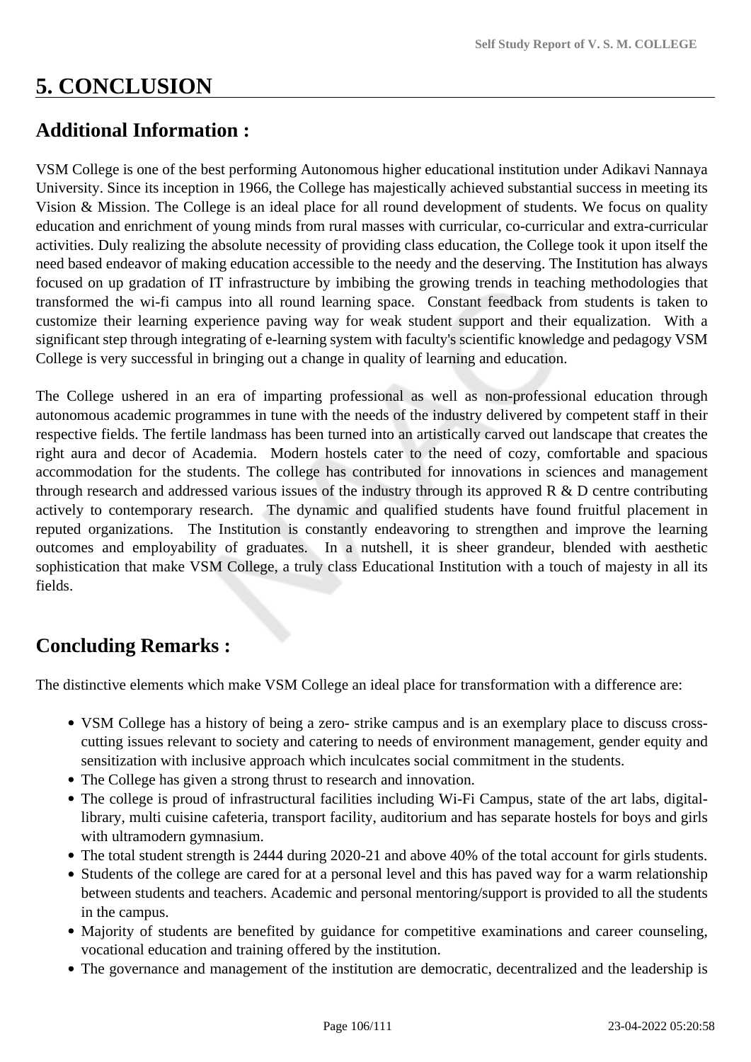# 5. CONCLUSION

## Additional Information :

VSM College is one of the best performing Autonomous higher educational institution under Adikavi Nannaya University. Since its inception in 1966, the College has majestically achieved substantial success in meeting its Vision & Mission. The College is an ideal place for all round development of students. We focus on quality education and enrichment of young minds from rural masses with curricular, co-curricular and extra-curricular activities. Duly realizing the absolute necessity of providing class education, the College took it upon itself the need based endeavor of making education accessible to the needy and the deserving. The Institution has always focused on up gradation of IT infrastructure by imbibing the growing trends in teaching methodologies that transformed the wi-fi campus into all round learning space. Constant feedback from students is taken to customize their learning experience paving way for weak student support and their equalization. With a significant step through integrating of e-learning system with faculty's scientific knowledge and pedagogy VSM College is very successful in bringing out a change in quality of learning and education.

The College ushered in an era of imparting professional as well as non-professional education through autonomous academic programmes in tune with the needs of the industry delivered by competent staff in their respective fields. The fertile landmass has been turned into an artistically carved out landscape that creates the right aura and decor of Academia. Modern hostels cater to the need of cozy, comfortable and spacious accommodation for the students. The college has contributed for innovations in sciences and management through research and addressed various issues of the industry through its approved R & D centre contributing actively to contemporary research. The dynamic and qualified students have found fruitful placement in reputed organizations. The Institution is constantly endeavoring to strengthen and improve the learning outcomes and employability of graduates. In a nutshell, it is sheer grandeur, blended with aesthetic sophistication that make VSM College, a truly class Educational Institution with a touch of majesty in all its fields.

## Concluding Remarks :

The distinctive elements which make VSM College an ideal place for transformation with a difference are:

- VSM College has a history of being a zero- strike campus and is an exemplary place to discuss cross-cutting issues relevant to society and catering to needs of environment management, gender equity and sensitization with inclusive approach which inculcates social commitment in the students.
- The College has given a strong thrust to research and innovation.
- The college is proud of infrastructural facilities including Wi-Fi Campus, state of the art labs, digital-library, multi cuisine cafeteria, transport facility, auditorium and has separate hostels for boys and girls with ultramodern gymnasium.
- The total student strength is 2444 during 2020-21 and above 40% of the total account for girls students.
- Students of the college are cared for at a personal level and this has paved way for a warm relationship between students and teachers. Academic and personal mentoring/support is provided to all the students in the campus.
- Majority of students are benefited by guidance for competitive examinations and career counseling, vocational education and training offered by the institution.
- The governance and management of the institution are democratic, decentralized and the leadership is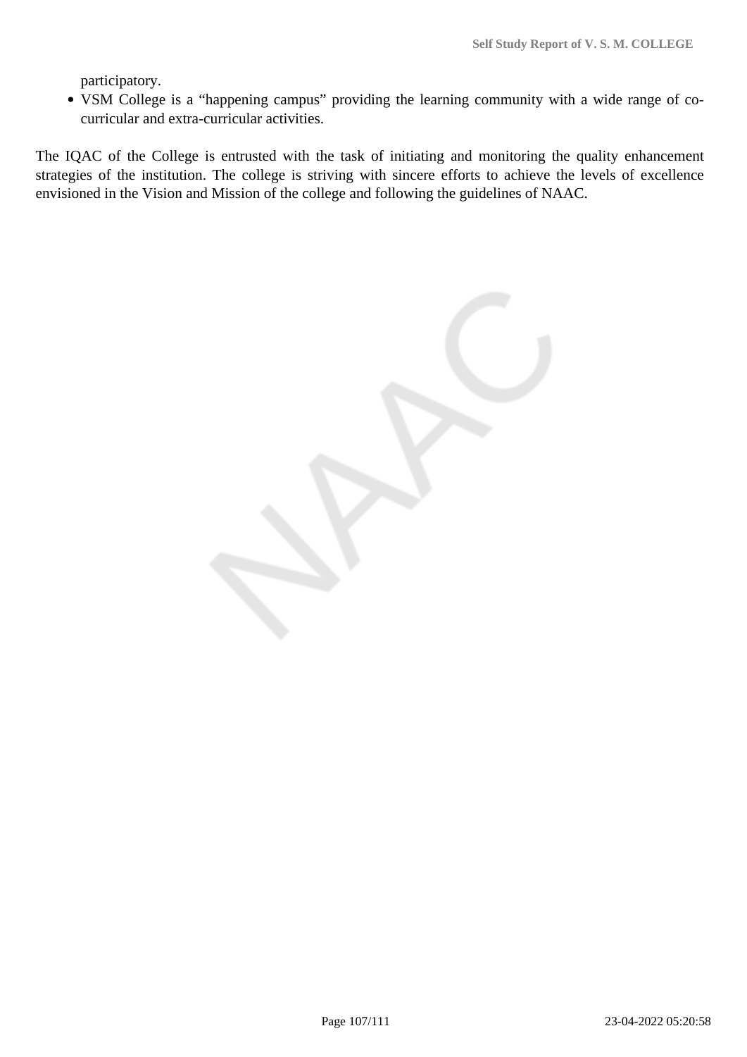participatory.

- VSM College is a “happening campus” providing the learning community with a wide range of co-curricular and extra-curricular activities.

The IQAC of the College is entrusted with the task of initiating and monitoring the quality enhancement strategies of the institution. The college is striving with sincere efforts to achieve the levels of excellence envisioned in the Vision and Mission of the college and following the guidelines of NAAC.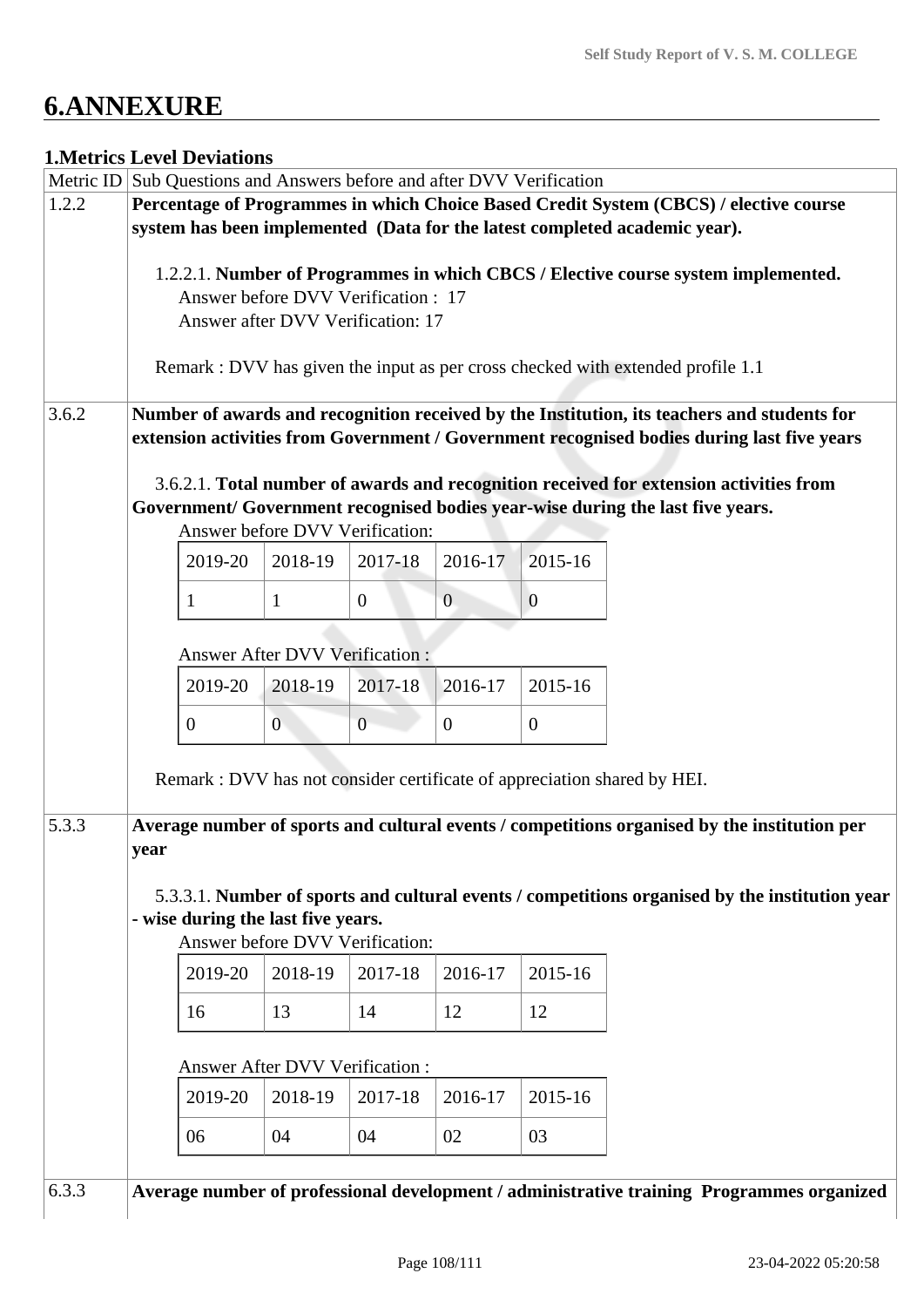# 6.ANNEXURE

### 1.Metrics Level Deviations

| Metric ID | Sub Questions and Answers before and after DVV Verification |
|---|---|
| 1.2.2 | **Percentage of Programmes in which Choice Based Credit System (CBCS) / elective course system has been implemented (Data for the latest completed academic year).**<br><br>1.2.2.1. **Number of Programmes in which CBCS / Elective course system implemented.**<br>Answer before DVV Verification : 17<br>Answer after DVV Verification: 17<br><br>Remark : DVV has given the input as per cross checked with extended profile 1.1 |
| 3.6.2 | **Number of awards and recognition received by the Institution, its teachers and students for extension activities from Government / Government recognised bodies during last five years**<br><br>3.6.2.1. **Total number of awards and recognition received for extension activities from Government/ Government recognised bodies year-wise during the last five years.**<br>Answer before DVV Verification:<br>2019-20: 1, 2018-19: 1, 2017-18: 0, 2016-17: 0, 2015-16: 0<br><br>Answer After DVV Verification :<br>2019-20: 0, 2018-19: 0, 2017-18: 0, 2016-17: 0, 2015-16: 0<br><br>Remark : DVV has not consider certificate of appreciation shared by HEI. |
| 5.3.3 | **Average number of sports and cultural events / competitions organised by the institution per year**<br><br>5.3.3.1. **Number of sports and cultural events / competitions organised by the institution year - wise during the last five years.**<br>Answer before DVV Verification:<br>2019-20: 16, 2018-19: 13, 2017-18: 14, 2016-17: 12, 2015-16: 12<br><br>Answer After DVV Verification :<br>2019-20: 06, 2018-19: 04, 2017-18: 04, 2016-17: 02, 2015-16: 03 |
| 6.3.3 | **Average number of professional development / administrative training Programmes organized** |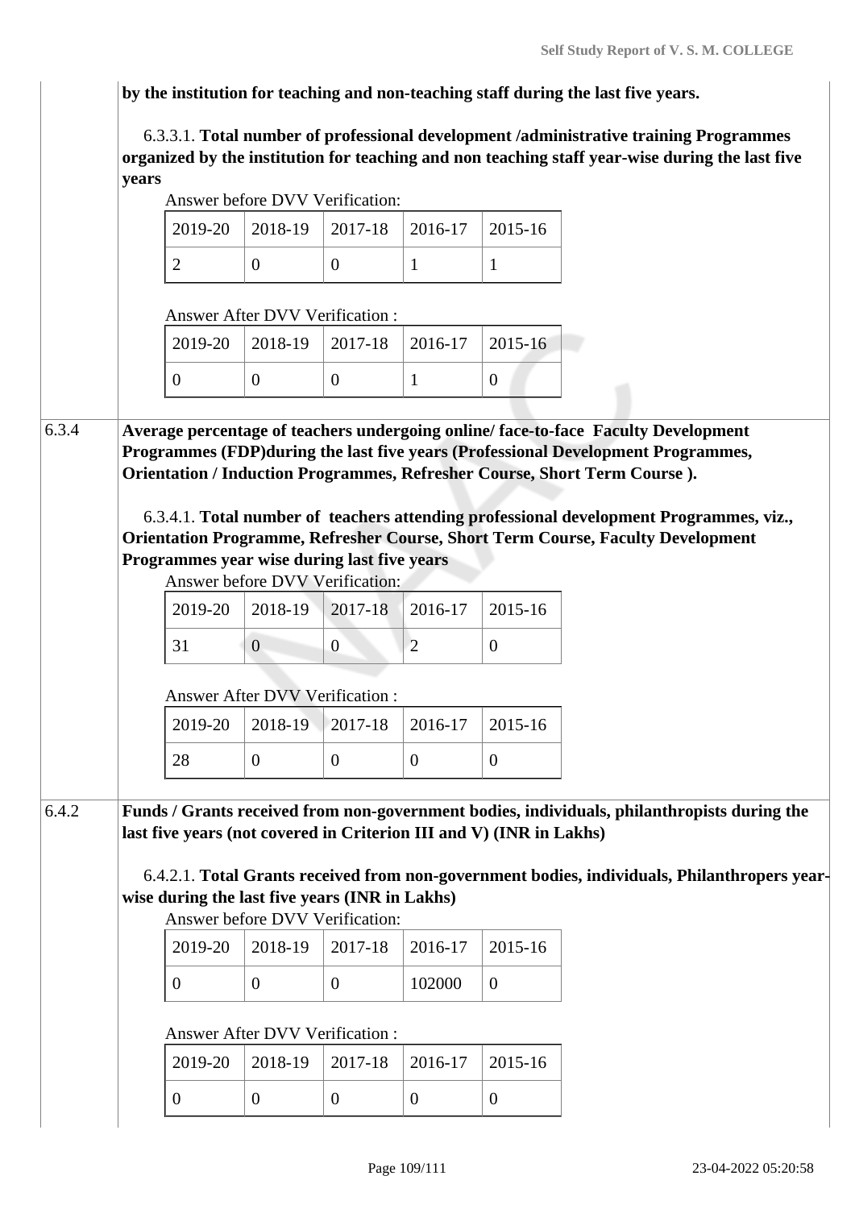by the institution for teaching and non-teaching staff during the last five years.

6.3.3.1. **Total number of professional development /administrative training Programmes organized by the institution for teaching and non teaching staff year-wise during the last five years**

Answer before DVV Verification:

| 2019-20 | 2018-19 | 2017-18 | 2016-17 | 2015-16 |
|---|---|---|---|---|
| 2 | 0 | 0 | 1 | 1 |

Answer After DVV Verification :

| 2019-20 | 2018-19 | 2017-18 | 2016-17 | 2015-16 |
|---|---|---|---|---|
| 0 | 0 | 0 | 1 | 0 |

**6.3.4 Average percentage of teachers undergoing online/ face-to-face Faculty Development Programmes (FDP)during the last five years (Professional Development Programmes, Orientation / Induction Programmes, Refresher Course, Short Term Course ).**

6.3.4.1. **Total number of teachers attending professional development Programmes, viz., Orientation Programme, Refresher Course, Short Term Course, Faculty Development Programmes year wise during last five years**

Answer before DVV Verification:

| 2019-20 | 2018-19 | 2017-18 | 2016-17 | 2015-16 |
|---|---|---|---|---|
| 31 | 0 | 0 | 2 | 0 |

Answer After DVV Verification :

| 2019-20 | 2018-19 | 2017-18 | 2016-17 | 2015-16 |
|---|---|---|---|---|
| 28 | 0 | 0 | 0 | 0 |

**6.4.2 Funds / Grants received from non-government bodies, individuals, philanthropists during the last five years (not covered in Criterion III and V) (INR in Lakhs)**

6.4.2.1. **Total Grants received from non-government bodies, individuals, Philanthropers year-wise during the last five years (INR in Lakhs)**

Answer before DVV Verification:

| 2019-20 | 2018-19 | 2017-18 | 2016-17 | 2015-16 |
|---|---|---|---|---|
| 0 | 0 | 0 | 102000 | 0 |

Answer After DVV Verification :

| 2019-20 | 2018-19 | 2017-18 | 2016-17 | 2015-16 |
|---|---|---|---|---|
| 0 | 0 | 0 | 0 | 0 |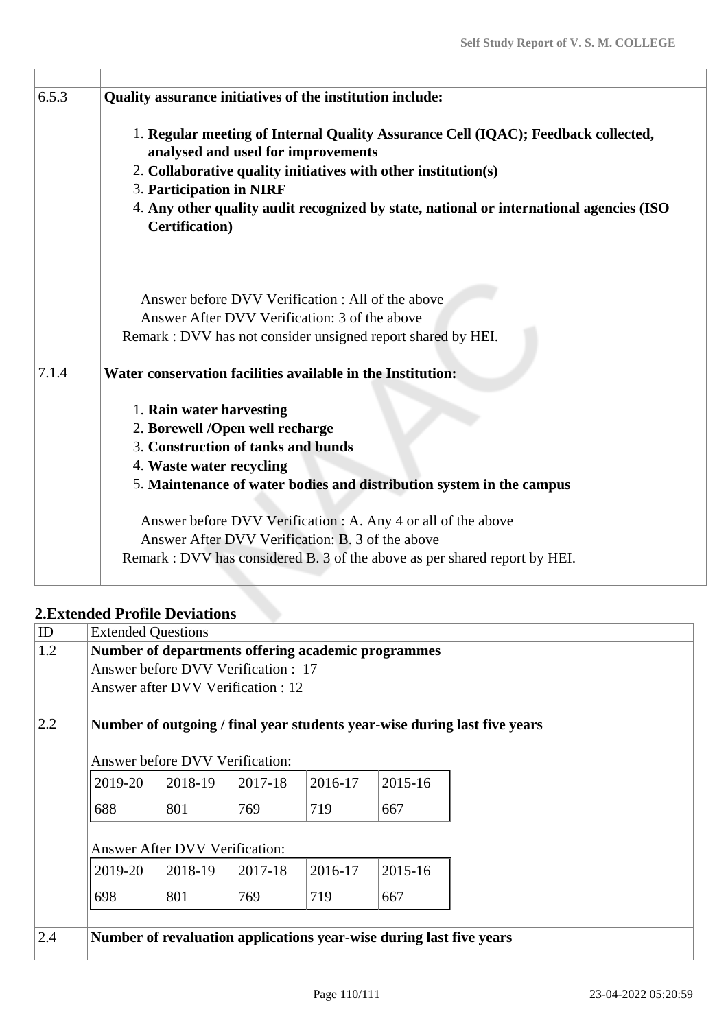| | |
|---|---|
| 6.5.3 | **Quality assurance initiatives of the institution include:**<br><br>1. **Regular meeting of Internal Quality Assurance Cell (IQAC); Feedback collected, analysed and used for improvements**<br>2. **Collaborative quality initiatives with other institution(s)**<br>3. **Participation in NIRF**<br>4. **Any other quality audit recognized by state, national or international agencies (ISO Certification)**<br><br>Answer before DVV Verification : All of the above<br>Answer After DVV Verification: 3 of the above<br>Remark : DVV has not consider unsigned report shared by HEI. |
| 7.1.4 | **Water conservation facilities available in the Institution:**<br><br>1. **Rain water harvesting**<br>2. **Borewell /Open well recharge**<br>3. **Construction of tanks and bunds**<br>4. **Waste water recycling**<br>5. **Maintenance of water bodies and distribution system in the campus**<br><br>Answer before DVV Verification : A. Any 4 or all of the above<br>Answer After DVV Verification: B. 3 of the above<br>Remark : DVV has considered B. 3 of the above as per shared report by HEI. |

## 2.Extended Profile Deviations

| ID | Extended Questions |
|---|---|
| 1.2 | **Number of departments offering academic programmes**<br>Answer before DVV Verification : 17<br>Answer after DVV Verification : 12 |
| 2.2 | **Number of outgoing / final year students year-wise during last five years** |
| 2.4 | **Number of revaluation applications year-wise during last five years** |

Answer before DVV Verification:

| 2019-20 | 2018-19 | 2017-18 | 2016-17 | 2015-16 |
|---|---|---|---|---|
| 688 | 801 | 769 | 719 | 667 |

Answer After DVV Verification:

| 2019-20 | 2018-19 | 2017-18 | 2016-17 | 2015-16 |
|---|---|---|---|---|
| 698 | 801 | 769 | 719 | 667 |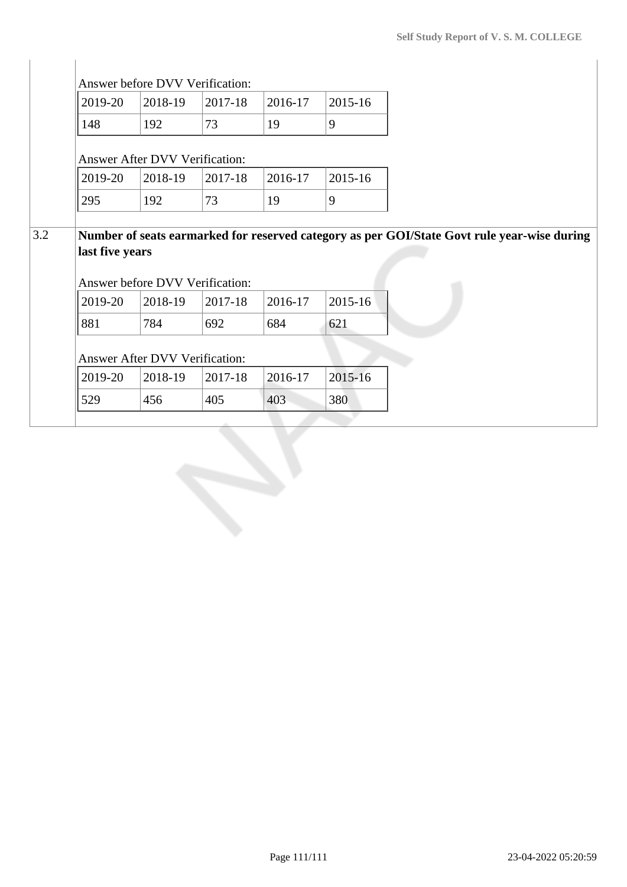Answer before DVV Verification:

| 2019-20 | 2018-19 | 2017-18 | 2016-17 | 2015-16 |
|---|---|---|---|---|
| 148 | 192 | 73 | 19 | 9 |

Answer After DVV Verification:

| 2019-20 | 2018-19 | 2017-18 | 2016-17 | 2015-16 |
|---|---|---|---|---|
| 295 | 192 | 73 | 19 | 9 |

3.2 **Number of seats earmarked for reserved category as per GOI/State Govt rule year-wise during last five years**

Answer before DVV Verification:

| 2019-20 | 2018-19 | 2017-18 | 2016-17 | 2015-16 |
|---|---|---|---|---|
| 881 | 784 | 692 | 684 | 621 |

Answer After DVV Verification:

| 2019-20 | 2018-19 | 2017-18 | 2016-17 | 2015-16 |
|---|---|---|---|---|
| 529 | 456 | 405 | 403 | 380 |